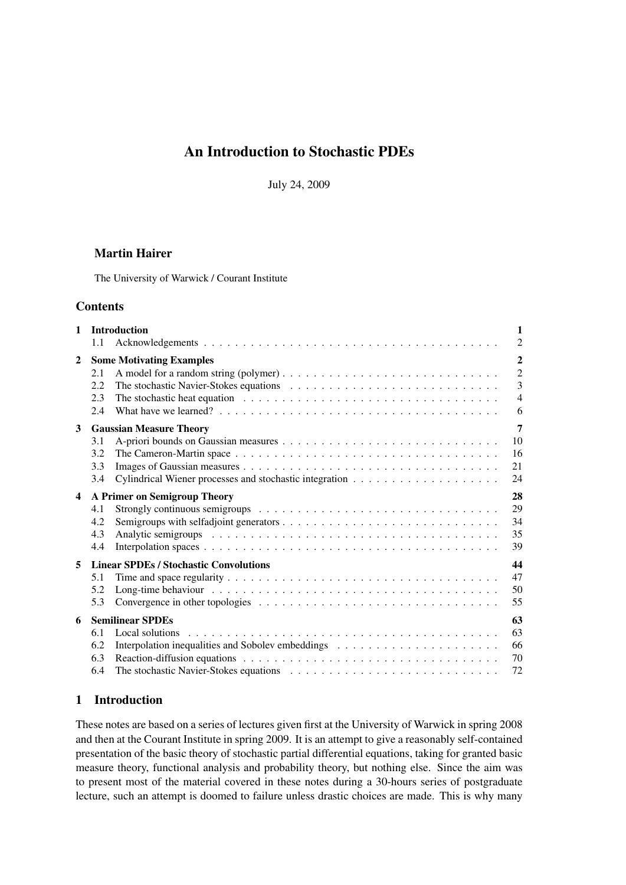# An Introduction to Stochastic PDEs

July 24, 2009

**Martin Hairer**

The University of Warwick / Courant Institute

## Contents

| | | |
|---|---|---|
| **1** | **Introduction** | **1** |
| 1.1 | Acknowledgements | 2 |
| **2** | **Some Motivating Examples** | **2** |
| 2.1 | A model for a random string (polymer) | 2 |
| 2.2 | The stochastic Navier-Stokes equations | 3 |
| 2.3 | The stochastic heat equation | 4 |
| 2.4 | What have we learned? | 6 |
| **3** | **Gaussian Measure Theory** | **7** |
| 3.1 | A-priori bounds on Gaussian measures | 10 |
| 3.2 | The Cameron-Martin space | 16 |
| 3.3 | Images of Gaussian measures | 21 |
| 3.4 | Cylindrical Wiener processes and stochastic integration | 24 |
| **4** | **A Primer on Semigroup Theory** | **28** |
| 4.1 | Strongly continuous semigroups | 29 |
| 4.2 | Semigroups with selfadjoint generators | 34 |
| 4.3 | Analytic semigroups | 35 |
| 4.4 | Interpolation spaces | 39 |
| **5** | **Linear SPDEs / Stochastic Convolutions** | **44** |
| 5.1 | Time and space regularity | 47 |
| 5.2 | Long-time behaviour | 50 |
| 5.3 | Convergence in other topologies | 55 |
| **6** | **Semilinear SPDEs** | **63** |
| 6.1 | Local solutions | 63 |
| 6.2 | Interpolation inequalities and Sobolev embeddings | 66 |
| 6.3 | Reaction-diffusion equations | 70 |
| 6.4 | The stochastic Navier-Stokes equations | 72 |

## 1 Introduction

These notes are based on a series of lectures given first at the University of Warwick in spring 2008 and then at the Courant Institute in spring 2009. It is an attempt to give a reasonably self-contained presentation of the basic theory of stochastic partial differential equations, taking for granted basic measure theory, functional analysis and probability theory, but nothing else. Since the aim was to present most of the material covered in these notes during a 30-hours series of postgraduate lecture, such an attempt is doomed to failure unless drastic choices are made. This is why many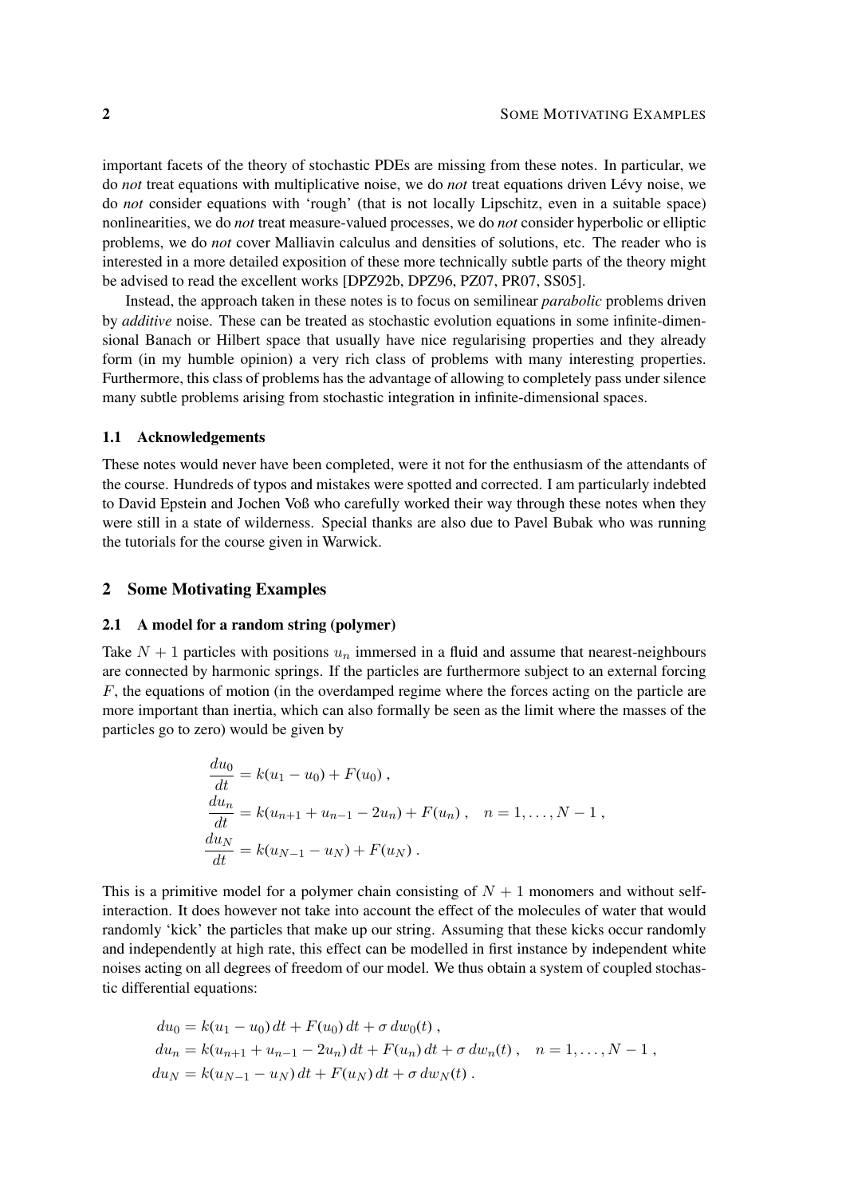important facets of the theory of stochastic PDEs are missing from these notes. In particular, we do *not* treat equations with multiplicative noise, we do *not* treat equations driven Lévy noise, we do *not* consider equations with 'rough' (that is not locally Lipschitz, even in a suitable space) nonlinearities, we do *not* treat measure-valued processes, we do *not* consider hyperbolic or elliptic problems, we do *not* cover Malliavin calculus and densities of solutions, etc. The reader who is interested in a more detailed exposition of these more technically subtle parts of the theory might be advised to read the excellent works [DPZ92b, DPZ96, PZ07, PR07, SS05].

Instead, the approach taken in these notes is to focus on semilinear *parabolic* problems driven by *additive* noise. These can be treated as stochastic evolution equations in some infinite-dimensional Banach or Hilbert space that usually have nice regularising properties and they already form (in my humble opinion) a very rich class of problems with many interesting properties. Furthermore, this class of problems has the advantage of allowing to completely pass under silence many subtle problems arising from stochastic integration in infinite-dimensional spaces.

### 1.1 Acknowledgements

These notes would never have been completed, were it not for the enthusiasm of the attendants of the course. Hundreds of typos and mistakes were spotted and corrected. I am particularly indebted to David Epstein and Jochen Voß who carefully worked their way through these notes when they were still in a state of wilderness. Special thanks are also due to Pavel Bubak who was running the tutorials for the course given in Warwick.

## 2 Some Motivating Examples

### 2.1 A model for a random string (polymer)

Take $N+1$ particles with positions $u_n$ immersed in a fluid and assume that nearest-neighbours are connected by harmonic springs. If the particles are furthermore subject to an external forcing $F$, the equations of motion (in the overdamped regime where the forces acting on the particle are more important than inertia, which can also formally be seen as the limit where the masses of the particles go to zero) would be given by

$$
\begin{aligned}
\frac{du_0}{dt} &= k(u_1 - u_0) + F(u_0)\;, \\
\frac{du_n}{dt} &= k(u_{n+1} + u_{n-1} - 2u_n) + F(u_n)\;, \quad n = 1, \ldots, N-1\;, \\
\frac{du_N}{dt} &= k(u_{N-1} - u_N) + F(u_N)\;.
\end{aligned}
$$

This is a primitive model for a polymer chain consisting of $N+1$ monomers and without self-interaction. It does however not take into account the effect of the molecules of water that would randomly 'kick' the particles that make up our string. Assuming that these kicks occur randomly and independently at high rate, this effect can be modelled in first instance by independent white noises acting on all degrees of freedom of our model. We thus obtain a system of coupled stochastic differential equations:

$$
\begin{aligned}
du_0 &= k(u_1 - u_0)\,dt + F(u_0)\,dt + \sigma\,dw_0(t)\;, \\
du_n &= k(u_{n+1} + u_{n-1} - 2u_n)\,dt + F(u_n)\,dt + \sigma\,dw_n(t)\;, \quad n = 1, \ldots, N-1\;, \\
du_N &= k(u_{N-1} - u_N)\,dt + F(u_N)\,dt + \sigma\,dw_N(t)\;.
\end{aligned}
$$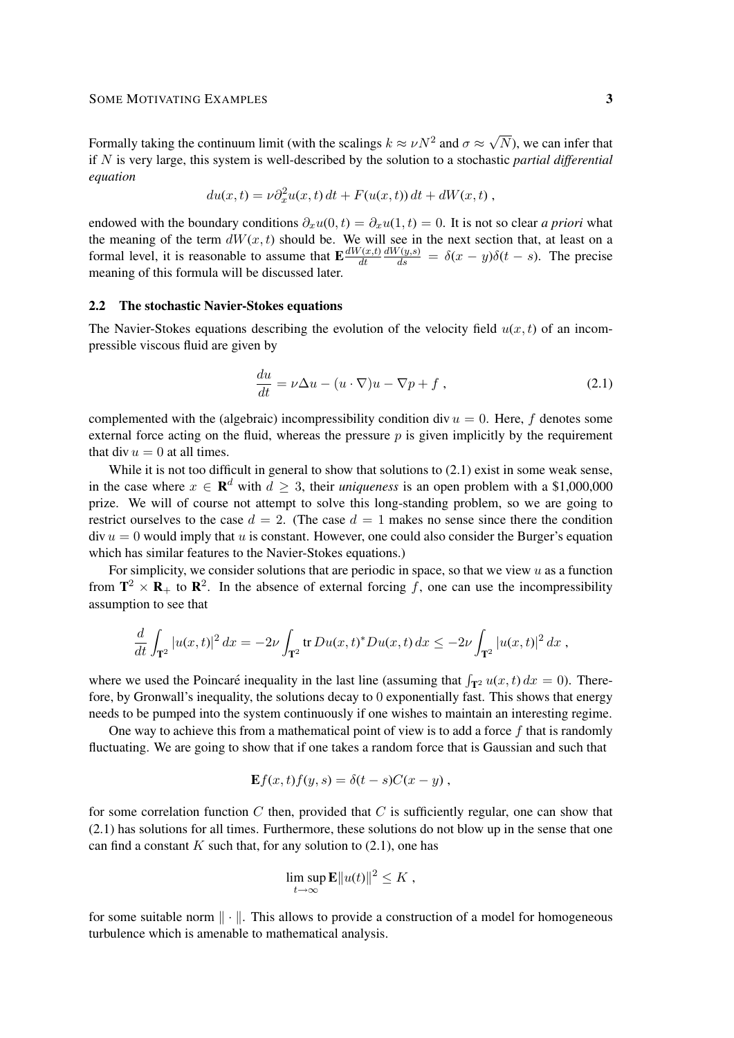Formally taking the continuum limit (with the scalings $k \approx \nu N^2$ and $\sigma \approx \sqrt{N}$), we can infer that if $N$ is very large, this system is well-described by the solution to a stochastic *partial differential equation*

$$du(x,t) = \nu \partial_x^2 u(x,t)\, dt + F(u(x,t))\, dt + dW(x,t)\;,$$

endowed with the boundary conditions $\partial_x u(0,t) = \partial_x u(1,t) = 0$. It is not so clear *a priori* what the meaning of the term $dW(x,t)$ should be. We will see in the next section that, at least on a formal level, it is reasonable to assume that $\mathbf{E}\frac{dW(x,t)}{dt}\frac{dW(y,s)}{ds} = \delta(x-y)\delta(t-s)$. The precise meaning of this formula will be discussed later.

## 2.2 The stochastic Navier-Stokes equations

The Navier-Stokes equations describing the evolution of the velocity field $u(x,t)$ of an incompressible viscous fluid are given by

$$\frac{du}{dt} = \nu \Delta u - (u \cdot \nabla) u - \nabla p + f\;, \tag{2.1}$$

complemented with the (algebraic) incompressibility condition $\operatorname{div} u = 0$. Here, $f$ denotes some external force acting on the fluid, whereas the pressure $p$ is given implicitly by the requirement that $\operatorname{div} u = 0$ at all times.

While it is not too difficult in general to show that solutions to (2.1) exist in some weak sense, in the case where $x \in \mathbf{R}^d$ with $d \geq 3$, their *uniqueness* is an open problem with a \$1,000,000 prize. We will of course not attempt to solve this long-standing problem, so we are going to restrict ourselves to the case $d = 2$. (The case $d = 1$ makes no sense since there the condition $\operatorname{div} u = 0$ would imply that $u$ is constant. However, one could also consider the Burger's equation which has similar features to the Navier-Stokes equations.)

For simplicity, we consider solutions that are periodic in space, so that we view $u$ as a function from $\mathbf{T}^2 \times \mathbf{R}_+$ to $\mathbf{R}^2$. In the absence of external forcing $f$, one can use the incompressibility assumption to see that

$$\frac{d}{dt}\int_{\mathbf{T}^2} |u(x,t)|^2\, dx = -2\nu \int_{\mathbf{T}^2} \operatorname{tr} Du(x,t)^* Du(x,t)\, dx \leq -2\nu \int_{\mathbf{T}^2} |u(x,t)|^2\, dx\;,$$

where we used the Poincaré inequality in the last line (assuming that $\int_{\mathbf{T}^2} u(x,t)\, dx = 0$). Therefore, by Gronwall's inequality, the solutions decay to $0$ exponentially fast. This shows that energy needs to be pumped into the system continuously if one wishes to maintain an interesting regime.

One way to achieve this from a mathematical point of view is to add a force $f$ that is randomly fluctuating. We are going to show that if one takes a random force that is Gaussian and such that

$$\mathbf{E} f(x,t) f(y,s) = \delta(t-s) C(x-y)\;,$$

for some correlation function $C$ then, provided that $C$ is sufficiently regular, one can show that (2.1) has solutions for all times. Furthermore, these solutions do not blow up in the sense that one can find a constant $K$ such that, for any solution to (2.1), one has

$$\limsup_{t\to\infty} \mathbf{E}\|u(t)\|^2 \leq K\;,$$

for some suitable norm $\|\cdot\|$. This allows to provide a construction of a model for homogeneous turbulence which is amenable to mathematical analysis.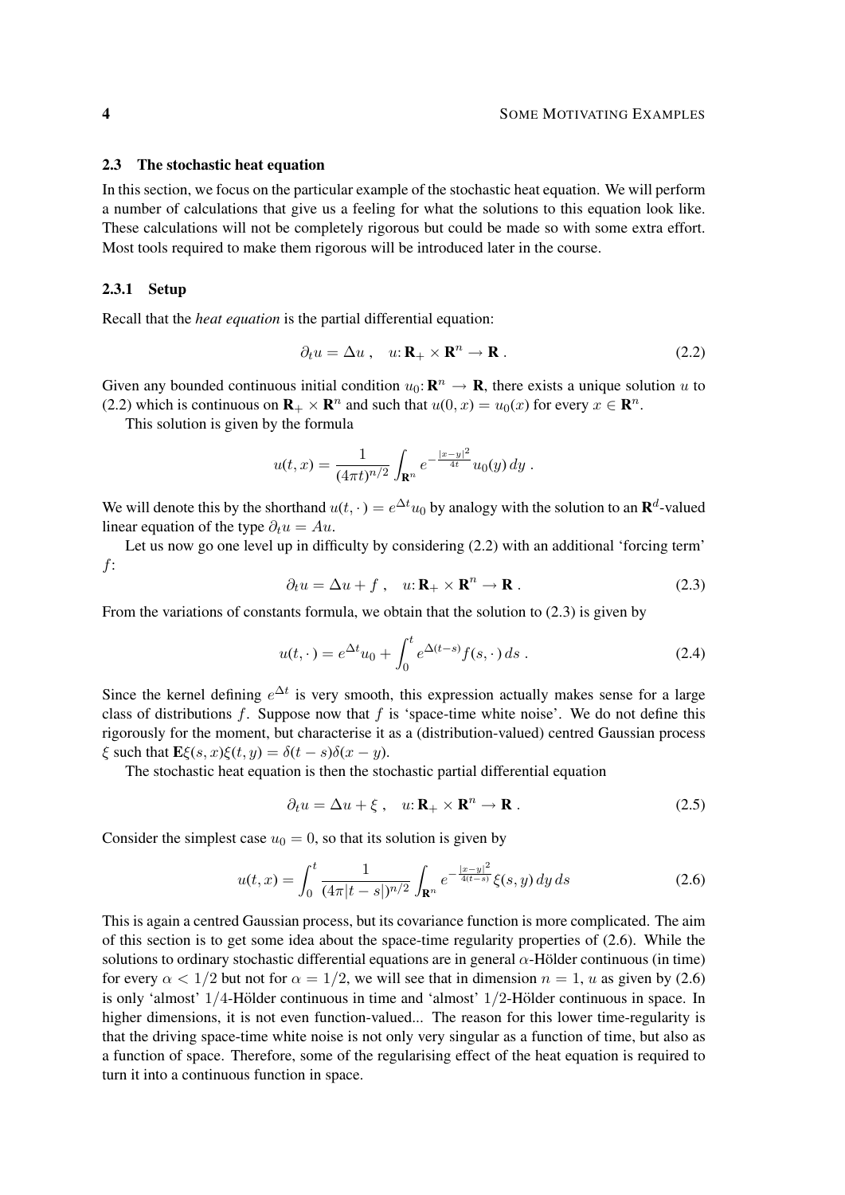### 2.3 The stochastic heat equation

In this section, we focus on the particular example of the stochastic heat equation. We will perform a number of calculations that give us a feeling for what the solutions to this equation look like. These calculations will not be completely rigorous but could be made so with some extra effort. Most tools required to make them rigorous will be introduced later in the course.

#### 2.3.1 Setup

Recall that the *heat equation* is the partial differential equation:

$$\partial_t u = \Delta u \;, \quad u\colon \mathbf{R}_+ \times \mathbf{R}^n \to \mathbf{R} \;. \tag{2.2}$$

Given any bounded continuous initial condition $u_0\colon \mathbf{R}^n \to \mathbf{R}$, there exists a unique solution $u$ to (2.2) which is continuous on $\mathbf{R}_+ \times \mathbf{R}^n$ and such that $u(0,x) = u_0(x)$ for every $x \in \mathbf{R}^n$.

This solution is given by the formula

$$u(t,x) = \frac{1}{(4\pi t)^{n/2}} \int_{\mathbf{R}^n} e^{-\frac{|x-y|^2}{4t}} u_0(y)\, dy \;.$$

We will denote this by the shorthand $u(t,\cdot\,) = e^{\Delta t} u_0$ by analogy with the solution to an $\mathbf{R}^d$-valued linear equation of the type $\partial_t u = Au$.

Let us now go one level up in difficulty by considering (2.2) with an additional 'forcing term' $f$:

$$\partial_t u = \Delta u + f \;, \quad u\colon \mathbf{R}_+ \times \mathbf{R}^n \to \mathbf{R} \;. \tag{2.3}$$

From the variations of constants formula, we obtain that the solution to (2.3) is given by

$$u(t,\cdot\,) = e^{\Delta t} u_0 + \int_0^t e^{\Delta(t-s)} f(s,\cdot\,)\, ds \;. \tag{2.4}$$

Since the kernel defining $e^{\Delta t}$ is very smooth, this expression actually makes sense for a large class of distributions $f$. Suppose now that $f$ is 'space-time white noise'. We do not define this rigorously for the moment, but characterise it as a (distribution-valued) centred Gaussian process $\xi$ such that $\mathbf{E}\xi(s,x)\xi(t,y) = \delta(t-s)\delta(x-y)$.

The stochastic heat equation is then the stochastic partial differential equation

$$\partial_t u = \Delta u + \xi \;, \quad u\colon \mathbf{R}_+ \times \mathbf{R}^n \to \mathbf{R} \;. \tag{2.5}$$

Consider the simplest case $u_0 = 0$, so that its solution is given by

$$u(t,x) = \int_0^t \frac{1}{(4\pi|t-s|)^{n/2}} \int_{\mathbf{R}^n} e^{-\frac{|x-y|^2}{4(t-s)}} \xi(s,y)\, dy\, ds \tag{2.6}$$

This is again a centred Gaussian process, but its covariance function is more complicated. The aim of this section is to get some idea about the space-time regularity properties of (2.6). While the solutions to ordinary stochastic differential equations are in general $\alpha$-Hölder continuous (in time) for every $\alpha < 1/2$ but not for $\alpha = 1/2$, we will see that in dimension $n = 1$, $u$ as given by (2.6) is only 'almost' $1/4$-Hölder continuous in time and 'almost' $1/2$-Hölder continuous in space. In higher dimensions, it is not even function-valued... The reason for this lower time-regularity is that the driving space-time white noise is not only very singular as a function of time, but also as a function of space. Therefore, some of the regularising effect of the heat equation is required to turn it into a continuous function in space.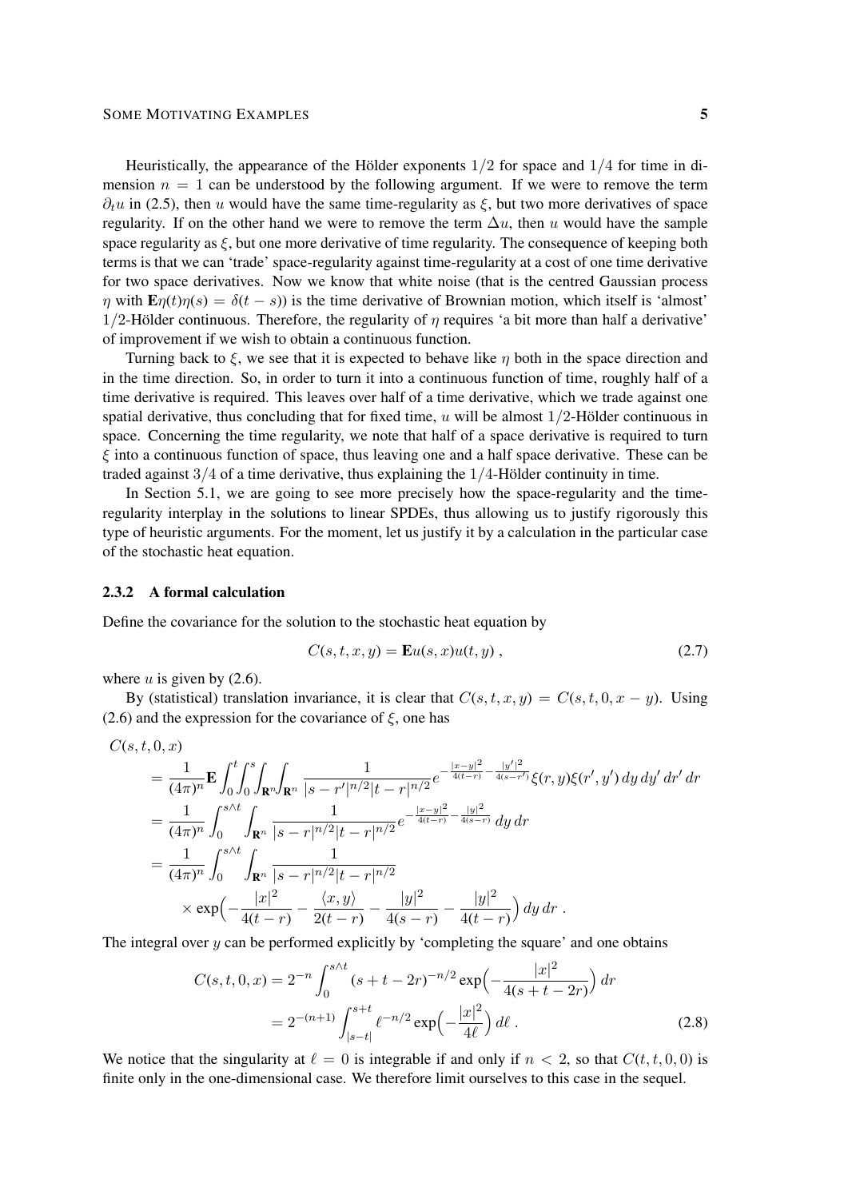Heuristically, the appearance of the Hölder exponents $1/2$ for space and $1/4$ for time in dimension $n = 1$ can be understood by the following argument. If we were to remove the term $\partial_t u$ in (2.5), then $u$ would have the same time-regularity as $\xi$, but two more derivatives of space regularity. If on the other hand we were to remove the term $\Delta u$, then $u$ would have the sample space regularity as $\xi$, but one more derivative of time regularity. The consequence of keeping both terms is that we can 'trade' space-regularity against time-regularity at a cost of one time derivative for two space derivatives. Now we know that white noise (that is the centred Gaussian process $\eta$ with $\mathbf{E}\eta(t)\eta(s) = \delta(t-s)$) is the time derivative of Brownian motion, which itself is 'almost' $1/2$-Hölder continuous. Therefore, the regularity of $\eta$ requires 'a bit more than half a derivative' of improvement if we wish to obtain a continuous function.

Turning back to $\xi$, we see that it is expected to behave like $\eta$ both in the space direction and in the time direction. So, in order to turn it into a continuous function of time, roughly half of a time derivative is required. This leaves over half of a time derivative, which we trade against one spatial derivative, thus concluding that for fixed time, $u$ will be almost $1/2$-Hölder continuous in space. Concerning the time regularity, we note that half of a space derivative is required to turn $\xi$ into a continuous function of space, thus leaving one and a half space derivative. These can be traded against $3/4$ of a time derivative, thus explaining the $1/4$-Hölder continuity in time.

In Section 5.1, we are going to see more precisely how the space-regularity and the time-regularity interplay in the solutions to linear SPDEs, thus allowing us to justify rigorously this type of heuristic arguments. For the moment, let us justify it by a calculation in the particular case of the stochastic heat equation.

### 2.3.2 A formal calculation

Define the covariance for the solution to the stochastic heat equation by

$$C(s,t,x,y) = \mathbf{E}u(s,x)u(t,y)\;, \tag{2.7}$$

where $u$ is given by (2.6).

By (statistical) translation invariance, it is clear that $C(s,t,x,y) = C(s,t,0,x-y)$. Using (2.6) and the expression for the covariance of $\xi$, one has

$$\begin{aligned}
C(s,t,0,x) &= \frac{1}{(4\pi)^n}\mathbf{E}\int_0^t\!\!\int_0^s\!\!\int_{\mathbf{R}^n}\!\int_{\mathbf{R}^n} \frac{1}{|s-r'|^{n/2}|t-r|^{n/2}} e^{-\frac{|x-y|^2}{4(t-r)}-\frac{|y'|^2}{4(s-r')}}\xi(r,y)\xi(r',y')\,dy\,dy'\,dr'\,dr \\
&= \frac{1}{(4\pi)^n}\int_0^{s\wedge t}\int_{\mathbf{R}^n}\frac{1}{|s-r|^{n/2}|t-r|^{n/2}}e^{-\frac{|x-y|^2}{4(t-r)}-\frac{|y|^2}{4(s-r)}}\,dy\,dr \\
&= \frac{1}{(4\pi)^n}\int_0^{s\wedge t}\int_{\mathbf{R}^n}\frac{1}{|s-r|^{n/2}|t-r|^{n/2}} \\
&\qquad\times \exp\Big(-\frac{|x|^2}{4(t-r)} - \frac{\langle x,y\rangle}{2(t-r)} - \frac{|y|^2}{4(s-r)} - \frac{|y|^2}{4(t-r)}\Big)\,dy\,dr\;.
\end{aligned}$$

The integral over $y$ can be performed explicitly by 'completing the square' and one obtains

$$\begin{aligned}
C(s,t,0,x) &= 2^{-n}\int_0^{s\wedge t}(s+t-2r)^{-n/2}\exp\Big(-\frac{|x|^2}{4(s+t-2r)}\Big)\,dr \\
&= 2^{-(n+1)}\int_{|s-t|}^{s+t}\ell^{-n/2}\exp\Big(-\frac{|x|^2}{4\ell}\Big)\,d\ell\;.
\end{aligned} \tag{2.8}$$

We notice that the singularity at $\ell = 0$ is integrable if and only if $n < 2$, so that $C(t,t,0,0)$ is finite only in the one-dimensional case. We therefore limit ourselves to this case in the sequel.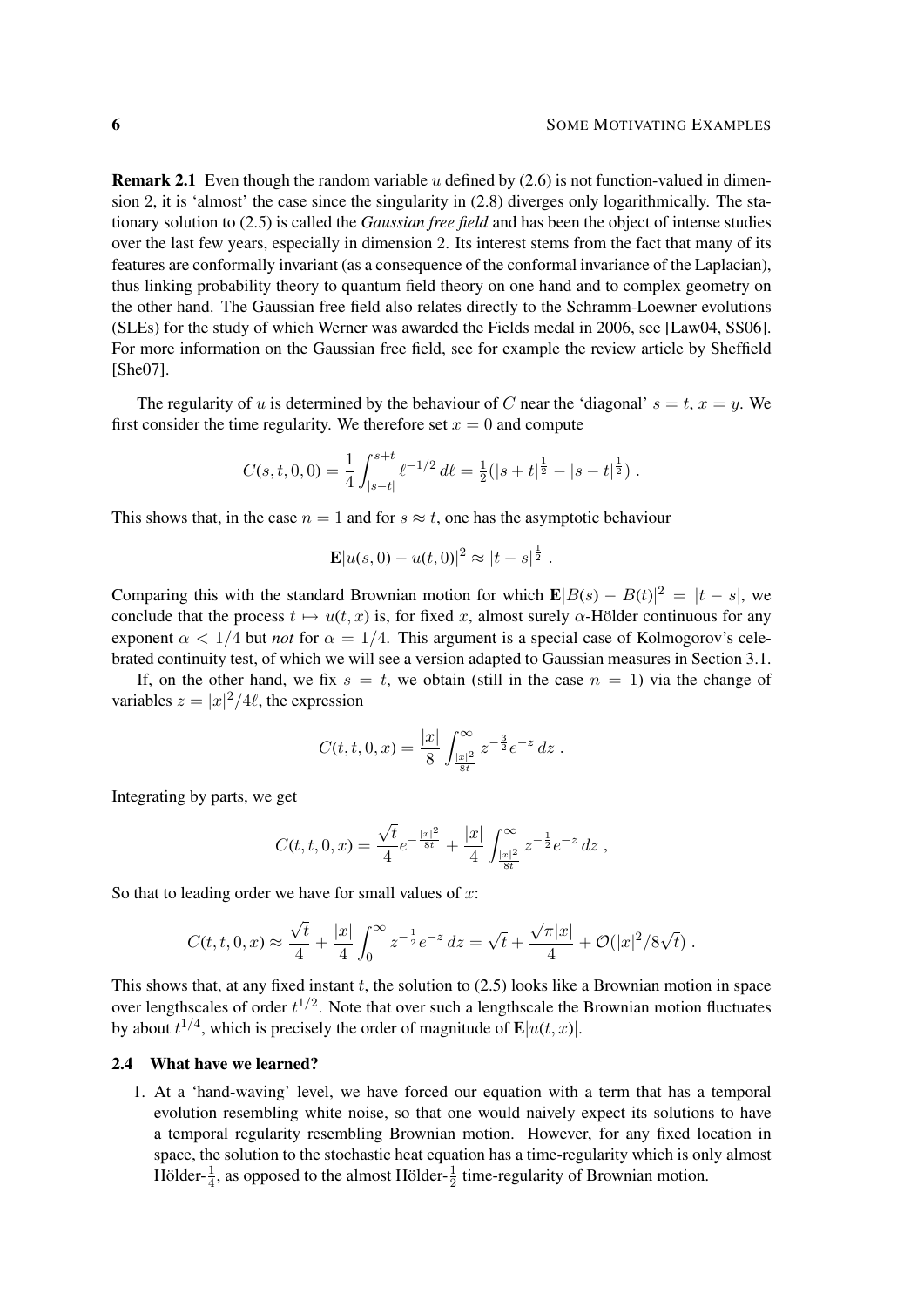**Remark 2.1** Even though the random variable $u$ defined by (2.6) is not function-valued in dimension 2, it is 'almost' the case since the singularity in (2.8) diverges only logarithmically. The stationary solution to (2.5) is called the *Gaussian free field* and has been the object of intense studies over the last few years, especially in dimension 2. Its interest stems from the fact that many of its features are conformally invariant (as a consequence of the conformal invariance of the Laplacian), thus linking probability theory to quantum field theory on one hand and to complex geometry on the other hand. The Gaussian free field also relates directly to the Schramm-Loewner evolutions (SLEs) for the study of which Werner was awarded the Fields medal in 2006, see [Law04, SS06]. For more information on the Gaussian free field, see for example the review article by Sheffield [She07].

The regularity of $u$ is determined by the behaviour of $C$ near the 'diagonal' $s = t$, $x = y$. We first consider the time regularity. We therefore set $x = 0$ and compute

$$C(s,t,0,0) = \frac{1}{4}\int_{|s-t|}^{s+t} \ell^{-1/2}\,d\ell = \tfrac{1}{2}(|s+t|^{\frac{1}{2}} - |s-t|^{\frac{1}{2}})\;.$$

This shows that, in the case $n = 1$ and for $s \approx t$, one has the asymptotic behaviour

$$\mathbf{E}|u(s,0) - u(t,0)|^2 \approx |t-s|^{\frac{1}{2}}\;.$$

Comparing this with the standard Brownian motion for which $\mathbf{E}|B(s) - B(t)|^2 = |t-s|$, we conclude that the process $t \mapsto u(t,x)$ is, for fixed $x$, almost surely $\alpha$-Hölder continuous for any exponent $\alpha < 1/4$ but *not* for $\alpha = 1/4$. This argument is a special case of Kolmogorov's celebrated continuity test, of which we will see a version adapted to Gaussian measures in Section 3.1.

If, on the other hand, we fix $s = t$, we obtain (still in the case $n = 1$) via the change of variables $z = |x|^2/4\ell$, the expression

$$C(t,t,0,x) = \frac{|x|}{8}\int_{\frac{|x|^2}{8t}}^{\infty} z^{-\frac{3}{2}}e^{-z}\,dz\;.$$

Integrating by parts, we get

$$C(t,t,0,x) = \frac{\sqrt{t}}{4}e^{-\frac{|x|^2}{8t}} + \frac{|x|}{4}\int_{\frac{|x|^2}{8t}}^{\infty} z^{-\frac{1}{2}}e^{-z}\,dz\;,$$

So that to leading order we have for small values of $x$:

$$C(t,t,0,x) \approx \frac{\sqrt{t}}{4} + \frac{|x|}{4}\int_0^{\infty} z^{-\frac{1}{2}}e^{-z}\,dz = \sqrt{t} + \frac{\sqrt{\pi}|x|}{4} + \mathcal{O}(|x|^2/8\sqrt{t})\;.$$

This shows that, at any fixed instant $t$, the solution to (2.5) looks like a Brownian motion in space over lengthscales of order $t^{1/2}$. Note that over such a lengthscale the Brownian motion fluctuates by about $t^{1/4}$, which is precisely the order of magnitude of $\mathbf{E}|u(t,x)|$.

### 2.4 What have we learned?

1. At a 'hand-waving' level, we have forced our equation with a term that has a temporal evolution resembling white noise, so that one would naively expect its solutions to have a temporal regularity resembling Brownian motion. However, for any fixed location in space, the solution to the stochastic heat equation has a time-regularity which is only almost Hölder-$\frac{1}{4}$, as opposed to the almost Hölder-$\frac{1}{2}$ time-regularity of Brownian motion.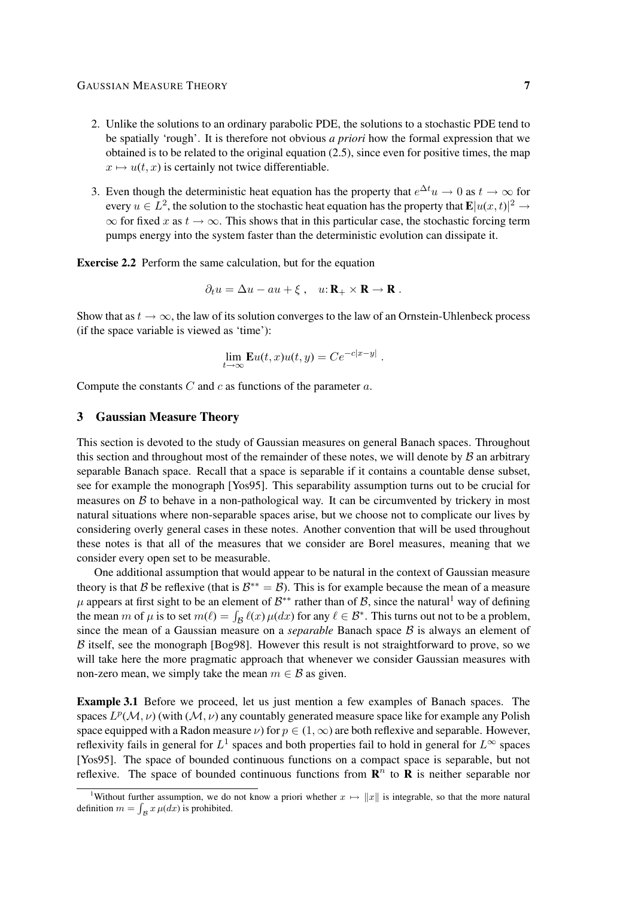2. Unlike the solutions to an ordinary parabolic PDE, the solutions to a stochastic PDE tend to be spatially 'rough'. It is therefore not obvious *a priori* how the formal expression that we obtained is to be related to the original equation (2.5), since even for positive times, the map $x \mapsto u(t, x)$ is certainly not twice differentiable.

3. Even though the deterministic heat equation has the property that $e^{\Delta t} u \to 0$ as $t \to \infty$ for every $u \in L^2$, the solution to the stochastic heat equation has the property that $\mathbf{E}|u(x,t)|^2 \to \infty$ for fixed $x$ as $t \to \infty$. This shows that in this particular case, the stochastic forcing term pumps energy into the system faster than the deterministic evolution can dissipate it.

**Exercise 2.2** Perform the same calculation, but for the equation

$$\partial_t u = \Delta u - au + \xi \;, \quad u \colon \mathbf{R}_+ \times \mathbf{R} \to \mathbf{R} \;.$$

Show that as $t \to \infty$, the law of its solution converges to the law of an Ornstein-Uhlenbeck process (if the space variable is viewed as 'time'):

$$\lim_{t\to\infty} \mathbf{E} u(t, x) u(t, y) = C e^{-c|x-y|} \;.$$

Compute the constants $C$ and $c$ as functions of the parameter $a$.

## 3 Gaussian Measure Theory

This section is devoted to the study of Gaussian measures on general Banach spaces. Throughout this section and throughout most of the remainder of these notes, we will denote by $\mathcal{B}$ an arbitrary separable Banach space. Recall that a space is separable if it contains a countable dense subset, see for example the monograph [Yos95]. This separability assumption turns out to be crucial for measures on $\mathcal{B}$ to behave in a non-pathological way. It can be circumvented by trickery in most natural situations where non-separable spaces arise, but we choose not to complicate our lives by considering overly general cases in these notes. Another convention that will be used throughout these notes is that all of the measures that we consider are Borel measures, meaning that we consider every open set to be measurable.

One additional assumption that would appear to be natural in the context of Gaussian measure theory is that $\mathcal{B}$ be reflexive (that is $\mathcal{B}^{**} = \mathcal{B}$). This is for example because the mean of a measure $\mu$ appears at first sight to be an element of $\mathcal{B}^{**}$ rather than of $\mathcal{B}$, since the natural[1] way of defining the mean $m$ of $\mu$ is to set $m(\ell) = \int_{\mathcal{B}} \ell(x)\, \mu(dx)$ for any $\ell \in \mathcal{B}^*$. This turns out not to be a problem, since the mean of a Gaussian measure on a *separable* Banach space $\mathcal{B}$ is always an element of $\mathcal{B}$ itself, see the monograph [Bog98]. However this result is not straightforward to prove, so we will take here the more pragmatic approach that whenever we consider Gaussian measures with non-zero mean, we simply take the mean $m \in \mathcal{B}$ as given.

**Example 3.1** Before we proceed, let us just mention a few examples of Banach spaces. The spaces $L^p(\mathcal{M}, \nu)$ (with $(\mathcal{M}, \nu)$ any countably generated measure space like for example any Polish space equipped with a Radon measure $\nu$) for $p \in (1, \infty)$ are both reflexive and separable. However, reflexivity fails in general for $L^1$ spaces and both properties fail to hold in general for $L^\infty$ spaces [Yos95]. The space of bounded continuous functions on a compact space is separable, but not reflexive. The space of bounded continuous functions from $\mathbf{R}^n$ to $\mathbf{R}$ is neither separable nor

[1] Without further assumption, we do not know a priori whether $x \mapsto \|x\|$ is integrable, so that the more natural definition $m = \int_{\mathcal{B}} x\, \mu(dx)$ is prohibited.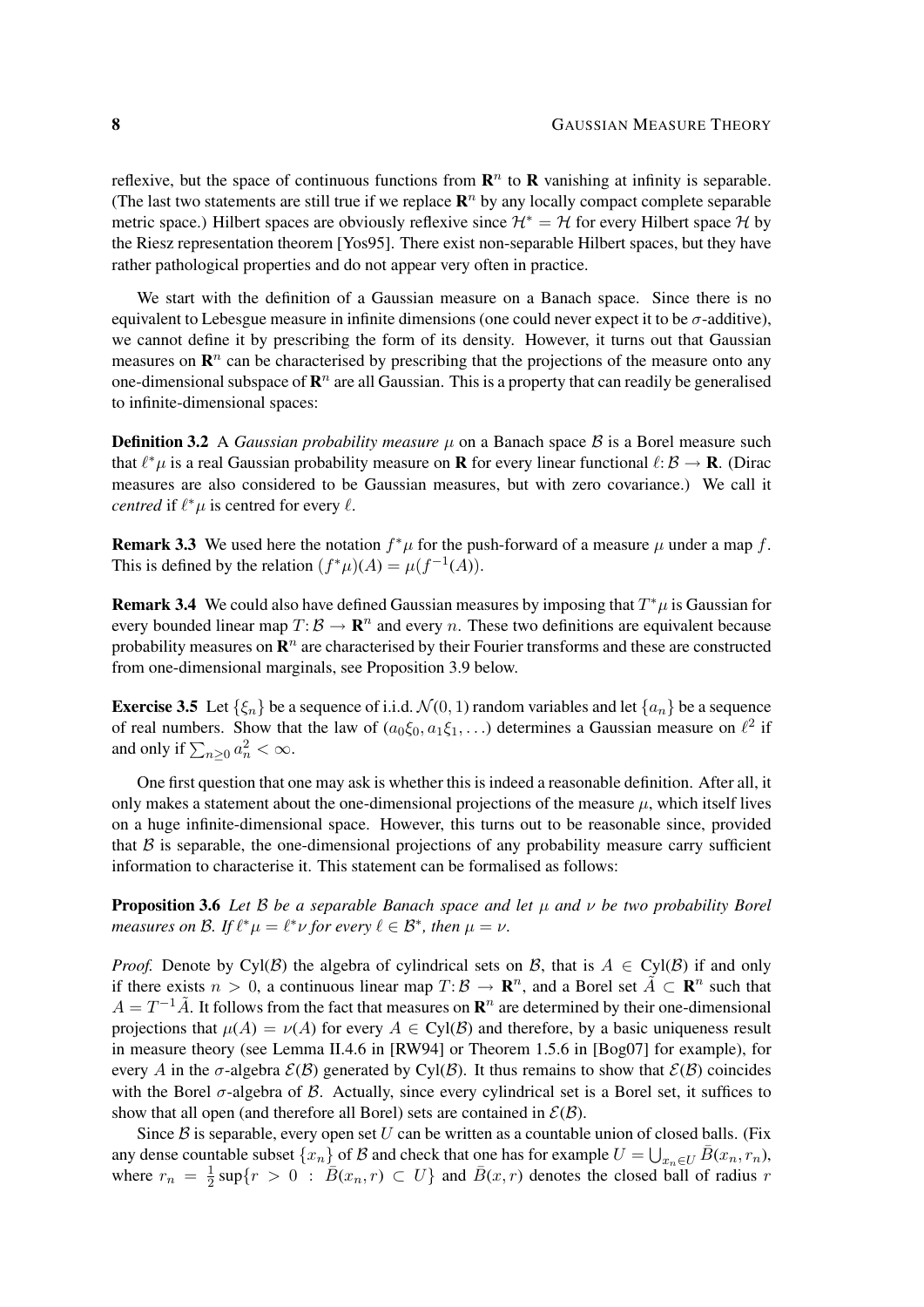reflexive, but the space of continuous functions from $\mathbf{R}^n$ to $\mathbf{R}$ vanishing at infinity is separable. (The last two statements are still true if we replace $\mathbf{R}^n$ by any locally compact complete separable metric space.) Hilbert spaces are obviously reflexive since $\mathcal{H}^* = \mathcal{H}$ for every Hilbert space $\mathcal{H}$ by the Riesz representation theorem [Yos95]. There exist non-separable Hilbert spaces, but they have rather pathological properties and do not appear very often in practice.

We start with the definition of a Gaussian measure on a Banach space. Since there is no equivalent to Lebesgue measure in infinite dimensions (one could never expect it to be $\sigma$-additive), we cannot define it by prescribing the form of its density. However, it turns out that Gaussian measures on $\mathbf{R}^n$ can be characterised by prescribing that the projections of the measure onto any one-dimensional subspace of $\mathbf{R}^n$ are all Gaussian. This is a property that can readily be generalised to infinite-dimensional spaces:

**Definition 3.2** A *Gaussian probability measure* $\mu$ on a Banach space $\mathcal{B}$ is a Borel measure such that $\ell^*\mu$ is a real Gaussian probability measure on $\mathbf{R}$ for every linear functional $\ell\colon \mathcal{B} \to \mathbf{R}$. (Dirac measures are also considered to be Gaussian measures, but with zero covariance.) We call it *centred* if $\ell^*\mu$ is centred for every $\ell$.

**Remark 3.3** We used here the notation $f^*\mu$ for the push-forward of a measure $\mu$ under a map $f$. This is defined by the relation $(f^*\mu)(A) = \mu(f^{-1}(A))$.

**Remark 3.4** We could also have defined Gaussian measures by imposing that $T^*\mu$ is Gaussian for every bounded linear map $T\colon \mathcal{B} \to \mathbf{R}^n$ and every $n$. These two definitions are equivalent because probability measures on $\mathbf{R}^n$ are characterised by their Fourier transforms and these are constructed from one-dimensional marginals, see Proposition 3.9 below.

**Exercise 3.5** Let $\{\xi_n\}$ be a sequence of i.i.d. $\mathcal{N}(0,1)$ random variables and let $\{a_n\}$ be a sequence of real numbers. Show that the law of $(a_0\xi_0, a_1\xi_1, \ldots)$ determines a Gaussian measure on $\ell^2$ if and only if $\sum_{n\geq 0} a_n^2 < \infty$.

One first question that one may ask is whether this is indeed a reasonable definition. After all, it only makes a statement about the one-dimensional projections of the measure $\mu$, which itself lives on a huge infinite-dimensional space. However, this turns out to be reasonable since, provided that $\mathcal{B}$ is separable, the one-dimensional projections of any probability measure carry sufficient information to characterise it. This statement can be formalised as follows:

**Proposition 3.6** *Let $\mathcal{B}$ be a separable Banach space and let $\mu$ and $\nu$ be two probability Borel measures on $\mathcal{B}$. If $\ell^*\mu = \ell^*\nu$ for every $\ell \in \mathcal{B}^*$, then $\mu = \nu$.*

*Proof.* Denote by $\mathrm{Cyl}(\mathcal{B})$ the algebra of cylindrical sets on $\mathcal{B}$, that is $A \in \mathrm{Cyl}(\mathcal{B})$ if and only if there exists $n > 0$, a continuous linear map $T\colon \mathcal{B} \to \mathbf{R}^n$, and a Borel set $\tilde{A} \subset \mathbf{R}^n$ such that $A = T^{-1}\tilde{A}$. It follows from the fact that measures on $\mathbf{R}^n$ are determined by their one-dimensional projections that $\mu(A) = \nu(A)$ for every $A \in \mathrm{Cyl}(\mathcal{B})$ and therefore, by a basic uniqueness result in measure theory (see Lemma II.4.6 in [RW94] or Theorem 1.5.6 in [Bog07] for example), for every $A$ in the $\sigma$-algebra $\mathcal{E}(\mathcal{B})$ generated by $\mathrm{Cyl}(\mathcal{B})$. It thus remains to show that $\mathcal{E}(\mathcal{B})$ coincides with the Borel $\sigma$-algebra of $\mathcal{B}$. Actually, since every cylindrical set is a Borel set, it suffices to show that all open (and therefore all Borel) sets are contained in $\mathcal{E}(\mathcal{B})$.

Since $\mathcal{B}$ is separable, every open set $U$ can be written as a countable union of closed balls. (Fix any dense countable subset $\{x_n\}$ of $\mathcal{B}$ and check that one has for example $U = \bigcup_{x_n \in U} \bar{B}(x_n, r_n)$, where $r_n = \frac{1}{2}\sup\{r > 0 \,:\, \bar{B}(x_n, r) \subset U\}$ and $\bar{B}(x, r)$ denotes the closed ball of radius $r$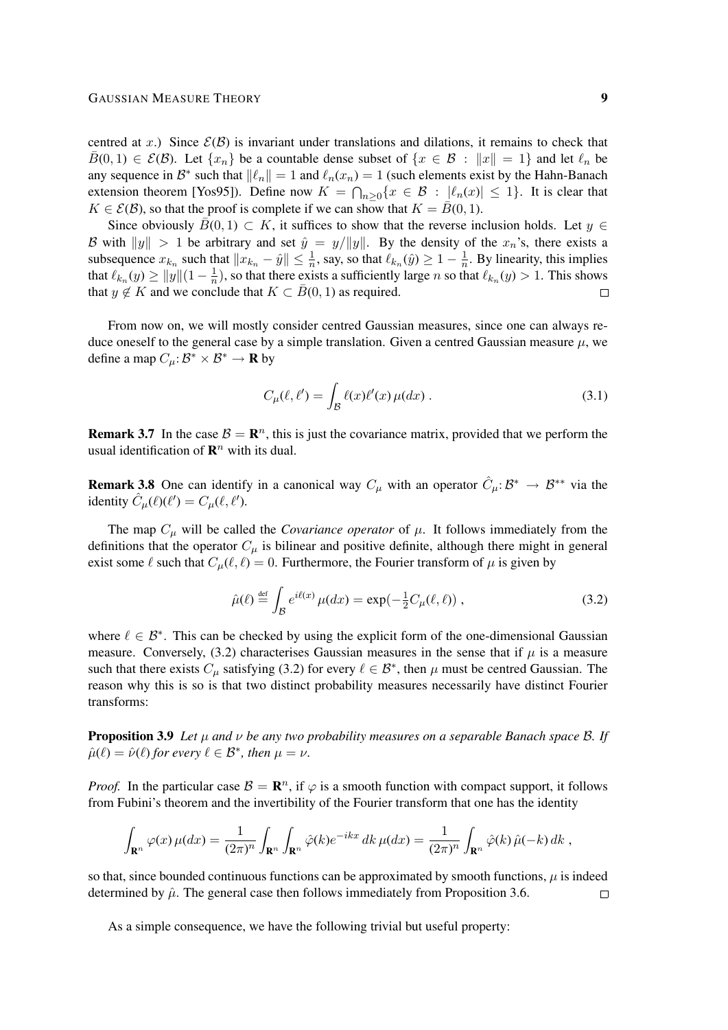centred at $x$.) Since $\mathcal{E}(\mathcal{B})$ is invariant under translations and dilations, it remains to check that $\bar{B}(0,1) \in \mathcal{E}(\mathcal{B})$. Let $\{x_n\}$ be a countable dense subset of $\{x \in \mathcal{B} : \|x\| = 1\}$ and let $\ell_n$ be any sequence in $\mathcal{B}^*$ such that $\|\ell_n\| = 1$ and $\ell_n(x_n) = 1$ (such elements exist by the Hahn-Banach extension theorem [Yos95]). Define now $K = \bigcap_{n\geq 0}\{x \in \mathcal{B} : |\ell_n(x)| \leq 1\}$. It is clear that $K \in \mathcal{E}(\mathcal{B})$, so that the proof is complete if we can show that $K = \bar{B}(0,1)$.

Since obviously $\bar{B}(0,1) \subset K$, it suffices to show that the reverse inclusion holds. Let $y \in \mathcal{B}$ with $\|y\| > 1$ be arbitrary and set $\hat{y} = y/\|y\|$. By the density of the $x_n$'s, there exists a subsequence $x_{k_n}$ such that $\|x_{k_n} - \hat{y}\| \leq \frac{1}{n}$, say, so that $\ell_{k_n}(\hat{y}) \geq 1 - \frac{1}{n}$. By linearity, this implies that $\ell_{k_n}(y) \geq \|y\|(1 - \frac{1}{n})$, so that there exists a sufficiently large $n$ so that $\ell_{k_n}(y) > 1$. This shows that $y \notin K$ and we conclude that $K \subset \bar{B}(0,1)$ as required. □

From now on, we will mostly consider centred Gaussian measures, since one can always reduce oneself to the general case by a simple translation. Given a centred Gaussian measure $\mu$, we define a map $C_\mu : \mathcal{B}^* \times \mathcal{B}^* \to \mathbf{R}$ by

$$C_\mu(\ell, \ell') = \int_{\mathcal{B}} \ell(x)\ell'(x)\, \mu(dx) \,. \tag{3.1}$$

**Remark 3.7** In the case $\mathcal{B} = \mathbf{R}^n$, this is just the covariance matrix, provided that we perform the usual identification of $\mathbf{R}^n$ with its dual.

**Remark 3.8** One can identify in a canonical way $C_\mu$ with an operator $\hat{C}_\mu : \mathcal{B}^* \to \mathcal{B}^{**}$ via the identity $\hat{C}_\mu(\ell)(\ell') = C_\mu(\ell, \ell')$.

The map $C_\mu$ will be called the *Covariance operator* of $\mu$. It follows immediately from the definitions that the operator $C_\mu$ is bilinear and positive definite, although there might in general exist some $\ell$ such that $C_\mu(\ell, \ell) = 0$. Furthermore, the Fourier transform of $\mu$ is given by

$$\hat{\mu}(\ell) \stackrel{\text{def}}{=} \int_{\mathcal{B}} e^{i\ell(x)}\, \mu(dx) = \exp(-\tfrac{1}{2}C_\mu(\ell, \ell)) \,, \tag{3.2}$$

where $\ell \in \mathcal{B}^*$. This can be checked by using the explicit form of the one-dimensional Gaussian measure. Conversely, (3.2) characterises Gaussian measures in the sense that if $\mu$ is a measure such that there exists $C_\mu$ satisfying (3.2) for every $\ell \in \mathcal{B}^*$, then $\mu$ must be centred Gaussian. The reason why this is so is that two distinct probability measures necessarily have distinct Fourier transforms:

**Proposition 3.9** *Let $\mu$ and $\nu$ be any two probability measures on a separable Banach space $\mathcal{B}$. If $\hat{\mu}(\ell) = \hat{\nu}(\ell)$ for every $\ell \in \mathcal{B}^*$, then $\mu = \nu$.*

*Proof.* In the particular case $\mathcal{B} = \mathbf{R}^n$, if $\varphi$ is a smooth function with compact support, it follows from Fubini's theorem and the invertibility of the Fourier transform that one has the identity

$$\int_{\mathbf{R}^n} \varphi(x)\, \mu(dx) = \frac{1}{(2\pi)^n} \int_{\mathbf{R}^n} \int_{\mathbf{R}^n} \hat{\varphi}(k) e^{-ikx}\, dk\, \mu(dx) = \frac{1}{(2\pi)^n} \int_{\mathbf{R}^n} \hat{\varphi}(k)\, \hat{\mu}(-k)\, dk \,,$$

so that, since bounded continuous functions can be approximated by smooth functions, $\mu$ is indeed determined by $\hat{\mu}$. The general case then follows immediately from Proposition 3.6. □

As a simple consequence, we have the following trivial but useful property: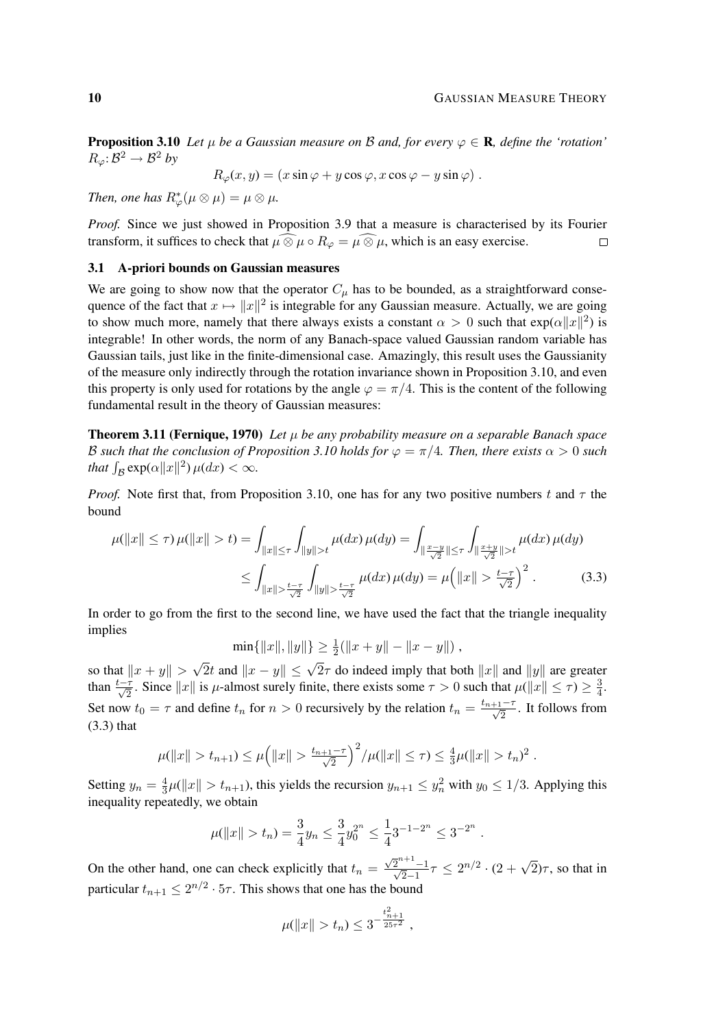**Proposition 3.10** *Let $\mu$ be a Gaussian measure on $\mathcal{B}$ and, for every $\varphi \in \mathbf{R}$, define the 'rotation' $R_\varphi \colon \mathcal{B}^2 \to \mathcal{B}^2$ by*

$$R_\varphi(x, y) = (x \sin\varphi + y \cos\varphi, x\cos\varphi - y \sin\varphi) .$$

*Then, one has $R_\varphi^*(\mu \otimes \mu) = \mu \otimes \mu$.*

*Proof.* Since we just showed in Proposition 3.9 that a measure is characterised by its Fourier transform, it suffices to check that $\widehat{\mu \otimes \mu} \circ R_\varphi = \widehat{\mu \otimes \mu}$, which is an easy exercise. □

## 3.1 A-priori bounds on Gaussian measures

We are going to show now that the operator $C_\mu$ has to be bounded, as a straightforward consequence of the fact that $x \mapsto \|x\|^2$ is integrable for any Gaussian measure. Actually, we are going to show much more, namely that there always exists a constant $\alpha > 0$ such that $\exp(\alpha\|x\|^2)$ is integrable! In other words, the norm of any Banach-space valued Gaussian random variable has Gaussian tails, just like in the finite-dimensional case. Amazingly, this result uses the Gaussianity of the measure only indirectly through the rotation invariance shown in Proposition 3.10, and even this property is only used for rotations by the angle $\varphi = \pi/4$. This is the content of the following fundamental result in the theory of Gaussian measures:

**Theorem 3.11 (Fernique, 1970)** *Let $\mu$ be any probability measure on a separable Banach space $\mathcal{B}$ such that the conclusion of Proposition 3.10 holds for $\varphi = \pi/4$. Then, there exists $\alpha > 0$ such that $\int_{\mathcal{B}} \exp(\alpha\|x\|^2)\,\mu(dx) < \infty$.*

*Proof.* Note first that, from Proposition 3.10, one has for any two positive numbers $t$ and $\tau$ the bound

$$\begin{aligned}\mu(\|x\| \le \tau)\,\mu(\|x\| > t) &= \int_{\|x\|\le\tau}\int_{\|y\|>t} \mu(dx)\,\mu(dy) = \int_{\|\frac{x-y}{\sqrt2}\|\le\tau}\int_{\|\frac{x+y}{\sqrt2}\|>t} \mu(dx)\,\mu(dy) \\ &\le \int_{\|x\|>\frac{t-\tau}{\sqrt2}}\int_{\|y\|>\frac{t-\tau}{\sqrt2}} \mu(dx)\,\mu(dy) = \mu\Big(\|x\| > \tfrac{t-\tau}{\sqrt2}\Big)^2 .\end{aligned} \tag{3.3}$$

In order to go from the first to the second line, we have used the fact that the triangle inequality implies

$$\min\{\|x\|, \|y\|\} \ge \tfrac12(\|x+y\| - \|x-y\|) ,$$

so that $\|x+y\| > \sqrt2 t$ and $\|x-y\| \le \sqrt2\tau$ do indeed imply that both $\|x\|$ and $\|y\|$ are greater than $\frac{t-\tau}{\sqrt2}$. Since $\|x\|$ is $\mu$-almost surely finite, there exists some $\tau > 0$ such that $\mu(\|x\| \le \tau) \ge \frac34$. Set now $t_0 = \tau$ and define $t_n$ for $n > 0$ recursively by the relation $t_n = \frac{t_{n+1}-\tau}{\sqrt2}$. It follows from (3.3) that

$$\mu(\|x\| > t_{n+1}) \le \mu\Big(\|x\| > \tfrac{t_{n+1}-\tau}{\sqrt2}\Big)^2 / \mu(\|x\| \le \tau) \le \tfrac43 \mu(\|x\| > t_n)^2 .$$

Setting $y_n = \frac43\mu(\|x\| > t_{n+1})$, this yields the recursion $y_{n+1} \le y_n^2$ with $y_0 \le 1/3$. Applying this inequality repeatedly, we obtain

$$\mu(\|x\| > t_n) = \frac34 y_n \le \frac34 y_0^{2^n} \le \frac14 3^{-1-2^n} \le 3^{-2^n} .$$

On the other hand, one can check explicitly that $t_n = \frac{\sqrt2^{n+1}-1}{\sqrt2-1}\tau \le 2^{n/2}\cdot(2+\sqrt2)\tau$, so that in particular $t_{n+1} \le 2^{n/2}\cdot 5\tau$. This shows that one has the bound

$$\mu(\|x\| > t_n) \le 3^{-\frac{t_{n+1}^2}{25\tau^2}} ,$$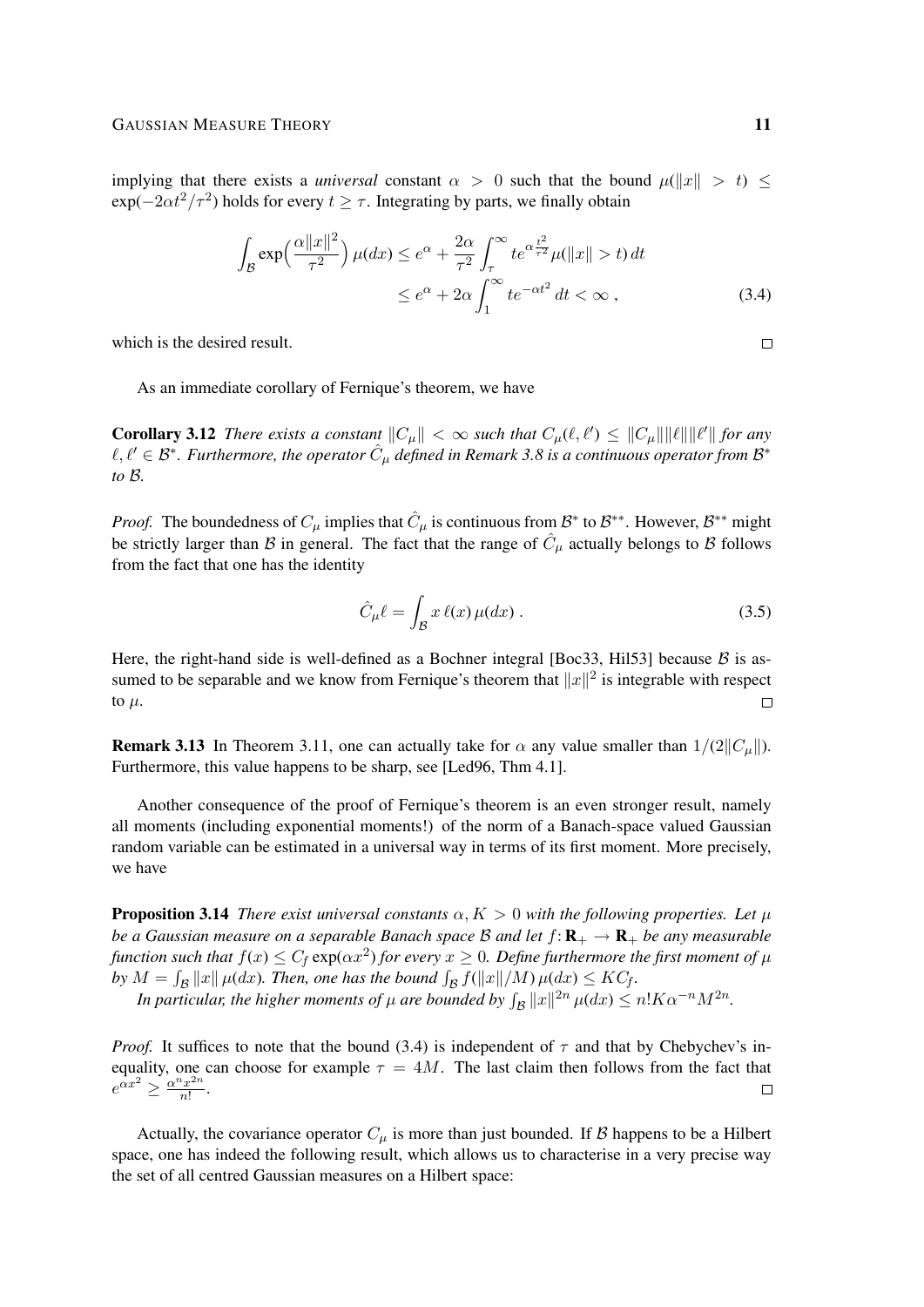implying that there exists a *universal* constant $\alpha > 0$ such that the bound $\mu(\|x\| > t) \leq \exp(-2\alpha t^2/\tau^2)$ holds for every $t \geq \tau$. Integrating by parts, we finally obtain

$$
\begin{aligned}
\int_{\mathcal{B}} \exp\Big(\frac{\alpha\|x\|^2}{\tau^2}\Big)\,\mu(dx) &\leq e^{\alpha} + \frac{2\alpha}{\tau^2}\int_{\tau}^{\infty} t e^{\alpha\frac{t^2}{\tau^2}}\mu(\|x\| > t)\,dt \\
&\leq e^{\alpha} + 2\alpha\int_1^{\infty} t e^{-\alpha t^2}\,dt < \infty\;, \qquad (3.4)
\end{aligned}
$$

which is the desired result. $\square$

As an immediate corollary of Fernique's theorem, we have

**Corollary 3.12** *There exists a constant $\|C_\mu\| < \infty$ such that $C_\mu(\ell,\ell') \leq \|C_\mu\|\|\ell\|\|\ell'\|$ for any $\ell,\ell' \in \mathcal{B}^*$. Furthermore, the operator $\hat{C}_\mu$ defined in Remark 3.8 is a continuous operator from $\mathcal{B}^*$ to $\mathcal{B}$.*

*Proof.* The boundedness of $C_\mu$ implies that $\hat{C}_\mu$ is continuous from $\mathcal{B}^*$ to $\mathcal{B}^{**}$. However, $\mathcal{B}^{**}$ might be strictly larger than $\mathcal{B}$ in general. The fact that the range of $\hat{C}_\mu$ actually belongs to $\mathcal{B}$ follows from the fact that one has the identity

$$
\hat{C}_\mu \ell = \int_{\mathcal{B}} x\,\ell(x)\,\mu(dx)\;. \qquad (3.5)
$$

Here, the right-hand side is well-defined as a Bochner integral [Boc33, Hil53] because $\mathcal{B}$ is assumed to be separable and we know from Fernique's theorem that $\|x\|^2$ is integrable with respect to $\mu$. $\square$

**Remark 3.13** In Theorem 3.11, one can actually take for $\alpha$ any value smaller than $1/(2\|C_\mu\|)$. Furthermore, this value happens to be sharp, see [Led96, Thm 4.1].

Another consequence of the proof of Fernique's theorem is an even stronger result, namely all moments (including exponential moments!) of the norm of a Banach-space valued Gaussian random variable can be estimated in a universal way in terms of its first moment. More precisely, we have

**Proposition 3.14** *There exist universal constants $\alpha, K > 0$ with the following properties. Let $\mu$ be a Gaussian measure on a separable Banach space $\mathcal{B}$ and let $f\colon \mathbf{R}_+ \to \mathbf{R}_+$ be any measurable function such that $f(x) \leq C_f \exp(\alpha x^2)$ for every $x \geq 0$. Define furthermore the first moment of $\mu$ by $M = \int_{\mathcal{B}} \|x\|\,\mu(dx)$. Then, one has the bound $\int_{\mathcal{B}} f(\|x\|/M)\,\mu(dx) \leq K C_f$.*

*In particular, the higher moments of $\mu$ are bounded by $\int_{\mathcal{B}} \|x\|^{2n}\,\mu(dx) \leq n! K \alpha^{-n} M^{2n}$.*

*Proof.* It suffices to note that the bound (3.4) is independent of $\tau$ and that by Chebychev's inequality, one can choose for example $\tau = 4M$. The last claim then follows from the fact that $e^{\alpha x^2} \geq \frac{\alpha^n x^{2n}}{n!}$. $\square$

Actually, the covariance operator $C_\mu$ is more than just bounded. If $\mathcal{B}$ happens to be a Hilbert space, one has indeed the following result, which allows us to characterise in a very precise way the set of all centred Gaussian measures on a Hilbert space: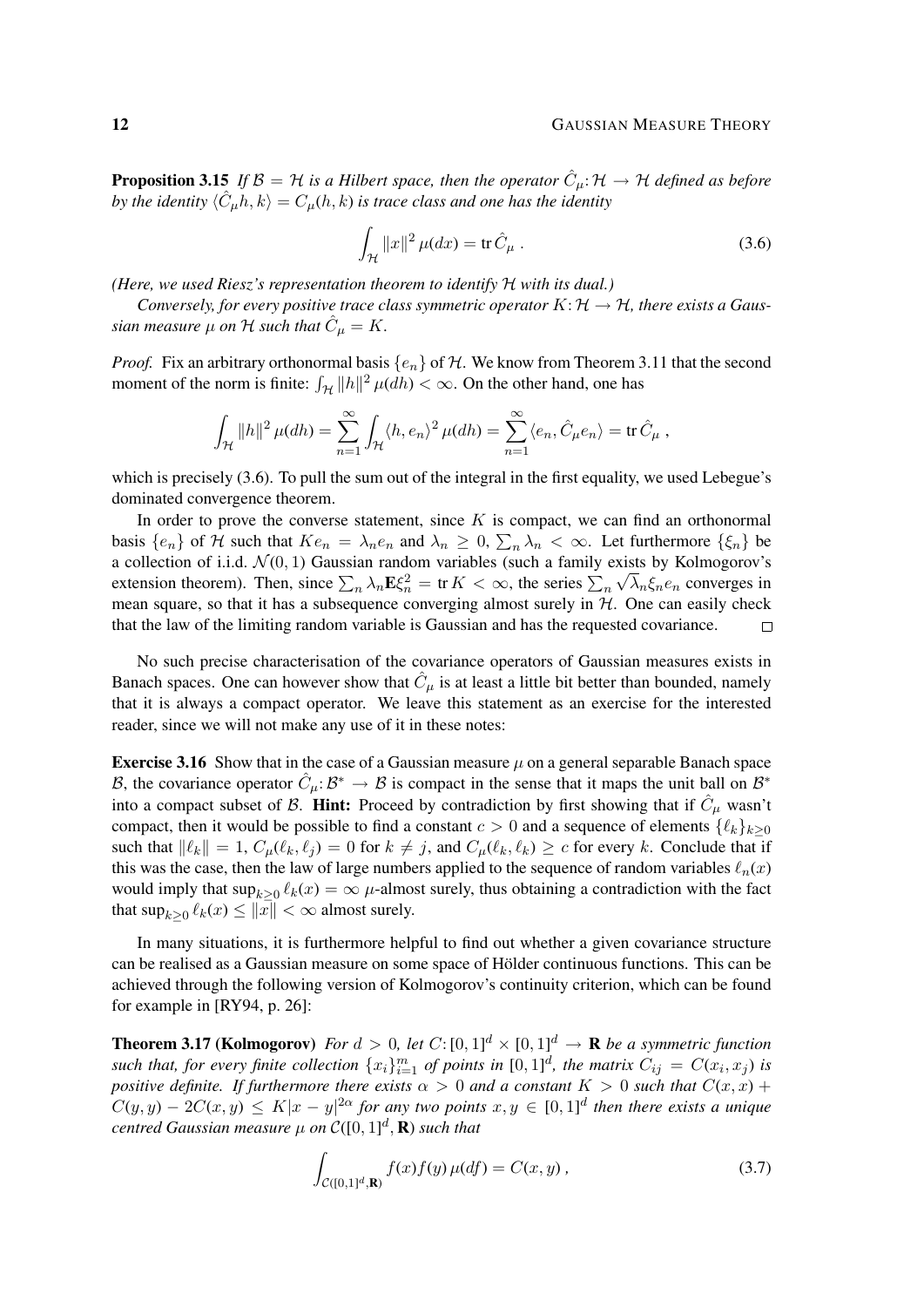**Proposition 3.15** *If $\mathcal{B} = \mathcal{H}$ is a Hilbert space, then the operator $\hat{C}_\mu \colon \mathcal{H} \to \mathcal{H}$ defined as before by the identity $\langle \hat{C}_\mu h, k\rangle = C_\mu(h,k)$ is trace class and one has the identity*

$$\int_{\mathcal{H}} \|x\|^2 \,\mu(dx) = \operatorname{tr} \hat{C}_\mu \;. \tag{3.6}$$

*(Here, we used Riesz's representation theorem to identify $\mathcal{H}$ with its dual.)*

*Conversely, for every positive trace class symmetric operator $K \colon \mathcal{H} \to \mathcal{H}$, there exists a Gaussian measure $\mu$ on $\mathcal{H}$ such that $\hat{C}_\mu = K$.*

*Proof.* Fix an arbitrary orthonormal basis $\{e_n\}$ of $\mathcal{H}$. We know from Theorem 3.11 that the second moment of the norm is finite: $\int_{\mathcal{H}} \|h\|^2 \,\mu(dh) < \infty$. On the other hand, one has

$$\int_{\mathcal{H}} \|h\|^2 \,\mu(dh) = \sum_{n=1}^{\infty} \int_{\mathcal{H}} \langle h, e_n\rangle^2 \,\mu(dh) = \sum_{n=1}^{\infty} \langle e_n, \hat{C}_\mu e_n\rangle = \operatorname{tr} \hat{C}_\mu \;,$$

which is precisely (3.6). To pull the sum out of the integral in the first equality, we used Lebegue's dominated convergence theorem.

In order to prove the converse statement, since $K$ is compact, we can find an orthonormal basis $\{e_n\}$ of $\mathcal{H}$ such that $K e_n = \lambda_n e_n$ and $\lambda_n \geq 0$, $\sum_n \lambda_n < \infty$. Let furthermore $\{\xi_n\}$ be a collection of i.i.d. $\mathcal{N}(0,1)$ Gaussian random variables (such a family exists by Kolmogorov's extension theorem). Then, since $\sum_n \lambda_n \mathbf{E}\xi_n^2 = \operatorname{tr} K < \infty$, the series $\sum_n \sqrt{\lambda_n}\xi_n e_n$ converges in mean square, so that it has a subsequence converging almost surely in $\mathcal{H}$. One can easily check that the law of the limiting random variable is Gaussian and has the requested covariance. $\square$

No such precise characterisation of the covariance operators of Gaussian measures exists in Banach spaces. One can however show that $\hat{C}_\mu$ is at least a little bit better than bounded, namely that it is always a compact operator. We leave this statement as an exercise for the interested reader, since we will not make any use of it in these notes:

**Exercise 3.16** Show that in the case of a Gaussian measure $\mu$ on a general separable Banach space $\mathcal{B}$, the covariance operator $\hat{C}_\mu \colon \mathcal{B}^* \to \mathcal{B}$ is compact in the sense that it maps the unit ball on $\mathcal{B}^*$ into a compact subset of $\mathcal{B}$. **Hint:** Proceed by contradiction by first showing that if $\hat{C}_\mu$ wasn't compact, then it would be possible to find a constant $c > 0$ and a sequence of elements $\{\ell_k\}_{k\geq 0}$ such that $\|\ell_k\| = 1$, $C_\mu(\ell_k, \ell_j) = 0$ for $k \neq j$, and $C_\mu(\ell_k, \ell_k) \geq c$ for every $k$. Conclude that if this was the case, then the law of large numbers applied to the sequence of random variables $\ell_n(x)$ would imply that $\sup_{k\geq 0} \ell_k(x) = \infty$ $\mu$-almost surely, thus obtaining a contradiction with the fact that $\sup_{k\geq 0} \ell_k(x) \leq \|x\| < \infty$ almost surely.

In many situations, it is furthermore helpful to find out whether a given covariance structure can be realised as a Gaussian measure on some space of Hölder continuous functions. This can be achieved through the following version of Kolmogorov's continuity criterion, which can be found for example in [RY94, p. 26]:

**Theorem 3.17 (Kolmogorov)** *For $d > 0$, let $C \colon [0,1]^d \times [0,1]^d \to \mathbf{R}$ be a symmetric function such that, for every finite collection $\{x_i\}_{i=1}^m$ of points in $[0,1]^d$, the matrix $C_{ij} = C(x_i, x_j)$ is positive definite. If furthermore there exists $\alpha > 0$ and a constant $K > 0$ such that $C(x,x) + C(y,y) - 2C(x,y) \leq K|x-y|^{2\alpha}$ for any two points $x, y \in [0,1]^d$ then there exists a unique centred Gaussian measure $\mu$ on $\mathcal{C}([0,1]^d, \mathbf{R})$ such that*

$$\int_{\mathcal{C}([0,1]^d,\mathbf{R})} f(x) f(y) \,\mu(df) = C(x,y) \;, \tag{3.7}$$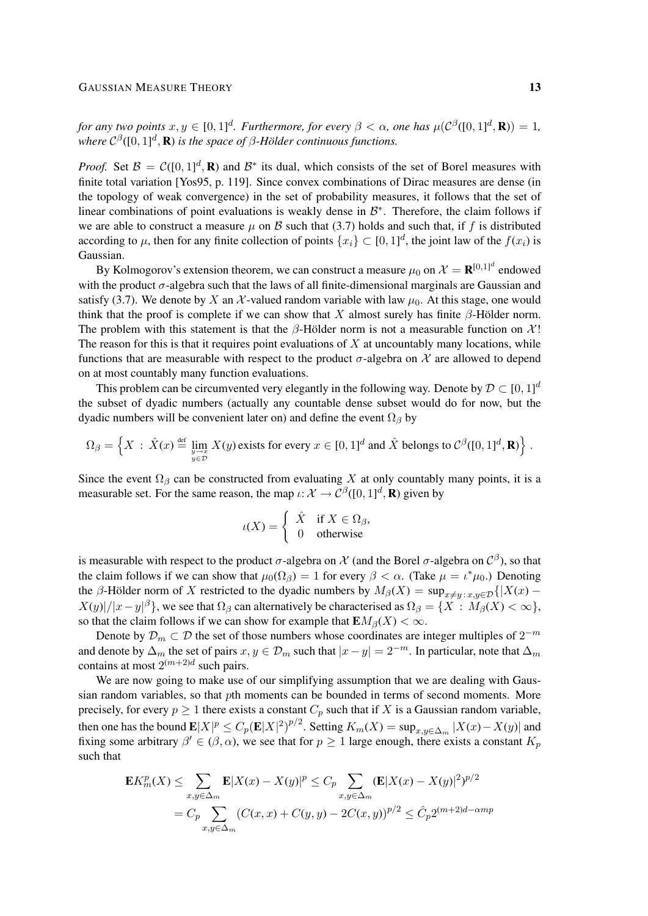*for any two points $x, y \in [0,1]^d$. Furthermore, for every $\beta < \alpha$, one has $\mu(\mathcal{C}^\beta([0,1]^d, \mathbf{R})) = 1$, where $\mathcal{C}^\beta([0,1]^d, \mathbf{R})$ is the space of $\beta$-Hölder continuous functions.*

*Proof.* Set $\mathcal{B} = \mathcal{C}([0,1]^d, \mathbf{R})$ and $\mathcal{B}^*$ its dual, which consists of the set of Borel measures with finite total variation [Yos95, p. 119]. Since convex combinations of Dirac measures are dense (in the topology of weak convergence) in the set of probability measures, it follows that the set of linear combinations of point evaluations is weakly dense in $\mathcal{B}^*$. Therefore, the claim follows if we are able to construct a measure $\mu$ on $\mathcal{B}$ such that (3.7) holds and such that, if $f$ is distributed according to $\mu$, then for any finite collection of points $\{x_i\} \subset [0,1]^d$, the joint law of the $f(x_i)$ is Gaussian.

By Kolmogorov's extension theorem, we can construct a measure $\mu_0$ on $\mathcal{X} = \mathbf{R}^{[0,1]^d}$ endowed with the product $\sigma$-algebra such that the laws of all finite-dimensional marginals are Gaussian and satisfy (3.7). We denote by $X$ an $\mathcal{X}$-valued random variable with law $\mu_0$. At this stage, one would think that the proof is complete if we can show that $X$ almost surely has finite $\beta$-Hölder norm. The problem with this statement is that the $\beta$-Hölder norm is not a measurable function on $\mathcal{X}$! The reason for this is that it requires point evaluations of $X$ at uncountably many locations, while functions that are measurable with respect to the product $\sigma$-algebra on $\mathcal{X}$ are allowed to depend on at most countably many function evaluations.

This problem can be circumvented very elegantly in the following way. Denote by $\mathcal{D} \subset [0,1]^d$ the subset of dyadic numbers (actually any countable dense subset would do for now, but the dyadic numbers will be convenient later on) and define the event $\Omega_\beta$ by

$$\Omega_\beta = \Big\{ X \;:\; \hat{X}(x) \stackrel{\text{def}}{=} \lim_{\substack{y \to x \\ y \in \mathcal{D}}} X(y) \text{ exists for every } x \in [0,1]^d \text{ and } \hat{X} \text{ belongs to } \mathcal{C}^\beta([0,1]^d, \mathbf{R}) \Big\}\;.$$

Since the event $\Omega_\beta$ can be constructed from evaluating $X$ at only countably many points, it is a measurable set. For the same reason, the map $\iota \colon \mathcal{X} \to \mathcal{C}^\beta([0,1]^d, \mathbf{R})$ given by

$$\iota(X) = \begin{cases} \hat{X} & \text{if } X \in \Omega_\beta, \\ 0 & \text{otherwise} \end{cases}$$

is measurable with respect to the product $\sigma$-algebra on $\mathcal{X}$ (and the Borel $\sigma$-algebra on $\mathcal{C}^\beta$), so that the claim follows if we can show that $\mu_0(\Omega_\beta) = 1$ for every $\beta < \alpha$. (Take $\mu = \iota^* \mu_0$.) Denoting the $\beta$-Hölder norm of $X$ restricted to the dyadic numbers by $M_\beta(X) = \sup_{x \neq y \,:\, x,y \in \mathcal{D}} \{|X(x) - X(y)|/|x-y|^\beta\}$, we see that $\Omega_\beta$ can alternatively be characterised as $\Omega_\beta = \{X \;:\; M_\beta(X) < \infty\}$, so that the claim follows if we can show for example that $\mathbf{E} M_\beta(X) < \infty$.

Denote by $\mathcal{D}_m \subset \mathcal{D}$ the set of those numbers whose coordinates are integer multiples of $2^{-m}$ and denote by $\Delta_m$ the set of pairs $x, y \in \mathcal{D}_m$ such that $|x - y| = 2^{-m}$. In particular, note that $\Delta_m$ contains at most $2^{(m+2)d}$ such pairs.

We are now going to make use of our simplifying assumption that we are dealing with Gaussian random variables, so that $p$th moments can be bounded in terms of second moments. More precisely, for every $p \geq 1$ there exists a constant $C_p$ such that if $X$ is a Gaussian random variable, then one has the bound $\mathbf{E}|X|^p \leq C_p (\mathbf{E}|X|^2)^{p/2}$. Setting $K_m(X) = \sup_{x,y \in \Delta_m} |X(x) - X(y)|$ and fixing some arbitrary $\beta' \in (\beta, \alpha)$, we see that for $p \geq 1$ large enough, there exists a constant $K_p$ such that

$$\begin{aligned} \mathbf{E} K_m^p(X) &\leq \sum_{x,y \in \Delta_m} \mathbf{E}|X(x) - X(y)|^p \leq C_p \sum_{x,y \in \Delta_m} (\mathbf{E}|X(x) - X(y)|^2)^{p/2} \\ &= C_p \sum_{x,y \in \Delta_m} (C(x,x) + C(y,y) - 2C(x,y))^{p/2} \leq \hat{C}_p 2^{(m+2)d - \alpha m p} \end{aligned}$$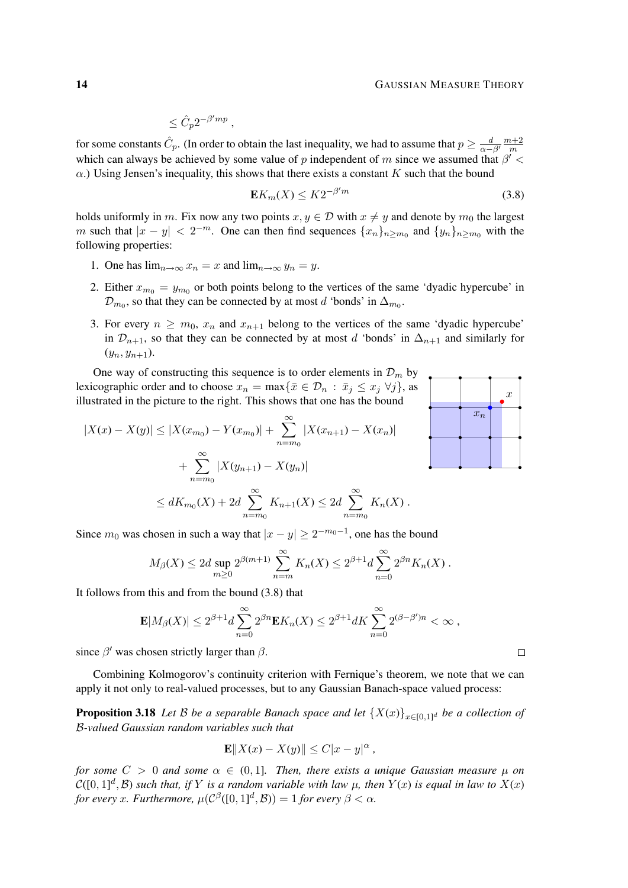$$\leq \hat{C}_p 2^{-\beta' mp} \,,$$

for some constants $\hat{C}_p$. (In order to obtain the last inequality, we had to assume that $p \geq \frac{d}{\alpha - \beta'} \frac{m+2}{m}$ which can always be achieved by some value of $p$ independent of $m$ since we assumed that $\beta' < \alpha$.) Using Jensen's inequality, this shows that there exists a constant $K$ such that the bound

$$\mathbf{E} K_m(X) \leq K 2^{-\beta' m} \tag{3.8}$$

holds uniformly in $m$. Fix now any two points $x, y \in \mathcal{D}$ with $x \neq y$ and denote by $m_0$ the largest $m$ such that $|x - y| < 2^{-m}$. One can then find sequences $\{x_n\}_{n \geq m_0}$ and $\{y_n\}_{n \geq m_0}$ with the following properties:

1. One has $\lim_{n\to\infty} x_n = x$ and $\lim_{n\to\infty} y_n = y$.
2. Either $x_{m_0} = y_{m_0}$ or both points belong to the vertices of the same 'dyadic hypercube' in $\mathcal{D}_{m_0}$, so that they can be connected by at most $d$ 'bonds' in $\Delta_{m_0}$.
3. For every $n \geq m_0$, $x_n$ and $x_{n+1}$ belong to the vertices of the same 'dyadic hypercube' in $\mathcal{D}_{n+1}$, so that they can be connected by at most $d$ 'bonds' in $\Delta_{n+1}$ and similarly for $(y_n, y_{n+1})$.

One way of constructing this sequence is to order elements in $\mathcal{D}_m$ by lexicographic order and to choose $x_n = \max\{\bar{x} \in \mathcal{D}_n : \bar{x}_j \leq x_j \ \forall j\}$, as illustrated in the picture to the right. This shows that one has the bound

$$\begin{aligned}
|X(x) - X(y)| &\leq |X(x_{m_0}) - Y(x_{m_0})| + \sum_{n=m_0}^{\infty} |X(x_{n+1}) - X(x_n)| \\
&\quad + \sum_{n=m_0}^{\infty} |X(y_{n+1}) - X(y_n)| \\
&\leq d K_{m_0}(X) + 2d \sum_{n=m_0}^{\infty} K_{n+1}(X) \leq 2d \sum_{n=m_0}^{\infty} K_n(X) \,.
\end{aligned}$$

Since $m_0$ was chosen in such a way that $|x - y| \geq 2^{-m_0 - 1}$, one has the bound

$$M_\beta(X) \leq 2d \sup_{m \geq 0} 2^{\beta(m+1)} \sum_{n=m}^{\infty} K_n(X) \leq 2^{\beta+1} d \sum_{n=0}^{\infty} 2^{\beta n} K_n(X) \,.$$

It follows from this and from the bound (3.8) that

$$\mathbf{E}|M_\beta(X)| \leq 2^{\beta+1} d \sum_{n=0}^{\infty} 2^{\beta n} \mathbf{E} K_n(X) \leq 2^{\beta+1} d K \sum_{n=0}^{\infty} 2^{(\beta - \beta')n} < \infty \,,$$

since $\beta'$ was chosen strictly larger than $\beta$. □

Combining Kolmogorov's continuity criterion with Fernique's theorem, we note that we can apply it not only to real-valued processes, but to any Gaussian Banach-space valued process:

**Proposition 3.18** *Let $\mathcal{B}$ be a separable Banach space and let $\{X(x)\}_{x \in [0,1]^d}$ be a collection of $\mathcal{B}$-valued Gaussian random variables such that*

$$\mathbf{E}\|X(x) - X(y)\| \leq C|x - y|^\alpha \,,$$

*for some $C > 0$ and some $\alpha \in (0, 1]$. Then, there exists a unique Gaussian measure $\mu$ on $\mathcal{C}([0,1]^d, \mathcal{B})$ such that, if $Y$ is a random variable with law $\mu$, then $Y(x)$ is equal in law to $X(x)$ for every $x$. Furthermore, $\mu(\mathcal{C}^\beta([0,1]^d, \mathcal{B})) = 1$ for every $\beta < \alpha$.*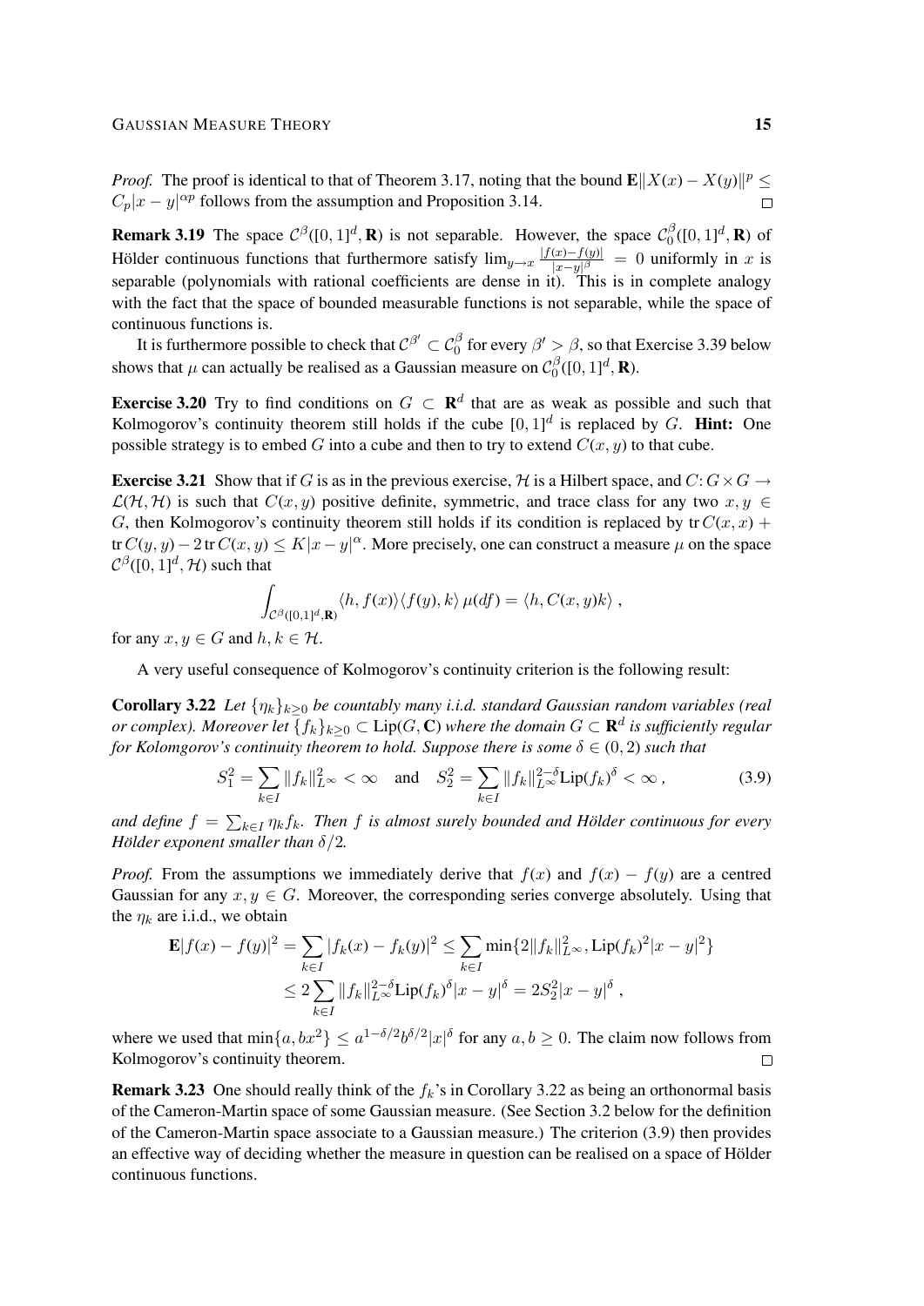*Proof.* The proof is identical to that of Theorem 3.17, noting that the bound $\mathbf{E}\|X(x) - X(y)\|^p \leq C_p|x-y|^{\alpha p}$ follows from the assumption and Proposition 3.14. ☐

**Remark 3.19** The space $\mathcal{C}^\beta([0,1]^d, \mathbf{R})$ is not separable. However, the space $\mathcal{C}_0^\beta([0,1]^d, \mathbf{R})$ of Hölder continuous functions that furthermore satisfy $\lim_{y\to x} \frac{|f(x)-f(y)|}{|x-y|^\beta} = 0$ uniformly in $x$ is separable (polynomials with rational coefficients are dense in it). This is in complete analogy with the fact that the space of bounded measurable functions is not separable, while the space of continuous functions is.

It is furthermore possible to check that $\mathcal{C}^{\beta'} \subset \mathcal{C}_0^\beta$ for every $\beta' > \beta$, so that Exercise 3.39 below shows that $\mu$ can actually be realised as a Gaussian measure on $\mathcal{C}_0^\beta([0,1]^d, \mathbf{R})$.

**Exercise 3.20** Try to find conditions on $G \subset \mathbf{R}^d$ that are as weak as possible and such that Kolmogorov's continuity theorem still holds if the cube $[0,1]^d$ is replaced by $G$. **Hint:** One possible strategy is to embed $G$ into a cube and then to try to extend $C(x,y)$ to that cube.

**Exercise 3.21** Show that if $G$ is as in the previous exercise, $\mathcal{H}$ is a Hilbert space, and $C\colon G\times G \to \mathcal{L}(\mathcal{H},\mathcal{H})$ is such that $C(x,y)$ positive definite, symmetric, and trace class for any two $x, y \in G$, then Kolmogorov's continuity theorem still holds if its condition is replaced by $\operatorname{tr} C(x,x) + \operatorname{tr} C(y,y) - 2\operatorname{tr} C(x,y) \leq K|x-y|^\alpha$. More precisely, one can construct a measure $\mu$ on the space $\mathcal{C}^\beta([0,1]^d, \mathcal{H})$ such that

$$\int_{\mathcal{C}^\beta([0,1]^d,\mathbf{R})} \langle h, f(x)\rangle \langle f(y), k\rangle\, \mu(df) = \langle h, C(x,y)k\rangle\;,$$

for any $x, y \in G$ and $h, k \in \mathcal{H}$.

A very useful consequence of Kolmogorov's continuity criterion is the following result:

**Corollary 3.22** *Let $\{\eta_k\}_{k\geq 0}$ be countably many i.i.d. standard Gaussian random variables (real or complex). Moreover let $\{f_k\}_{k\geq 0} \subset \operatorname{Lip}(G, \mathbf{C})$ where the domain $G \subset \mathbf{R}^d$ is sufficiently regular for Kolmogorov's continuity theorem to hold. Suppose there is some $\delta \in (0,2)$ such that*

$$S_1^2 = \sum_{k\in I} \|f_k\|_{L^\infty}^2 < \infty \quad\text{and}\quad S_2^2 = \sum_{k\in I} \|f_k\|_{L^\infty}^{2-\delta} \operatorname{Lip}(f_k)^\delta < \infty\;, \tag{3.9}$$

*and define $f = \sum_{k\in I} \eta_k f_k$. Then $f$ is almost surely bounded and Hölder continuous for every Hölder exponent smaller than $\delta/2$.*

*Proof.* From the assumptions we immediately derive that $f(x)$ and $f(x) - f(y)$ are a centred Gaussian for any $x, y \in G$. Moreover, the corresponding series converge absolutely. Using that the $\eta_k$ are i.i.d., we obtain

$$\begin{aligned}
\mathbf{E}|f(x) - f(y)|^2 &= \sum_{k\in I} |f_k(x) - f_k(y)|^2 \leq \sum_{k\in I} \min\{2\|f_k\|_{L^\infty}^2, \operatorname{Lip}(f_k)^2|x-y|^2\} \\
&\leq 2\sum_{k\in I} \|f_k\|_{L^\infty}^{2-\delta} \operatorname{Lip}(f_k)^\delta |x-y|^\delta = 2S_2^2|x-y|^\delta\;,
\end{aligned}$$

where we used that $\min\{a, bx^2\} \leq a^{1-\delta/2} b^{\delta/2}|x|^\delta$ for any $a, b \geq 0$. The claim now follows from Kolmogorov's continuity theorem. ☐

**Remark 3.23** One should really think of the $f_k$'s in Corollary 3.22 as being an orthonormal basis of the Cameron-Martin space of some Gaussian measure. (See Section 3.2 below for the definition of the Cameron-Martin space associate to a Gaussian measure.) The criterion (3.9) then provides an effective way of deciding whether the measure in question can be realised on a space of Hölder continuous functions.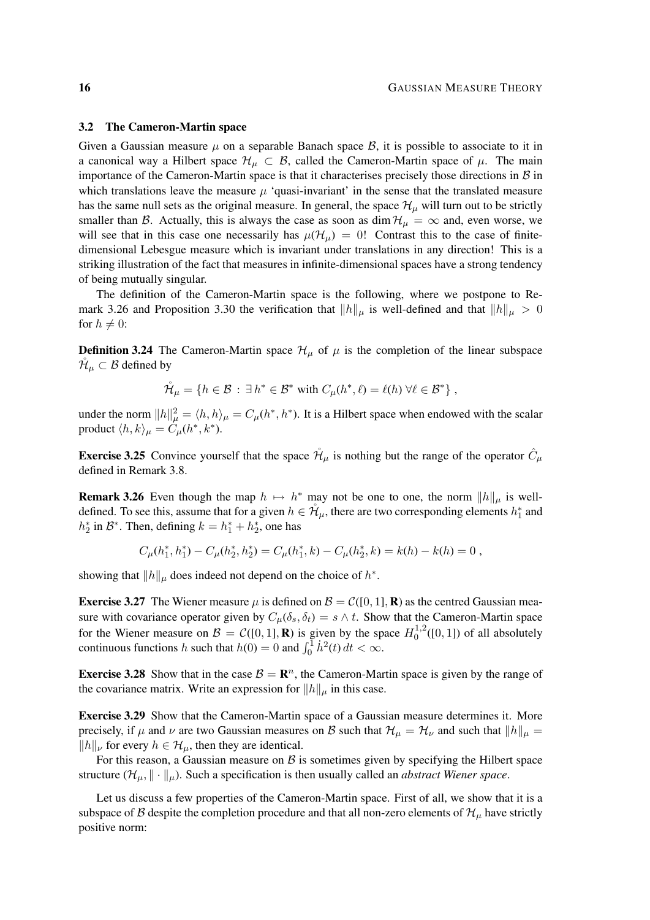### 3.2 The Cameron-Martin space

Given a Gaussian measure $\mu$ on a separable Banach space $\mathcal{B}$, it is possible to associate to it in a canonical way a Hilbert space $\mathcal{H}_\mu \subset \mathcal{B}$, called the Cameron-Martin space of $\mu$. The main importance of the Cameron-Martin space is that it characterises precisely those directions in $\mathcal{B}$ in which translations leave the measure $\mu$ 'quasi-invariant' in the sense that the translated measure has the same null sets as the original measure. In general, the space $\mathcal{H}_\mu$ will turn out to be strictly smaller than $\mathcal{B}$. Actually, this is always the case as soon as $\dim \mathcal{H}_\mu = \infty$ and, even worse, we will see that in this case one necessarily has $\mu(\mathcal{H}_\mu) = 0$! Contrast this to the case of finite-dimensional Lebesgue measure which is invariant under translations in any direction! This is a striking illustration of the fact that measures in infinite-dimensional spaces have a strong tendency of being mutually singular.

The definition of the Cameron-Martin space is the following, where we postpone to Remark 3.26 and Proposition 3.30 the verification that $\|h\|_\mu$ is well-defined and that $\|h\|_\mu > 0$ for $h \neq 0$:

**Definition 3.24** The Cameron-Martin space $\mathcal{H}_\mu$ of $\mu$ is the completion of the linear subspace $\mathring{\mathcal{H}}_\mu \subset \mathcal{B}$ defined by

$$\mathring{\mathcal{H}}_\mu = \{h \in \mathcal{B} \,:\, \exists\, h^* \in \mathcal{B}^* \text{ with } C_\mu(h^*, \ell) = \ell(h)\ \forall \ell \in \mathcal{B}^*\}\;,$$

under the norm $\|h\|_\mu^2 = \langle h, h\rangle_\mu = C_\mu(h^*, h^*)$. It is a Hilbert space when endowed with the scalar product $\langle h, k\rangle_\mu = C_\mu(h^*, k^*)$.

**Exercise 3.25** Convince yourself that the space $\mathring{\mathcal{H}}_\mu$ is nothing but the range of the operator $\hat{C}_\mu$ defined in Remark 3.8.

**Remark 3.26** Even though the map $h \mapsto h^*$ may not be one to one, the norm $\|h\|_\mu$ is well-defined. To see this, assume that for a given $h \in \mathring{\mathcal{H}}_\mu$, there are two corresponding elements $h_1^*$ and $h_2^*$ in $\mathcal{B}^*$. Then, defining $k = h_1^* + h_2^*$, one has

$$C_\mu(h_1^*, h_1^*) - C_\mu(h_2^*, h_2^*) = C_\mu(h_1^*, k) - C_\mu(h_2^*, k) = k(h) - k(h) = 0\;,$$

showing that $\|h\|_\mu$ does indeed not depend on the choice of $h^*$.

**Exercise 3.27** The Wiener measure $\mu$ is defined on $\mathcal{B} = \mathcal{C}([0,1], \mathbf{R})$ as the centred Gaussian measure with covariance operator given by $C_\mu(\delta_s, \delta_t) = s \wedge t$. Show that the Cameron-Martin space for the Wiener measure on $\mathcal{B} = \mathcal{C}([0,1], \mathbf{R})$ is given by the space $H_0^{1,2}([0,1])$ of all absolutely continuous functions $h$ such that $h(0) = 0$ and $\int_0^1 \dot{h}^2(t)\,dt < \infty$.

**Exercise 3.28** Show that in the case $\mathcal{B} = \mathbf{R}^n$, the Cameron-Martin space is given by the range of the covariance matrix. Write an expression for $\|h\|_\mu$ in this case.

**Exercise 3.29** Show that the Cameron-Martin space of a Gaussian measure determines it. More precisely, if $\mu$ and $\nu$ are two Gaussian measures on $\mathcal{B}$ such that $\mathcal{H}_\mu = \mathcal{H}_\nu$ and such that $\|h\|_\mu = \|h\|_\nu$ for every $h \in \mathcal{H}_\mu$, then they are identical.

For this reason, a Gaussian measure on $\mathcal{B}$ is sometimes given by specifying the Hilbert space structure $(\mathcal{H}_\mu, \|\cdot\|_\mu)$. Such a specification is then usually called an *abstract Wiener space*.

Let us discuss a few properties of the Cameron-Martin space. First of all, we show that it is a subspace of $\mathcal{B}$ despite the completion procedure and that all non-zero elements of $\mathcal{H}_\mu$ have strictly positive norm: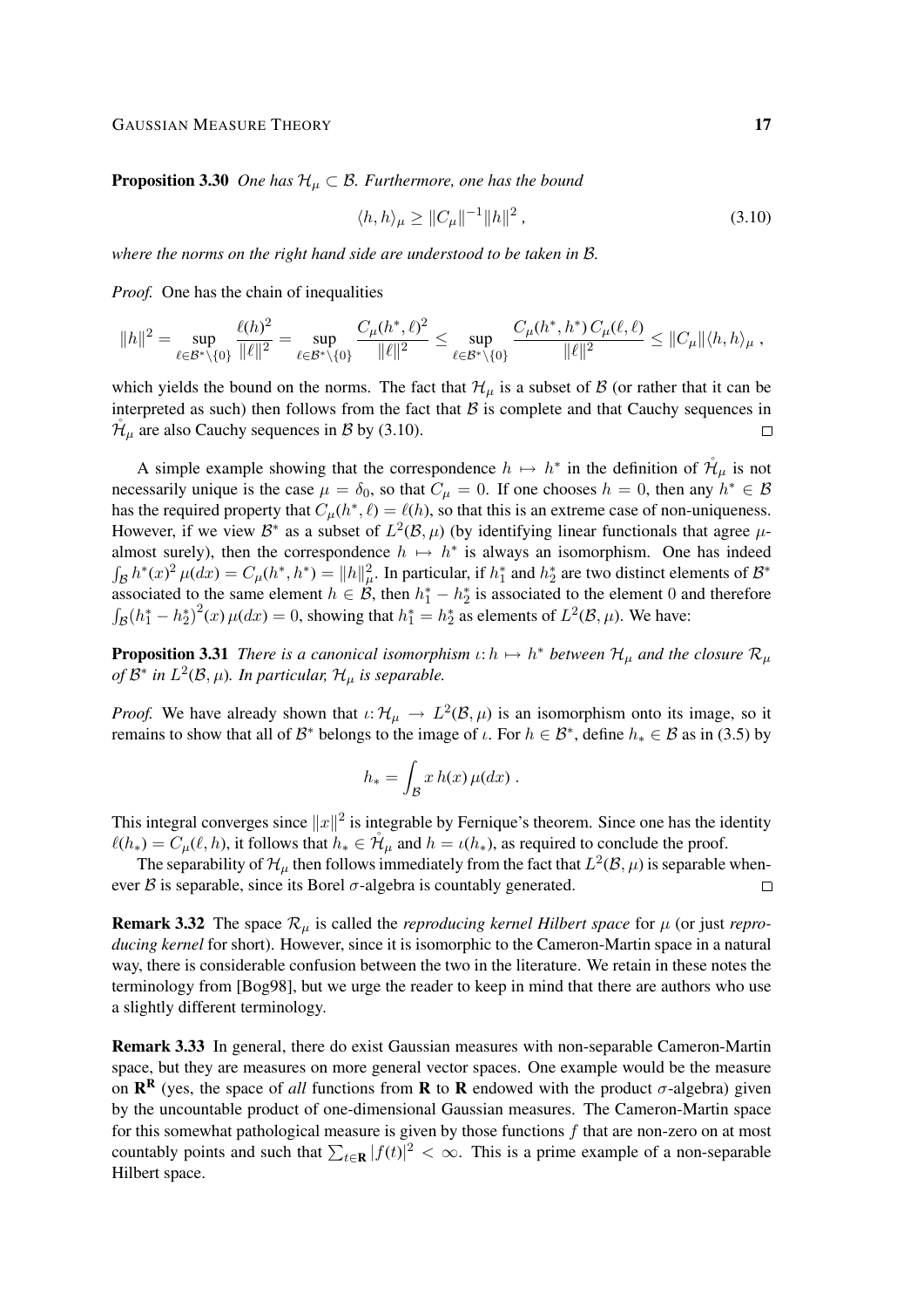**Proposition 3.30** *One has $\mathcal{H}_\mu \subset \mathcal{B}$. Furthermore, one has the bound*

$$\langle h, h\rangle_\mu \geq \|C_\mu\|^{-1}\|h\|^2\;, \tag{3.10}$$

*where the norms on the right hand side are understood to be taken in $\mathcal{B}$.*

*Proof.* One has the chain of inequalities

$$\|h\|^2 = \sup_{\ell\in\mathcal{B}^*\setminus\{0\}} \frac{\ell(h)^2}{\|\ell\|^2} = \sup_{\ell\in\mathcal{B}^*\setminus\{0\}} \frac{C_\mu(h^*,\ell)^2}{\|\ell\|^2} \leq \sup_{\ell\in\mathcal{B}^*\setminus\{0\}} \frac{C_\mu(h^*,h^*)\,C_\mu(\ell,\ell)}{\|\ell\|^2} \leq \|C_\mu\|\langle h,h\rangle_\mu\;,$$

which yields the bound on the norms. The fact that $\mathcal{H}_\mu$ is a subset of $\mathcal{B}$ (or rather that it can be interpreted as such) then follows from the fact that $\mathcal{B}$ is complete and that Cauchy sequences in $\mathring{\mathcal{H}}_\mu$ are also Cauchy sequences in $\mathcal{B}$ by (3.10). □

A simple example showing that the correspondence $h \mapsto h^*$ in the definition of $\mathring{\mathcal{H}}_\mu$ is not necessarily unique is the case $\mu = \delta_0$, so that $C_\mu = 0$. If one chooses $h = 0$, then any $h^* \in \mathcal{B}$ has the required property that $C_\mu(h^*, \ell) = \ell(h)$, so that this is an extreme case of non-uniqueness. However, if we view $\mathcal{B}^*$ as a subset of $L^2(\mathcal{B}, \mu)$ (by identifying linear functionals that agree $\mu$-almost surely), then the correspondence $h \mapsto h^*$ is always an isomorphism. One has indeed $\int_\mathcal{B} h^*(x)^2\,\mu(dx) = C_\mu(h^*, h^*) = \|h\|_\mu^2$. In particular, if $h_1^*$ and $h_2^*$ are two distinct elements of $\mathcal{B}^*$ associated to the same element $h \in \mathcal{B}$, then $h_1^* - h_2^*$ is associated to the element 0 and therefore $\int_\mathcal{B}(h_1^* - h_2^*)^2(x)\,\mu(dx) = 0$, showing that $h_1^* = h_2^*$ as elements of $L^2(\mathcal{B}, \mu)$. We have:

**Proposition 3.31** *There is a canonical isomorphism $\iota\colon h \mapsto h^*$ between $\mathcal{H}_\mu$ and the closure $\mathcal{R}_\mu$ of $\mathcal{B}^*$ in $L^2(\mathcal{B}, \mu)$. In particular, $\mathcal{H}_\mu$ is separable.*

*Proof.* We have already shown that $\iota\colon \mathcal{H}_\mu \to L^2(\mathcal{B}, \mu)$ is an isomorphism onto its image, so it remains to show that all of $\mathcal{B}^*$ belongs to the image of $\iota$. For $h \in \mathcal{B}^*$, define $h_* \in \mathcal{B}$ as in (3.5) by

$$h_* = \int_\mathcal{B} x\, h(x)\,\mu(dx)\;.$$

This integral converges since $\|x\|^2$ is integrable by Fernique's theorem. Since one has the identity $\ell(h_*) = C_\mu(\ell, h)$, it follows that $h_* \in \mathring{\mathcal{H}}_\mu$ and $h = \iota(h_*)$, as required to conclude the proof.

The separability of $\mathcal{H}_\mu$ then follows immediately from the fact that $L^2(\mathcal{B}, \mu)$ is separable whenever $\mathcal{B}$ is separable, since its Borel $\sigma$-algebra is countably generated. □

**Remark 3.32** The space $\mathcal{R}_\mu$ is called the *reproducing kernel Hilbert space* for $\mu$ (or just *reproducing kernel* for short). However, since it is isomorphic to the Cameron-Martin space in a natural way, there is considerable confusion between the two in the literature. We retain in these notes the terminology from [Bog98], but we urge the reader to keep in mind that there are authors who use a slightly different terminology.

**Remark 3.33** In general, there do exist Gaussian measures with non-separable Cameron-Martin space, but they are measures on more general vector spaces. One example would be the measure on $\mathbf{R}^\mathbf{R}$ (yes, the space of *all* functions from $\mathbf{R}$ to $\mathbf{R}$ endowed with the product $\sigma$-algebra) given by the uncountable product of one-dimensional Gaussian measures. The Cameron-Martin space for this somewhat pathological measure is given by those functions $f$ that are non-zero on at most countably points and such that $\sum_{t\in\mathbf{R}} |f(t)|^2 < \infty$. This is a prime example of a non-separable Hilbert space.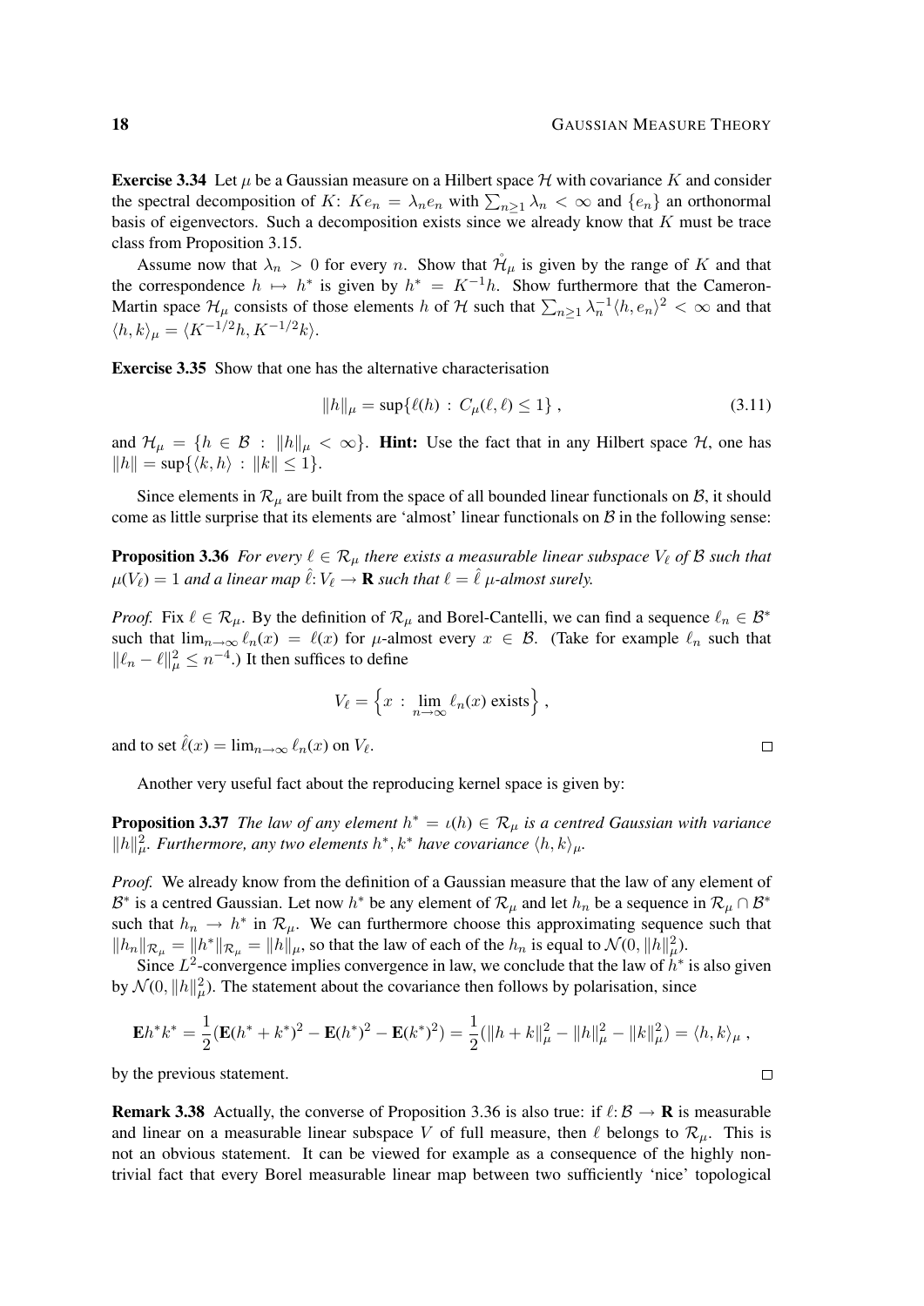**Exercise 3.34** Let $\mu$ be a Gaussian measure on a Hilbert space $\mathcal{H}$ with covariance $K$ and consider the spectral decomposition of $K$: $Ke_n = \lambda_n e_n$ with $\sum_{n\geq 1} \lambda_n < \infty$ and $\{e_n\}$ an orthonormal basis of eigenvectors. Such a decomposition exists since we already know that $K$ must be trace class from Proposition 3.15.

Assume now that $\lambda_n > 0$ for every $n$. Show that $\mathring{\mathcal{H}}_\mu$ is given by the range of $K$ and that the correspondence $h \mapsto h^*$ is given by $h^* = K^{-1}h$. Show furthermore that the Cameron-Martin space $\mathcal{H}_\mu$ consists of those elements $h$ of $\mathcal{H}$ such that $\sum_{n\geq 1} \lambda_n^{-1}\langle h, e_n\rangle^2 < \infty$ and that $\langle h, k\rangle_\mu = \langle K^{-1/2}h, K^{-1/2}k\rangle$.

**Exercise 3.35** Show that one has the alternative characterisation

$$\|h\|_\mu = \sup\{\ell(h) \,:\, C_\mu(\ell,\ell) \leq 1\}\;, \tag{3.11}$$

and $\mathcal{H}_\mu = \{h \in \mathcal{B} \,:\, \|h\|_\mu < \infty\}$. **Hint:** Use the fact that in any Hilbert space $\mathcal{H}$, one has $\|h\| = \sup\{\langle k, h\rangle \,:\, \|k\| \leq 1\}$.

Since elements in $\mathcal{R}_\mu$ are built from the space of all bounded linear functionals on $\mathcal{B}$, it should come as little surprise that its elements are 'almost' linear functionals on $\mathcal{B}$ in the following sense:

**Proposition 3.36** *For every $\ell \in \mathcal{R}_\mu$ there exists a measurable linear subspace $V_\ell$ of $\mathcal{B}$ such that $\mu(V_\ell) = 1$ and a linear map $\hat{\ell}\colon V_\ell \to \mathbf{R}$ such that $\ell = \hat{\ell}$ $\mu$-almost surely.*

*Proof.* Fix $\ell \in \mathcal{R}_\mu$. By the definition of $\mathcal{R}_\mu$ and Borel-Cantelli, we can find a sequence $\ell_n \in \mathcal{B}^*$ such that $\lim_{n\to\infty} \ell_n(x) = \ell(x)$ for $\mu$-almost every $x \in \mathcal{B}$. (Take for example $\ell_n$ such that $\|\ell_n - \ell\|_\mu^2 \leq n^{-4}$.) It then suffices to define

$$V_\ell = \Big\{x \,:\, \lim_{n\to\infty} \ell_n(x) \text{ exists}\Big\}\;,$$

and to set $\hat{\ell}(x) = \lim_{n\to\infty} \ell_n(x)$ on $V_\ell$. $\square$

Another very useful fact about the reproducing kernel space is given by:

**Proposition 3.37** *The law of any element $h^* = \iota(h) \in \mathcal{R}_\mu$ is a centred Gaussian with variance $\|h\|_\mu^2$. Furthermore, any two elements $h^*, k^*$ have covariance $\langle h, k\rangle_\mu$.*

*Proof.* We already know from the definition of a Gaussian measure that the law of any element of $\mathcal{B}^*$ is a centred Gaussian. Let now $h^*$ be any element of $\mathcal{R}_\mu$ and let $h_n$ be a sequence in $\mathcal{R}_\mu \cap \mathcal{B}^*$ such that $h_n \to h^*$ in $\mathcal{R}_\mu$. We can furthermore choose this approximating sequence such that $\|h_n\|_{\mathcal{R}_\mu} = \|h^*\|_{\mathcal{R}_\mu} = \|h\|_\mu$, so that the law of each of the $h_n$ is equal to $\mathcal{N}(0, \|h\|_\mu^2)$.

Since $L^2$-convergence implies convergence in law, we conclude that the law of $h^*$ is also given by $\mathcal{N}(0, \|h\|_\mu^2)$. The statement about the covariance then follows by polarisation, since

$$\mathbf{E}h^*k^* = \frac{1}{2}(\mathbf{E}(h^* + k^*)^2 - \mathbf{E}(h^*)^2 - \mathbf{E}(k^*)^2) = \frac{1}{2}(\|h+k\|_\mu^2 - \|h\|_\mu^2 - \|k\|_\mu^2) = \langle h, k\rangle_\mu\;,$$

by the previous statement. $\square$

**Remark 3.38** Actually, the converse of Proposition 3.36 is also true: if $\ell\colon \mathcal{B} \to \mathbf{R}$ is measurable and linear on a measurable linear subspace $V$ of full measure, then $\ell$ belongs to $\mathcal{R}_\mu$. This is not an obvious statement. It can be viewed for example as a consequence of the highly non-trivial fact that every Borel measurable linear map between two sufficiently 'nice' topological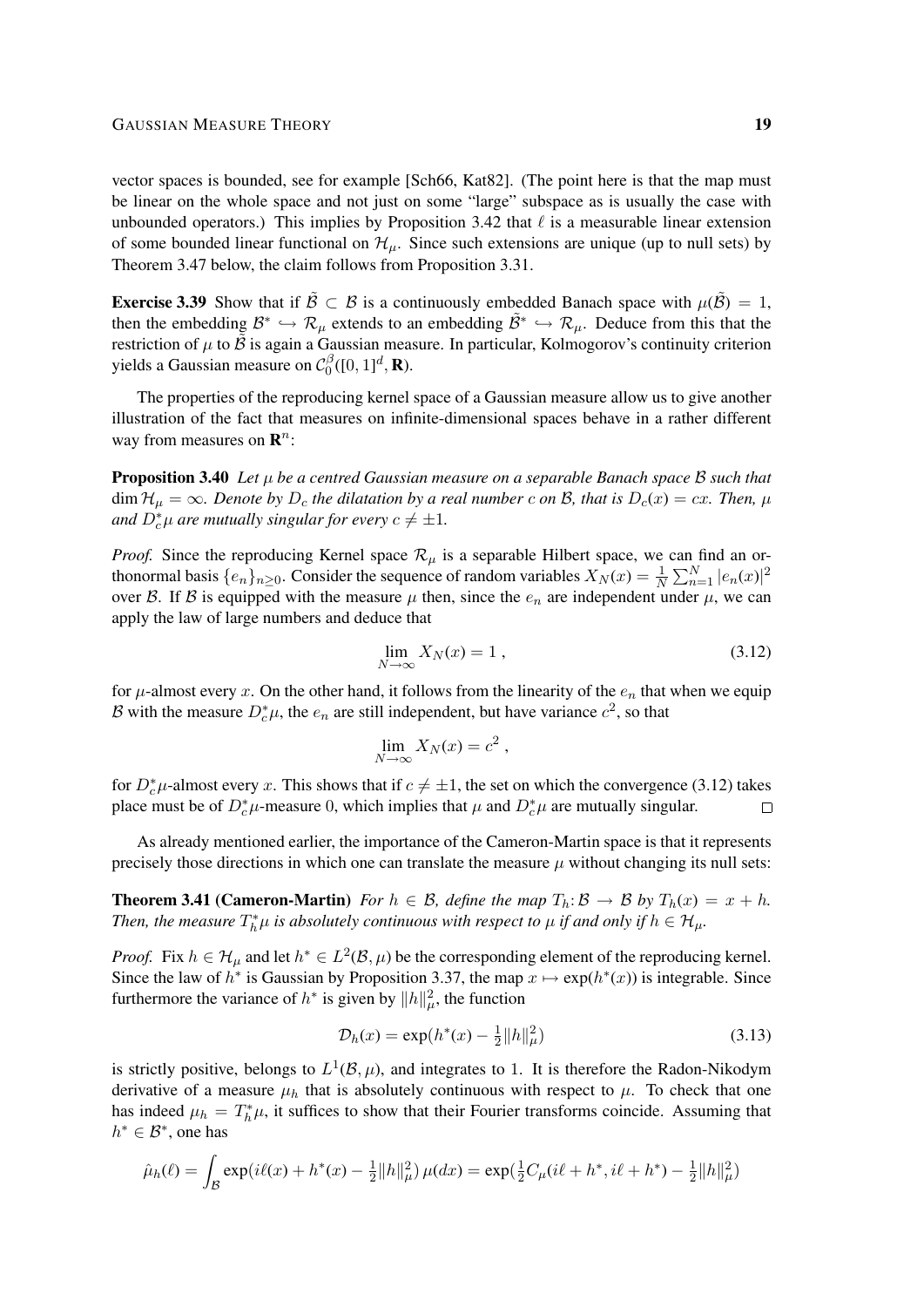vector spaces is bounded, see for example [Sch66, Kat82]. (The point here is that the map must be linear on the whole space and not just on some "large" subspace as is usually the case with unbounded operators.) This implies by Proposition 3.42 that $\ell$ is a measurable linear extension of some bounded linear functional on $\mathcal{H}_\mu$. Since such extensions are unique (up to null sets) by Theorem 3.47 below, the claim follows from Proposition 3.31.

**Exercise 3.39** Show that if $\tilde{\mathcal{B}} \subset \mathcal{B}$ is a continuously embedded Banach space with $\mu(\tilde{\mathcal{B}}) = 1$, then the embedding $\mathcal{B}^* \hookrightarrow \mathcal{R}_\mu$ extends to an embedding $\tilde{\mathcal{B}}^* \hookrightarrow \mathcal{R}_\mu$. Deduce from this that the restriction of $\mu$ to $\tilde{\mathcal{B}}$ is again a Gaussian measure. In particular, Kolmogorov's continuity criterion yields a Gaussian measure on $\mathcal{C}_0^\beta([0,1]^d, \mathbf{R})$.

The properties of the reproducing kernel space of a Gaussian measure allow us to give another illustration of the fact that measures on infinite-dimensional spaces behave in a rather different way from measures on $\mathbf{R}^n$:

**Proposition 3.40** *Let $\mu$ be a centred Gaussian measure on a separable Banach space $\mathcal{B}$ such that $\dim \mathcal{H}_\mu = \infty$. Denote by $D_c$ the dilatation by a real number $c$ on $\mathcal{B}$, that is $D_c(x) = cx$. Then, $\mu$ and $D_c^*\mu$ are mutually singular for every $c \neq \pm 1$.*

*Proof.* Since the reproducing Kernel space $\mathcal{R}_\mu$ is a separable Hilbert space, we can find an orthonormal basis $\{e_n\}_{n\geq 0}$. Consider the sequence of random variables $X_N(x) = \frac{1}{N}\sum_{n=1}^N |e_n(x)|^2$ over $\mathcal{B}$. If $\mathcal{B}$ is equipped with the measure $\mu$ then, since the $e_n$ are independent under $\mu$, we can apply the law of large numbers and deduce that

$$\lim_{N\to\infty} X_N(x) = 1\;, \tag{3.12}$$

for $\mu$-almost every $x$. On the other hand, it follows from the linearity of the $e_n$ that when we equip $\mathcal{B}$ with the measure $D_c^*\mu$, the $e_n$ are still independent, but have variance $c^2$, so that

$$\lim_{N\to\infty} X_N(x) = c^2\;,$$

for $D_c^*\mu$-almost every $x$. This shows that if $c \neq \pm 1$, the set on which the convergence (3.12) takes place must be of $D_c^*\mu$-measure 0, which implies that $\mu$ and $D_c^*\mu$ are mutually singular. □

As already mentioned earlier, the importance of the Cameron-Martin space is that it represents precisely those directions in which one can translate the measure $\mu$ without changing its null sets:

**Theorem 3.41 (Cameron-Martin)** *For $h \in \mathcal{B}$, define the map $T_h\colon \mathcal{B} \to \mathcal{B}$ by $T_h(x) = x + h$. Then, the measure $T_h^*\mu$ is absolutely continuous with respect to $\mu$ if and only if $h \in \mathcal{H}_\mu$.*

*Proof.* Fix $h \in \mathcal{H}_\mu$ and let $h^* \in L^2(\mathcal{B}, \mu)$ be the corresponding element of the reproducing kernel. Since the law of $h^*$ is Gaussian by Proposition 3.37, the map $x \mapsto \exp(h^*(x))$ is integrable. Since furthermore the variance of $h^*$ is given by $\|h\|_\mu^2$, the function

$$\mathcal{D}_h(x) = \exp(h^*(x) - \tfrac{1}{2}\|h\|_\mu^2) \tag{3.13}$$

is strictly positive, belongs to $L^1(\mathcal{B}, \mu)$, and integrates to 1. It is therefore the Radon-Nikodym derivative of a measure $\mu_h$ that is absolutely continuous with respect to $\mu$. To check that one has indeed $\mu_h = T_h^*\mu$, it suffices to show that their Fourier transforms coincide. Assuming that $h^* \in \mathcal{B}^*$, one has

$$\hat{\mu}_h(\ell) = \int_{\mathcal{B}} \exp(i\ell(x) + h^*(x) - \tfrac{1}{2}\|h\|_\mu^2)\,\mu(dx) = \exp(\tfrac{1}{2}C_\mu(i\ell + h^*, i\ell + h^*) - \tfrac{1}{2}\|h\|_\mu^2)$$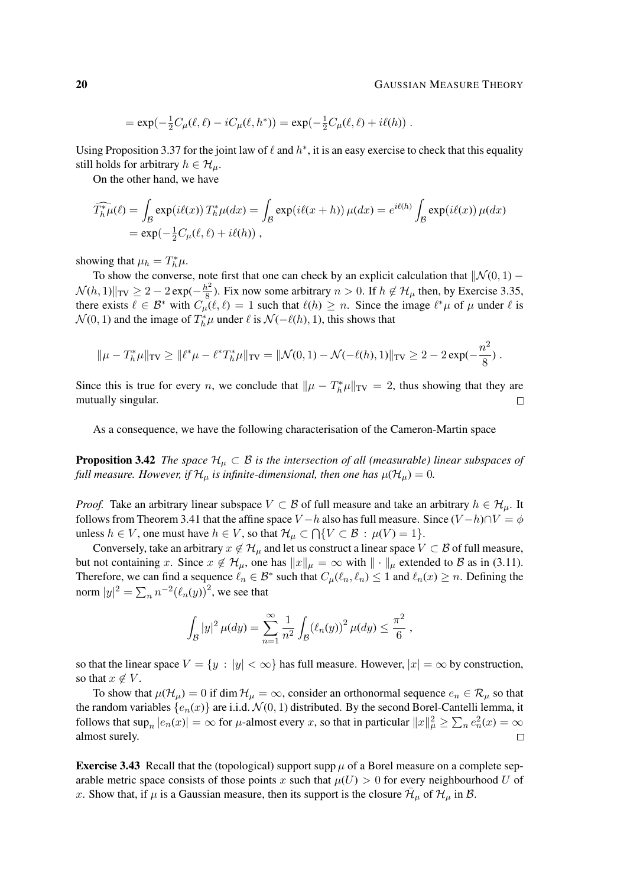$$= \exp(-\tfrac{1}{2}C_\mu(\ell,\ell) - iC_\mu(\ell,h^*)) = \exp(-\tfrac{1}{2}C_\mu(\ell,\ell) + i\ell(h)) \;.$$

Using Proposition 3.37 for the joint law of $\ell$ and $h^*$, it is an easy exercise to check that this equality still holds for arbitrary $h \in \mathcal{H}_\mu$.

On the other hand, we have

$$\begin{aligned}\widehat{T_h^*\mu}(\ell) &= \int_{\mathcal{B}} \exp(i\ell(x))\, T_h^*\mu(dx) = \int_{\mathcal{B}} \exp(i\ell(x+h))\,\mu(dx) = e^{i\ell(h)}\int_{\mathcal{B}} \exp(i\ell(x))\,\mu(dx)\\ &= \exp(-\tfrac{1}{2}C_\mu(\ell,\ell) + i\ell(h)) \;,\end{aligned}$$

showing that $\mu_h = T_h^*\mu$.

To show the converse, note first that one can check by an explicit calculation that $\|\mathcal{N}(0,1) - \mathcal{N}(h,1)\|_{\mathrm{TV}} \geq 2 - 2\exp(-\frac{h^2}{8})$. Fix now some arbitrary $n > 0$. If $h \notin \mathcal{H}_\mu$ then, by Exercise 3.35, there exists $\ell \in \mathcal{B}^*$ with $C_\mu(\ell,\ell) = 1$ such that $\ell(h) \geq n$. Since the image $\ell^*\mu$ of $\mu$ under $\ell$ is $\mathcal{N}(0,1)$ and the image of $T_h^*\mu$ under $\ell$ is $\mathcal{N}(-\ell(h),1)$, this shows that

$$\|\mu - T_h^*\mu\|_{\mathrm{TV}} \geq \|\ell^*\mu - \ell^*T_h^*\mu\|_{\mathrm{TV}} = \|\mathcal{N}(0,1) - \mathcal{N}(-\ell(h),1)\|_{\mathrm{TV}} \geq 2 - 2\exp(-\frac{n^2}{8}) \;.$$

Since this is true for every $n$, we conclude that $\|\mu - T_h^*\mu\|_{\mathrm{TV}} = 2$, thus showing that they are mutually singular. $\square$

As a consequence, we have the following characterisation of the Cameron-Martin space

**Proposition 3.42** *The space $\mathcal{H}_\mu \subset \mathcal{B}$ is the intersection of all (measurable) linear subspaces of full measure. However, if $\mathcal{H}_\mu$ is infinite-dimensional, then one has $\mu(\mathcal{H}_\mu) = 0$.*

*Proof.* Take an arbitrary linear subspace $V \subset \mathcal{B}$ of full measure and take an arbitrary $h \in \mathcal{H}_\mu$. It follows from Theorem 3.41 that the affine space $V - h$ also has full measure. Since $(V-h)\cap V = \phi$ unless $h \in V$, one must have $h \in V$, so that $\mathcal{H}_\mu \subset \bigcap\{V \subset \mathcal{B} \,:\, \mu(V) = 1\}$.

Conversely, take an arbitrary $x \notin \mathcal{H}_\mu$ and let us construct a linear space $V \subset \mathcal{B}$ of full measure, but not containing $x$. Since $x \notin \mathcal{H}_\mu$, one has $\|x\|_\mu = \infty$ with $\|\cdot\|_\mu$ extended to $\mathcal{B}$ as in (3.11). Therefore, we can find a sequence $\ell_n \in \mathcal{B}^*$ such that $C_\mu(\ell_n,\ell_n) \leq 1$ and $\ell_n(x) \geq n$. Defining the norm $|y|^2 = \sum_n n^{-2}(\ell_n(y))^2$, we see that

$$\int_{\mathcal{B}} |y|^2\,\mu(dy) = \sum_{n=1}^\infty \frac{1}{n^2}\int_{\mathcal{B}} (\ell_n(y))^2\,\mu(dy) \leq \frac{\pi^2}{6} \;,$$

so that the linear space $V = \{y \,:\, |y| < \infty\}$ has full measure. However, $|x| = \infty$ by construction, so that $x \notin V$.

To show that $\mu(\mathcal{H}_\mu) = 0$ if $\dim \mathcal{H}_\mu = \infty$, consider an orthonormal sequence $e_n \in \mathcal{R}_\mu$ so that the random variables $\{e_n(x)\}$ are i.i.d. $\mathcal{N}(0,1)$ distributed. By the second Borel-Cantelli lemma, it follows that $\sup_n |e_n(x)| = \infty$ for $\mu$-almost every $x$, so that in particular $\|x\|_\mu^2 \geq \sum_n e_n^2(x) = \infty$ almost surely. $\square$

**Exercise 3.43** Recall that the (topological) support $\operatorname{supp}\mu$ of a Borel measure on a complete separable metric space consists of those points $x$ such that $\mu(U) > 0$ for every neighbourhood $U$ of $x$. Show that, if $\mu$ is a Gaussian measure, then its support is the closure $\bar{\mathcal{H}}_\mu$ of $\mathcal{H}_\mu$ in $\mathcal{B}$.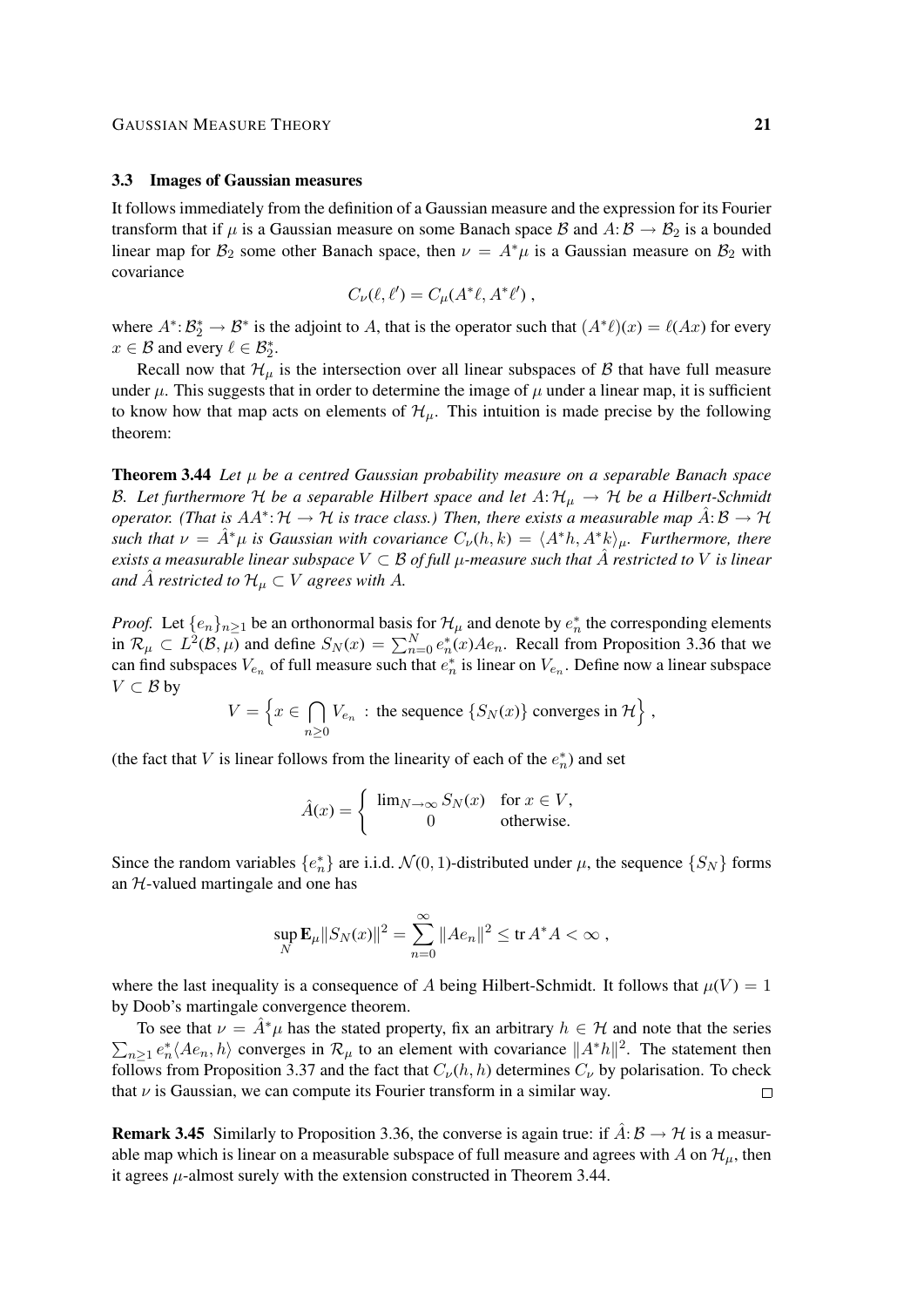### 3.3 Images of Gaussian measures

It follows immediately from the definition of a Gaussian measure and the expression for its Fourier transform that if $\mu$ is a Gaussian measure on some Banach space $\mathcal{B}$ and $A\colon \mathcal{B} \to \mathcal{B}_2$ is a bounded linear map for $\mathcal{B}_2$ some other Banach space, then $\nu = A^*\mu$ is a Gaussian measure on $\mathcal{B}_2$ with covariance

$$C_\nu(\ell, \ell') = C_\mu(A^*\ell, A^*\ell') ,$$

where $A^*\colon \mathcal{B}_2^* \to \mathcal{B}^*$ is the adjoint to $A$, that is the operator such that $(A^*\ell)(x) = \ell(Ax)$ for every $x \in \mathcal{B}$ and every $\ell \in \mathcal{B}_2^*$.

Recall now that $\mathcal{H}_\mu$ is the intersection over all linear subspaces of $\mathcal{B}$ that have full measure under $\mu$. This suggests that in order to determine the image of $\mu$ under a linear map, it is sufficient to know how that map acts on elements of $\mathcal{H}_\mu$. This intuition is made precise by the following theorem:

**Theorem 3.44** *Let $\mu$ be a centred Gaussian probability measure on a separable Banach space $\mathcal{B}$. Let furthermore $\mathcal{H}$ be a separable Hilbert space and let $A\colon \mathcal{H}_\mu \to \mathcal{H}$ be a Hilbert-Schmidt operator. (That is $AA^*\colon \mathcal{H} \to \mathcal{H}$ is trace class.) Then, there exists a measurable map $\hat{A}\colon \mathcal{B} \to \mathcal{H}$ such that $\nu = \hat{A}^*\mu$ is Gaussian with covariance $C_\nu(h, k) = \langle A^*h, A^*k\rangle_\mu$. Furthermore, there exists a measurable linear subspace $V \subset \mathcal{B}$ of full $\mu$-measure such that $\hat{A}$ restricted to $V$ is linear and $\hat{A}$ restricted to $\mathcal{H}_\mu \subset V$ agrees with $A$.*

*Proof.* Let $\{e_n\}_{n\geq 1}$ be an orthonormal basis for $\mathcal{H}_\mu$ and denote by $e_n^*$ the corresponding elements in $\mathcal{R}_\mu \subset L^2(\mathcal{B}, \mu)$ and define $S_N(x) = \sum_{n=0}^N e_n^*(x) A e_n$. Recall from Proposition 3.36 that we can find subspaces $V_{e_n}$ of full measure such that $e_n^*$ is linear on $V_{e_n}$. Define now a linear subspace $V \subset \mathcal{B}$ by

$$V = \Big\{ x \in \bigcap_{n\geq 0} V_{e_n} \;:\; \text{the sequence } \{S_N(x)\} \text{ converges in } \mathcal{H} \Big\} ,$$

(the fact that $V$ is linear follows from the linearity of each of the $e_n^*$) and set

$$\hat{A}(x) = \begin{cases} \lim_{N\to\infty} S_N(x) & \text{for } x \in V, \\ 0 & \text{otherwise.} \end{cases}$$

Since the random variables $\{e_n^*\}$ are i.i.d. $\mathcal{N}(0,1)$-distributed under $\mu$, the sequence $\{S_N\}$ forms an $\mathcal{H}$-valued martingale and one has

$$\sup_N \mathbf{E}_\mu \|S_N(x)\|^2 = \sum_{n=0}^\infty \|A e_n\|^2 \leq \operatorname{tr} A^*A < \infty ,$$

where the last inequality is a consequence of $A$ being Hilbert-Schmidt. It follows that $\mu(V) = 1$ by Doob's martingale convergence theorem.

To see that $\nu = \hat{A}^*\mu$ has the stated property, fix an arbitrary $h \in \mathcal{H}$ and note that the series $\sum_{n\geq 1} e_n^* \langle A e_n, h\rangle$ converges in $\mathcal{R}_\mu$ to an element with covariance $\|A^*h\|^2$. The statement then follows from Proposition 3.37 and the fact that $C_\nu(h,h)$ determines $C_\nu$ by polarisation. To check that $\nu$ is Gaussian, we can compute its Fourier transform in a similar way. $\square$

**Remark 3.45** Similarly to Proposition 3.36, the converse is again true: if $\hat{A}\colon \mathcal{B} \to \mathcal{H}$ is a measurable map which is linear on a measurable subspace of full measure and agrees with $A$ on $\mathcal{H}_\mu$, then it agrees $\mu$-almost surely with the extension constructed in Theorem 3.44.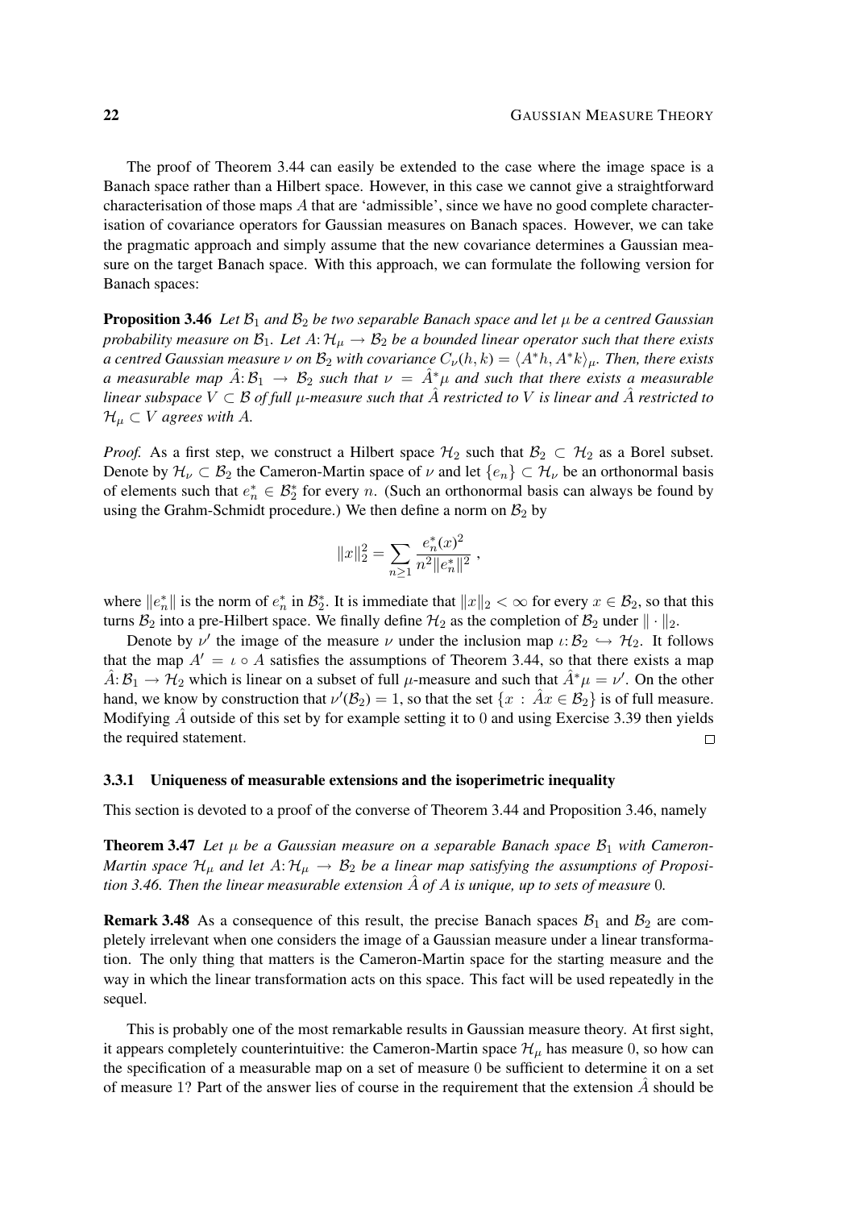The proof of Theorem 3.44 can easily be extended to the case where the image space is a Banach space rather than a Hilbert space. However, in this case we cannot give a straightforward characterisation of those maps $A$ that are 'admissible', since we have no good complete characterisation of covariance operators for Gaussian measures on Banach spaces. However, we can take the pragmatic approach and simply assume that the new covariance determines a Gaussian measure on the target Banach space. With this approach, we can formulate the following version for Banach spaces:

**Proposition 3.46** *Let $\mathcal{B}_1$ and $\mathcal{B}_2$ be two separable Banach space and let $\mu$ be a centred Gaussian probability measure on $\mathcal{B}_1$. Let $A\colon \mathcal{H}_\mu \to \mathcal{B}_2$ be a bounded linear operator such that there exists a centred Gaussian measure $\nu$ on $\mathcal{B}_2$ with covariance $C_\nu(h,k) = \langle A^* h, A^* k\rangle_\mu$. Then, there exists a measurable map $\hat{A}\colon \mathcal{B}_1 \to \mathcal{B}_2$ such that $\nu = \hat{A}^*\mu$ and such that there exists a measurable linear subspace $V \subset \mathcal{B}$ of full $\mu$-measure such that $\hat{A}$ restricted to $V$ is linear and $\hat{A}$ restricted to $\mathcal{H}_\mu \subset V$ agrees with $A$.*

*Proof.* As a first step, we construct a Hilbert space $\mathcal{H}_2$ such that $\mathcal{B}_2 \subset \mathcal{H}_2$ as a Borel subset. Denote by $\mathcal{H}_\nu \subset \mathcal{B}_2$ the Cameron-Martin space of $\nu$ and let $\{e_n\} \subset \mathcal{H}_\nu$ be an orthonormal basis of elements such that $e_n^* \in \mathcal{B}_2^*$ for every $n$. (Such an orthonormal basis can always be found by using the Grahm-Schmidt procedure.) We then define a norm on $\mathcal{B}_2$ by

$$\|x\|_2^2 = \sum_{n\geq 1} \frac{e_n^*(x)^2}{n^2 \|e_n^*\|^2} \;,$$

where $\|e_n^*\|$ is the norm of $e_n^*$ in $\mathcal{B}_2^*$. It is immediate that $\|x\|_2 < \infty$ for every $x \in \mathcal{B}_2$, so that this turns $\mathcal{B}_2$ into a pre-Hilbert space. We finally define $\mathcal{H}_2$ as the completion of $\mathcal{B}_2$ under $\|\cdot\|_2$.

Denote by $\nu'$ the image of the measure $\nu$ under the inclusion map $\iota\colon \mathcal{B}_2 \hookrightarrow \mathcal{H}_2$. It follows that the map $A' = \iota \circ A$ satisfies the assumptions of Theorem 3.44, so that there exists a map $\hat{A}\colon \mathcal{B}_1 \to \mathcal{H}_2$ which is linear on a subset of full $\mu$-measure and such that $\hat{A}^*\mu = \nu'$. On the other hand, we know by construction that $\nu'(\mathcal{B}_2) = 1$, so that the set $\{x \,:\, \hat{A}x \in \mathcal{B}_2\}$ is of full measure. Modifying $\hat{A}$ outside of this set by for example setting it to $0$ and using Exercise 3.39 then yields the required statement. □

### 3.3.1 Uniqueness of measurable extensions and the isoperimetric inequality

This section is devoted to a proof of the converse of Theorem 3.44 and Proposition 3.46, namely

**Theorem 3.47** *Let $\mu$ be a Gaussian measure on a separable Banach space $\mathcal{B}_1$ with Cameron-Martin space $\mathcal{H}_\mu$ and let $A\colon \mathcal{H}_\mu \to \mathcal{B}_2$ be a linear map satisfying the assumptions of Proposition 3.46. Then the linear measurable extension $\hat{A}$ of $A$ is unique, up to sets of measure $0$.*

**Remark 3.48** As a consequence of this result, the precise Banach spaces $\mathcal{B}_1$ and $\mathcal{B}_2$ are completely irrelevant when one considers the image of a Gaussian measure under a linear transformation. The only thing that matters is the Cameron-Martin space for the starting measure and the way in which the linear transformation acts on this space. This fact will be used repeatedly in the sequel.

This is probably one of the most remarkable results in Gaussian measure theory. At first sight, it appears completely counterintuitive: the Cameron-Martin space $\mathcal{H}_\mu$ has measure $0$, so how can the specification of a measurable map on a set of measure $0$ be sufficient to determine it on a set of measure $1$? Part of the answer lies of course in the requirement that the extension $\hat{A}$ should be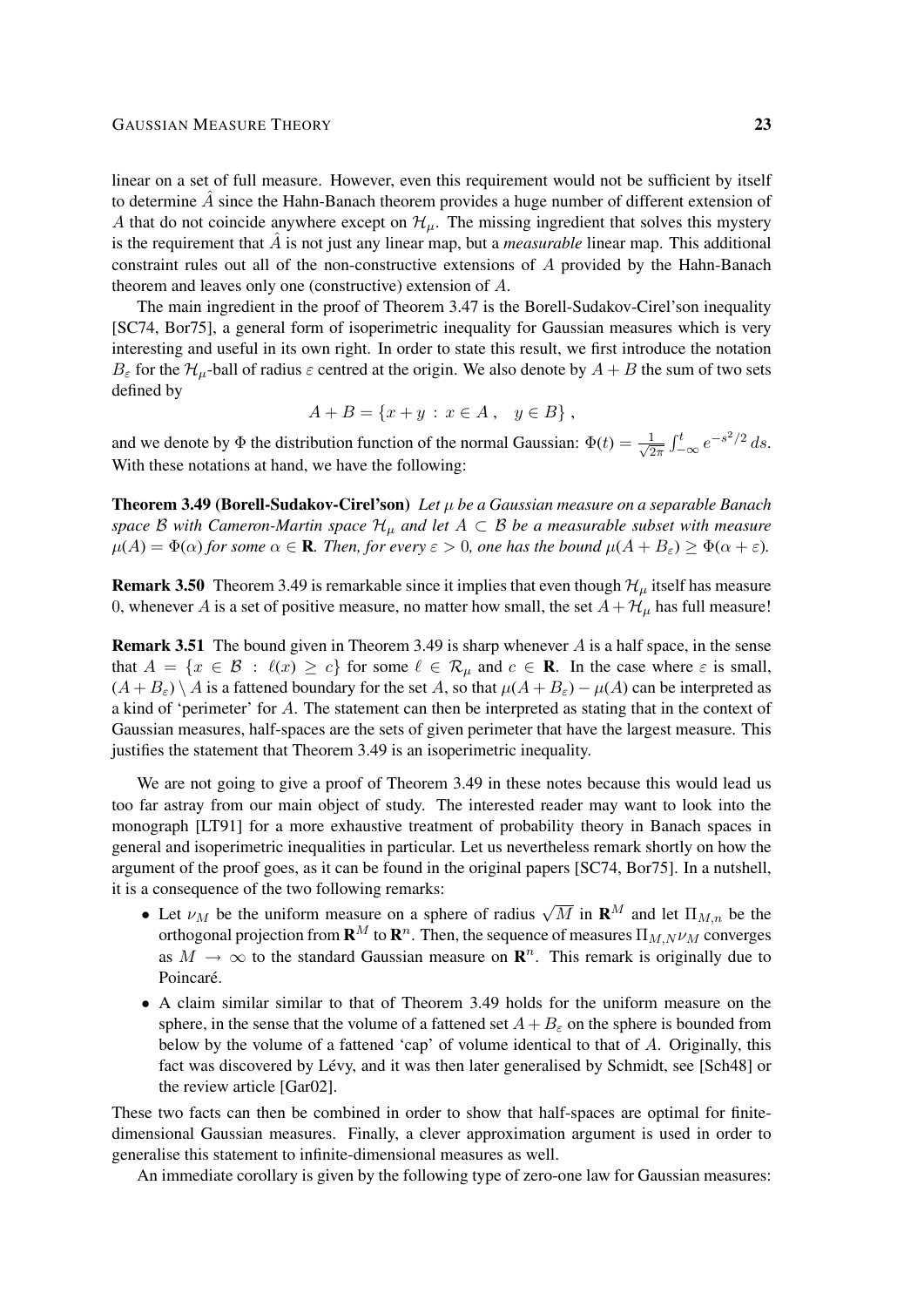linear on a set of full measure. However, even this requirement would not be sufficient by itself to determine $\hat{A}$ since the Hahn-Banach theorem provides a huge number of different extension of $A$ that do not coincide anywhere except on $\mathcal{H}_\mu$. The missing ingredient that solves this mystery is the requirement that $\hat{A}$ is not just any linear map, but a *measurable* linear map. This additional constraint rules out all of the non-constructive extensions of $A$ provided by the Hahn-Banach theorem and leaves only one (constructive) extension of $A$.

The main ingredient in the proof of Theorem 3.47 is the Borell-Sudakov-Cirel'son inequality [SC74, Bor75], a general form of isoperimetric inequality for Gaussian measures which is very interesting and useful in its own right. In order to state this result, we first introduce the notation $B_\varepsilon$ for the $\mathcal{H}_\mu$-ball of radius $\varepsilon$ centred at the origin. We also denote by $A + B$ the sum of two sets defined by

$$A + B = \{x + y \,:\, x \in A\,, \quad y \in B\}\,,$$

and we denote by $\Phi$ the distribution function of the normal Gaussian: $\Phi(t) = \frac{1}{\sqrt{2\pi}} \int_{-\infty}^t e^{-s^2/2}\, ds$. With these notations at hand, we have the following:

**Theorem 3.49 (Borell-Sudakov-Cirel'son)** *Let $\mu$ be a Gaussian measure on a separable Banach space $\mathcal{B}$ with Cameron-Martin space $\mathcal{H}_\mu$ and let $A \subset \mathcal{B}$ be a measurable subset with measure $\mu(A) = \Phi(\alpha)$ for some $\alpha \in \mathbf{R}$. Then, for every $\varepsilon > 0$, one has the bound $\mu(A + B_\varepsilon) \geq \Phi(\alpha + \varepsilon)$.*

**Remark 3.50** Theorem 3.49 is remarkable since it implies that even though $\mathcal{H}_\mu$ itself has measure 0, whenever $A$ is a set of positive measure, no matter how small, the set $A + \mathcal{H}_\mu$ has full measure!

**Remark 3.51** The bound given in Theorem 3.49 is sharp whenever $A$ is a half space, in the sense that $A = \{x \in \mathcal{B} \,:\, \ell(x) \geq c\}$ for some $\ell \in \mathcal{R}_\mu$ and $c \in \mathbf{R}$. In the case where $\varepsilon$ is small, $(A + B_\varepsilon) \setminus A$ is a fattened boundary for the set $A$, so that $\mu(A + B_\varepsilon) - \mu(A)$ can be interpreted as a kind of 'perimeter' for $A$. The statement can then be interpreted as stating that in the context of Gaussian measures, half-spaces are the sets of given perimeter that have the largest measure. This justifies the statement that Theorem 3.49 is an isoperimetric inequality.

We are not going to give a proof of Theorem 3.49 in these notes because this would lead us too far astray from our main object of study. The interested reader may want to look into the monograph [LT91] for a more exhaustive treatment of probability theory in Banach spaces in general and isoperimetric inequalities in particular. Let us nevertheless remark shortly on how the argument of the proof goes, as it can be found in the original papers [SC74, Bor75]. In a nutshell, it is a consequence of the two following remarks:

- Let $\nu_M$ be the uniform measure on a sphere of radius $\sqrt{M}$ in $\mathbf{R}^M$ and let $\Pi_{M,n}$ be the orthogonal projection from $\mathbf{R}^M$ to $\mathbf{R}^n$. Then, the sequence of measures $\Pi_{M,N}\nu_M$ converges as $M \to \infty$ to the standard Gaussian measure on $\mathbf{R}^n$. This remark is originally due to Poincaré.
- A claim similar similar to that of Theorem 3.49 holds for the uniform measure on the sphere, in the sense that the volume of a fattened set $A + B_\varepsilon$ on the sphere is bounded from below by the volume of a fattened 'cap' of volume identical to that of $A$. Originally, this fact was discovered by Lévy, and it was then later generalised by Schmidt, see [Sch48] or the review article [Gar02].

These two facts can then be combined in order to show that half-spaces are optimal for finite-dimensional Gaussian measures. Finally, a clever approximation argument is used in order to generalise this statement to infinite-dimensional measures as well.

An immediate corollary is given by the following type of zero-one law for Gaussian measures: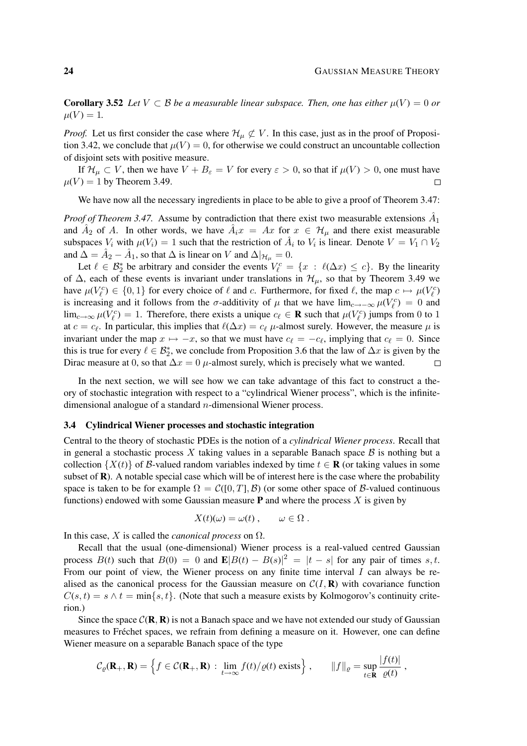**Corollary 3.52** *Let $V \subset \mathcal{B}$ be a measurable linear subspace. Then, one has either $\mu(V) = 0$ or $\mu(V) = 1$.*

*Proof.* Let us first consider the case where $\mathcal{H}_\mu \not\subset V$. In this case, just as in the proof of Proposition 3.42, we conclude that $\mu(V) = 0$, for otherwise we could construct an uncountable collection of disjoint sets with positive measure.

If $\mathcal{H}_\mu \subset V$, then we have $V + B_\varepsilon = V$ for every $\varepsilon > 0$, so that if $\mu(V) > 0$, one must have $\mu(V) = 1$ by Theorem 3.49. □

We have now all the necessary ingredients in place to be able to give a proof of Theorem 3.47:

*Proof of Theorem 3.47.* Assume by contradiction that there exist two measurable extensions $\hat{A}_1$ and $\hat{A}_2$ of $A$. In other words, we have $\hat{A}_i x = Ax$ for $x \in \mathcal{H}_\mu$ and there exist measurable subspaces $V_i$ with $\mu(V_i) = 1$ such that the restriction of $\hat{A}_i$ to $V_i$ is linear. Denote $V = V_1 \cap V_2$ and $\Delta = \hat{A}_2 - \hat{A}_1$, so that $\Delta$ is linear on $V$ and $\Delta|_{\mathcal{H}_\mu} = 0$.

Let $\ell \in \mathcal{B}_2^*$ be arbitrary and consider the events $V_\ell^c = \{x \,:\, \ell(\Delta x) \leq c\}$. By the linearity of $\Delta$, each of these events is invariant under translations in $\mathcal{H}_\mu$, so that by Theorem 3.49 we have $\mu(V_\ell^c) \in \{0, 1\}$ for every choice of $\ell$ and $c$. Furthermore, for fixed $\ell$, the map $c \mapsto \mu(V_\ell^c)$ is increasing and it follows from the $\sigma$-additivity of $\mu$ that we have $\lim_{c \to -\infty} \mu(V_\ell^c) = 0$ and $\lim_{c \to \infty} \mu(V_\ell^c) = 1$. Therefore, there exists a unique $c_\ell \in \mathbf{R}$ such that $\mu(V_\ell^c)$ jumps from 0 to 1 at $c = c_\ell$. In particular, this implies that $\ell(\Delta x) = c_\ell$ $\mu$-almost surely. However, the measure $\mu$ is invariant under the map $x \mapsto -x$, so that we must have $c_\ell = -c_\ell$, implying that $c_\ell = 0$. Since this is true for every $\ell \in \mathcal{B}_2^*$, we conclude from Proposition 3.6 that the law of $\Delta x$ is given by the Dirac measure at 0, so that $\Delta x = 0$ $\mu$-almost surely, which is precisely what we wanted. □

In the next section, we will see how we can take advantage of this fact to construct a theory of stochastic integration with respect to a "cylindrical Wiener process", which is the infinite-dimensional analogue of a standard $n$-dimensional Wiener process.

### 3.4 Cylindrical Wiener processes and stochastic integration

Central to the theory of stochastic PDEs is the notion of a *cylindrical Wiener process*. Recall that in general a stochastic process $X$ taking values in a separable Banach space $\mathcal{B}$ is nothing but a collection $\{X(t)\}$ of $\mathcal{B}$-valued random variables indexed by time $t \in \mathbf{R}$ (or taking values in some subset of $\mathbf{R}$). A notable special case which will be of interest here is the case where the probability space is taken to be for example $\Omega = \mathcal{C}([0,T], \mathcal{B})$ (or some other space of $\mathcal{B}$-valued continuous functions) endowed with some Gaussian measure $\mathbf{P}$ and where the process $X$ is given by

$$X(t)(\omega) = \omega(t)\,, \qquad \omega \in \Omega\,.$$

In this case, $X$ is called the *canonical process* on $\Omega$.

Recall that the usual (one-dimensional) Wiener process is a real-valued centred Gaussian process $B(t)$ such that $B(0) = 0$ and $\mathbf{E}|B(t) - B(s)|^2 = |t - s|$ for any pair of times $s, t$. From our point of view, the Wiener process on any finite time interval $I$ can always be realised as the canonical process for the Gaussian measure on $\mathcal{C}(I, \mathbf{R})$ with covariance function $C(s,t) = s \wedge t = \min\{s,t\}$. (Note that such a measure exists by Kolmogorov's continuity criterion.)

Since the space $\mathcal{C}(\mathbf{R}, \mathbf{R})$ is not a Banach space and we have not extended our study of Gaussian measures to Fréchet spaces, we refrain from defining a measure on it. However, one can define Wiener measure on a separable Banach space of the type

$$\mathcal{C}_\varrho(\mathbf{R}_+, \mathbf{R}) = \Big\{ f \in \mathcal{C}(\mathbf{R}_+, \mathbf{R}) \,:\, \lim_{t \to \infty} f(t)/\varrho(t) \text{ exists} \Big\}\,, \qquad \|f\|_\varrho = \sup_{t \in \mathbf{R}} \frac{|f(t)|}{\varrho(t)}\,,$$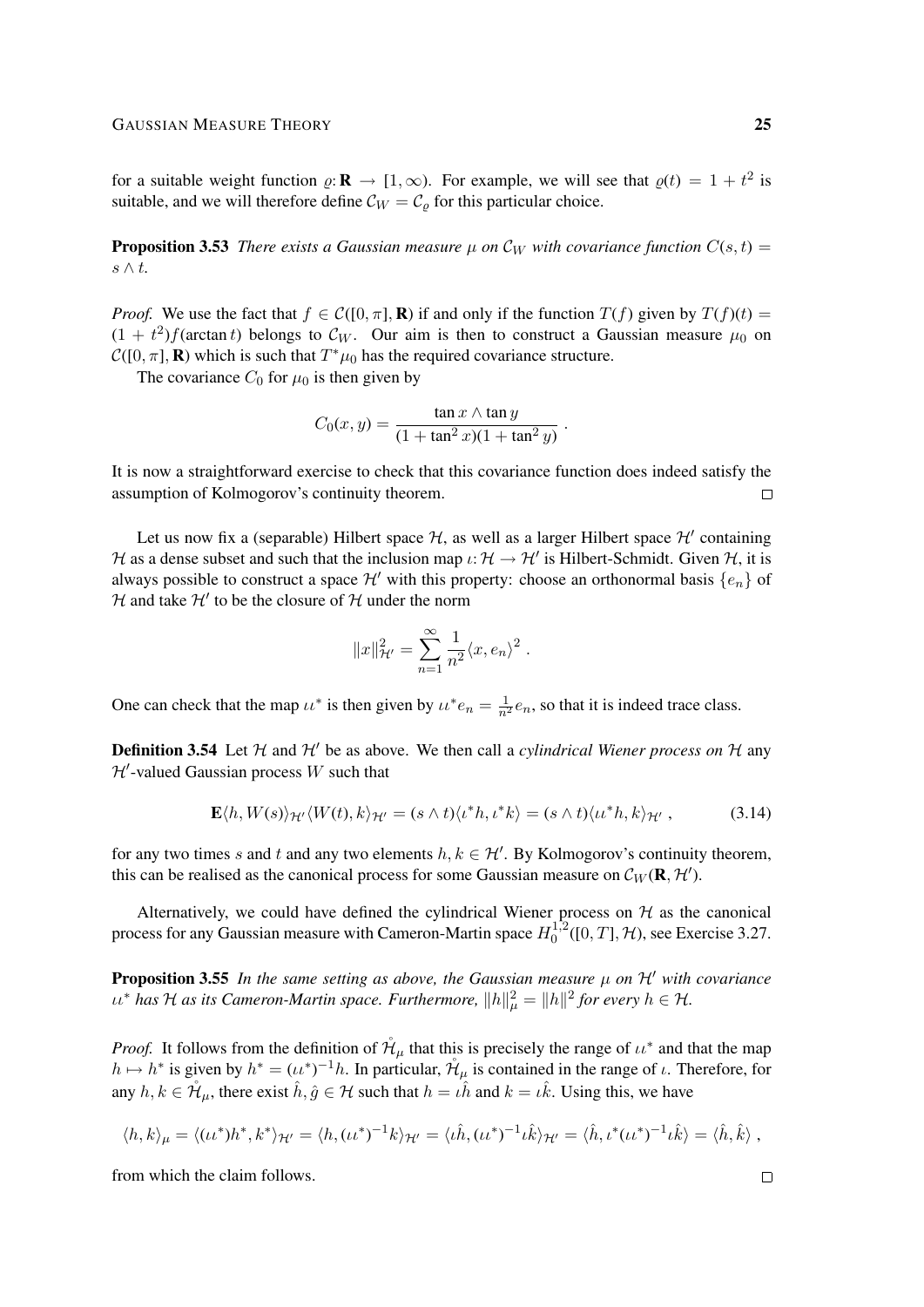for a suitable weight function $\varrho: \mathbf{R} \to [1, \infty)$. For example, we will see that $\varrho(t) = 1 + t^2$ is suitable, and we will therefore define $\mathcal{C}_W = \mathcal{C}_\varrho$ for this particular choice.

**Proposition 3.53** *There exists a Gaussian measure $\mu$ on $\mathcal{C}_W$ with covariance function $C(s,t) = s \wedge t$.*

*Proof.* We use the fact that $f \in \mathcal{C}([0,\pi], \mathbf{R})$ if and only if the function $T(f)$ given by $T(f)(t) = (1+t^2) f(\arctan t)$ belongs to $\mathcal{C}_W$. Our aim is then to construct a Gaussian measure $\mu_0$ on $\mathcal{C}([0,\pi], \mathbf{R})$ which is such that $T^*\mu_0$ has the required covariance structure.

The covariance $C_0$ for $\mu_0$ is then given by

$$C_0(x,y) = \frac{\tan x \wedge \tan y}{(1+\tan^2 x)(1+\tan^2 y)} \;.$$

It is now a straightforward exercise to check that this covariance function does indeed satisfy the assumption of Kolmogorov's continuity theorem. $\square$

Let us now fix a (separable) Hilbert space $\mathcal{H}$, as well as a larger Hilbert space $\mathcal{H}'$ containing $\mathcal{H}$ as a dense subset and such that the inclusion map $\iota: \mathcal{H} \to \mathcal{H}'$ is Hilbert-Schmidt. Given $\mathcal{H}$, it is always possible to construct a space $\mathcal{H}'$ with this property: choose an orthonormal basis $\{e_n\}$ of $\mathcal{H}$ and take $\mathcal{H}'$ to be the closure of $\mathcal{H}$ under the norm

$$\|x\|_{\mathcal{H}'}^2 = \sum_{n=1}^{\infty} \frac{1}{n^2} \langle x, e_n\rangle^2 \;.$$

One can check that the map $\iota\iota^*$ is then given by $\iota\iota^* e_n = \frac{1}{n^2} e_n$, so that it is indeed trace class.

**Definition 3.54** Let $\mathcal{H}$ and $\mathcal{H}'$ be as above. We then call a *cylindrical Wiener process on* $\mathcal{H}$ any $\mathcal{H}'$-valued Gaussian process $W$ such that

$$\mathbf{E}\langle h, W(s)\rangle_{\mathcal{H}'} \langle W(t), k\rangle_{\mathcal{H}'} = (s \wedge t)\langle \iota^* h, \iota^* k\rangle = (s \wedge t)\langle \iota\iota^* h, k\rangle_{\mathcal{H}'} \;, \tag{3.14}$$

for any two times $s$ and $t$ and any two elements $h, k \in \mathcal{H}'$. By Kolmogorov's continuity theorem, this can be realised as the canonical process for some Gaussian measure on $\mathcal{C}_W(\mathbf{R}, \mathcal{H}')$.

Alternatively, we could have defined the cylindrical Wiener process on $\mathcal{H}$ as the canonical process for any Gaussian measure with Cameron-Martin space $H_0^{1,2}([0,T], \mathcal{H})$, see Exercise 3.27.

**Proposition 3.55** *In the same setting as above, the Gaussian measure $\mu$ on $\mathcal{H}'$ with covariance $\iota\iota^*$ has $\mathcal{H}$ as its Cameron-Martin space. Furthermore, $\|h\|_\mu^2 = \|h\|^2$ for every $h \in \mathcal{H}$.*

*Proof.* It follows from the definition of $\mathring{\mathcal{H}}_\mu$ that this is precisely the range of $\iota\iota^*$ and that the map $h \mapsto h^*$ is given by $h^* = (\iota\iota^*)^{-1} h$. In particular, $\mathring{\mathcal{H}}_\mu$ is contained in the range of $\iota$. Therefore, for any $h, k \in \mathring{\mathcal{H}}_\mu$, there exist $\hat{h}, \hat{g} \in \mathcal{H}$ such that $h = \iota\hat{h}$ and $k = \iota\hat{k}$. Using this, we have

$$\langle h, k\rangle_\mu = \langle (\iota\iota^*) h^*, k^*\rangle_{\mathcal{H}'} = \langle h, (\iota\iota^*)^{-1} k\rangle_{\mathcal{H}'} = \langle \iota\hat{h}, (\iota\iota^*)^{-1}\iota\hat{k}\rangle_{\mathcal{H}'} = \langle \hat{h}, \iota^*(\iota\iota^*)^{-1}\iota\hat{k}\rangle = \langle \hat{h}, \hat{k}\rangle \;,$$

from which the claim follows. $\square$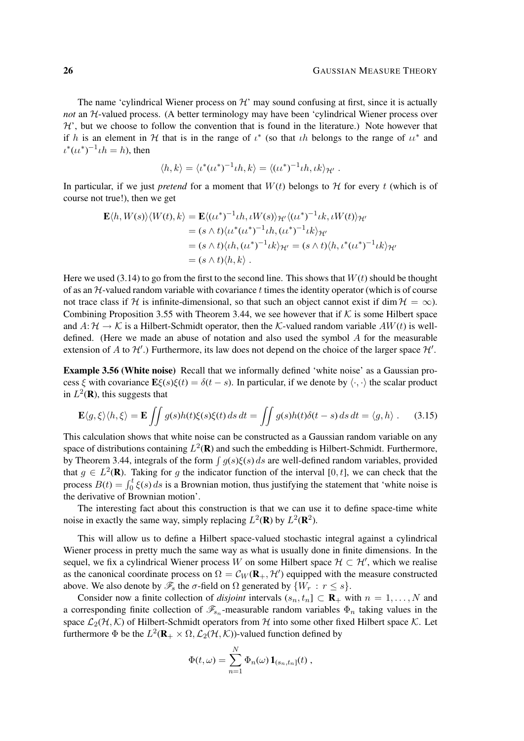The name 'cylindrical Wiener process on $\mathcal{H}$' may sound confusing at first, since it is actually *not* an $\mathcal{H}$-valued process. (A better terminology may have been 'cylindrical Wiener process over $\mathcal{H}$', but we choose to follow the convention that is found in the literature.) Note however that if $h$ is an element in $\mathcal{H}$ that is in the range of $\iota^*$ (so that $\iota h$ belongs to the range of $\iota\iota^*$ and $\iota^*(\iota\iota^*)^{-1}\iota h = h$), then

$$\langle h, k\rangle = \langle \iota^*(\iota\iota^*)^{-1}\iota h, k\rangle = \langle (\iota\iota^*)^{-1}\iota h, \iota k\rangle_{\mathcal{H}'} \;.$$

In particular, if we just *pretend* for a moment that $W(t)$ belongs to $\mathcal{H}$ for every $t$ (which is of course not true!), then we get

$$\begin{aligned}
\mathbf{E}\langle h, W(s)\rangle\langle W(t), k\rangle &= \mathbf{E}\langle (\iota\iota^*)^{-1}\iota h, \iota W(s)\rangle_{\mathcal{H}'}\langle (\iota\iota^*)^{-1}\iota k, \iota W(t)\rangle_{\mathcal{H}'} \\
&= (s\wedge t)\langle \iota\iota^*(\iota\iota^*)^{-1}\iota h, (\iota\iota^*)^{-1}\iota k\rangle_{\mathcal{H}'} \\
&= (s\wedge t)\langle \iota h, (\iota\iota^*)^{-1}\iota k\rangle_{\mathcal{H}'} = (s\wedge t)\langle h, \iota^*(\iota\iota^*)^{-1}\iota k\rangle_{\mathcal{H}'} \\
&= (s\wedge t)\langle h, k\rangle \;.
\end{aligned}$$

Here we used (3.14) to go from the first to the second line. This shows that $W(t)$ should be thought of as an $\mathcal{H}$-valued random variable with covariance $t$ times the identity operator (which is of course not trace class if $\mathcal{H}$ is infinite-dimensional, so that such an object cannot exist if $\dim\mathcal{H} = \infty$). Combining Proposition 3.55 with Theorem 3.44, we see however that if $\mathcal{K}$ is some Hilbert space and $A\colon \mathcal{H} \to \mathcal{K}$ is a Hilbert-Schmidt operator, then the $\mathcal{K}$-valued random variable $AW(t)$ is well-defined. (Here we made an abuse of notation and also used the symbol $A$ for the measurable extension of $A$ to $\mathcal{H}'$.) Furthermore, its law does not depend on the choice of the larger space $\mathcal{H}'$.

**Example 3.56 (White noise)** Recall that we informally defined 'white noise' as a Gaussian process $\xi$ with covariance $\mathbf{E}\xi(s)\xi(t) = \delta(t-s)$. In particular, if we denote by $\langle\cdot,\cdot\rangle$ the scalar product in $L^2(\mathbf{R})$, this suggests that

$$\mathbf{E}\langle g,\xi\rangle\langle h,\xi\rangle = \mathbf{E}\iint g(s)h(t)\xi(s)\xi(t)\,ds\,dt = \iint g(s)h(t)\delta(t-s)\,ds\,dt = \langle g,h\rangle \;. \tag{3.15}$$

This calculation shows that white noise can be constructed as a Gaussian random variable on any space of distributions containing $L^2(\mathbf{R})$ and such the embedding is Hilbert-Schmidt. Furthermore, by Theorem 3.44, integrals of the form $\int g(s)\xi(s)\,ds$ are well-defined random variables, provided that $g \in L^2(\mathbf{R})$. Taking for $g$ the indicator function of the interval $[0,t]$, we can check that the process $B(t) = \int_0^t \xi(s)\,ds$ is a Brownian motion, thus justifying the statement that 'white noise is the derivative of Brownian motion'.

The interesting fact about this construction is that we can use it to define space-time white noise in exactly the same way, simply replacing $L^2(\mathbf{R})$ by $L^2(\mathbf{R}^2)$.

This will allow us to define a Hilbert space-valued stochastic integral against a cylindrical Wiener process in pretty much the same way as what is usually done in finite dimensions. In the sequel, we fix a cylindrical Wiener process $W$ on some Hilbert space $\mathcal{H} \subset \mathcal{H}'$, which we realise as the canonical coordinate process on $\Omega = \mathcal{C}_W(\mathbf{R}_+, \mathcal{H}')$ equipped with the measure constructed above. We also denote by $\mathscr{F}_s$ the $\sigma$-field on $\Omega$ generated by $\{W_r : r \le s\}$.

Consider now a finite collection of *disjoint* intervals $(s_n, t_n] \subset \mathbf{R}_+$ with $n = 1,\ldots,N$ and a corresponding finite collection of $\mathscr{F}_{s_n}$-measurable random variables $\Phi_n$ taking values in the space $\mathcal{L}_2(\mathcal{H},\mathcal{K})$ of Hilbert-Schmidt operators from $\mathcal{H}$ into some other fixed Hilbert space $\mathcal{K}$. Let furthermore $\Phi$ be the $L^2(\mathbf{R}_+\times\Omega, \mathcal{L}_2(\mathcal{H},\mathcal{K}))$-valued function defined by

$$\Phi(t,\omega) = \sum_{n=1}^N \Phi_n(\omega)\,\mathbf{1}_{(s_n,t_n]}(t)\;,$$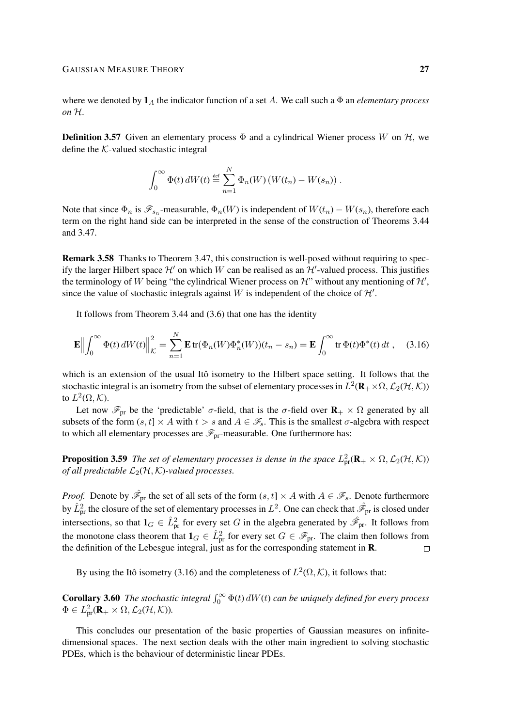where we denoted by $\mathbf{1}_A$ the indicator function of a set $A$. We call such a $\Phi$ an *elementary process on $\mathcal{H}$*.

**Definition 3.57** Given an elementary process $\Phi$ and a cylindrical Wiener process $W$ on $\mathcal{H}$, we define the $\mathcal{K}$-valued stochastic integral

$$\int_0^\infty \Phi(t)\, dW(t) \stackrel{\text{def}}{=} \sum_{n=1}^N \Phi_n(W)\, (W(t_n) - W(s_n))\;.$$

Note that since $\Phi_n$ is $\mathscr{F}_{s_n}$-measurable, $\Phi_n(W)$ is independent of $W(t_n) - W(s_n)$, therefore each term on the right hand side can be interpreted in the sense of the construction of Theorems 3.44 and 3.47.

**Remark 3.58** Thanks to Theorem 3.47, this construction is well-posed without requiring to specify the larger Hilbert space $\mathcal{H}'$ on which $W$ can be realised as an $\mathcal{H}'$-valued process. This justifies the terminology of $W$ being "the cylindrical Wiener process on $\mathcal{H}$" without any mentioning of $\mathcal{H}'$, since the value of stochastic integrals against $W$ is independent of the choice of $\mathcal{H}'$.

It follows from Theorem 3.44 and (3.6) that one has the identity

$$\mathbf{E}\Big\|\int_0^\infty \Phi(t)\, dW(t)\Big\|_{\mathcal{K}}^2 = \sum_{n=1}^N \mathbf{E}\operatorname{tr}(\Phi_n(W)\Phi_n^*(W))(t_n - s_n) = \mathbf{E}\int_0^\infty \operatorname{tr}\Phi(t)\Phi^*(t)\, dt\;, \qquad (3.16)$$

which is an extension of the usual Itô isometry to the Hilbert space setting. It follows that the stochastic integral is an isometry from the subset of elementary processes in $L^2(\mathbf{R}_+\times\Omega, \mathcal{L}_2(\mathcal{H},\mathcal{K}))$ to $L^2(\Omega,\mathcal{K})$.

Let now $\mathscr{F}_{\text{pr}}$ be the 'predictable' $\sigma$-field, that is the $\sigma$-field over $\mathbf{R}_+\times\Omega$ generated by all subsets of the form $(s,t]\times A$ with $t > s$ and $A\in\mathscr{F}_s$. This is the smallest $\sigma$-algebra with respect to which all elementary processes are $\mathscr{F}_{\text{pr}}$-measurable. One furthermore has:

**Proposition 3.59** *The set of elementary processes is dense in the space $L^2_{\text{pr}}(\mathbf{R}_+\times\Omega, \mathcal{L}_2(\mathcal{H},\mathcal{K}))$ of all predictable $\mathcal{L}_2(\mathcal{H},\mathcal{K})$-valued processes.*

*Proof.* Denote by $\hat{\mathscr{F}}_{\text{pr}}$ the set of all sets of the form $(s,t]\times A$ with $A\in\mathscr{F}_s$. Denote furthermore by $\hat{L}^2_{\text{pr}}$ the closure of the set of elementary processes in $L^2$. One can check that $\hat{\mathscr{F}}_{\text{pr}}$ is closed under intersections, so that $\mathbf{1}_G\in\hat{L}^2_{\text{pr}}$ for every set $G$ in the algebra generated by $\hat{\mathscr{F}}_{\text{pr}}$. It follows from the monotone class theorem that $\mathbf{1}_G\in\hat{L}^2_{\text{pr}}$ for every set $G\in\mathscr{F}_{\text{pr}}$. The claim then follows from the definition of the Lebesgue integral, just as for the corresponding statement in $\mathbf{R}$. $\square$

By using the Itô isometry (3.16) and the completeness of $L^2(\Omega,\mathcal{K})$, it follows that:

**Corollary 3.60** *The stochastic integral $\int_0^\infty \Phi(t)\, dW(t)$ can be uniquely defined for every process $\Phi\in L^2_{\text{pr}}(\mathbf{R}_+\times\Omega, \mathcal{L}_2(\mathcal{H},\mathcal{K}))$.*

This concludes our presentation of the basic properties of Gaussian measures on infinite-dimensional spaces. The next section deals with the other main ingredient to solving stochastic PDEs, which is the behaviour of deterministic linear PDEs.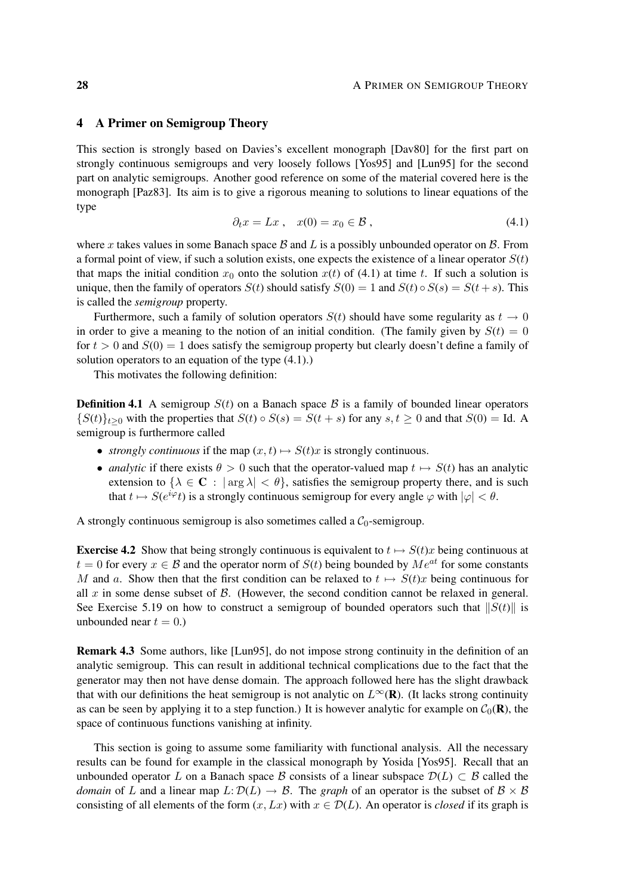## 4 A Primer on Semigroup Theory

This section is strongly based on Davies's excellent monograph [Dav80] for the first part on strongly continuous semigroups and very loosely follows [Yos95] and [Lun95] for the second part on analytic semigroups. Another good reference on some of the material covered here is the monograph [Paz83]. Its aim is to give a rigorous meaning to solutions to linear equations of the type

$$\partial_t x = Lx \;, \quad x(0) = x_0 \in \mathcal{B} \;, \tag{4.1}$$

where $x$ takes values in some Banach space $\mathcal{B}$ and $L$ is a possibly unbounded operator on $\mathcal{B}$. From a formal point of view, if such a solution exists, one expects the existence of a linear operator $S(t)$ that maps the initial condition $x_0$ onto the solution $x(t)$ of (4.1) at time $t$. If such a solution is unique, then the family of operators $S(t)$ should satisfy $S(0) = 1$ and $S(t) \circ S(s) = S(t+s)$. This is called the *semigroup* property.

Furthermore, such a family of solution operators $S(t)$ should have some regularity as $t \to 0$ in order to give a meaning to the notion of an initial condition. (The family given by $S(t) = 0$ for $t > 0$ and $S(0) = 1$ does satisfy the semigroup property but clearly doesn't define a family of solution operators to an equation of the type (4.1).)

This motivates the following definition:

**Definition 4.1** A semigroup $S(t)$ on a Banach space $\mathcal{B}$ is a family of bounded linear operators $\{S(t)\}_{t\ge 0}$ with the properties that $S(t) \circ S(s) = S(t+s)$ for any $s, t \ge 0$ and that $S(0) = \mathrm{Id}$. A semigroup is furthermore called

- *strongly continuous* if the map $(x,t) \mapsto S(t)x$ is strongly continuous.
- *analytic* if there exists $\theta > 0$ such that the operator-valued map $t \mapsto S(t)$ has an analytic extension to $\{\lambda \in \mathbf{C} \,:\, |\arg \lambda| < \theta\}$, satisfies the semigroup property there, and is such that $t \mapsto S(e^{i\varphi}t)$ is a strongly continuous semigroup for every angle $\varphi$ with $|\varphi| < \theta$.

A strongly continuous semigroup is also sometimes called a $\mathcal{C}_0$-semigroup.

**Exercise 4.2** Show that being strongly continuous is equivalent to $t \mapsto S(t)x$ being continuous at $t = 0$ for every $x \in \mathcal{B}$ and the operator norm of $S(t)$ being bounded by $Me^{at}$ for some constants $M$ and $a$. Show then that the first condition can be relaxed to $t \mapsto S(t)x$ being continuous for all $x$ in some dense subset of $\mathcal{B}$. (However, the second condition cannot be relaxed in general. See Exercise 5.19 on how to construct a semigroup of bounded operators such that $\|S(t)\|$ is unbounded near $t = 0$.)

**Remark 4.3** Some authors, like [Lun95], do not impose strong continuity in the definition of an analytic semigroup. This can result in additional technical complications due to the fact that the generator may then not have dense domain. The approach followed here has the slight drawback that with our definitions the heat semigroup is not analytic on $L^\infty(\mathbf{R})$. (It lacks strong continuity as can be seen by applying it to a step function.) It is however analytic for example on $\mathcal{C}_0(\mathbf{R})$, the space of continuous functions vanishing at infinity.

This section is going to assume some familiarity with functional analysis. All the necessary results can be found for example in the classical monograph by Yosida [Yos95]. Recall that an unbounded operator $L$ on a Banach space $\mathcal{B}$ consists of a linear subspace $\mathcal{D}(L) \subset \mathcal{B}$ called the *domain* of $L$ and a linear map $L\colon \mathcal{D}(L) \to \mathcal{B}$. The *graph* of an operator is the subset of $\mathcal{B} \times \mathcal{B}$ consisting of all elements of the form $(x, Lx)$ with $x \in \mathcal{D}(L)$. An operator is *closed* if its graph is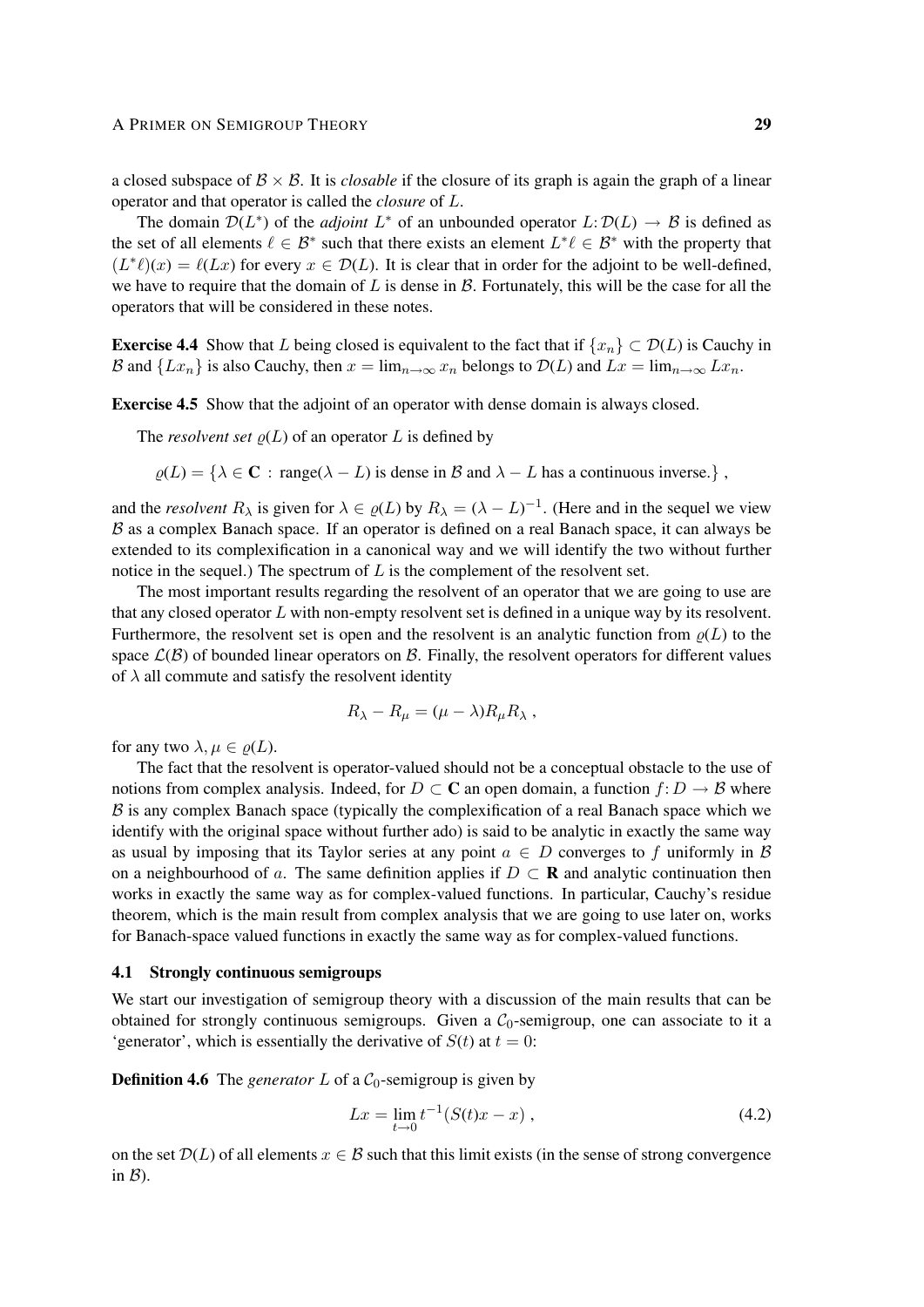a closed subspace of $\mathcal{B} \times \mathcal{B}$. It is *closable* if the closure of its graph is again the graph of a linear operator and that operator is called the *closure* of $L$.

The domain $\mathcal{D}(L^*)$ of the *adjoint* $L^*$ of an unbounded operator $L\colon \mathcal{D}(L) \to \mathcal{B}$ is defined as the set of all elements $\ell \in \mathcal{B}^*$ such that there exists an element $L^*\ell \in \mathcal{B}^*$ with the property that $(L^*\ell)(x) = \ell(Lx)$ for every $x \in \mathcal{D}(L)$. It is clear that in order for the adjoint to be well-defined, we have to require that the domain of $L$ is dense in $\mathcal{B}$. Fortunately, this will be the case for all the operators that will be considered in these notes.

**Exercise 4.4** Show that $L$ being closed is equivalent to the fact that if $\{x_n\} \subset \mathcal{D}(L)$ is Cauchy in $\mathcal{B}$ and $\{Lx_n\}$ is also Cauchy, then $x = \lim_{n\to\infty} x_n$ belongs to $\mathcal{D}(L)$ and $Lx = \lim_{n\to\infty} Lx_n$.

**Exercise 4.5** Show that the adjoint of an operator with dense domain is always closed.

The *resolvent set* $\varrho(L)$ of an operator $L$ is defined by

$$\varrho(L) = \{\lambda \in \mathbf{C} \,:\, \text{range}(\lambda - L) \text{ is dense in } \mathcal{B} \text{ and } \lambda - L \text{ has a continuous inverse.}\}\;,$$

and the *resolvent* $R_\lambda$ is given for $\lambda \in \varrho(L)$ by $R_\lambda = (\lambda - L)^{-1}$. (Here and in the sequel we view $\mathcal{B}$ as a complex Banach space. If an operator is defined on a real Banach space, it can always be extended to its complexification in a canonical way and we will identify the two without further notice in the sequel.) The spectrum of $L$ is the complement of the resolvent set.

The most important results regarding the resolvent of an operator that we are going to use are that any closed operator $L$ with non-empty resolvent set is defined in a unique way by its resolvent. Furthermore, the resolvent set is open and the resolvent is an analytic function from $\varrho(L)$ to the space $\mathcal{L}(\mathcal{B})$ of bounded linear operators on $\mathcal{B}$. Finally, the resolvent operators for different values of $\lambda$ all commute and satisfy the resolvent identity

$$R_\lambda - R_\mu = (\mu - \lambda) R_\mu R_\lambda\;,$$

for any two $\lambda, \mu \in \varrho(L)$.

The fact that the resolvent is operator-valued should not be a conceptual obstacle to the use of notions from complex analysis. Indeed, for $D \subset \mathbf{C}$ an open domain, a function $f\colon D \to \mathcal{B}$ where $\mathcal{B}$ is any complex Banach space (typically the complexification of a real Banach space which we identify with the original space without further ado) is said to be analytic in exactly the same way as usual by imposing that its Taylor series at any point $a \in D$ converges to $f$ uniformly in $\mathcal{B}$ on a neighbourhood of $a$. The same definition applies if $D \subset \mathbf{R}$ and analytic continuation then works in exactly the same way as for complex-valued functions. In particular, Cauchy's residue theorem, which is the main result from complex analysis that we are going to use later on, works for Banach-space valued functions in exactly the same way as for complex-valued functions.

### 4.1 Strongly continuous semigroups

We start our investigation of semigroup theory with a discussion of the main results that can be obtained for strongly continuous semigroups. Given a $\mathcal{C}_0$-semigroup, one can associate to it a 'generator', which is essentially the derivative of $S(t)$ at $t = 0$:

**Definition 4.6** The *generator* $L$ of a $\mathcal{C}_0$-semigroup is given by

$$Lx = \lim_{t\to 0} t^{-1}(S(t)x - x)\;, \tag{4.2}$$

on the set $\mathcal{D}(L)$ of all elements $x \in \mathcal{B}$ such that this limit exists (in the sense of strong convergence in $\mathcal{B}$).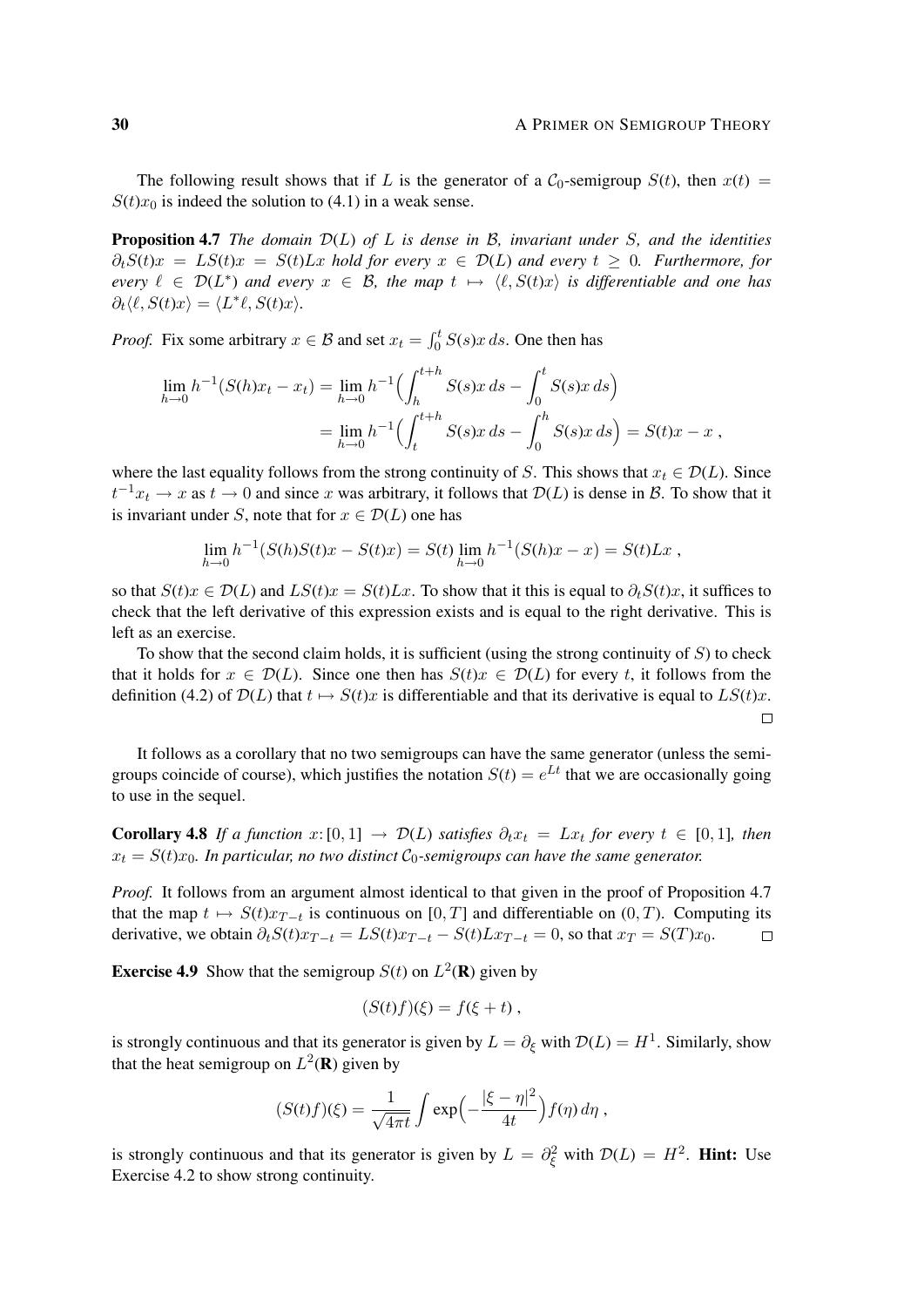The following result shows that if $L$ is the generator of a $\mathcal{C}_0$-semigroup $S(t)$, then $x(t) = S(t)x_0$ is indeed the solution to (4.1) in a weak sense.

**Proposition 4.7** *The domain $\mathcal{D}(L)$ of $L$ is dense in $\mathcal{B}$, invariant under $S$, and the identities $\partial_t S(t)x = LS(t)x = S(t)Lx$ hold for every $x \in \mathcal{D}(L)$ and every $t \geq 0$. Furthermore, for every $\ell \in \mathcal{D}(L^*)$ and every $x \in \mathcal{B}$, the map $t \mapsto \langle \ell, S(t)x\rangle$ is differentiable and one has $\partial_t \langle \ell, S(t)x\rangle = \langle L^*\ell, S(t)x\rangle$.*

*Proof.* Fix some arbitrary $x \in \mathcal{B}$ and set $x_t = \int_0^t S(s)x\,ds$. One then has

$$\begin{aligned}\lim_{h\to 0} h^{-1}(S(h)x_t - x_t) &= \lim_{h\to 0} h^{-1}\Big(\int_h^{t+h} S(s)x\,ds - \int_0^t S(s)x\,ds\Big) \\ &= \lim_{h\to 0} h^{-1}\Big(\int_t^{t+h} S(s)x\,ds - \int_0^h S(s)x\,ds\Big) = S(t)x - x\,,\end{aligned}$$

where the last equality follows from the strong continuity of $S$. This shows that $x_t \in \mathcal{D}(L)$. Since $t^{-1}x_t \to x$ as $t \to 0$ and since $x$ was arbitrary, it follows that $\mathcal{D}(L)$ is dense in $\mathcal{B}$. To show that it is invariant under $S$, note that for $x \in \mathcal{D}(L)$ one has

$$\lim_{h\to 0} h^{-1}(S(h)S(t)x - S(t)x) = S(t)\lim_{h\to 0} h^{-1}(S(h)x - x) = S(t)Lx\,,$$

so that $S(t)x \in \mathcal{D}(L)$ and $LS(t)x = S(t)Lx$. To show that it this is equal to $\partial_t S(t)x$, it suffices to check that the left derivative of this expression exists and is equal to the right derivative. This is left as an exercise.

To show that the second claim holds, it is sufficient (using the strong continuity of $S$) to check that it holds for $x \in \mathcal{D}(L)$. Since one then has $S(t)x \in \mathcal{D}(L)$ for every $t$, it follows from the definition (4.2) of $\mathcal{D}(L)$ that $t \mapsto S(t)x$ is differentiable and that its derivative is equal to $LS(t)x$. $\square$

It follows as a corollary that no two semigroups can have the same generator (unless the semigroups coincide of course), which justifies the notation $S(t) = e^{Lt}$ that we are occasionally going to use in the sequel.

**Corollary 4.8** *If a function $x\colon [0,1] \to \mathcal{D}(L)$ satisfies $\partial_t x_t = Lx_t$ for every $t \in [0,1]$, then $x_t = S(t)x_0$. In particular, no two distinct $\mathcal{C}_0$-semigroups can have the same generator.*

*Proof.* It follows from an argument almost identical to that given in the proof of Proposition 4.7 that the map $t \mapsto S(t)x_{T-t}$ is continuous on $[0,T]$ and differentiable on $(0,T)$. Computing its derivative, we obtain $\partial_t S(t)x_{T-t} = LS(t)x_{T-t} - S(t)Lx_{T-t} = 0$, so that $x_T = S(T)x_0$. $\square$

**Exercise 4.9** Show that the semigroup $S(t)$ on $L^2(\mathbf{R})$ given by

$$(S(t)f)(\xi) = f(\xi + t)\,,$$

is strongly continuous and that its generator is given by $L = \partial_\xi$ with $\mathcal{D}(L) = H^1$. Similarly, show that the heat semigroup on $L^2(\mathbf{R})$ given by

$$(S(t)f)(\xi) = \frac{1}{\sqrt{4\pi t}}\int \exp\Big(-\frac{|\xi-\eta|^2}{4t}\Big)f(\eta)\,d\eta\,,$$

is strongly continuous and that its generator is given by $L = \partial_\xi^2$ with $\mathcal{D}(L) = H^2$. **Hint:** Use Exercise 4.2 to show strong continuity.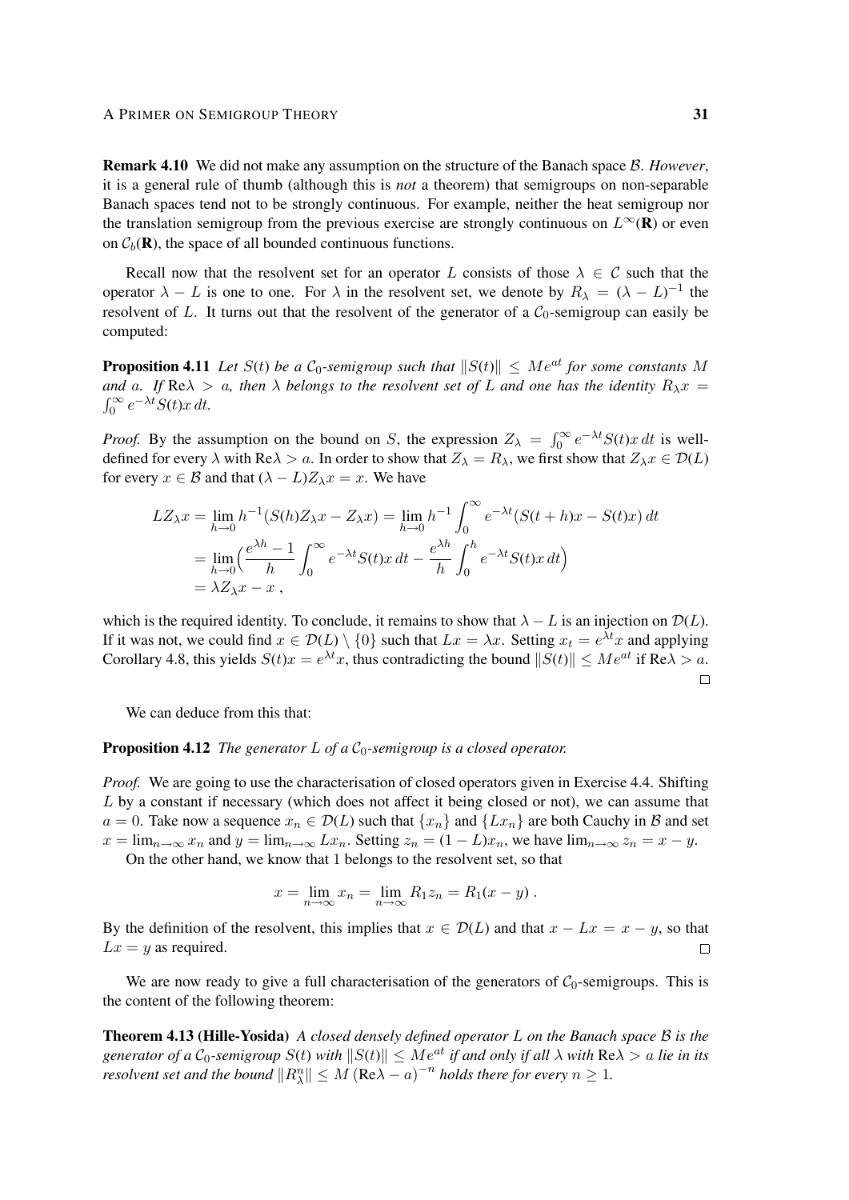**Remark 4.10** We did not make any assumption on the structure of the Banach space $\mathcal{B}$. *However*, it is a general rule of thumb (although this is *not* a theorem) that semigroups on non-separable Banach spaces tend not to be strongly continuous. For example, neither the heat semigroup nor the translation semigroup from the previous exercise are strongly continuous on $L^\infty(\mathbf{R})$ or even on $\mathcal{C}_b(\mathbf{R})$, the space of all bounded continuous functions.

Recall now that the resolvent set for an operator $L$ consists of those $\lambda \in \mathcal{C}$ such that the operator $\lambda - L$ is one to one. For $\lambda$ in the resolvent set, we denote by $R_\lambda = (\lambda - L)^{-1}$ the resolvent of $L$. It turns out that the resolvent of the generator of a $\mathcal{C}_0$-semigroup can easily be computed:

**Proposition 4.11** *Let $S(t)$ be a $\mathcal{C}_0$-semigroup such that $\|S(t)\| \leq Me^{at}$ for some constants $M$ and $a$. If $\mathrm{Re}\lambda > a$, then $\lambda$ belongs to the resolvent set of $L$ and one has the identity $R_\lambda x = \int_0^\infty e^{-\lambda t} S(t) x\, dt$.*

*Proof.* By the assumption on the bound on $S$, the expression $Z_\lambda = \int_0^\infty e^{-\lambda t} S(t) x\, dt$ is well-defined for every $\lambda$ with $\mathrm{Re}\lambda > a$. In order to show that $Z_\lambda = R_\lambda$, we first show that $Z_\lambda x \in \mathcal{D}(L)$ for every $x \in \mathcal{B}$ and that $(\lambda - L)Z_\lambda x = x$. We have

$$
\begin{aligned}
LZ_\lambda x &= \lim_{h\to 0} h^{-1}(S(h)Z_\lambda x - Z_\lambda x) = \lim_{h\to 0} h^{-1} \int_0^\infty e^{-\lambda t}(S(t+h)x - S(t)x)\, dt \\
&= \lim_{h\to 0}\Big(\frac{e^{\lambda h} - 1}{h} \int_0^\infty e^{-\lambda t} S(t) x\, dt - \frac{e^{\lambda h}}{h}\int_0^h e^{-\lambda t} S(t) x\, dt\Big) \\
&= \lambda Z_\lambda x - x\;,
\end{aligned}
$$

which is the required identity. To conclude, it remains to show that $\lambda - L$ is an injection on $\mathcal{D}(L)$. If it was not, we could find $x \in \mathcal{D}(L) \setminus \{0\}$ such that $Lx = \lambda x$. Setting $x_t = e^{\lambda t} x$ and applying Corollary 4.8, this yields $S(t)x = e^{\lambda t} x$, thus contradicting the bound $\|S(t)\| \leq Me^{at}$ if $\mathrm{Re}\lambda > a$. □

We can deduce from this that:

**Proposition 4.12** *The generator $L$ of a $\mathcal{C}_0$-semigroup is a closed operator.*

*Proof.* We are going to use the characterisation of closed operators given in Exercise 4.4. Shifting $L$ by a constant if necessary (which does not affect it being closed or not), we can assume that $a = 0$. Take now a sequence $x_n \in \mathcal{D}(L)$ such that $\{x_n\}$ and $\{Lx_n\}$ are both Cauchy in $\mathcal{B}$ and set $x = \lim_{n\to\infty} x_n$ and $y = \lim_{n\to\infty} Lx_n$. Setting $z_n = (1 - L)x_n$, we have $\lim_{n\to\infty} z_n = x - y$.

On the other hand, we know that 1 belongs to the resolvent set, so that

$$
x = \lim_{n\to\infty} x_n = \lim_{n\to\infty} R_1 z_n = R_1(x - y)\;.
$$

By the definition of the resolvent, this implies that $x \in \mathcal{D}(L)$ and that $x - Lx = x - y$, so that $Lx = y$ as required. □

We are now ready to give a full characterisation of the generators of $\mathcal{C}_0$-semigroups. This is the content of the following theorem:

**Theorem 4.13 (Hille-Yosida)** *A closed densely defined operator $L$ on the Banach space $\mathcal{B}$ is the generator of a $\mathcal{C}_0$-semigroup $S(t)$ with $\|S(t)\| \leq Me^{at}$ if and only if all $\lambda$ with $\mathrm{Re}\lambda > a$ lie in its resolvent set and the bound $\|R_\lambda^n\| \leq M\,(\mathrm{Re}\lambda - a)^{-n}$ holds there for every $n \geq 1$.*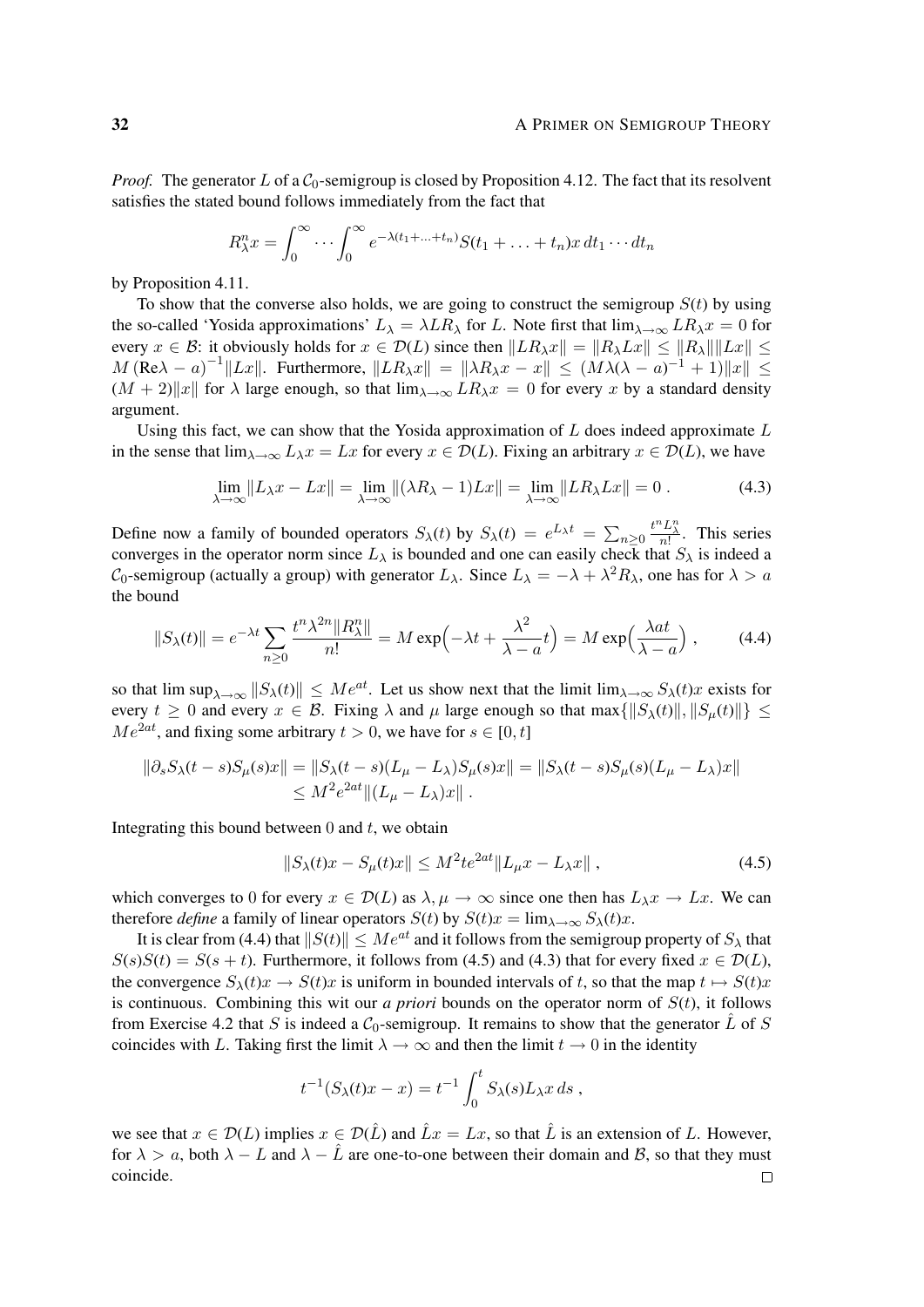*Proof.* The generator $L$ of a $\mathcal{C}_0$-semigroup is closed by Proposition 4.12. The fact that its resolvent satisfies the stated bound follows immediately from the fact that

$$R_\lambda^n x = \int_0^\infty \cdots \int_0^\infty e^{-\lambda(t_1+\ldots+t_n)} S(t_1 + \ldots + t_n) x \, dt_1 \cdots dt_n$$

by Proposition 4.11.

To show that the converse also holds, we are going to construct the semigroup $S(t)$ by using the so-called 'Yosida approximations' $L_\lambda = \lambda L R_\lambda$ for $L$. Note first that $\lim_{\lambda\to\infty} L R_\lambda x = 0$ for every $x \in \mathcal{B}$: it obviously holds for $x \in \mathcal{D}(L)$ since then $\|LR_\lambda x\| = \|R_\lambda L x\| \le \|R_\lambda\| \|Lx\| \le M \left(\mathrm{Re}\lambda - a\right)^{-1} \|Lx\|$. Furthermore, $\|LR_\lambda x\| = \|\lambda R_\lambda x - x\| \le (M\lambda(\lambda - a)^{-1} + 1)\|x\| \le (M+2)\|x\|$ for $\lambda$ large enough, so that $\lim_{\lambda\to\infty} LR_\lambda x = 0$ for every $x$ by a standard density argument.

Using this fact, we can show that the Yosida approximation of $L$ does indeed approximate $L$ in the sense that $\lim_{\lambda\to\infty} L_\lambda x = Lx$ for every $x \in \mathcal{D}(L)$. Fixing an arbitrary $x \in \mathcal{D}(L)$, we have

$$\lim_{\lambda\to\infty} \|L_\lambda x - Lx\| = \lim_{\lambda\to\infty} \|(\lambda R_\lambda - 1)Lx\| = \lim_{\lambda\to\infty} \|LR_\lambda Lx\| = 0 \; . \tag{4.3}$$

Define now a family of bounded operators $S_\lambda(t)$ by $S_\lambda(t) = e^{L_\lambda t} = \sum_{n\ge 0} \frac{t^n L_\lambda^n}{n!}$. This series converges in the operator norm since $L_\lambda$ is bounded and one can easily check that $S_\lambda$ is indeed a $\mathcal{C}_0$-semigroup (actually a group) with generator $L_\lambda$. Since $L_\lambda = -\lambda + \lambda^2 R_\lambda$, one has for $\lambda > a$ the bound

$$\|S_\lambda(t)\| = e^{-\lambda t} \sum_{n\ge 0} \frac{t^n \lambda^{2n} \|R_\lambda^n\|}{n!} = M \exp\Big(-\lambda t + \frac{\lambda^2}{\lambda - a} t\Big) = M \exp\Big(\frac{\lambda a t}{\lambda - a}\Big) \; , \tag{4.4}$$

so that $\limsup_{\lambda\to\infty} \|S_\lambda(t)\| \le M e^{at}$. Let us show next that the limit $\lim_{\lambda\to\infty} S_\lambda(t)x$ exists for every $t \ge 0$ and every $x \in \mathcal{B}$. Fixing $\lambda$ and $\mu$ large enough so that $\max\{\|S_\lambda(t)\|, \|S_\mu(t)\|\} \le M e^{2at}$, and fixing some arbitrary $t > 0$, we have for $s \in [0, t]$

$$\begin{aligned}\|\partial_s S_\lambda(t-s) S_\mu(s) x\| &= \|S_\lambda(t-s)(L_\mu - L_\lambda) S_\mu(s) x\| = \|S_\lambda(t-s) S_\mu(s)(L_\mu - L_\lambda) x\| \\ &\le M^2 e^{2at} \|(L_\mu - L_\lambda) x\| \; .\end{aligned}$$

Integrating this bound between $0$ and $t$, we obtain

$$\|S_\lambda(t)x - S_\mu(t)x\| \le M^2 t e^{2at} \|L_\mu x - L_\lambda x\| \; , \tag{4.5}$$

which converges to $0$ for every $x \in \mathcal{D}(L)$ as $\lambda, \mu \to \infty$ since one then has $L_\lambda x \to Lx$. We can therefore *define* a family of linear operators $S(t)$ by $S(t)x = \lim_{\lambda\to\infty} S_\lambda(t)x$.

It is clear from (4.4) that $\|S(t)\| \le M e^{at}$ and it follows from the semigroup property of $S_\lambda$ that $S(s)S(t) = S(s+t)$. Furthermore, it follows from (4.5) and (4.3) that for every fixed $x \in \mathcal{D}(L)$, the convergence $S_\lambda(t)x \to S(t)x$ is uniform in bounded intervals of $t$, so that the map $t \mapsto S(t)x$ is continuous. Combining this wit our *a priori* bounds on the operator norm of $S(t)$, it follows from Exercise 4.2 that $S$ is indeed a $\mathcal{C}_0$-semigroup. It remains to show that the generator $\hat{L}$ of $S$ coincides with $L$. Taking first the limit $\lambda \to \infty$ and then the limit $t \to 0$ in the identity

$$t^{-1}(S_\lambda(t)x - x) = t^{-1} \int_0^t S_\lambda(s) L_\lambda x \, ds \; ,$$

we see that $x \in \mathcal{D}(L)$ implies $x \in \mathcal{D}(\hat{L})$ and $\hat{L}x = Lx$, so that $\hat{L}$ is an extension of $L$. However, for $\lambda > a$, both $\lambda - L$ and $\lambda - \hat{L}$ are one-to-one between their domain and $\mathcal{B}$, so that they must coincide. $\square$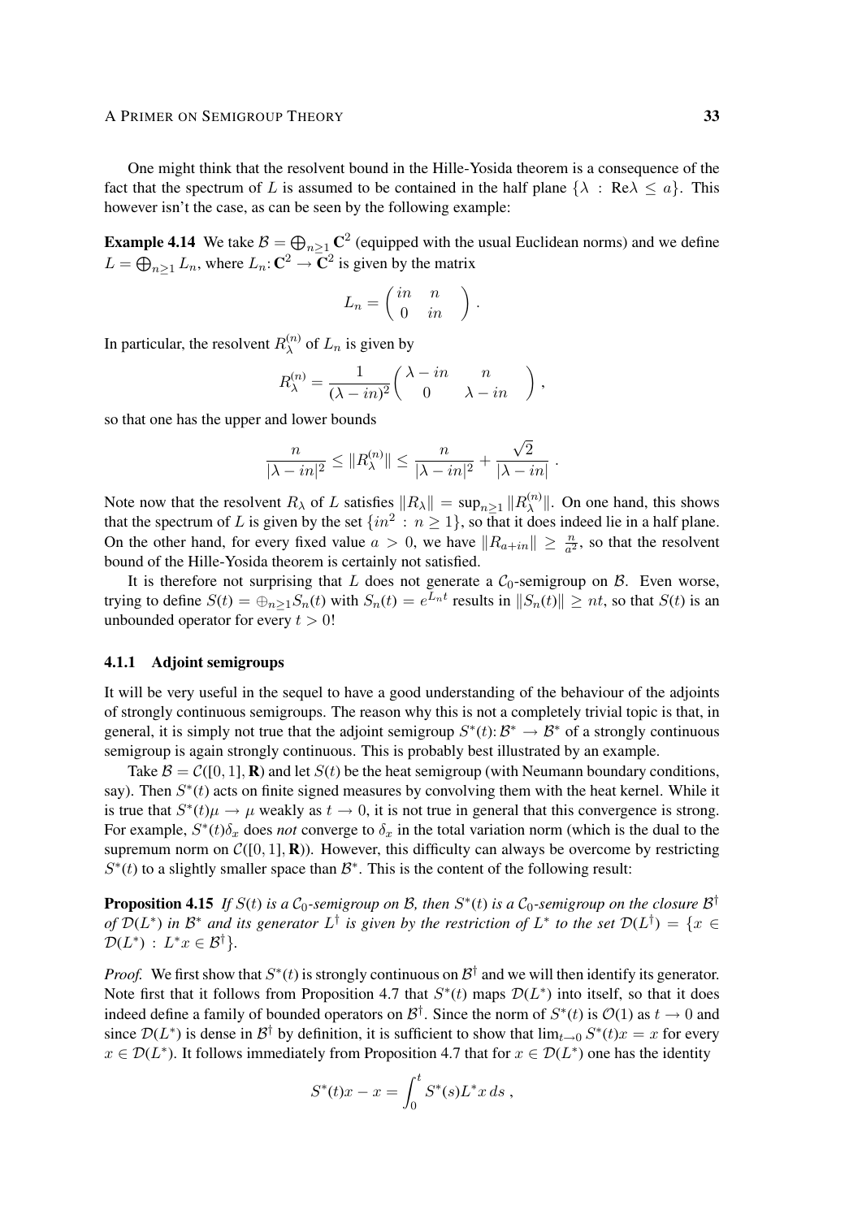One might think that the resolvent bound in the Hille-Yosida theorem is a consequence of the fact that the spectrum of $L$ is assumed to be contained in the half plane $\{\lambda : \text{Re}\lambda \le a\}$. This however isn't the case, as can be seen by the following example:

**Example 4.14** We take $\mathcal{B} = \bigoplus_{n\ge1} \mathbf{C}^2$ (equipped with the usual Euclidean norms) and we define $L = \bigoplus_{n\ge1} L_n$, where $L_n \colon \mathbf{C}^2 \to \mathbf{C}^2$ is given by the matrix

$$L_n = \begin{pmatrix} in & n \\ 0 & in \end{pmatrix} .$$

In particular, the resolvent $R_\lambda^{(n)}$ of $L_n$ is given by

$$R_\lambda^{(n)} = \frac{1}{(\lambda - in)^2} \begin{pmatrix} \lambda - in & n \\ 0 & \lambda - in \end{pmatrix} ,$$

so that one has the upper and lower bounds

$$\frac{n}{|\lambda - in|^2} \le \|R_\lambda^{(n)}\| \le \frac{n}{|\lambda - in|^2} + \frac{\sqrt{2}}{|\lambda - in|} .$$

Note now that the resolvent $R_\lambda$ of $L$ satisfies $\|R_\lambda\| = \sup_{n\ge1} \|R_\lambda^{(n)}\|$. On one hand, this shows that the spectrum of $L$ is given by the set $\{in^2 : n \ge 1\}$, so that it does indeed lie in a half plane. On the other hand, for every fixed value $a > 0$, we have $\|R_{a+in}\| \ge \frac{n}{a^2}$, so that the resolvent bound of the Hille-Yosida theorem is certainly not satisfied.

It is therefore not surprising that $L$ does not generate a $\mathcal{C}_0$-semigroup on $\mathcal{B}$. Even worse, trying to define $S(t) = \oplus_{n\ge1} S_n(t)$ with $S_n(t) = e^{L_n t}$ results in $\|S_n(t)\| \ge nt$, so that $S(t)$ is an unbounded operator for every $t > 0$!

### 4.1.1 Adjoint semigroups

It will be very useful in the sequel to have a good understanding of the behaviour of the adjoints of strongly continuous semigroups. The reason why this is not a completely trivial topic is that, in general, it is simply not true that the adjoint semigroup $S^*(t) \colon \mathcal{B}^* \to \mathcal{B}^*$ of a strongly continuous semigroup is again strongly continuous. This is probably best illustrated by an example.

Take $\mathcal{B} = \mathcal{C}([0,1], \mathbf{R})$ and let $S(t)$ be the heat semigroup (with Neumann boundary conditions, say). Then $S^*(t)$ acts on finite signed measures by convolving them with the heat kernel. While it is true that $S^*(t)\mu \to \mu$ weakly as $t \to 0$, it is not true in general that this convergence is strong. For example, $S^*(t)\delta_x$ does *not* converge to $\delta_x$ in the total variation norm (which is the dual to the supremum norm on $\mathcal{C}([0,1], \mathbf{R})$). However, this difficulty can always be overcome by restricting $S^*(t)$ to a slightly smaller space than $\mathcal{B}^*$. This is the content of the following result:

**Proposition 4.15** *If $S(t)$ is a $\mathcal{C}_0$-semigroup on $\mathcal{B}$, then $S^*(t)$ is a $\mathcal{C}_0$-semigroup on the closure $\mathcal{B}^\dagger$ of $\mathcal{D}(L^*)$ in $\mathcal{B}^*$ and its generator $L^\dagger$ is given by the restriction of $L^*$ to the set $\mathcal{D}(L^\dagger) = \{x \in \mathcal{D}(L^*) : L^* x \in \mathcal{B}^\dagger\}$.*

*Proof.* We first show that $S^*(t)$ is strongly continuous on $\mathcal{B}^\dagger$ and we will then identify its generator. Note first that it follows from Proposition 4.7 that $S^*(t)$ maps $\mathcal{D}(L^*)$ into itself, so that it does indeed define a family of bounded operators on $\mathcal{B}^\dagger$. Since the norm of $S^*(t)$ is $\mathcal{O}(1)$ as $t \to 0$ and since $\mathcal{D}(L^*)$ is dense in $\mathcal{B}^\dagger$ by definition, it is sufficient to show that $\lim_{t\to0} S^*(t)x = x$ for every $x \in \mathcal{D}(L^*)$. It follows immediately from Proposition 4.7 that for $x \in \mathcal{D}(L^*)$ one has the identity

$$S^*(t)x - x = \int_0^t S^*(s) L^* x \, ds ,$$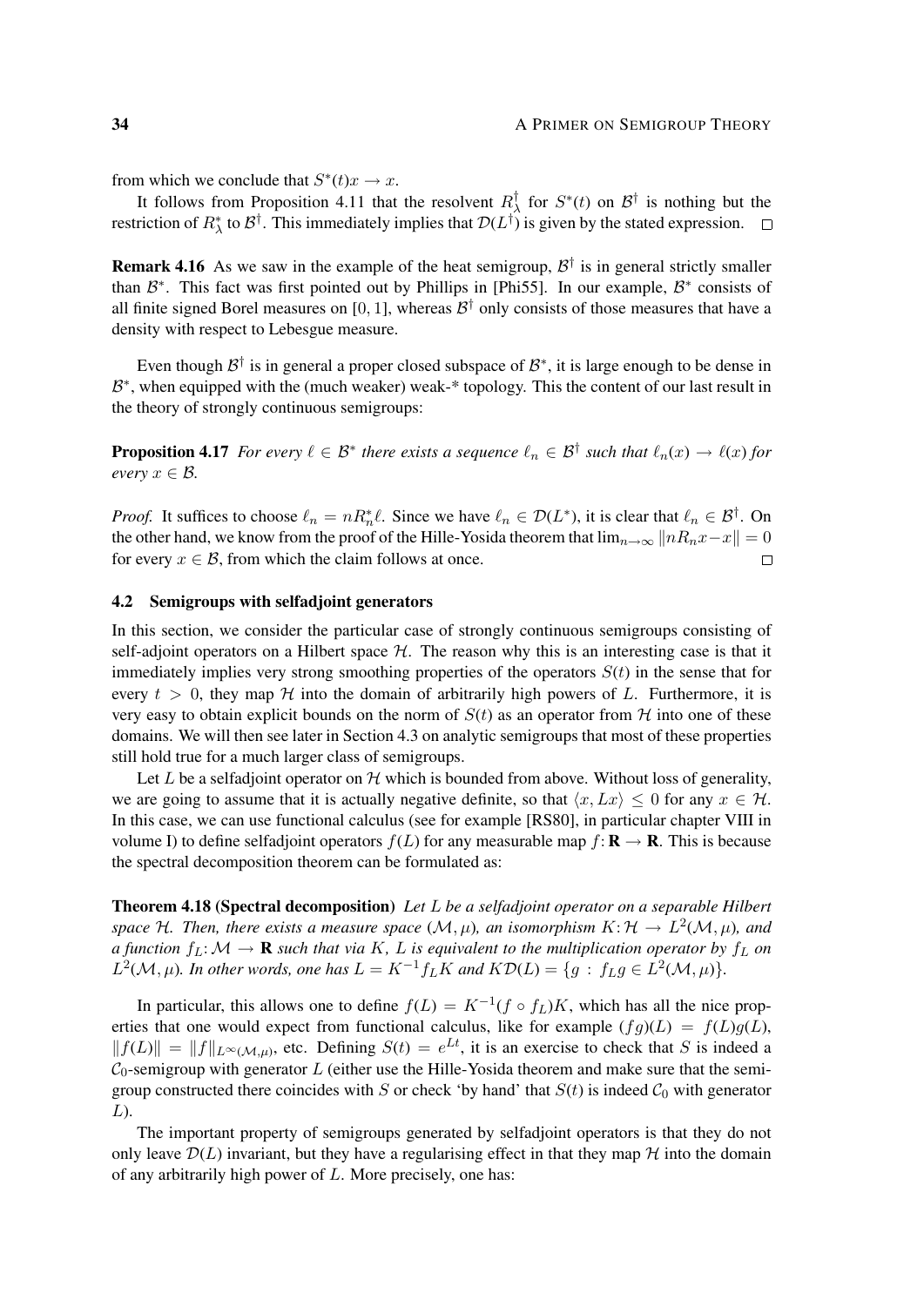from which we conclude that $S^*(t)x \to x$.

It follows from Proposition 4.11 that the resolvent $R^\dagger_\lambda$ for $S^*(t)$ on $\mathcal{B}^\dagger$ is nothing but the restriction of $R^*_\lambda$ to $\mathcal{B}^\dagger$. This immediately implies that $\mathcal{D}(L^\dagger)$ is given by the stated expression. □

**Remark 4.16** As we saw in the example of the heat semigroup, $\mathcal{B}^\dagger$ is in general strictly smaller than $\mathcal{B}^*$. This fact was first pointed out by Phillips in [Phi55]. In our example, $\mathcal{B}^*$ consists of all finite signed Borel measures on $[0,1]$, whereas $\mathcal{B}^\dagger$ only consists of those measures that have a density with respect to Lebesgue measure.

Even though $\mathcal{B}^\dagger$ is in general a proper closed subspace of $\mathcal{B}^*$, it is large enough to be dense in $\mathcal{B}^*$, when equipped with the (much weaker) weak-* topology. This the content of our last result in the theory of strongly continuous semigroups:

**Proposition 4.17** *For every $\ell \in \mathcal{B}^*$ there exists a sequence $\ell_n \in \mathcal{B}^\dagger$ such that $\ell_n(x) \to \ell(x)$ for every $x \in \mathcal{B}$.*

*Proof.* It suffices to choose $\ell_n = nR^*_n \ell$. Since we have $\ell_n \in \mathcal{D}(L^*)$, it is clear that $\ell_n \in \mathcal{B}^\dagger$. On the other hand, we know from the proof of the Hille-Yosida theorem that $\lim_{n\to\infty} \|nR_n x - x\| = 0$ for every $x \in \mathcal{B}$, from which the claim follows at once. □

### 4.2 Semigroups with selfadjoint generators

In this section, we consider the particular case of strongly continuous semigroups consisting of self-adjoint operators on a Hilbert space $\mathcal{H}$. The reason why this is an interesting case is that it immediately implies very strong smoothing properties of the operators $S(t)$ in the sense that for every $t > 0$, they map $\mathcal{H}$ into the domain of arbitrarily high powers of $L$. Furthermore, it is very easy to obtain explicit bounds on the norm of $S(t)$ as an operator from $\mathcal{H}$ into one of these domains. We will then see later in Section 4.3 on analytic semigroups that most of these properties still hold true for a much larger class of semigroups.

Let $L$ be a selfadjoint operator on $\mathcal{H}$ which is bounded from above. Without loss of generality, we are going to assume that it is actually negative definite, so that $\langle x, Lx\rangle \le 0$ for any $x \in \mathcal{H}$. In this case, we can use functional calculus (see for example [RS80], in particular chapter VIII in volume I) to define selfadjoint operators $f(L)$ for any measurable map $f\colon \mathbf{R} \to \mathbf{R}$. This is because the spectral decomposition theorem can be formulated as:

**Theorem 4.18 (Spectral decomposition)** *Let $L$ be a selfadjoint operator on a separable Hilbert space $\mathcal{H}$. Then, there exists a measure space $(\mathcal{M}, \mu)$, an isomorphism $K\colon \mathcal{H} \to L^2(\mathcal{M}, \mu)$, and a function $f_L\colon \mathcal{M} \to \mathbf{R}$ such that via $K$, $L$ is equivalent to the multiplication operator by $f_L$ on $L^2(\mathcal{M}, \mu)$. In other words, one has $L = K^{-1} f_L K$ and $K\mathcal{D}(L) = \{g : f_L g \in L^2(\mathcal{M}, \mu)\}$.*

In particular, this allows one to define $f(L) = K^{-1}(f \circ f_L)K$, which has all the nice properties that one would expect from functional calculus, like for example $(fg)(L) = f(L)g(L)$, $\|f(L)\| = \|f\|_{L^\infty(\mathcal{M},\mu)}$, etc. Defining $S(t) = e^{Lt}$, it is an exercise to check that $S$ is indeed a $\mathcal{C}_0$-semigroup with generator $L$ (either use the Hille-Yosida theorem and make sure that the semigroup constructed there coincides with $S$ or check 'by hand' that $S(t)$ is indeed $\mathcal{C}_0$ with generator $L$).

The important property of semigroups generated by selfadjoint operators is that they do not only leave $\mathcal{D}(L)$ invariant, but they have a regularising effect in that they map $\mathcal{H}$ into the domain of any arbitrarily high power of $L$. More precisely, one has: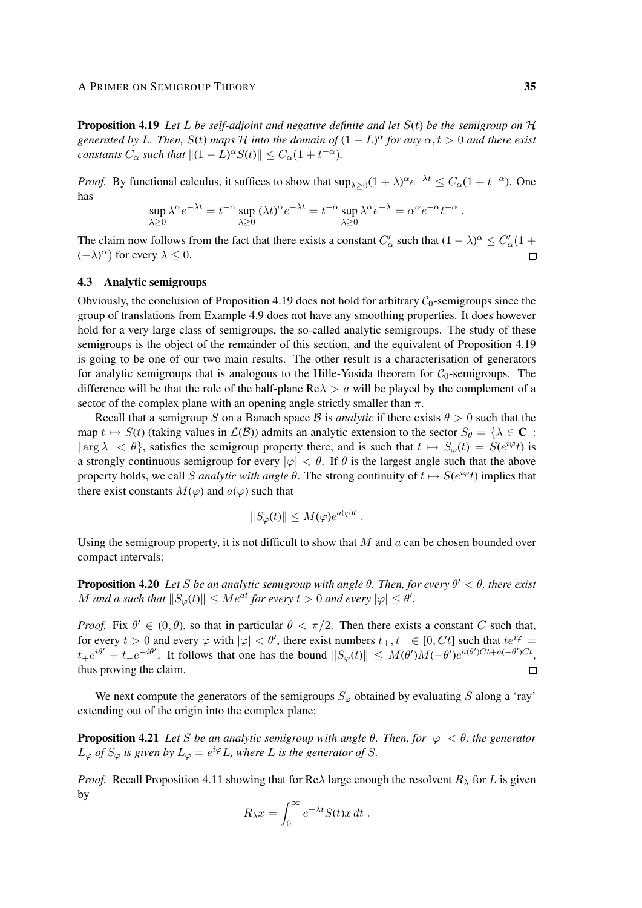**Proposition 4.19** *Let $L$ be self-adjoint and negative definite and let $S(t)$ be the semigroup on $\mathcal{H}$ generated by $L$. Then, $S(t)$ maps $\mathcal{H}$ into the domain of $(1-L)^\alpha$ for any $\alpha, t > 0$ and there exist constants $C_\alpha$ such that $\|(1-L)^\alpha S(t)\| \le C_\alpha(1 + t^{-\alpha})$.*

*Proof.* By functional calculus, it suffices to show that $\sup_{\lambda \ge 0}(1+\lambda)^\alpha e^{-\lambda t} \le C_\alpha(1+t^{-\alpha})$. One has

$$\sup_{\lambda\ge 0} \lambda^\alpha e^{-\lambda t} = t^{-\alpha} \sup_{\lambda \ge 0} (\lambda t)^\alpha e^{-\lambda t} = t^{-\alpha} \sup_{\lambda\ge 0} \lambda^\alpha e^{-\lambda} = \alpha^\alpha e^{-\alpha} t^{-\alpha} \;.$$

The claim now follows from the fact that there exists a constant $C'_\alpha$ such that $(1-\lambda)^\alpha \le C'_\alpha(1 + (-\lambda)^\alpha)$ for every $\lambda \le 0$. $\square$

### 4.3 Analytic semigroups

Obviously, the conclusion of Proposition 4.19 does not hold for arbitrary $\mathcal{C}_0$-semigroups since the group of translations from Example 4.9 does not have any smoothing properties. It does however hold for a very large class of semigroups, the so-called analytic semigroups. The study of these semigroups is the object of the remainder of this section, and the equivalent of Proposition 4.19 is going to be one of our two main results. The other result is a characterisation of generators for analytic semigroups that is analogous to the Hille-Yosida theorem for $\mathcal{C}_0$-semigroups. The difference will be that the role of the half-plane $\mathrm{Re}\lambda > a$ will be played by the complement of a sector of the complex plane with an opening angle strictly smaller than $\pi$.

Recall that a semigroup $S$ on a Banach space $\mathcal{B}$ is *analytic* if there exists $\theta > 0$ such that the map $t \mapsto S(t)$ (taking values in $\mathcal{L}(\mathcal{B})$) admits an analytic extension to the sector $S_\theta = \{\lambda \in \mathbf{C} : |\arg \lambda| < \theta\}$, satisfies the semigroup property there, and is such that $t \mapsto S_\varphi(t) = S(e^{i\varphi}t)$ is a strongly continuous semigroup for every $|\varphi| < \theta$. If $\theta$ is the largest angle such that the above property holds, we call $S$ *analytic with angle* $\theta$. The strong continuity of $t \mapsto S(e^{i\varphi}t)$ implies that there exist constants $M(\varphi)$ and $a(\varphi)$ such that

$$\|S_\varphi(t)\| \le M(\varphi) e^{a(\varphi)t} \;.$$

Using the semigroup property, it is not difficult to show that $M$ and $a$ can be chosen bounded over compact intervals:

**Proposition 4.20** *Let $S$ be an analytic semigroup with angle $\theta$. Then, for every $\theta' < \theta$, there exist $M$ and $a$ such that $\|S_\varphi(t)\| \le M e^{at}$ for every $t > 0$ and every $|\varphi| \le \theta'$.*

*Proof.* Fix $\theta' \in (0,\theta)$, so that in particular $\theta < \pi/2$. Then there exists a constant $C$ such that, for every $t > 0$ and every $\varphi$ with $|\varphi| < \theta'$, there exist numbers $t_+, t_- \in [0, Ct]$ such that $te^{i\varphi} = t_+ e^{i\theta'} + t_- e^{-i\theta'}$. It follows that one has the bound $\|S_\varphi(t)\| \le M(\theta')M(-\theta')e^{a(\theta')Ct + a(-\theta')Ct}$, thus proving the claim. $\square$

We next compute the generators of the semigroups $S_\varphi$ obtained by evaluating $S$ along a 'ray' extending out of the origin into the complex plane:

**Proposition 4.21** *Let $S$ be an analytic semigroup with angle $\theta$. Then, for $|\varphi| < \theta$, the generator $L_\varphi$ of $S_\varphi$ is given by $L_\varphi = e^{i\varphi}L$, where $L$ is the generator of $S$.*

*Proof.* Recall Proposition 4.11 showing that for $\mathrm{Re}\lambda$ large enough the resolvent $R_\lambda$ for $L$ is given by

$$R_\lambda x = \int_0^\infty e^{-\lambda t} S(t)x\, dt \;.$$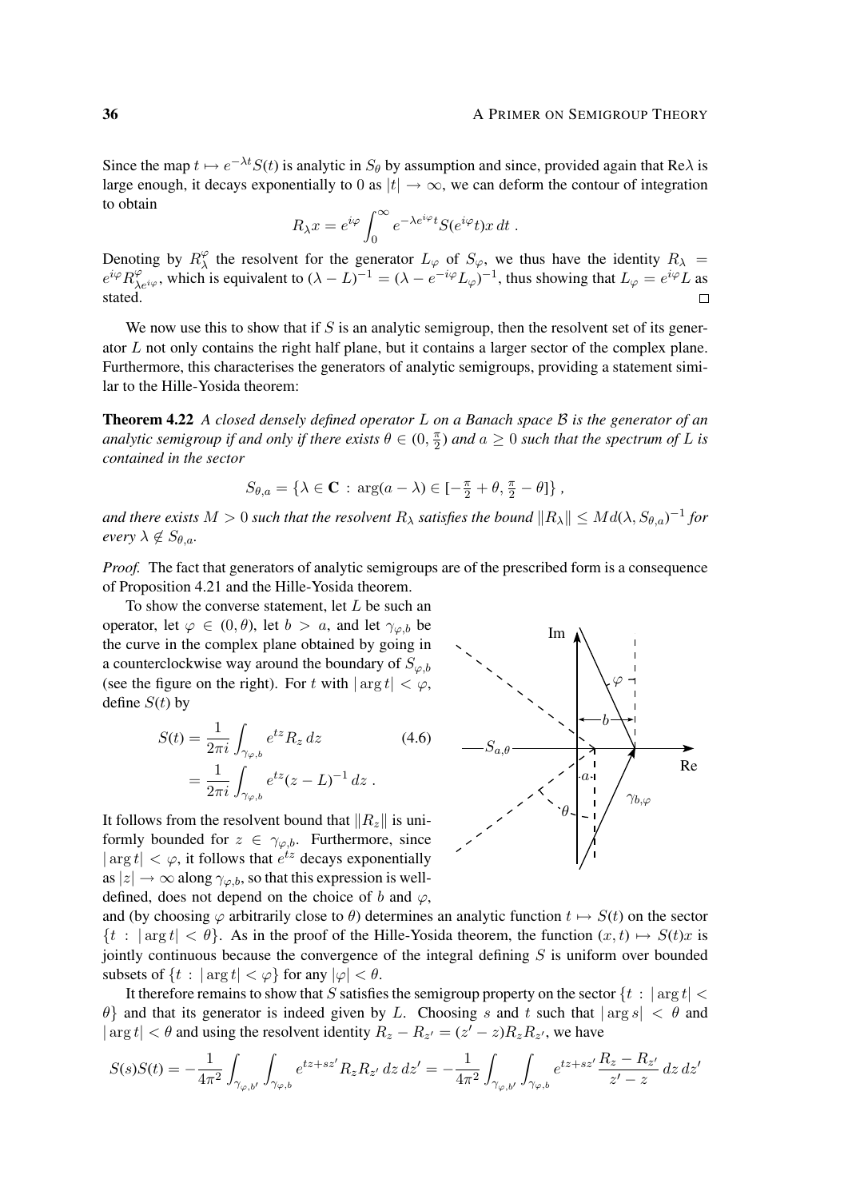Since the map $t \mapsto e^{-\lambda t}S(t)$ is analytic in $S_\theta$ by assumption and since, provided again that $\mathrm{Re}\lambda$ is large enough, it decays exponentially to 0 as $|t| \to \infty$, we can deform the contour of integration to obtain

$$R_\lambda x = e^{i\varphi} \int_0^\infty e^{-\lambda e^{i\varphi} t} S(e^{i\varphi} t) x \, dt \ .$$

Denoting by $R_\lambda^\varphi$ the resolvent for the generator $L_\varphi$ of $S_\varphi$, we thus have the identity $R_\lambda = e^{i\varphi} R^\varphi_{\lambda e^{i\varphi}}$, which is equivalent to $(\lambda - L)^{-1} = (\lambda - e^{-i\varphi} L_\varphi)^{-1}$, thus showing that $L_\varphi = e^{i\varphi} L$ as stated. □

We now use this to show that if $S$ is an analytic semigroup, then the resolvent set of its generator $L$ not only contains the right half plane, but it contains a larger sector of the complex plane. Furthermore, this characterises the generators of analytic semigroups, providing a statement similar to the Hille-Yosida theorem:

**Theorem 4.22** *A closed densely defined operator $L$ on a Banach space $\mathcal{B}$ is the generator of an analytic semigroup if and only if there exists $\theta \in (0, \frac{\pi}{2})$ and $a \geq 0$ such that the spectrum of $L$ is contained in the sector*

$$S_{\theta,a} = \{\lambda \in \mathbf{C} \, : \, \arg(a - \lambda) \in [-\tfrac{\pi}{2} + \theta, \tfrac{\pi}{2} - \theta]\} \ ,$$

*and there exists $M > 0$ such that the resolvent $R_\lambda$ satisfies the bound $\|R_\lambda\| \leq M d(\lambda, S_{\theta,a})^{-1}$ for every $\lambda \notin S_{\theta,a}$.*

*Proof.* The fact that generators of analytic semigroups are of the prescribed form is a consequence of Proposition 4.21 and the Hille-Yosida theorem.

To show the converse statement, let $L$ be such an operator, let $\varphi \in (0, \theta)$, let $b > a$, and let $\gamma_{\varphi,b}$ be the curve in the complex plane obtained by going in a counterclockwise way around the boundary of $S_{\varphi,b}$ (see the figure on the right). For $t$ with $|\arg t| < \varphi$, define $S(t)$ by

$$\begin{aligned} S(t) &= \frac{1}{2\pi i} \int_{\gamma_{\varphi,b}} e^{tz} R_z \, dz \qquad (4.6) \\ &= \frac{1}{2\pi i} \int_{\gamma_{\varphi,b}} e^{tz} (z - L)^{-1} \, dz \ . \end{aligned}$$

It follows from the resolvent bound that $\|R_z\|$ is uniformly bounded for $z \in \gamma_{\varphi,b}$. Furthermore, since $|\arg t| < \varphi$, it follows that $e^{tz}$ decays exponentially as $|z| \to \infty$ along $\gamma_{\varphi,b}$, so that this expression is well-defined, does not depend on the choice of $b$ and $\varphi$, and (by choosing $\varphi$ arbitrarily close to $\theta$) determines an analytic function $t \mapsto S(t)$ on the sector $\{t \, : \, |\arg t| < \theta\}$. As in the proof of the Hille-Yosida theorem, the function $(x, t) \mapsto S(t)x$ is jointly continuous because the convergence of the integral defining $S$ is uniform over bounded subsets of $\{t \, : \, |\arg t| < \varphi\}$ for any $|\varphi| < \theta$.

It therefore remains to show that $S$ satisfies the semigroup property on the sector $\{t \, : \, |\arg t| < \theta\}$ and that its generator is indeed given by $L$. Choosing $s$ and $t$ such that $|\arg s| < \theta$ and $|\arg t| < \theta$ and using the resolvent identity $R_z - R_{z'} = (z' - z) R_z R_{z'}$, we have

$$S(s)S(t) = -\frac{1}{4\pi^2} \int_{\gamma_{\varphi,b'}} \int_{\gamma_{\varphi,b}} e^{tz + sz'} R_z R_{z'} \, dz \, dz' = -\frac{1}{4\pi^2} \int_{\gamma_{\varphi,b'}} \int_{\gamma_{\varphi,b}} e^{tz + sz'} \frac{R_z - R_{z'}}{z' - z} \, dz \, dz'$$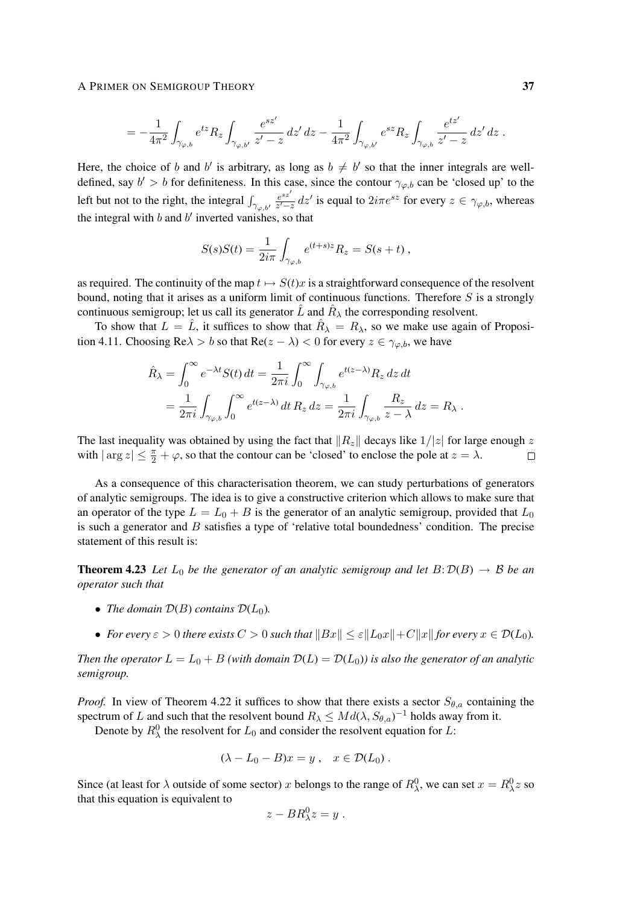$$= -\frac{1}{4\pi^2}\int_{\gamma_{\varphi,b}} e^{tz} R_z \int_{\gamma_{\varphi,b'}} \frac{e^{sz'}}{z'-z}\,dz'\,dz - \frac{1}{4\pi^2}\int_{\gamma_{\varphi,b'}} e^{sz} R_z \int_{\gamma_{\varphi,b}} \frac{e^{tz'}}{z'-z}\,dz'\,dz\;.$$

Here, the choice of $b$ and $b'$ is arbitrary, as long as $b \neq b'$ so that the inner integrals are well-defined, say $b' > b$ for definiteness. In this case, since the contour $\gamma_{\varphi,b}$ can be 'closed up' to the left but not to the right, the integral $\int_{\gamma_{\varphi,b'}} \frac{e^{sz'}}{z'-z}\,dz'$ is equal to $2i\pi e^{sz}$ for every $z \in \gamma_{\varphi,b}$, whereas the integral with $b$ and $b'$ inverted vanishes, so that

$$S(s)S(t) = \frac{1}{2i\pi}\int_{\gamma_{\varphi,b}} e^{(t+s)z} R_z = S(s+t)\;,$$

as required. The continuity of the map $t \mapsto S(t)x$ is a straightforward consequence of the resolvent bound, noting that it arises as a uniform limit of continuous functions. Therefore $S$ is a strongly continuous semigroup; let us call its generator $\hat{L}$ and $\hat{R}_\lambda$ the corresponding resolvent.

To show that $L = \hat{L}$, it suffices to show that $\hat{R}_\lambda = R_\lambda$, so we make use again of Proposition 4.11. Choosing $\mathrm{Re}\lambda > b$ so that $\mathrm{Re}(z-\lambda) < 0$ for every $z \in \gamma_{\varphi,b}$, we have

$$\begin{aligned}
\hat{R}_\lambda &= \int_0^\infty e^{-\lambda t} S(t)\,dt = \frac{1}{2\pi i}\int_0^\infty \int_{\gamma_{\varphi,b}} e^{t(z-\lambda)} R_z\,dz\,dt \\
&= \frac{1}{2\pi i}\int_{\gamma_{\varphi,b}} \int_0^\infty e^{t(z-\lambda)}\,dt\,R_z\,dz = \frac{1}{2\pi i}\int_{\gamma_{\varphi,b}} \frac{R_z}{z-\lambda}\,dz = R_\lambda\;.
\end{aligned}$$

The last inequality was obtained by using the fact that $\|R_z\|$ decays like $1/|z|$ for large enough $z$ with $|\arg z| \leq \frac{\pi}{2} + \varphi$, so that the contour can be 'closed' to enclose the pole at $z = \lambda$. □

As a consequence of this characterisation theorem, we can study perturbations of generators of analytic semigroups. The idea is to give a constructive criterion which allows to make sure that an operator of the type $L = L_0 + B$ is the generator of an analytic semigroup, provided that $L_0$ is such a generator and $B$ satisfies a type of 'relative total boundedness' condition. The precise statement of this result is:

**Theorem 4.23** *Let $L_0$ be the generator of an analytic semigroup and let $B\colon \mathcal{D}(B) \to \mathcal{B}$ be an operator such that*

- *The domain $\mathcal{D}(B)$ contains $\mathcal{D}(L_0)$.*
- *For every $\varepsilon > 0$ there exists $C > 0$ such that $\|Bx\| \leq \varepsilon\|L_0 x\| + C\|x\|$ for every $x \in \mathcal{D}(L_0)$.*

*Then the operator $L = L_0 + B$ (with domain $\mathcal{D}(L) = \mathcal{D}(L_0)$) is also the generator of an analytic semigroup.*

*Proof.* In view of Theorem 4.22 it suffices to show that there exists a sector $S_{\theta,a}$ containing the spectrum of $L$ and such that the resolvent bound $R_\lambda \leq M d(\lambda, S_{\theta,a})^{-1}$ holds away from it.

Denote by $R^0_\lambda$ the resolvent for $L_0$ and consider the resolvent equation for $L$:

$$(\lambda - L_0 - B)x = y\;, \quad x \in \mathcal{D}(L_0)\;.$$

Since (at least for $\lambda$ outside of some sector) $x$ belongs to the range of $R^0_\lambda$, we can set $x = R^0_\lambda z$ so that this equation is equivalent to

$$z - BR^0_\lambda z = y\;.$$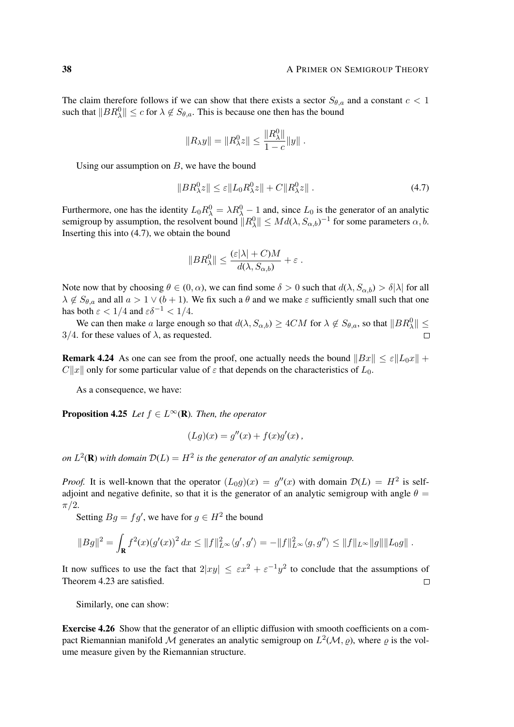The claim therefore follows if we can show that there exists a sector $S_{\theta,a}$ and a constant $c < 1$ such that $\|BR_\lambda^0\| \le c$ for $\lambda \notin S_{\theta,a}$. This is because one then has the bound

$$\|R_\lambda y\| = \|R_\lambda^0 z\| \le \frac{\|R_\lambda^0\|}{1-c}\|y\| \;.$$

Using our assumption on $B$, we have the bound

$$\|BR_\lambda^0 z\| \le \varepsilon \|L_0 R_\lambda^0 z\| + C\|R_\lambda^0 z\| \;. \tag{4.7}$$

Furthermore, one has the identity $L_0 R_\lambda^0 = \lambda R_\lambda^0 - 1$ and, since $L_0$ is the generator of an analytic semigroup by assumption, the resolvent bound $\|R_\lambda^0\| \le M d(\lambda, S_{\alpha,b})^{-1}$ for some parameters $\alpha, b$. Inserting this into (4.7), we obtain the bound

$$\|BR_\lambda^0\| \le \frac{(\varepsilon|\lambda| + C)M}{d(\lambda, S_{\alpha,b})} + \varepsilon \;.$$

Note now that by choosing $\theta \in (0, \alpha)$, we can find some $\delta > 0$ such that $d(\lambda, S_{\alpha,b}) > \delta|\lambda|$ for all $\lambda \notin S_{\theta,a}$ and all $a > 1 \vee (b+1)$. We fix such a $\theta$ and we make $\varepsilon$ sufficiently small such that one has both $\varepsilon < 1/4$ and $\varepsilon\delta^{-1} < 1/4$.

We can then make $a$ large enough so that $d(\lambda, S_{\alpha,b}) \ge 4CM$ for $\lambda \notin S_{\theta,a}$, so that $\|BR_\lambda^0\| \le 3/4$. for these values of $\lambda$, as requested. □

**Remark 4.24** As one can see from the proof, one actually needs the bound $\|Bx\| \le \varepsilon\|L_0 x\| + C\|x\|$ only for some particular value of $\varepsilon$ that depends on the characteristics of $L_0$.

As a consequence, we have:

**Proposition 4.25** *Let $f \in L^\infty(\mathbf{R})$. Then, the operator*

$$(Lg)(x) = g''(x) + f(x)g'(x) \,,$$

*on $L^2(\mathbf{R})$ with domain $\mathcal{D}(L) = H^2$ is the generator of an analytic semigroup.*

*Proof.* It is well-known that the operator $(L_0 g)(x) = g''(x)$ with domain $\mathcal{D}(L) = H^2$ is self-adjoint and negative definite, so that it is the generator of an analytic semigroup with angle $\theta = \pi/2$.

Setting $Bg = fg'$, we have for $g \in H^2$ the bound

$$\|Bg\|^2 = \int_{\mathbf{R}} f^2(x)(g'(x))^2\,dx \le \|f\|_{L^\infty}^2 \langle g', g'\rangle = -\|f\|_{L^\infty}^2 \langle g, g''\rangle \le \|f\|_{L^\infty}\|g\|\|L_0 g\| \;.$$

It now suffices to use the fact that $2|xy| \le \varepsilon x^2 + \varepsilon^{-1}y^2$ to conclude that the assumptions of Theorem 4.23 are satisfied. □

Similarly, one can show:

**Exercise 4.26** Show that the generator of an elliptic diffusion with smooth coefficients on a compact Riemannian manifold $\mathcal{M}$ generates an analytic semigroup on $L^2(\mathcal{M}, \varrho)$, where $\varrho$ is the volume measure given by the Riemannian structure.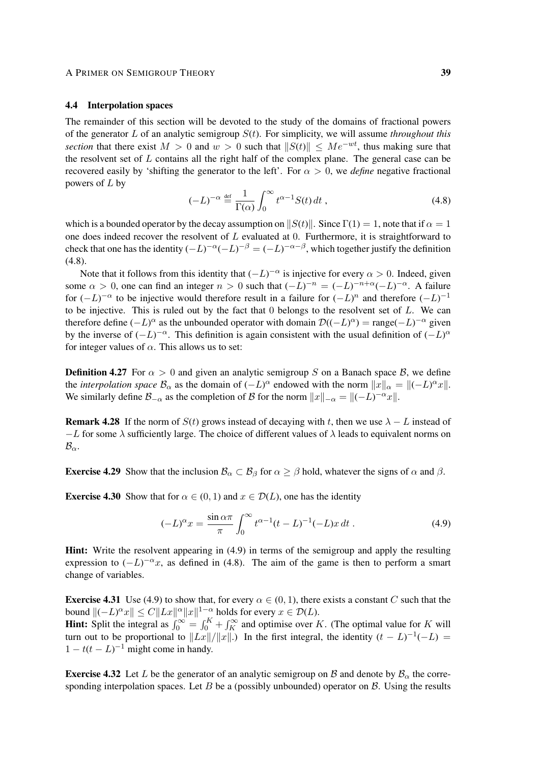### 4.4 Interpolation spaces

The remainder of this section will be devoted to the study of the domains of fractional powers of the generator $L$ of an analytic semigroup $S(t)$. For simplicity, we will assume *throughout this section* that there exist $M > 0$ and $w > 0$ such that $\|S(t)\| \leq Me^{-wt}$, thus making sure that the resolvent set of $L$ contains all the right half of the complex plane. The general case can be recovered easily by 'shifting the generator to the left'. For $\alpha > 0$, we *define* negative fractional powers of $L$ by

$$(-L)^{-\alpha} \stackrel{\text{def}}{=} \frac{1}{\Gamma(\alpha)} \int_0^\infty t^{\alpha-1} S(t)\, dt\;, \tag{4.8}$$

which is a bounded operator by the decay assumption on $\|S(t)\|$. Since $\Gamma(1) = 1$, note that if $\alpha = 1$ one does indeed recover the resolvent of $L$ evaluated at $0$. Furthermore, it is straightforward to check that one has the identity $(-L)^{-\alpha}(-L)^{-\beta} = (-L)^{-\alpha-\beta}$, which together justify the definition (4.8).

Note that it follows from this identity that $(-L)^{-\alpha}$ is injective for every $\alpha > 0$. Indeed, given some $\alpha > 0$, one can find an integer $n > 0$ such that $(-L)^{-n} = (-L)^{-n+\alpha}(-L)^{-\alpha}$. A failure for $(-L)^{-\alpha}$ to be injective would therefore result in a failure for $(-L)^n$ and therefore $(-L)^{-1}$ to be injective. This is ruled out by the fact that $0$ belongs to the resolvent set of $L$. We can therefore define $(-L)^\alpha$ as the unbounded operator with domain $\mathcal{D}((-L)^\alpha) = \mathrm{range}(-L)^{-\alpha}$ given by the inverse of $(-L)^{-\alpha}$. This definition is again consistent with the usual definition of $(-L)^\alpha$ for integer values of $\alpha$. This allows us to set:

**Definition 4.27** For $\alpha > 0$ and given an analytic semigroup $S$ on a Banach space $\mathcal{B}$, we define the *interpolation space* $\mathcal{B}_\alpha$ as the domain of $(-L)^\alpha$ endowed with the norm $\|x\|_\alpha = \|(-L)^\alpha x\|$. We similarly define $\mathcal{B}_{-\alpha}$ as the completion of $\mathcal{B}$ for the norm $\|x\|_{-\alpha} = \|(-L)^{-\alpha}x\|$.

**Remark 4.28** If the norm of $S(t)$ grows instead of decaying with $t$, then we use $\lambda - L$ instead of $-L$ for some $\lambda$ sufficiently large. The choice of different values of $\lambda$ leads to equivalent norms on $\mathcal{B}_\alpha$.

**Exercise 4.29** Show that the inclusion $\mathcal{B}_\alpha \subset \mathcal{B}_\beta$ for $\alpha \geq \beta$ hold, whatever the signs of $\alpha$ and $\beta$.

**Exercise 4.30** Show that for $\alpha \in (0,1)$ and $x \in \mathcal{D}(L)$, one has the identity

$$(-L)^\alpha x = \frac{\sin \alpha\pi}{\pi} \int_0^\infty t^{\alpha-1}(t-L)^{-1}(-L)x\, dt\;. \tag{4.9}$$

**Hint:** Write the resolvent appearing in (4.9) in terms of the semigroup and apply the resulting expression to $(-L)^{-\alpha}x$, as defined in (4.8). The aim of the game is then to perform a smart change of variables.

**Exercise 4.31** Use (4.9) to show that, for every $\alpha \in (0,1)$, there exists a constant $C$ such that the bound $\|(-L)^\alpha x\| \leq C\|Lx\|^\alpha \|x\|^{1-\alpha}$ holds for every $x \in \mathcal{D}(L)$.
**Hint:** Split the integral as $\int_0^\infty = \int_0^K + \int_K^\infty$ and optimise over $K$. (The optimal value for $K$ will turn out to be proportional to $\|Lx\|/\|x\|$.) In the first integral, the identity $(t-L)^{-1}(-L) = 1 - t(t-L)^{-1}$ might come in handy.

**Exercise 4.32** Let $L$ be the generator of an analytic semigroup on $\mathcal{B}$ and denote by $\mathcal{B}_\alpha$ the corresponding interpolation spaces. Let $B$ be a (possibly unbounded) operator on $\mathcal{B}$. Using the results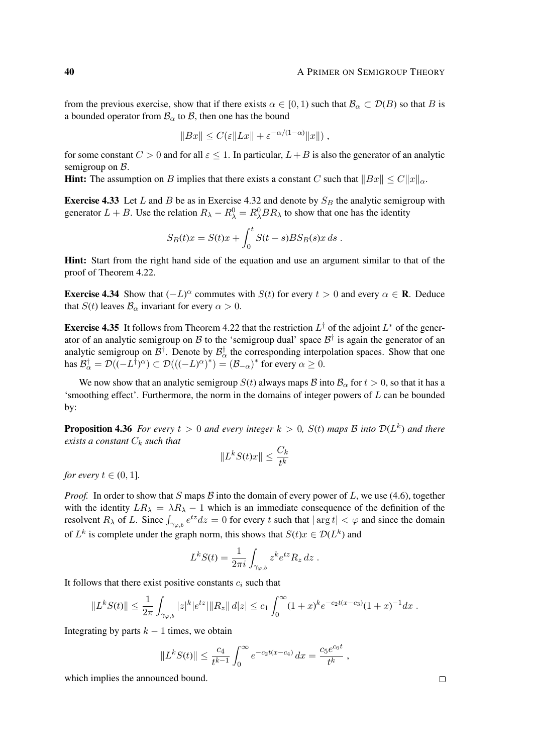from the previous exercise, show that if there exists $\alpha \in [0, 1)$ such that $\mathcal{B}_\alpha \subset \mathcal{D}(B)$ so that $B$ is a bounded operator from $\mathcal{B}_\alpha$ to $\mathcal{B}$, then one has the bound

$$\|Bx\| \le C(\varepsilon \|Lx\| + \varepsilon^{-\alpha/(1-\alpha)}\|x\|) ,$$

for some constant $C > 0$ and for all $\varepsilon \le 1$. In particular, $L + B$ is also the generator of an analytic semigroup on $\mathcal{B}$.

**Hint:** The assumption on $B$ implies that there exists a constant $C$ such that $\|Bx\| \le C\|x\|_\alpha$.

**Exercise 4.33** Let $L$ and $B$ be as in Exercise 4.32 and denote by $S_B$ the analytic semigroup with generator $L + B$. Use the relation $R_\lambda - R_\lambda^0 = R_\lambda^0 B R_\lambda$ to show that one has the identity

$$S_B(t)x = S(t)x + \int_0^t S(t-s)BS_B(s)x\, ds .$$

**Hint:** Start from the right hand side of the equation and use an argument similar to that of the proof of Theorem 4.22.

**Exercise 4.34** Show that $(-L)^\alpha$ commutes with $S(t)$ for every $t > 0$ and every $\alpha \in \mathbf{R}$. Deduce that $S(t)$ leaves $\mathcal{B}_\alpha$ invariant for every $\alpha > 0$.

**Exercise 4.35** It follows from Theorem 4.22 that the restriction $L^\dagger$ of the adjoint $L^*$ of the generator of an analytic semigroup on $\mathcal{B}$ to the 'semigroup dual' space $\mathcal{B}^\dagger$ is again the generator of an analytic semigroup on $\mathcal{B}^\dagger$. Denote by $\mathcal{B}_\alpha^\dagger$ the corresponding interpolation spaces. Show that one has $\mathcal{B}_\alpha^\dagger = \mathcal{D}((-L^\dagger)^\alpha) \subset \mathcal{D}(((-L)^\alpha)^*) = (\mathcal{B}_{-\alpha})^*$ for every $\alpha \ge 0$.

We now show that an analytic semigroup $S(t)$ always maps $\mathcal{B}$ into $\mathcal{B}_\alpha$ for $t > 0$, so that it has a 'smoothing effect'. Furthermore, the norm in the domains of integer powers of $L$ can be bounded by:

**Proposition 4.36** *For every $t > 0$ and every integer $k > 0$, $S(t)$ maps $\mathcal{B}$ into $\mathcal{D}(L^k)$ and there exists a constant $C_k$ such that*

$$\|L^k S(t)x\| \le \frac{C_k}{t^k}$$

*for every $t \in (0, 1]$.*

*Proof.* In order to show that $S$ maps $\mathcal{B}$ into the domain of every power of $L$, we use (4.6), together with the identity $LR_\lambda = \lambda R_\lambda - 1$ which is an immediate consequence of the definition of the resolvent $R_\lambda$ of $L$. Since $\int_{\gamma_{\varphi,b}} e^{tz}dz = 0$ for every $t$ such that $|\arg t| < \varphi$ and since the domain of $L^k$ is complete under the graph norm, this shows that $S(t)x \in \mathcal{D}(L^k)$ and

$$L^k S(t) = \frac{1}{2\pi i}\int_{\gamma_{\varphi,b}} z^k e^{tz} R_z\, dz .$$

It follows that there exist positive constants $c_i$ such that

$$\|L^k S(t)\| \le \frac{1}{2\pi}\int_{\gamma_{\varphi,b}} |z|^k |e^{tz}| \|R_z\|\, d|z| \le c_1 \int_0^\infty (1+x)^k e^{-c_2 t(x-c_3)}(1+x)^{-1} dx .$$

Integrating by parts $k-1$ times, we obtain

$$\|L^k S(t)\| \le \frac{c_4}{t^{k-1}}\int_0^\infty e^{-c_2 t(x-c_4)}\, dx = \frac{c_5 e^{c_6 t}}{t^k} ,$$

which implies the announced bound. □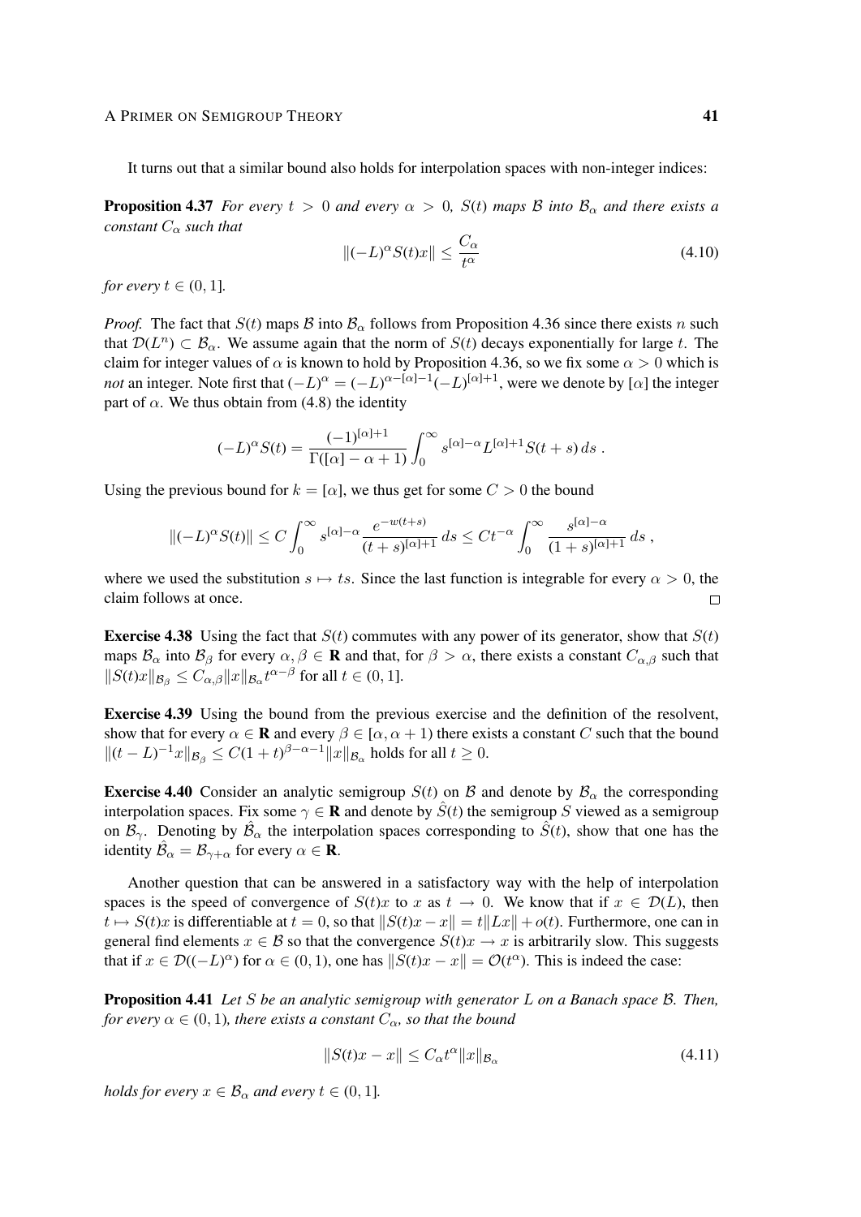It turns out that a similar bound also holds for interpolation spaces with non-integer indices:

**Proposition 4.37** *For every $t > 0$ and every $\alpha > 0$, $S(t)$ maps $\mathcal{B}$ into $\mathcal{B}_\alpha$ and there exists a constant $C_\alpha$ such that*

$$\|(-L)^\alpha S(t)x\| \leq \frac{C_\alpha}{t^\alpha} \tag{4.10}$$

*for every $t \in (0, 1]$.*

*Proof.* The fact that $S(t)$ maps $\mathcal{B}$ into $\mathcal{B}_\alpha$ follows from Proposition 4.36 since there exists $n$ such that $\mathcal{D}(L^n) \subset \mathcal{B}_\alpha$. We assume again that the norm of $S(t)$ decays exponentially for large $t$. The claim for integer values of $\alpha$ is known to hold by Proposition 4.36, so we fix some $\alpha > 0$ which is *not* an integer. Note first that $(-L)^\alpha = (-L)^{\alpha - [\alpha] - 1}(-L)^{[\alpha]+1}$, were we denote by $[\alpha]$ the integer part of $\alpha$. We thus obtain from (4.8) the identity

$$(-L)^\alpha S(t) = \frac{(-1)^{[\alpha]+1}}{\Gamma([\alpha] - \alpha + 1)} \int_0^\infty s^{[\alpha]-\alpha} L^{[\alpha]+1} S(t+s)\, ds\ .$$

Using the previous bound for $k = [\alpha]$, we thus get for some $C > 0$ the bound

$$\|(-L)^\alpha S(t)\| \leq C \int_0^\infty s^{[\alpha]-\alpha} \frac{e^{-w(t+s)}}{(t+s)^{[\alpha]+1}}\, ds \leq C t^{-\alpha} \int_0^\infty \frac{s^{[\alpha]-\alpha}}{(1+s)^{[\alpha]+1}}\, ds\ ,$$

where we used the substitution $s \mapsto ts$. Since the last function is integrable for every $\alpha > 0$, the claim follows at once. □

**Exercise 4.38** Using the fact that $S(t)$ commutes with any power of its generator, show that $S(t)$ maps $\mathcal{B}_\alpha$ into $\mathcal{B}_\beta$ for every $\alpha, \beta \in \mathbf{R}$ and that, for $\beta > \alpha$, there exists a constant $C_{\alpha,\beta}$ such that $\|S(t)x\|_{\mathcal{B}_\beta} \leq C_{\alpha,\beta}\|x\|_{\mathcal{B}_\alpha} t^{\alpha-\beta}$ for all $t \in (0, 1]$.

**Exercise 4.39** Using the bound from the previous exercise and the definition of the resolvent, show that for every $\alpha \in \mathbf{R}$ and every $\beta \in [\alpha, \alpha+1)$ there exists a constant $C$ such that the bound $\|(t-L)^{-1}x\|_{\mathcal{B}_\beta} \leq C(1+t)^{\beta-\alpha-1}\|x\|_{\mathcal{B}_\alpha}$ holds for all $t \geq 0$.

**Exercise 4.40** Consider an analytic semigroup $S(t)$ on $\mathcal{B}$ and denote by $\mathcal{B}_\alpha$ the corresponding interpolation spaces. Fix some $\gamma \in \mathbf{R}$ and denote by $\hat{S}(t)$ the semigroup $S$ viewed as a semigroup on $\mathcal{B}_\gamma$. Denoting by $\hat{\mathcal{B}}_\alpha$ the interpolation spaces corresponding to $\hat{S}(t)$, show that one has the identity $\hat{\mathcal{B}}_\alpha = \mathcal{B}_{\gamma+\alpha}$ for every $\alpha \in \mathbf{R}$.

Another question that can be answered in a satisfactory way with the help of interpolation spaces is the speed of convergence of $S(t)x$ to $x$ as $t \to 0$. We know that if $x \in \mathcal{D}(L)$, then $t \mapsto S(t)x$ is differentiable at $t = 0$, so that $\|S(t)x - x\| = t\|Lx\| + o(t)$. Furthermore, one can in general find elements $x \in \mathcal{B}$ so that the convergence $S(t)x \to x$ is arbitrarily slow. This suggests that if $x \in \mathcal{D}((-L)^\alpha)$ for $\alpha \in (0, 1)$, one has $\|S(t)x - x\| = \mathcal{O}(t^\alpha)$. This is indeed the case:

**Proposition 4.41** *Let $S$ be an analytic semigroup with generator $L$ on a Banach space $\mathcal{B}$. Then, for every $\alpha \in (0, 1)$, there exists a constant $C_\alpha$, so that the bound*

$$\|S(t)x - x\| \leq C_\alpha t^\alpha \|x\|_{\mathcal{B}_\alpha} \tag{4.11}$$

*holds for every $x \in \mathcal{B}_\alpha$ and every $t \in (0, 1]$.*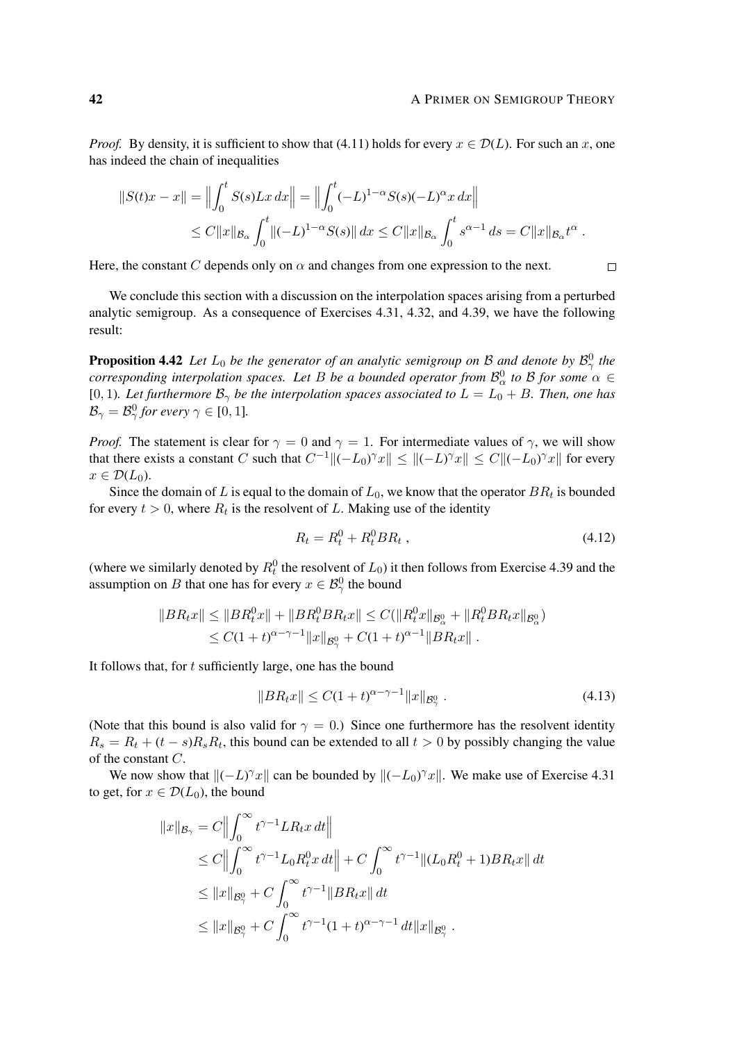*Proof.* By density, it is sufficient to show that (4.11) holds for every $x \in \mathcal{D}(L)$. For such an $x$, one has indeed the chain of inequalities

$$
\begin{aligned}
\|S(t)x - x\| &= \Big\| \int_0^t S(s) L x \, dx \Big\| = \Big\| \int_0^t (-L)^{1-\alpha} S(s) (-L)^\alpha x \, dx \Big\| \\
&\leq C \|x\|_{\mathcal{B}_\alpha} \int_0^t \|(-L)^{1-\alpha} S(s)\| \, dx \leq C \|x\|_{\mathcal{B}_\alpha} \int_0^t s^{\alpha - 1} \, ds = C \|x\|_{\mathcal{B}_\alpha} t^\alpha \; .
\end{aligned}
$$

Here, the constant $C$ depends only on $\alpha$ and changes from one expression to the next. $\square$

We conclude this section with a discussion on the interpolation spaces arising from a perturbed analytic semigroup. As a consequence of Exercises 4.31, 4.32, and 4.39, we have the following result:

**Proposition 4.42** *Let $L_0$ be the generator of an analytic semigroup on $\mathcal{B}$ and denote by $\mathcal{B}^0_\gamma$ the corresponding interpolation spaces. Let $B$ be a bounded operator from $\mathcal{B}^0_\alpha$ to $\mathcal{B}$ for some $\alpha \in [0, 1)$. Let furthermore $\mathcal{B}_\gamma$ be the interpolation spaces associated to $L = L_0 + B$. Then, one has $\mathcal{B}_\gamma = \mathcal{B}^0_\gamma$ for every $\gamma \in [0, 1]$.*

*Proof.* The statement is clear for $\gamma = 0$ and $\gamma = 1$. For intermediate values of $\gamma$, we will show that there exists a constant $C$ such that $C^{-1} \|(-L_0)^\gamma x\| \leq \|(-L)^\gamma x\| \leq C \|(-L_0)^\gamma x\|$ for every $x \in \mathcal{D}(L_0)$.

Since the domain of $L$ is equal to the domain of $L_0$, we know that the operator $BR_t$ is bounded for every $t > 0$, where $R_t$ is the resolvent of $L$. Making use of the identity

$$
R_t = R^0_t + R^0_t B R_t \; , \tag{4.12}
$$

(where we similarly denoted by $R^0_t$ the resolvent of $L_0$) it then follows from Exercise 4.39 and the assumption on $B$ that one has for every $x \in \mathcal{B}^0_\gamma$ the bound

$$
\begin{aligned}
\|BR_t x\| &\leq \|BR^0_t x\| + \|BR^0_t BR_t x\| \leq C(\|R^0_t x\|_{\mathcal{B}^0_\alpha} + \|R^0_t BR_t x\|_{\mathcal{B}^0_\alpha}) \\
&\leq C(1+t)^{\alpha - \gamma - 1} \|x\|_{\mathcal{B}^0_\gamma} + C(1+t)^{\alpha - 1} \|BR_t x\| \; .
\end{aligned}
$$

It follows that, for $t$ sufficiently large, one has the bound

$$
\|BR_t x\| \leq C(1+t)^{\alpha - \gamma - 1} \|x\|_{\mathcal{B}^0_\gamma} \; . \tag{4.13}
$$

(Note that this bound is also valid for $\gamma = 0$.) Since one furthermore has the resolvent identity $R_s = R_t + (t - s) R_s R_t$, this bound can be extended to all $t > 0$ by possibly changing the value of the constant $C$.

We now show that $\|(-L)^\gamma x\|$ can be bounded by $\|(-L_0)^\gamma x\|$. We make use of Exercise 4.31 to get, for $x \in \mathcal{D}(L_0)$, the bound

$$
\begin{aligned}
\|x\|_{\mathcal{B}_\gamma} &= C \Big\| \int_0^\infty t^{\gamma - 1} L R_t x \, dt \Big\| \\
&\leq C \Big\| \int_0^\infty t^{\gamma - 1} L_0 R^0_t x \, dt \Big\| + C \int_0^\infty t^{\gamma - 1} \|(L_0 R^0_t + 1) BR_t x\| \, dt \\
&\leq \|x\|_{\mathcal{B}^0_\gamma} + C \int_0^\infty t^{\gamma - 1} \|BR_t x\| \, dt \\
&\leq \|x\|_{\mathcal{B}^0_\gamma} + C \int_0^\infty t^{\gamma - 1} (1+t)^{\alpha - \gamma - 1} \, dt \|x\|_{\mathcal{B}^0_\gamma} \; .
\end{aligned}
$$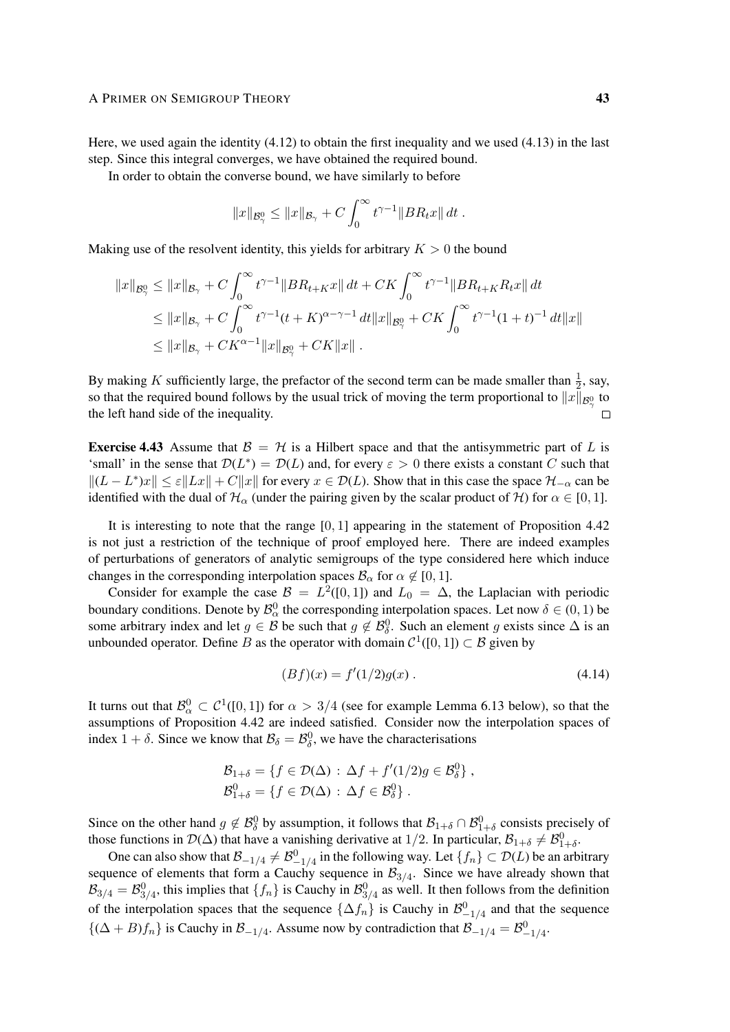Here, we used again the identity (4.12) to obtain the first inequality and we used (4.13) in the last step. Since this integral converges, we have obtained the required bound.

In order to obtain the converse bound, we have similarly to before

$$\|x\|_{\mathcal{B}^0_\gamma} \le \|x\|_{\mathcal{B}_\gamma} + C \int_0^\infty t^{\gamma-1} \|BR_t x\|\, dt \;.$$

Making use of the resolvent identity, this yields for arbitrary $K > 0$ the bound

$$\begin{aligned}
\|x\|_{\mathcal{B}^0_\gamma} &\le \|x\|_{\mathcal{B}_\gamma} + C \int_0^\infty t^{\gamma-1} \|BR_{t+K} x\|\, dt + CK \int_0^\infty t^{\gamma-1} \|BR_{t+K} R_t x\|\, dt \\
&\le \|x\|_{\mathcal{B}_\gamma} + C \int_0^\infty t^{\gamma-1} (t+K)^{\alpha-\gamma-1}\, dt \|x\|_{\mathcal{B}^0_\gamma} + CK \int_0^\infty t^{\gamma-1} (1+t)^{-1}\, dt \|x\| \\
&\le \|x\|_{\mathcal{B}_\gamma} + CK^{\alpha-1} \|x\|_{\mathcal{B}^0_\gamma} + CK \|x\| \;.
\end{aligned}$$

By making $K$ sufficiently large, the prefactor of the second term can be made smaller than $\frac{1}{2}$, say, so that the required bound follows by the usual trick of moving the term proportional to $\|x\|_{\mathcal{B}^0_\gamma}$ to the left hand side of the inequality. □

**Exercise 4.43** Assume that $\mathcal{B} = \mathcal{H}$ is a Hilbert space and that the antisymmetric part of $L$ is 'small' in the sense that $\mathcal{D}(L^*) = \mathcal{D}(L)$ and, for every $\varepsilon > 0$ there exists a constant $C$ such that $\|(L - L^*)x\| \le \varepsilon \|Lx\| + C\|x\|$ for every $x \in \mathcal{D}(L)$. Show that in this case the space $\mathcal{H}_{-\alpha}$ can be identified with the dual of $\mathcal{H}_\alpha$ (under the pairing given by the scalar product of $\mathcal{H}$) for $\alpha \in [0, 1]$.

It is interesting to note that the range $[0, 1]$ appearing in the statement of Proposition 4.42 is not just a restriction of the technique of proof employed here. There are indeed examples of perturbations of generators of analytic semigroups of the type considered here which induce changes in the corresponding interpolation spaces $\mathcal{B}_\alpha$ for $\alpha \notin [0, 1]$.

Consider for example the case $\mathcal{B} = L^2([0, 1])$ and $L_0 = \Delta$, the Laplacian with periodic boundary conditions. Denote by $\mathcal{B}^0_\alpha$ the corresponding interpolation spaces. Let now $\delta \in (0, 1)$ be some arbitrary index and let $g \in \mathcal{B}$ be such that $g \notin \mathcal{B}^0_\delta$. Such an element $g$ exists since $\Delta$ is an unbounded operator. Define $B$ as the operator with domain $\mathcal{C}^1([0, 1]) \subset \mathcal{B}$ given by

$$(Bf)(x) = f'(1/2) g(x) \;. \tag{4.14}$$

It turns out that $\mathcal{B}^0_\alpha \subset \mathcal{C}^1([0, 1])$ for $\alpha > 3/4$ (see for example Lemma 6.13 below), so that the assumptions of Proposition 4.42 are indeed satisfied. Consider now the interpolation spaces of index $1 + \delta$. Since we know that $\mathcal{B}_\delta = \mathcal{B}^0_\delta$, we have the characterisations

$$\begin{aligned}
\mathcal{B}_{1+\delta} &= \{ f \in \mathcal{D}(\Delta) \,:\, \Delta f + f'(1/2) g \in \mathcal{B}^0_\delta \} \;, \\
\mathcal{B}^0_{1+\delta} &= \{ f \in \mathcal{D}(\Delta) \,:\, \Delta f \in \mathcal{B}^0_\delta \} \;.
\end{aligned}$$

Since on the other hand $g \notin \mathcal{B}^0_\delta$ by assumption, it follows that $\mathcal{B}_{1+\delta} \cap \mathcal{B}^0_{1+\delta}$ consists precisely of those functions in $\mathcal{D}(\Delta)$ that have a vanishing derivative at $1/2$. In particular, $\mathcal{B}_{1+\delta} \neq \mathcal{B}^0_{1+\delta}$.

One can also show that $\mathcal{B}_{-1/4} \neq \mathcal{B}^0_{-1/4}$ in the following way. Let $\{f_n\} \subset \mathcal{D}(L)$ be an arbitrary sequence of elements that form a Cauchy sequence in $\mathcal{B}_{3/4}$. Since we have already shown that $\mathcal{B}_{3/4} = \mathcal{B}^0_{3/4}$, this implies that $\{f_n\}$ is Cauchy in $\mathcal{B}^0_{3/4}$ as well. It then follows from the definition of the interpolation spaces that the sequence $\{\Delta f_n\}$ is Cauchy in $\mathcal{B}^0_{-1/4}$ and that the sequence $\{(\Delta + B) f_n\}$ is Cauchy in $\mathcal{B}_{-1/4}$. Assume now by contradiction that $\mathcal{B}_{-1/4} = \mathcal{B}^0_{-1/4}$.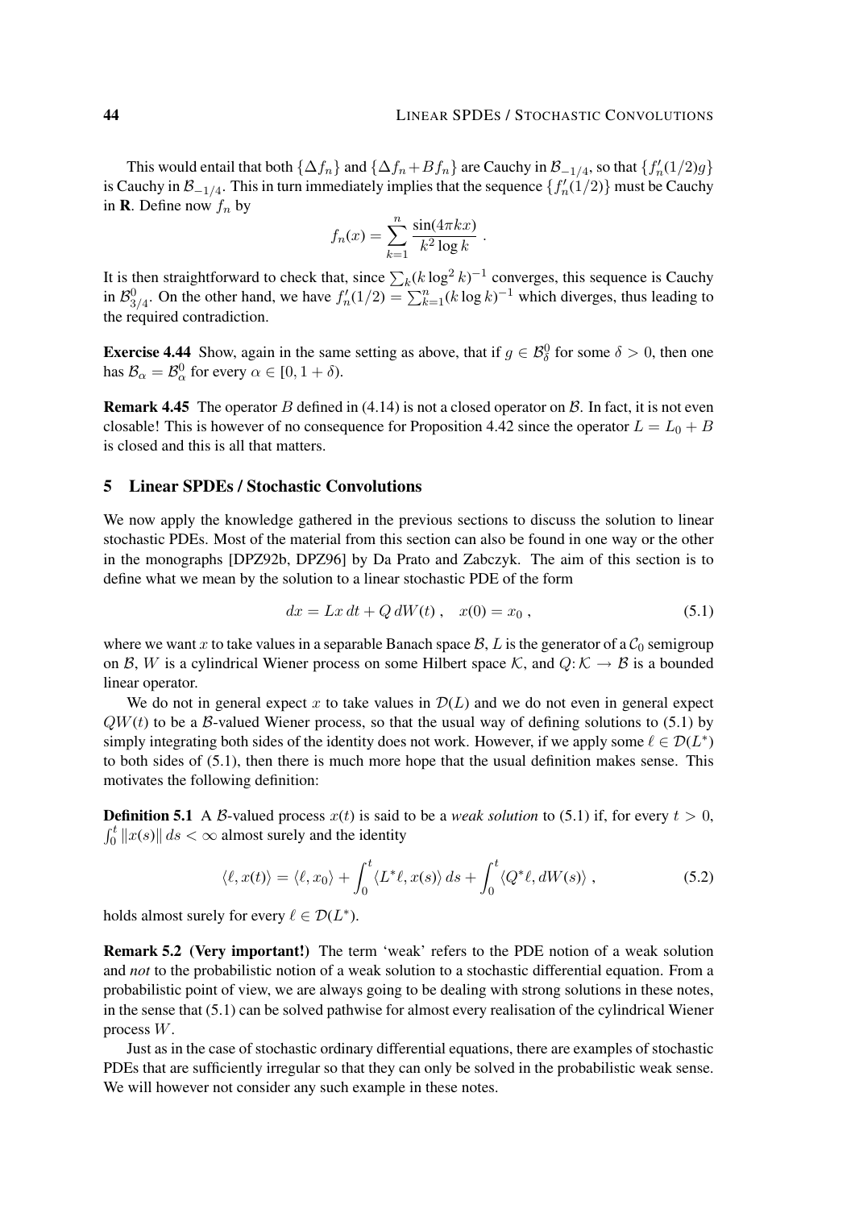This would entail that both $\{\Delta f_n\}$ and $\{\Delta f_n + Bf_n\}$ are Cauchy in $\mathcal{B}_{-1/4}$, so that $\{f_n'(1/2)g\}$ is Cauchy in $\mathcal{B}_{-1/4}$. This in turn immediately implies that the sequence $\{f_n'(1/2)\}$ must be Cauchy in $\mathbf{R}$. Define now $f_n$ by

$$f_n(x) = \sum_{k=1}^{n} \frac{\sin(4\pi k x)}{k^2 \log k} \;.$$

It is then straightforward to check that, since $\sum_k (k \log^2 k)^{-1}$ converges, this sequence is Cauchy in $\mathcal{B}^0_{3/4}$. On the other hand, we have $f_n'(1/2) = \sum_{k=1}^n (k \log k)^{-1}$ which diverges, thus leading to the required contradiction.

**Exercise 4.44** Show, again in the same setting as above, that if $g \in \mathcal{B}^0_\delta$ for some $\delta > 0$, then one has $\mathcal{B}_\alpha = \mathcal{B}^0_\alpha$ for every $\alpha \in [0, 1+\delta)$.

**Remark 4.45** The operator $B$ defined in (4.14) is not a closed operator on $\mathcal{B}$. In fact, it is not even closable! This is however of no consequence for Proposition 4.42 since the operator $L = L_0 + B$ is closed and this is all that matters.

## 5 Linear SPDEs / Stochastic Convolutions

We now apply the knowledge gathered in the previous sections to discuss the solution to linear stochastic PDEs. Most of the material from this section can also be found in one way or the other in the monographs [DPZ92b, DPZ96] by Da Prato and Zabczyk. The aim of this section is to define what we mean by the solution to a linear stochastic PDE of the form

$$dx = Lx\, dt + Q\, dW(t) \;, \quad x(0) = x_0 \;, \tag{5.1}$$

where we want $x$ to take values in a separable Banach space $\mathcal{B}$, $L$ is the generator of a $\mathcal{C}_0$ semigroup on $\mathcal{B}$, $W$ is a cylindrical Wiener process on some Hilbert space $\mathcal{K}$, and $Q\colon \mathcal{K} \to \mathcal{B}$ is a bounded linear operator.

We do not in general expect $x$ to take values in $\mathcal{D}(L)$ and we do not even in general expect $QW(t)$ to be a $\mathcal{B}$-valued Wiener process, so that the usual way of defining solutions to (5.1) by simply integrating both sides of the identity does not work. However, if we apply some $\ell \in \mathcal{D}(L^*)$ to both sides of (5.1), then there is much more hope that the usual definition makes sense. This motivates the following definition:

**Definition 5.1** A $\mathcal{B}$-valued process $x(t)$ is said to be a *weak solution* to (5.1) if, for every $t > 0$, $\int_0^t \|x(s)\|\, ds < \infty$ almost surely and the identity

$$\langle \ell, x(t)\rangle = \langle \ell, x_0\rangle + \int_0^t \langle L^*\ell, x(s)\rangle\, ds + \int_0^t \langle Q^*\ell, dW(s)\rangle \;, \tag{5.2}$$

holds almost surely for every $\ell \in \mathcal{D}(L^*)$.

**Remark 5.2 (Very important!)** The term 'weak' refers to the PDE notion of a weak solution and *not* to the probabilistic notion of a weak solution to a stochastic differential equation. From a probabilistic point of view, we are always going to be dealing with strong solutions in these notes, in the sense that (5.1) can be solved pathwise for almost every realisation of the cylindrical Wiener process $W$.

Just as in the case of stochastic ordinary differential equations, there are examples of stochastic PDEs that are sufficiently irregular so that they can only be solved in the probabilistic weak sense. We will however not consider any such example in these notes.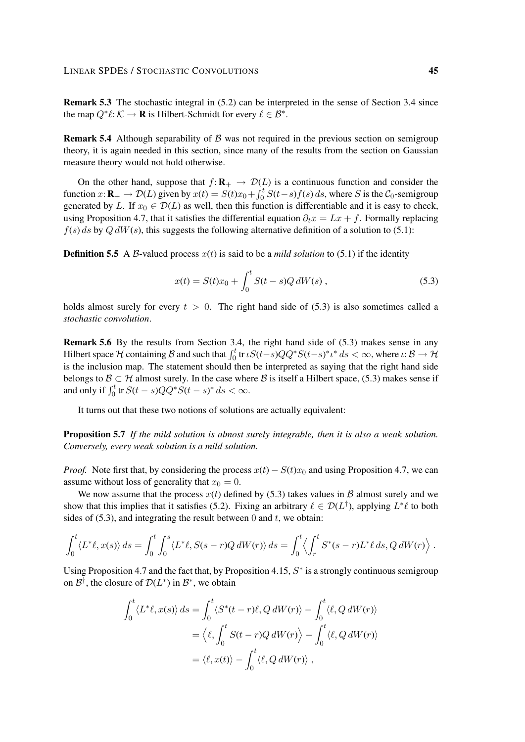**Remark 5.3** The stochastic integral in (5.2) can be interpreted in the sense of Section 3.4 since the map $Q^*\ell\colon \mathcal{K} \to \mathbf{R}$ is Hilbert-Schmidt for every $\ell \in \mathcal{B}^*$.

**Remark 5.4** Although separability of $\mathcal{B}$ was not required in the previous section on semigroup theory, it is again needed in this section, since many of the results from the section on Gaussian measure theory would not hold otherwise.

On the other hand, suppose that $f\colon \mathbf{R}_+ \to \mathcal{D}(L)$ is a continuous function and consider the function $x\colon \mathbf{R}_+ \to \mathcal{D}(L)$ given by $x(t) = S(t)x_0 + \int_0^t S(t-s)f(s)\,ds$, where $S$ is the $\mathcal{C}_0$-semigroup generated by $L$. If $x_0 \in \mathcal{D}(L)$ as well, then this function is differentiable and it is easy to check, using Proposition 4.7, that it satisfies the differential equation $\partial_t x = Lx + f$. Formally replacing $f(s)\,ds$ by $Q\,dW(s)$, this suggests the following alternative definition of a solution to (5.1):

**Definition 5.5** A $\mathcal{B}$-valued process $x(t)$ is said to be a *mild solution* to (5.1) if the identity

$$x(t) = S(t)x_0 + \int_0^t S(t-s)Q\,dW(s)\;, \tag{5.3}$$

holds almost surely for every $t > 0$. The right hand side of (5.3) is also sometimes called a *stochastic convolution*.

**Remark 5.6** By the results from Section 3.4, the right hand side of (5.3) makes sense in any Hilbert space $\mathcal{H}$ containing $\mathcal{B}$ and such that $\int_0^t \operatorname{tr} \iota S(t-s)QQ^*S(t-s)^*\iota^*\,ds < \infty$, where $\iota\colon \mathcal{B} \to \mathcal{H}$ is the inclusion map. The statement should then be interpreted as saying that the right hand side belongs to $\mathcal{B} \subset \mathcal{H}$ almost surely. In the case where $\mathcal{B}$ is itself a Hilbert space, (5.3) makes sense if and only if $\int_0^t \operatorname{tr} S(t-s)QQ^*S(t-s)^*\,ds < \infty$.

It turns out that these two notions of solutions are actually equivalent:

**Proposition 5.7** *If the mild solution is almost surely integrable, then it is also a weak solution. Conversely, every weak solution is a mild solution.*

*Proof.* Note first that, by considering the process $x(t) - S(t)x_0$ and using Proposition 4.7, we can assume without loss of generality that $x_0 = 0$.

We now assume that the process $x(t)$ defined by (5.3) takes values in $\mathcal{B}$ almost surely and we show that this implies that it satisfies (5.2). Fixing an arbitrary $\ell \in \mathcal{D}(L^\dagger)$, applying $L^*\ell$ to both sides of (5.3), and integrating the result between $0$ and $t$, we obtain:

$$\int_0^t \langle L^*\ell, x(s)\rangle\,ds = \int_0^t \int_0^s \langle L^*\ell, S(s-r)Q\,dW(r)\rangle\,ds = \int_0^t \Big\langle \int_r^t S^*(s-r)L^*\ell\,ds, Q\,dW(r)\Big\rangle\;.$$

Using Proposition 4.7 and the fact that, by Proposition 4.15, $S^*$ is a strongly continuous semigroup on $\mathcal{B}^\dagger$, the closure of $\mathcal{D}(L^*)$ in $\mathcal{B}^*$, we obtain

$$\begin{aligned}
\int_0^t \langle L^*\ell, x(s)\rangle\,ds &= \int_0^t \langle S^*(t-r)\ell, Q\,dW(r)\rangle - \int_0^t \langle \ell, Q\,dW(r)\rangle \\
&= \Big\langle \ell, \int_0^t S(t-r)Q\,dW(r)\Big\rangle - \int_0^t \langle \ell, Q\,dW(r)\rangle \\
&= \langle \ell, x(t)\rangle - \int_0^t \langle \ell, Q\,dW(r)\rangle\;,
\end{aligned}$$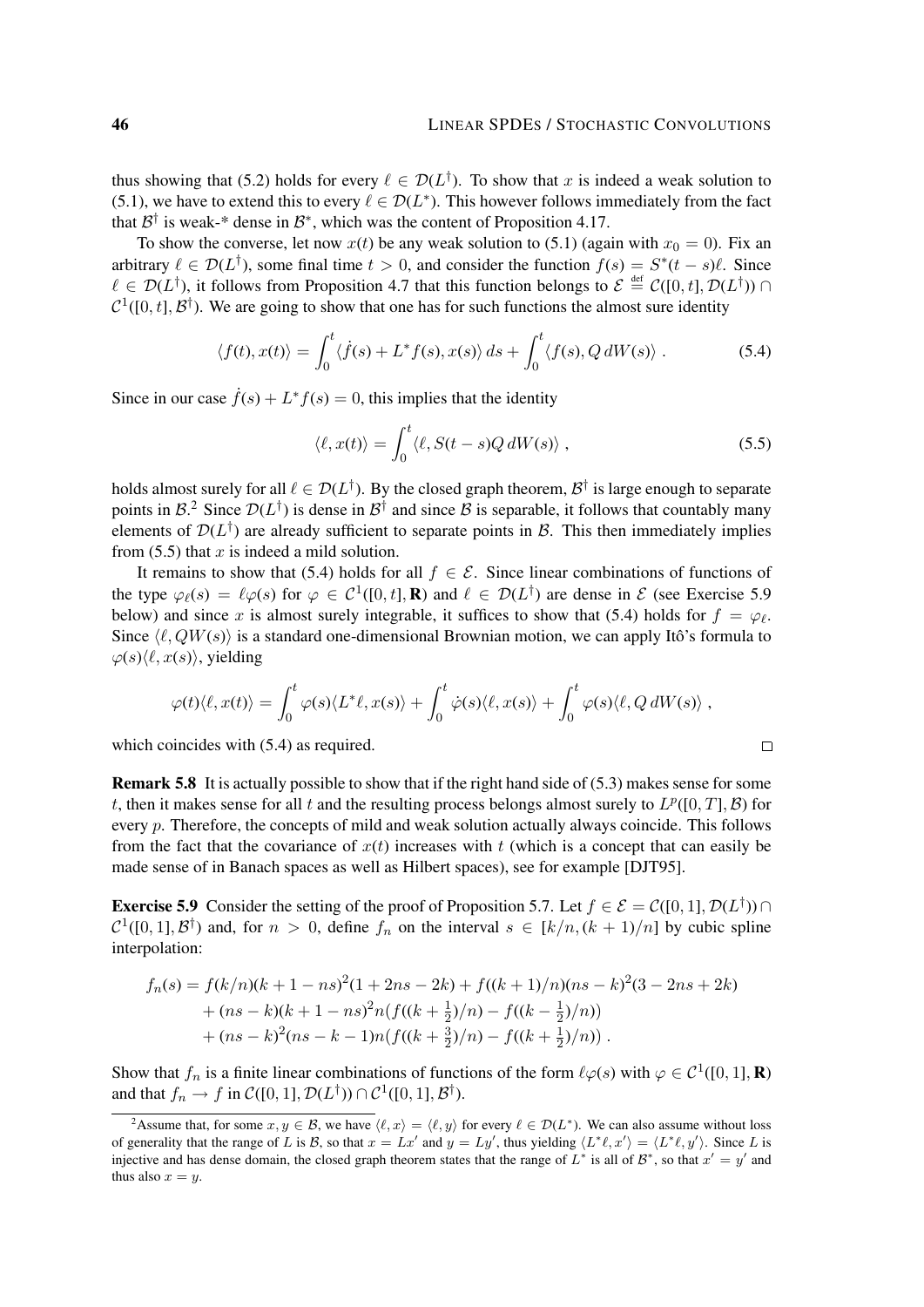thus showing that (5.2) holds for every $\ell \in \mathcal{D}(L^\dagger)$. To show that $x$ is indeed a weak solution to (5.1), we have to extend this to every $\ell \in \mathcal{D}(L^*)$. This however follows immediately from the fact that $\mathcal{B}^\dagger$ is weak-* dense in $\mathcal{B}^*$, which was the content of Proposition 4.17.

To show the converse, let now $x(t)$ be any weak solution to (5.1) (again with $x_0 = 0$). Fix an arbitrary $\ell \in \mathcal{D}(L^\dagger)$, some final time $t > 0$, and consider the function $f(s) = S^*(t-s)\ell$. Since $\ell \in \mathcal{D}(L^\dagger)$, it follows from Proposition 4.7 that this function belongs to $\mathcal{E} \stackrel{\text{def}}{=} \mathcal{C}([0,t], \mathcal{D}(L^\dagger)) \cap \mathcal{C}^1([0,t], \mathcal{B}^\dagger)$. We are going to show that one has for such functions the almost sure identity

$$\langle f(t), x(t)\rangle = \int_0^t \langle \dot f(s) + L^* f(s), x(s)\rangle\, ds + \int_0^t \langle f(s), Q\, dW(s)\rangle\ . \tag{5.4}$$

Since in our case $\dot f(s) + L^* f(s) = 0$, this implies that the identity

$$\langle \ell, x(t)\rangle = \int_0^t \langle \ell, S(t-s) Q\, dW(s)\rangle\ , \tag{5.5}$$

holds almost surely for all $\ell \in \mathcal{D}(L^\dagger)$. By the closed graph theorem, $\mathcal{B}^\dagger$ is large enough to separate points in $\mathcal{B}$.[2] Since $\mathcal{D}(L^\dagger)$ is dense in $\mathcal{B}^\dagger$ and since $\mathcal{B}$ is separable, it follows that countably many elements of $\mathcal{D}(L^\dagger)$ are already sufficient to separate points in $\mathcal{B}$. This then immediately implies from (5.5) that $x$ is indeed a mild solution.

It remains to show that (5.4) holds for all $f \in \mathcal{E}$. Since linear combinations of functions of the type $\varphi_\ell(s) = \ell\varphi(s)$ for $\varphi \in \mathcal{C}^1([0,t], \mathbf{R})$ and $\ell \in \mathcal{D}(L^\dagger)$ are dense in $\mathcal{E}$ (see Exercise 5.9 below) and since $x$ is almost surely integrable, it suffices to show that (5.4) holds for $f = \varphi_\ell$. Since $\langle \ell, QW(s)\rangle$ is a standard one-dimensional Brownian motion, we can apply Itô's formula to $\varphi(s)\langle \ell, x(s)\rangle$, yielding

$$\varphi(t)\langle \ell, x(t)\rangle = \int_0^t \varphi(s)\langle L^*\ell, x(s)\rangle + \int_0^t \dot\varphi(s)\langle \ell, x(s)\rangle + \int_0^t \varphi(s)\langle \ell, Q\, dW(s)\rangle\ ,$$

which coincides with (5.4) as required. □

**Remark 5.8** It is actually possible to show that if the right hand side of (5.3) makes sense for some $t$, then it makes sense for all $t$ and the resulting process belongs almost surely to $L^p([0,T], \mathcal{B})$ for every $p$. Therefore, the concepts of mild and weak solution actually always coincide. This follows from the fact that the covariance of $x(t)$ increases with $t$ (which is a concept that can easily be made sense of in Banach spaces as well as Hilbert spaces), see for example [DJT95].

**Exercise 5.9** Consider the setting of the proof of Proposition 5.7. Let $f \in \mathcal{E} = \mathcal{C}([0,1], \mathcal{D}(L^\dagger)) \cap \mathcal{C}^1([0,1], \mathcal{B}^\dagger)$ and, for $n > 0$, define $f_n$ on the interval $s \in [k/n, (k+1)/n]$ by cubic spline interpolation:

$$\begin{aligned} f_n(s) &= f(k/n)(k+1-ns)^2(1+2ns-2k) + f((k+1)/n)(ns-k)^2(3-2ns+2k) \\ &\quad + (ns-k)(k+1-ns)^2 n\big(f((k+\tfrac12)/n) - f((k-\tfrac12)/n)\big) \\ &\quad + (ns-k)^2(ns-k-1)n\big(f((k+\tfrac32)/n) - f((k+\tfrac12)/n)\big)\ . \end{aligned}$$

Show that $f_n$ is a finite linear combinations of functions of the form $\ell\varphi(s)$ with $\varphi \in \mathcal{C}^1([0,1], \mathbf{R})$ and that $f_n \to f$ in $\mathcal{C}([0,1], \mathcal{D}(L^\dagger)) \cap \mathcal{C}^1([0,1], \mathcal{B}^\dagger)$.

---

[2] Assume that, for some $x, y \in \mathcal{B}$, we have $\langle \ell, x\rangle = \langle \ell, y\rangle$ for every $\ell \in \mathcal{D}(L^*)$. We can also assume without loss of generality that the range of $L$ is $\mathcal{B}$, so that $x = Lx'$ and $y = Ly'$, thus yielding $\langle L^*\ell, x'\rangle = \langle L^*\ell, y'\rangle$. Since $L$ is injective and has dense domain, the closed graph theorem states that the range of $L^*$ is all of $\mathcal{B}^*$, so that $x' = y'$ and thus also $x = y$.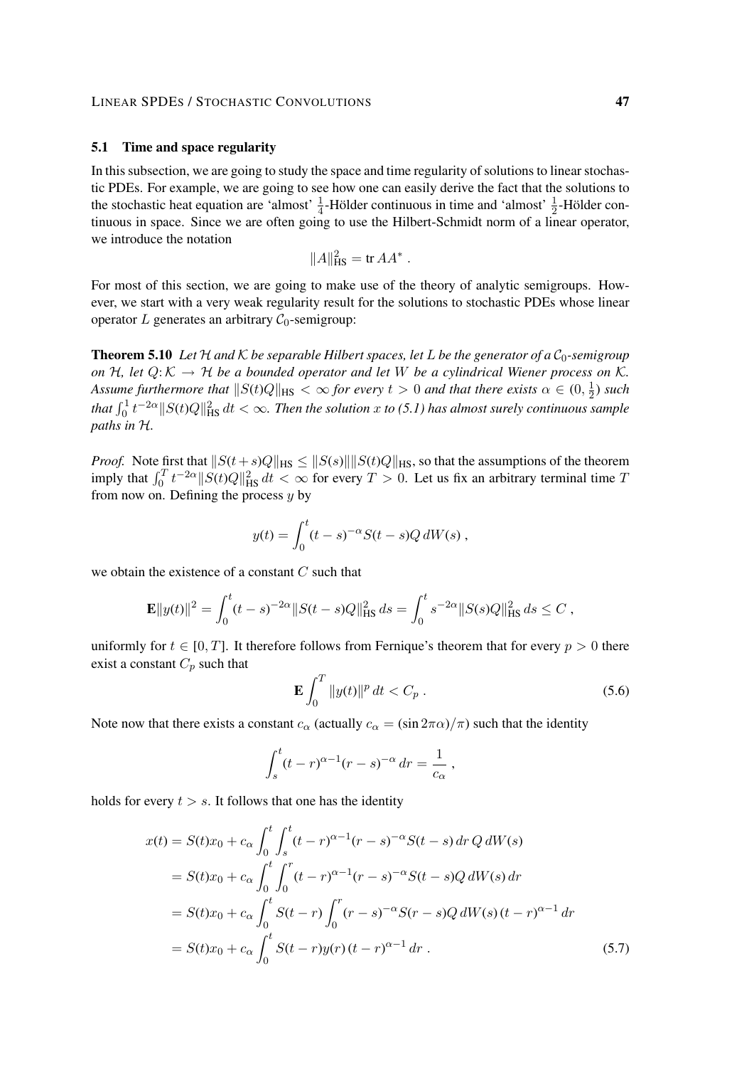## 5.1 Time and space regularity

In this subsection, we are going to study the space and time regularity of solutions to linear stochastic PDEs. For example, we are going to see how one can easily derive the fact that the solutions to the stochastic heat equation are 'almost' $\frac{1}{4}$-Hölder continuous in time and 'almost' $\frac{1}{2}$-Hölder continuous in space. Since we are often going to use the Hilbert-Schmidt norm of a linear operator, we introduce the notation

$$\|A\|_{\text{HS}}^2 = \operatorname{tr} AA^* .$$

For most of this section, we are going to make use of the theory of analytic semigroups. However, we start with a very weak regularity result for the solutions to stochastic PDEs whose linear operator $L$ generates an arbitrary $\mathcal{C}_0$-semigroup:

**Theorem 5.10** *Let $\mathcal{H}$ and $\mathcal{K}$ be separable Hilbert spaces, let $L$ be the generator of a $\mathcal{C}_0$-semigroup on $\mathcal{H}$, let $Q: \mathcal{K} \to \mathcal{H}$ be a bounded operator and let $W$ be a cylindrical Wiener process on $\mathcal{K}$. Assume furthermore that $\|S(t)Q\|_{\text{HS}} < \infty$ for every $t > 0$ and that there exists $\alpha \in (0, \frac{1}{2})$ such that $\int_0^1 t^{-2\alpha} \|S(t)Q\|_{\text{HS}}^2 \, dt < \infty$. Then the solution $x$ to (5.1) has almost surely continuous sample paths in $\mathcal{H}$.*

*Proof.* Note first that $\|S(t+s)Q\|_{\text{HS}} \le \|S(s)\| \|S(t)Q\|_{\text{HS}}$, so that the assumptions of the theorem imply that $\int_0^T t^{-2\alpha} \|S(t)Q\|_{\text{HS}}^2 \, dt < \infty$ for every $T > 0$. Let us fix an arbitrary terminal time $T$ from now on. Defining the process $y$ by

$$y(t) = \int_0^t (t-s)^{-\alpha} S(t-s) Q \, dW(s) ,$$

we obtain the existence of a constant $C$ such that

$$\mathbf{E}\|y(t)\|^2 = \int_0^t (t-s)^{-2\alpha} \|S(t-s)Q\|_{\text{HS}}^2 \, ds = \int_0^t s^{-2\alpha} \|S(s)Q\|_{\text{HS}}^2 \, ds \le C ,$$

uniformly for $t \in [0, T]$. It therefore follows from Fernique's theorem that for every $p > 0$ there exist a constant $C_p$ such that

$$\mathbf{E} \int_0^T \|y(t)\|^p \, dt < C_p . \tag{5.6}$$

Note now that there exists a constant $c_\alpha$ (actually $c_\alpha = (\sin 2\pi\alpha)/\pi$) such that the identity

$$\int_s^t (t-r)^{\alpha-1} (r-s)^{-\alpha} \, dr = \frac{1}{c_\alpha} ,$$

holds for every $t > s$. It follows that one has the identity

$$\begin{aligned}
x(t) &= S(t)x_0 + c_\alpha \int_0^t \int_s^t (t-r)^{\alpha-1} (r-s)^{-\alpha} S(t-s) \, dr \, Q \, dW(s) \\
&= S(t)x_0 + c_\alpha \int_0^t \int_0^r (t-r)^{\alpha-1} (r-s)^{-\alpha} S(t-s) Q \, dW(s) \, dr \\
&= S(t)x_0 + c_\alpha \int_0^t S(t-r) \int_0^r (r-s)^{-\alpha} S(r-s) Q \, dW(s) \, (t-r)^{\alpha-1} \, dr \\
&= S(t)x_0 + c_\alpha \int_0^t S(t-r) y(r) \, (t-r)^{\alpha-1} \, dr .
\end{aligned} \tag{5.7}$$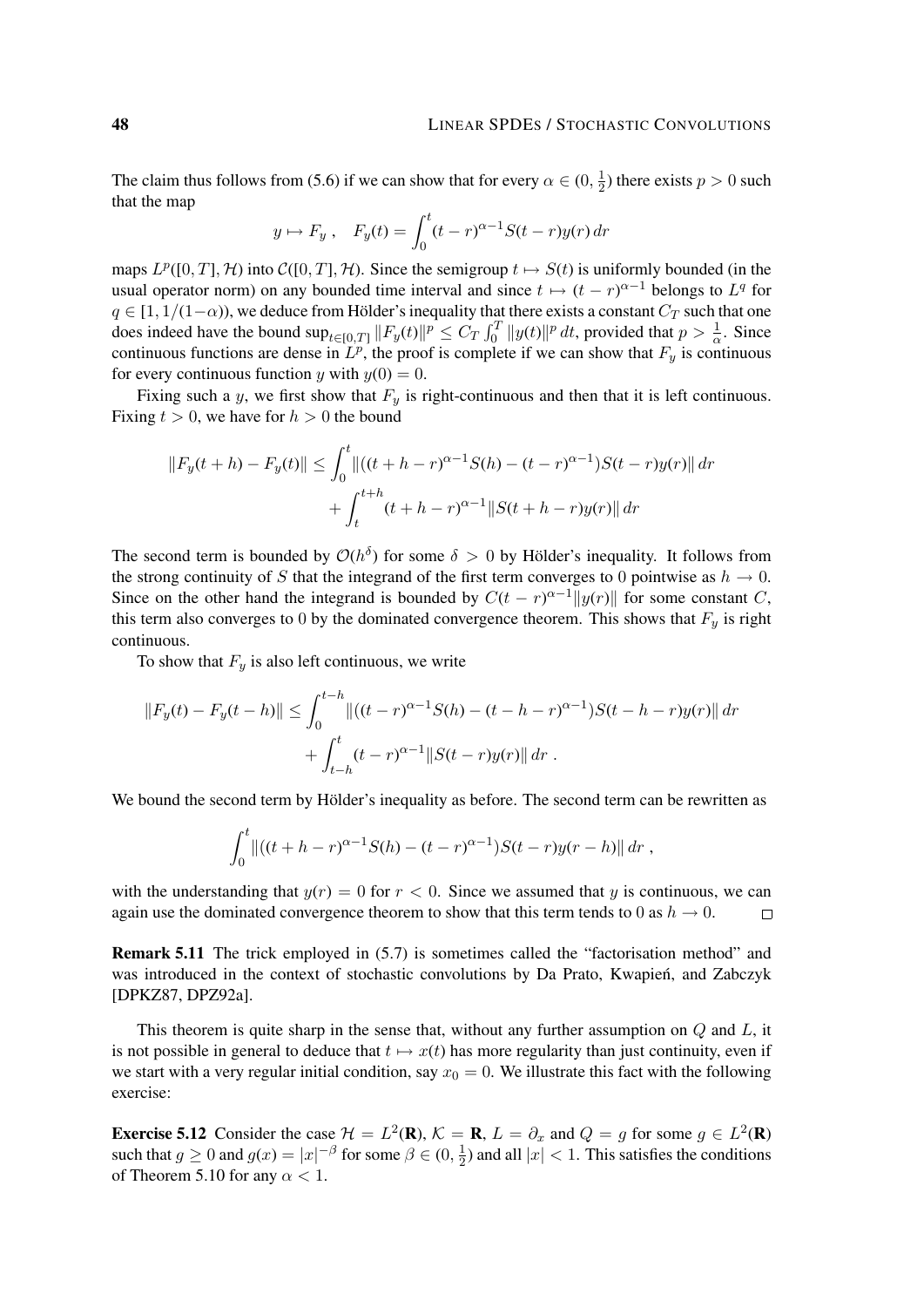The claim thus follows from (5.6) if we can show that for every $\alpha \in (0, \frac{1}{2})$ there exists $p > 0$ such that the map

$$y \mapsto F_y \;, \quad F_y(t) = \int_0^t (t-r)^{\alpha - 1} S(t-r) y(r)\, dr$$

maps $L^p([0,T], \mathcal{H})$ into $\mathcal{C}([0,T], \mathcal{H})$. Since the semigroup $t \mapsto S(t)$ is uniformly bounded (in the usual operator norm) on any bounded time interval and since $t \mapsto (t-r)^{\alpha-1}$ belongs to $L^q$ for $q \in [1, 1/(1-\alpha))$, we deduce from Hölder's inequality that there exists a constant $C_T$ such that one does indeed have the bound $\sup_{t\in[0,T]} \|F_y(t)\|^p \le C_T \int_0^T \|y(t)\|^p\, dt$, provided that $p > \frac{1}{\alpha}$. Since continuous functions are dense in $L^p$, the proof is complete if we can show that $F_y$ is continuous for every continuous function $y$ with $y(0) = 0$.

Fixing such a $y$, we first show that $F_y$ is right-continuous and then that it is left continuous. Fixing $t > 0$, we have for $h > 0$ the bound

$$\begin{aligned} \|F_y(t+h) - F_y(t)\| &\le \int_0^t \|((t+h-r)^{\alpha-1} S(h) - (t-r)^{\alpha-1}) S(t-r) y(r)\|\, dr \\ &\quad + \int_t^{t+h} (t+h-r)^{\alpha-1} \|S(t+h-r) y(r)\|\, dr \end{aligned}$$

The second term is bounded by $\mathcal{O}(h^\delta)$ for some $\delta > 0$ by Hölder's inequality. It follows from the strong continuity of $S$ that the integrand of the first term converges to 0 pointwise as $h \to 0$. Since on the other hand the integrand is bounded by $C(t-r)^{\alpha-1}\|y(r)\|$ for some constant $C$, this term also converges to 0 by the dominated convergence theorem. This shows that $F_y$ is right continuous.

To show that $F_y$ is also left continuous, we write

$$\begin{aligned} \|F_y(t) - F_y(t-h)\| &\le \int_0^{t-h} \|((t-r)^{\alpha-1} S(h) - (t-h-r)^{\alpha-1}) S(t-h-r) y(r)\|\, dr \\ &\quad + \int_{t-h}^{t} (t-r)^{\alpha-1} \|S(t-r) y(r)\|\, dr \;. \end{aligned}$$

We bound the second term by Hölder's inequality as before. The second term can be rewritten as

$$\int_0^t \|((t+h-r)^{\alpha-1} S(h) - (t-r)^{\alpha-1}) S(t-r) y(r-h)\|\, dr \;,$$

with the understanding that $y(r) = 0$ for $r < 0$. Since we assumed that $y$ is continuous, we can again use the dominated convergence theorem to show that this term tends to 0 as $h \to 0$. $\square$

**Remark 5.11** The trick employed in (5.7) is sometimes called the "factorisation method" and was introduced in the context of stochastic convolutions by Da Prato, Kwapień, and Zabczyk [DPKZ87, DPZ92a].

This theorem is quite sharp in the sense that, without any further assumption on $Q$ and $L$, it is not possible in general to deduce that $t \mapsto x(t)$ has more regularity than just continuity, even if we start with a very regular initial condition, say $x_0 = 0$. We illustrate this fact with the following exercise:

**Exercise 5.12** Consider the case $\mathcal{H} = L^2(\mathbf{R})$, $\mathcal{K} = \mathbf{R}$, $L = \partial_x$ and $Q = g$ for some $g \in L^2(\mathbf{R})$ such that $g \ge 0$ and $g(x) = |x|^{-\beta}$ for some $\beta \in (0, \frac{1}{2})$ and all $|x| < 1$. This satisfies the conditions of Theorem 5.10 for any $\alpha < 1$.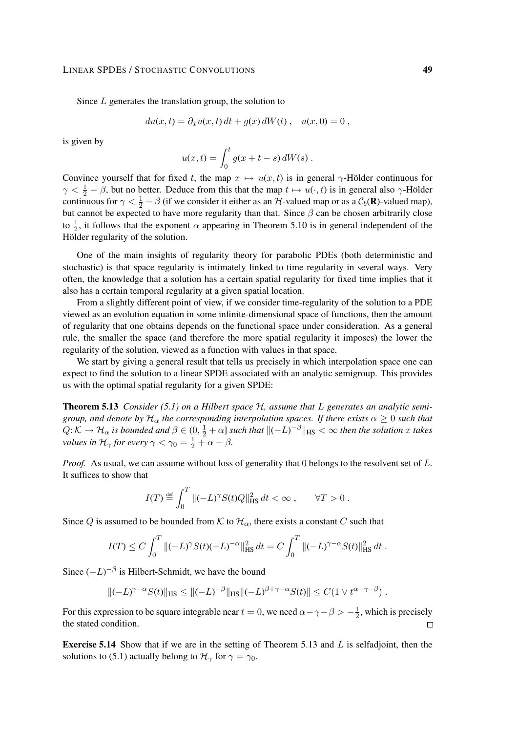Since $L$ generates the translation group, the solution to

$$du(x,t) = \partial_x u(x,t)\,dt + g(x)\,dW(t)\;, \quad u(x,0) = 0\;,$$

is given by

$$u(x,t) = \int_0^t g(x+t-s)\,dW(s)\;.$$

Convince yourself that for fixed $t$, the map $x \mapsto u(x,t)$ is in general $\gamma$-Hölder continuous for $\gamma < \frac{1}{2} - \beta$, but no better. Deduce from this that the map $t \mapsto u(\cdot,t)$ is in general also $\gamma$-Hölder continuous for $\gamma < \frac{1}{2} - \beta$ (if we consider it either as an $\mathcal{H}$-valued map or as a $\mathcal{C}_b(\mathbf{R})$-valued map), but cannot be expected to have more regularity than that. Since $\beta$ can be chosen arbitrarily close to $\frac{1}{2}$, it follows that the exponent $\alpha$ appearing in Theorem 5.10 is in general independent of the Hölder regularity of the solution.

One of the main insights of regularity theory for parabolic PDEs (both deterministic and stochastic) is that space regularity is intimately linked to time regularity in several ways. Very often, the knowledge that a solution has a certain spatial regularity for fixed time implies that it also has a certain temporal regularity at a given spatial location.

From a slightly different point of view, if we consider time-regularity of the solution to a PDE viewed as an evolution equation in some infinite-dimensional space of functions, then the amount of regularity that one obtains depends on the functional space under consideration. As a general rule, the smaller the space (and therefore the more spatial regularity it imposes) the lower the regularity of the solution, viewed as a function with values in that space.

We start by giving a general result that tells us precisely in which interpolation space one can expect to find the solution to a linear SPDE associated with an analytic semigroup. This provides us with the optimal spatial regularity for a given SPDE:

**Theorem 5.13** *Consider (5.1) on a Hilbert space $\mathcal{H}$, assume that $L$ generates an analytic semigroup, and denote by $\mathcal{H}_\alpha$ the corresponding interpolation spaces. If there exists $\alpha \geq 0$ such that $Q\colon \mathcal{K} \to \mathcal{H}_\alpha$ is bounded and $\beta \in (0, \frac{1}{2} + \alpha]$ such that $\|(-L)^{-\beta}\|_{\mathrm{HS}} < \infty$ then the solution $x$ takes values in $\mathcal{H}_\gamma$ for every $\gamma < \gamma_0 = \frac{1}{2} + \alpha - \beta$.*

*Proof.* As usual, we can assume without loss of generality that 0 belongs to the resolvent set of $L$. It suffices to show that

$$I(T) \stackrel{\text{def}}{=} \int_0^T \|(-L)^\gamma S(t) Q\|_{\mathrm{HS}}^2\,dt < \infty\;, \qquad \forall T > 0\;.$$

Since $Q$ is assumed to be bounded from $\mathcal{K}$ to $\mathcal{H}_\alpha$, there exists a constant $C$ such that

$$I(T) \leq C \int_0^T \|(-L)^\gamma S(t)(-L)^{-\alpha}\|_{\mathrm{HS}}^2\,dt = C \int_0^T \|(-L)^{\gamma-\alpha} S(t)\|_{\mathrm{HS}}^2\,dt\;.$$

Since $(-L)^{-\beta}$ is Hilbert-Schmidt, we have the bound

$$\|(-L)^{\gamma-\alpha} S(t)\|_{\mathrm{HS}} \leq \|(-L)^{-\beta}\|_{\mathrm{HS}} \|(-L)^{\beta+\gamma-\alpha} S(t)\| \leq C\big(1 \vee t^{\alpha-\gamma-\beta}\big)\;.$$

For this expression to be square integrable near $t=0$, we need $\alpha - \gamma - \beta > -\frac{1}{2}$, which is precisely the stated condition. □

**Exercise 5.14** Show that if we are in the setting of Theorem 5.13 and $L$ is selfadjoint, then the solutions to (5.1) actually belong to $\mathcal{H}_\gamma$ for $\gamma = \gamma_0$.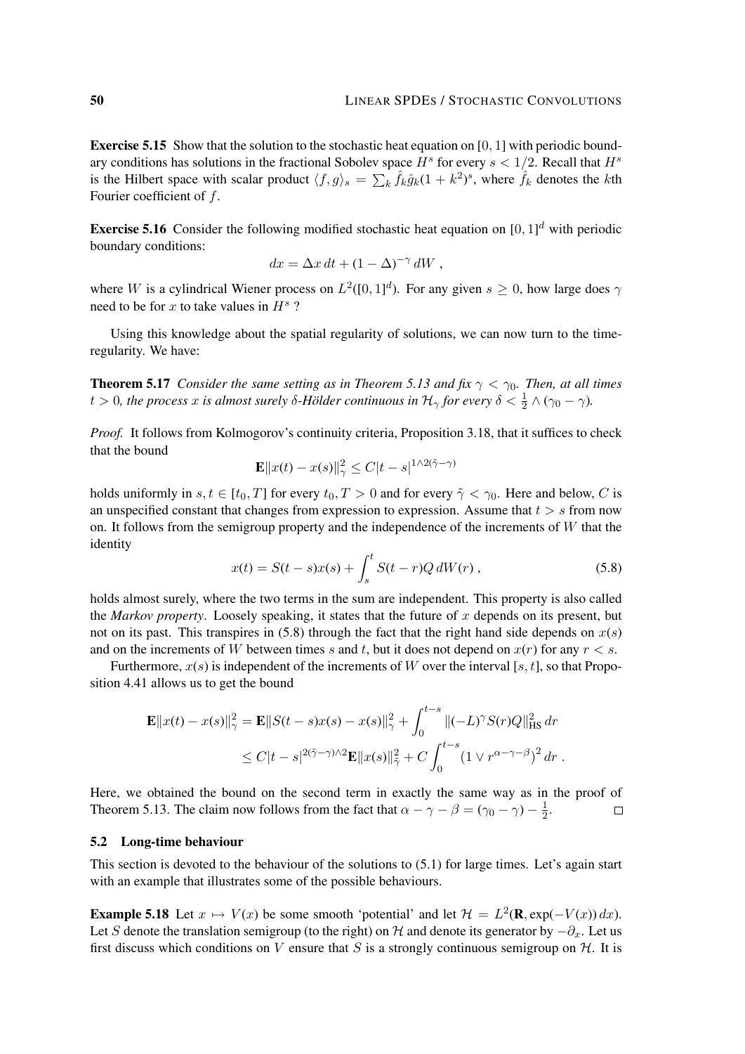**Exercise 5.15** Show that the solution to the stochastic heat equation on $[0, 1]$ with periodic boundary conditions has solutions in the fractional Sobolev space $H^s$ for every $s < 1/2$. Recall that $H^s$ is the Hilbert space with scalar product $\langle f, g\rangle_s = \sum_k \hat{f}_k \hat{g}_k (1 + k^2)^s$, where $\hat{f}_k$ denotes the $k$th Fourier coefficient of $f$.

**Exercise 5.16** Consider the following modified stochastic heat equation on $[0, 1]^d$ with periodic boundary conditions:

$$dx = \Delta x\, dt + (1 - \Delta)^{-\gamma}\, dW \;,$$

where $W$ is a cylindrical Wiener process on $L^2([0, 1]^d)$. For any given $s \geq 0$, how large does $\gamma$ need to be for $x$ to take values in $H^s$ ?

Using this knowledge about the spatial regularity of solutions, we can now turn to the time-regularity. We have:

**Theorem 5.17** *Consider the same setting as in Theorem 5.13 and fix $\gamma < \gamma_0$. Then, at all times $t > 0$, the process $x$ is almost surely $\delta$-Hölder continuous in $\mathcal{H}_\gamma$ for every $\delta < \frac{1}{2} \wedge (\gamma_0 - \gamma)$.*

*Proof.* It follows from Kolmogorov's continuity criteria, Proposition 3.18, that it suffices to check that the bound

$$\mathbf{E}\|x(t) - x(s)\|_\gamma^2 \leq C|t - s|^{1\wedge 2(\tilde{\gamma} - \gamma)}$$

holds uniformly in $s, t \in [t_0, T]$ for every $t_0, T > 0$ and for every $\tilde{\gamma} < \gamma_0$. Here and below, $C$ is an unspecified constant that changes from expression to expression. Assume that $t > s$ from now on. It follows from the semigroup property and the independence of the increments of $W$ that the identity

$$x(t) = S(t - s)x(s) + \int_s^t S(t - r)Q\, dW(r) \;, \tag{5.8}$$

holds almost surely, where the two terms in the sum are independent. This property is also called the *Markov property*. Loosely speaking, it states that the future of $x$ depends on its present, but not on its past. This transpires in (5.8) through the fact that the right hand side depends on $x(s)$ and on the increments of $W$ between times $s$ and $t$, but it does not depend on $x(r)$ for any $r < s$.

Furthermore, $x(s)$ is independent of the increments of $W$ over the interval $[s, t]$, so that Proposition 4.41 allows us to get the bound

$$\begin{aligned}
\mathbf{E}\|x(t) - x(s)\|_\gamma^2 &= \mathbf{E}\|S(t - s)x(s) - x(s)\|_\gamma^2 + \int_0^{t-s} \|(-L)^\gamma S(r)Q\|_{\mathrm{HS}}^2\, dr \\
&\leq C|t - s|^{2(\tilde{\gamma} - \gamma)\wedge 2}\mathbf{E}\|x(s)\|_{\tilde{\gamma}}^2 + C\int_0^{t-s} \big(1 \vee r^{\alpha - \gamma - \beta}\big)^2\, dr \;.
\end{aligned}$$

Here, we obtained the bound on the second term in exactly the same way as in the proof of Theorem 5.13. The claim now follows from the fact that $\alpha - \gamma - \beta = (\gamma_0 - \gamma) - \frac{1}{2}$. $\square$

### 5.2 Long-time behaviour

This section is devoted to the behaviour of the solutions to (5.1) for large times. Let's again start with an example that illustrates some of the possible behaviours.

**Example 5.18** Let $x \mapsto V(x)$ be some smooth 'potential' and let $\mathcal{H} = L^2(\mathbf{R}, \exp(-V(x))\, dx)$. Let $S$ denote the translation semigroup (to the right) on $\mathcal{H}$ and denote its generator by $-\partial_x$. Let us first discuss which conditions on $V$ ensure that $S$ is a strongly continuous semigroup on $\mathcal{H}$. It is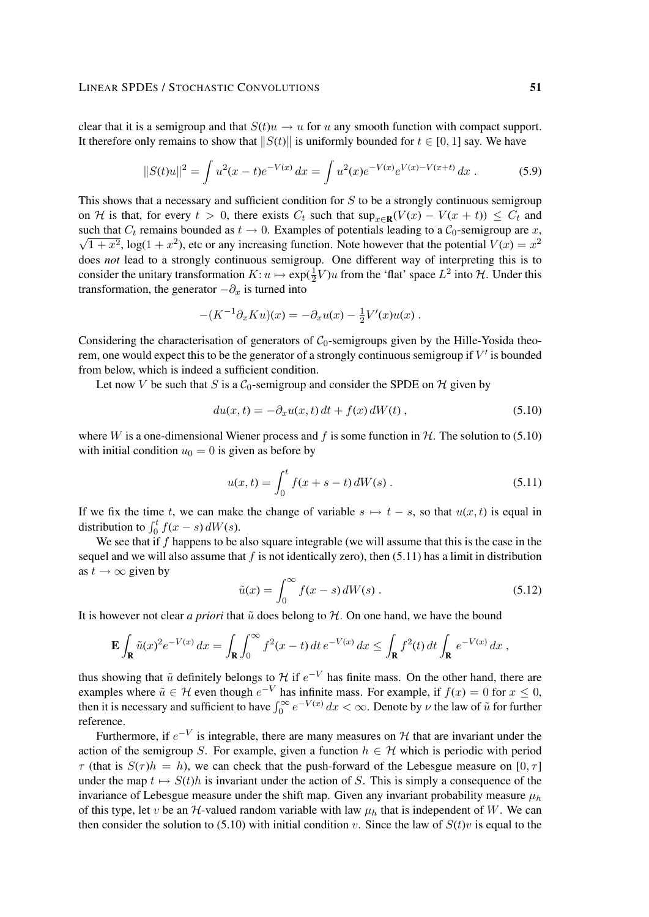clear that it is a semigroup and that $S(t)u \to u$ for $u$ any smooth function with compact support. It therefore only remains to show that $\|S(t)\|$ is uniformly bounded for $t \in [0,1]$ say. We have

$$\|S(t)u\|^2 = \int u^2(x-t)e^{-V(x)}\,dx = \int u^2(x)e^{-V(x)}e^{V(x)-V(x+t)}\,dx\;. \tag{5.9}$$

This shows that a necessary and sufficient condition for $S$ to be a strongly continuous semigroup on $\mathcal{H}$ is that, for every $t > 0$, there exists $C_t$ such that $\sup_{x\in\mathbf{R}}(V(x) - V(x+t)) \le C_t$ and such that $C_t$ remains bounded as $t \to 0$. Examples of potentials leading to a $\mathcal{C}_0$-semigroup are $x$, $\sqrt{1+x^2}$, $\log(1+x^2)$, etc or any increasing function. Note however that the potential $V(x) = x^2$ does *not* lead to a strongly continuous semigroup. One different way of interpreting this is to consider the unitary transformation $K\colon u \mapsto \exp(\frac{1}{2}V)u$ from the 'flat' space $L^2$ into $\mathcal{H}$. Under this transformation, the generator $-\partial_x$ is turned into

$$-(K^{-1}\partial_x K u)(x) = -\partial_x u(x) - \tfrac{1}{2}V'(x)u(x)\;.$$

Considering the characterisation of generators of $\mathcal{C}_0$-semigroups given by the Hille-Yosida theorem, one would expect this to be the generator of a strongly continuous semigroup if $V'$ is bounded from below, which is indeed a sufficient condition.

Let now $V$ be such that $S$ is a $\mathcal{C}_0$-semigroup and consider the SPDE on $\mathcal{H}$ given by

$$du(x,t) = -\partial_x u(x,t)\,dt + f(x)\,dW(t)\;, \tag{5.10}$$

where $W$ is a one-dimensional Wiener process and $f$ is some function in $\mathcal{H}$. The solution to (5.10) with initial condition $u_0 = 0$ is given as before by

$$u(x,t) = \int_0^t f(x+s-t)\,dW(s)\;. \tag{5.11}$$

If we fix the time $t$, we can make the change of variable $s \mapsto t-s$, so that $u(x,t)$ is equal in distribution to $\int_0^t f(x-s)\,dW(s)$.

We see that if $f$ happens to be also square integrable (we will assume that this is the case in the sequel and we will also assume that $f$ is not identically zero), then (5.11) has a limit in distribution as $t \to \infty$ given by

$$\tilde{u}(x) = \int_0^\infty f(x-s)\,dW(s)\;. \tag{5.12}$$

It is however not clear *a priori* that $\tilde{u}$ does belong to $\mathcal{H}$. On one hand, we have the bound

$$\mathbf{E}\int_{\mathbf{R}} \tilde{u}(x)^2 e^{-V(x)}\,dx = \int_{\mathbf{R}}\int_0^\infty f^2(x-t)\,dt\,e^{-V(x)}\,dx \le \int_{\mathbf{R}} f^2(t)\,dt \int_{\mathbf{R}} e^{-V(x)}\,dx\;,$$

thus showing that $\tilde{u}$ definitely belongs to $\mathcal{H}$ if $e^{-V}$ has finite mass. On the other hand, there are examples where $\tilde{u} \in \mathcal{H}$ even though $e^{-V}$ has infinite mass. For example, if $f(x) = 0$ for $x \le 0$, then it is necessary and sufficient to have $\int_0^\infty e^{-V(x)}\,dx < \infty$. Denote by $\nu$ the law of $\tilde{u}$ for further reference.

Furthermore, if $e^{-V}$ is integrable, there are many measures on $\mathcal{H}$ that are invariant under the action of the semigroup $S$. For example, given a function $h \in \mathcal{H}$ which is periodic with period $\tau$ (that is $S(\tau)h = h$), we can check that the push-forward of the Lebesgue measure on $[0,\tau]$ under the map $t \mapsto S(t)h$ is invariant under the action of $S$. This is simply a consequence of the invariance of Lebesgue measure under the shift map. Given any invariant probability measure $\mu_h$ of this type, let $v$ be an $\mathcal{H}$-valued random variable with law $\mu_h$ that is independent of $W$. We can then consider the solution to (5.10) with initial condition $v$. Since the law of $S(t)v$ is equal to the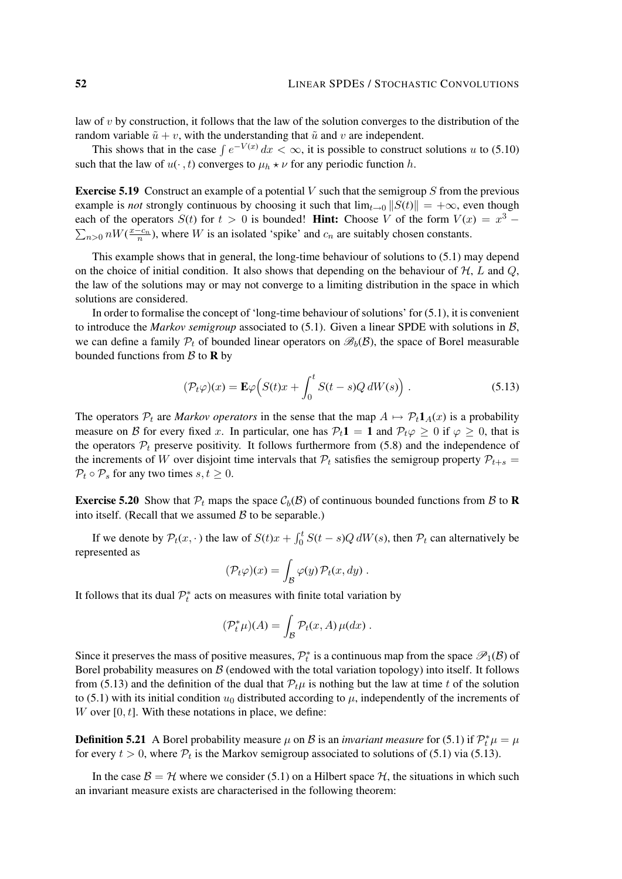law of $v$ by construction, it follows that the law of the solution converges to the distribution of the random variable $\tilde{u} + v$, with the understanding that $\tilde{u}$ and $v$ are independent.

This shows that in the case $\int e^{-V(x)}\,dx < \infty$, it is possible to construct solutions $u$ to (5.10) such that the law of $u(\cdot\,, t)$ converges to $\mu_h \star \nu$ for any periodic function $h$.

**Exercise 5.19** Construct an example of a potential $V$ such that the semigroup $S$ from the previous example is *not* strongly continuous by choosing it such that $\lim_{t\to 0} \|S(t)\| = +\infty$, even though each of the operators $S(t)$ for $t > 0$ is bounded! **Hint:** Choose $V$ of the form $V(x) = x^3 - \sum_{n>0} nW(\frac{x-c_n}{n})$, where $W$ is an isolated 'spike' and $c_n$ are suitably chosen constants.

This example shows that in general, the long-time behaviour of solutions to (5.1) may depend on the choice of initial condition. It also shows that depending on the behaviour of $\mathcal{H}$, $L$ and $Q$, the law of the solutions may or may not converge to a limiting distribution in the space in which solutions are considered.

In order to formalise the concept of 'long-time behaviour of solutions' for (5.1), it is convenient to introduce the *Markov semigroup* associated to (5.1). Given a linear SPDE with solutions in $\mathcal{B}$, we can define a family $\mathcal{P}_t$ of bounded linear operators on $\mathscr{B}_b(\mathcal{B})$, the space of Borel measurable bounded functions from $\mathcal{B}$ to $\mathbf{R}$ by

$$(\mathcal{P}_t\varphi)(x) = \mathbf{E}\varphi\Big(S(t)x + \int_0^t S(t-s)Q\,dW(s)\Big)\;. \tag{5.13}$$

The operators $\mathcal{P}_t$ are *Markov operators* in the sense that the map $A \mapsto \mathcal{P}_t\mathbf{1}_A(x)$ is a probability measure on $\mathcal{B}$ for every fixed $x$. In particular, one has $\mathcal{P}_t\mathbf{1} = \mathbf{1}$ and $\mathcal{P}_t\varphi \geq 0$ if $\varphi \geq 0$, that is the operators $\mathcal{P}_t$ preserve positivity. It follows furthermore from (5.8) and the independence of the increments of $W$ over disjoint time intervals that $\mathcal{P}_t$ satisfies the semigroup property $\mathcal{P}_{t+s} = \mathcal{P}_t \circ \mathcal{P}_s$ for any two times $s, t \geq 0$.

**Exercise 5.20** Show that $\mathcal{P}_t$ maps the space $\mathcal{C}_b(\mathcal{B})$ of continuous bounded functions from $\mathcal{B}$ to $\mathbf{R}$ into itself. (Recall that we assumed $\mathcal{B}$ to be separable.)

If we denote by $\mathcal{P}_t(x,\cdot\,)$ the law of $S(t)x + \int_0^t S(t-s)Q\,dW(s)$, then $\mathcal{P}_t$ can alternatively be represented as

$$(\mathcal{P}_t\varphi)(x) = \int_{\mathcal{B}} \varphi(y)\,\mathcal{P}_t(x,dy)\;.$$

It follows that its dual $\mathcal{P}_t^*$ acts on measures with finite total variation by

$$(\mathcal{P}_t^*\mu)(A) = \int_{\mathcal{B}} \mathcal{P}_t(x,A)\,\mu(dx)\;.$$

Since it preserves the mass of positive measures, $\mathcal{P}_t^*$ is a continuous map from the space $\mathscr{P}_1(\mathcal{B})$ of Borel probability measures on $\mathcal{B}$ (endowed with the total variation topology) into itself. It follows from (5.13) and the definition of the dual that $\mathcal{P}_t\mu$ is nothing but the law at time $t$ of the solution to (5.1) with its initial condition $u_0$ distributed according to $\mu$, independently of the increments of $W$ over $[0,t]$. With these notations in place, we define:

**Definition 5.21** A Borel probability measure $\mu$ on $\mathcal{B}$ is an *invariant measure* for (5.1) if $\mathcal{P}_t^*\mu = \mu$ for every $t > 0$, where $\mathcal{P}_t$ is the Markov semigroup associated to solutions of (5.1) via (5.13).

In the case $\mathcal{B} = \mathcal{H}$ where we consider (5.1) on a Hilbert space $\mathcal{H}$, the situations in which such an invariant measure exists are characterised in the following theorem: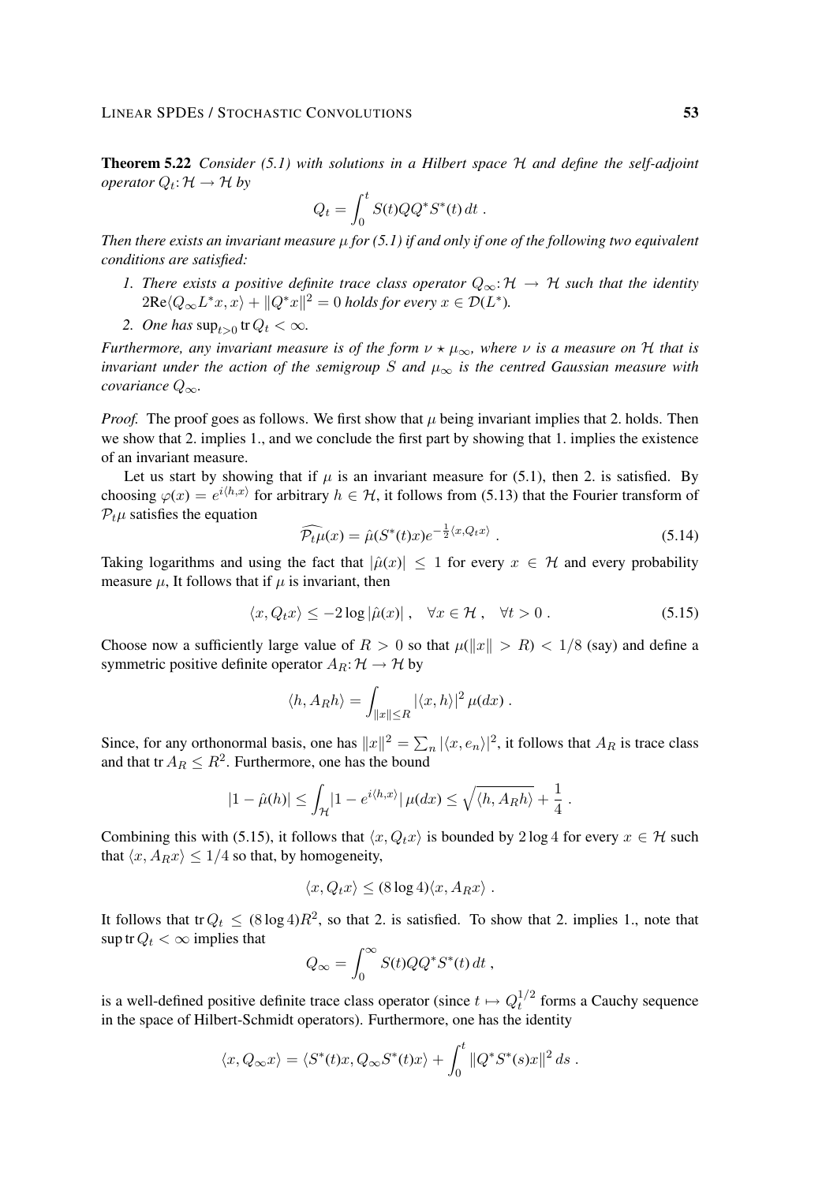**Theorem 5.22** *Consider (5.1) with solutions in a Hilbert space $\mathcal{H}$ and define the self-adjoint operator $Q_t \colon \mathcal{H} \to \mathcal{H}$ by*

$$Q_t = \int_0^t S(t) Q Q^* S^*(t)\, dt \;.$$

*Then there exists an invariant measure $\mu$ for (5.1) if and only if one of the following two equivalent conditions are satisfied:*

1. *There exists a positive definite trace class operator $Q_\infty \colon \mathcal{H} \to \mathcal{H}$ such that the identity $2\mathrm{Re}\langle Q_\infty L^* x, x\rangle + \|Q^* x\|^2 = 0$ holds for every $x \in \mathcal{D}(L^*)$.*
2. *One has $\sup_{t>0} \operatorname{tr} Q_t < \infty$.*

*Furthermore, any invariant measure is of the form $\nu \star \mu_\infty$, where $\nu$ is a measure on $\mathcal{H}$ that is invariant under the action of the semigroup $S$ and $\mu_\infty$ is the centred Gaussian measure with covariance $Q_\infty$.*

*Proof.* The proof goes as follows. We first show that $\mu$ being invariant implies that 2. holds. Then we show that 2. implies 1., and we conclude the first part by showing that 1. implies the existence of an invariant measure.

Let us start by showing that if $\mu$ is an invariant measure for (5.1), then 2. is satisfied. By choosing $\varphi(x) = e^{i\langle h, x\rangle}$ for arbitrary $h \in \mathcal{H}$, it follows from (5.13) that the Fourier transform of $\mathcal{P}_t \mu$ satisfies the equation

$$\widehat{\mathcal{P}_t\mu}(x) = \hat\mu(S^*(t)x) e^{-\frac{1}{2}\langle x, Q_t x\rangle} \;. \tag{5.14}$$

Taking logarithms and using the fact that $|\hat\mu(x)| \le 1$ for every $x \in \mathcal{H}$ and every probability measure $\mu$, It follows that if $\mu$ is invariant, then

$$\langle x, Q_t x\rangle \le -2\log|\hat\mu(x)| \;, \quad \forall x \in \mathcal{H} \;, \quad \forall t > 0 \;. \tag{5.15}$$

Choose now a sufficiently large value of $R > 0$ so that $\mu(\|x\| > R) < 1/8$ (say) and define a symmetric positive definite operator $A_R \colon \mathcal{H} \to \mathcal{H}$ by

$$\langle h, A_R h\rangle = \int_{\|x\| \le R} |\langle x, h\rangle|^2 \, \mu(dx) \;.$$

Since, for any orthonormal basis, one has $\|x\|^2 = \sum_n |\langle x, e_n\rangle|^2$, it follows that $A_R$ is trace class and that $\operatorname{tr} A_R \le R^2$. Furthermore, one has the bound

$$|1 - \hat\mu(h)| \le \int_{\mathcal{H}} |1 - e^{i\langle h, x\rangle}| \, \mu(dx) \le \sqrt{\langle h, A_R h\rangle} + \frac{1}{4} \;.$$

Combining this with (5.15), it follows that $\langle x, Q_t x\rangle$ is bounded by $2\log 4$ for every $x \in \mathcal{H}$ such that $\langle x, A_R x\rangle \le 1/4$ so that, by homogeneity,

$$\langle x, Q_t x\rangle \le (8\log 4)\langle x, A_R x\rangle \;.$$

It follows that $\operatorname{tr} Q_t \le (8\log 4) R^2$, so that 2. is satisfied. To show that 2. implies 1., note that $\sup \operatorname{tr} Q_t < \infty$ implies that

$$Q_\infty = \int_0^\infty S(t) Q Q^* S^*(t)\, dt \;,$$

is a well-defined positive definite trace class operator (since $t \mapsto Q_t^{1/2}$ forms a Cauchy sequence in the space of Hilbert-Schmidt operators). Furthermore, one has the identity

$$\langle x, Q_\infty x\rangle = \langle S^*(t)x, Q_\infty S^*(t)x\rangle + \int_0^t \|Q^* S^*(s)x\|^2 \, ds \;.$$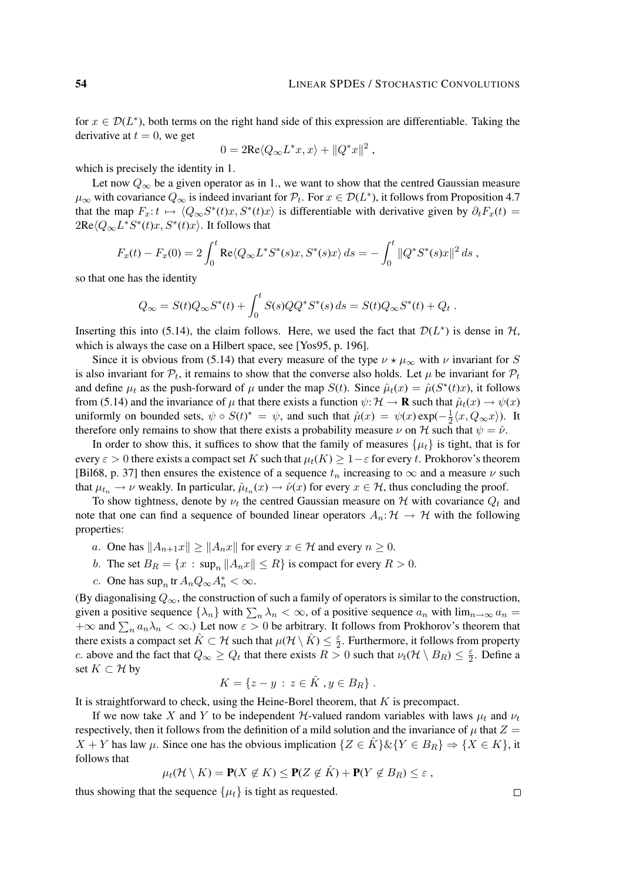for $x \in \mathcal{D}(L^*)$, both terms on the right hand side of this expression are differentiable. Taking the derivative at $t = 0$, we get

$$0 = 2\mathrm{Re}\langle Q_\infty L^* x, x\rangle + \|Q^* x\|^2 ,$$

which is precisely the identity in 1.

Let now $Q_\infty$ be a given operator as in 1., we want to show that the centred Gaussian measure $\mu_\infty$ with covariance $Q_\infty$ is indeed invariant for $\mathcal{P}_t$. For $x \in \mathcal{D}(L^*)$, it follows from Proposition 4.7 that the map $F_x\colon t \mapsto \langle Q_\infty S^*(t)x, S^*(t)x\rangle$ is differentiable with derivative given by $\partial_t F_x(t) = 2\mathrm{Re}\langle Q_\infty L^* S^*(t)x, S^*(t)x\rangle$. It follows that

$$F_x(t) - F_x(0) = 2\int_0^t \mathrm{Re}\langle Q_\infty L^* S^*(s)x, S^*(s)x\rangle\, ds = -\int_0^t \|Q^* S^*(s)x\|^2\, ds ,$$

so that one has the identity

$$Q_\infty = S(t)Q_\infty S^*(t) + \int_0^t S(s)QQ^* S^*(s)\, ds = S(t)Q_\infty S^*(t) + Q_t .$$

Inserting this into (5.14), the claim follows. Here, we used the fact that $\mathcal{D}(L^*)$ is dense in $\mathcal{H}$, which is always the case on a Hilbert space, see [Yos95, p. 196].

Since it is obvious from (5.14) that every measure of the type $\nu \star \mu_\infty$ with $\nu$ invariant for $S$ is also invariant for $\mathcal{P}_t$, it remains to show that the converse also holds. Let $\mu$ be invariant for $\mathcal{P}_t$ and define $\mu_t$ as the push-forward of $\mu$ under the map $S(t)$. Since $\hat\mu_t(x) = \hat\mu(S^*(t)x)$, it follows from (5.14) and the invariance of $\mu$ that there exists a function $\psi\colon \mathcal{H} \to \mathbf{R}$ such that $\hat\mu_t(x) \to \psi(x)$ uniformly on bounded sets, $\psi \circ S(t)^* = \psi$, and such that $\hat\mu(x) = \psi(x)\exp(-\frac{1}{2}\langle x, Q_\infty x\rangle)$. It therefore only remains to show that there exists a probability measure $\nu$ on $\mathcal{H}$ such that $\psi = \hat\nu$.

In order to show this, it suffices to show that the family of measures $\{\mu_t\}$ is tight, that is for every $\varepsilon > 0$ there exists a compact set $K$ such that $\mu_t(K) \geq 1-\varepsilon$ for every $t$. Prokhorov's theorem [Bil68, p. 37] then ensures the existence of a sequence $t_n$ increasing to $\infty$ and a measure $\nu$ such that $\mu_{t_n} \to \nu$ weakly. In particular, $\hat\mu_{t_n}(x) \to \hat\nu(x)$ for every $x \in \mathcal{H}$, thus concluding the proof.

To show tightness, denote by $\nu_t$ the centred Gaussian measure on $\mathcal{H}$ with covariance $Q_t$ and note that one can find a sequence of bounded linear operators $A_n\colon \mathcal{H} \to \mathcal{H}$ with the following properties:

*a*. One has $\|A_{n+1}x\| \geq \|A_n x\|$ for every $x \in \mathcal{H}$ and every $n \geq 0$.

*b*. The set $B_R = \{x \,:\, \sup_n \|A_n x\| \leq R\}$ is compact for every $R > 0$.

*c*. One has $\sup_n \mathrm{tr}\, A_n Q_\infty A_n^* < \infty$.

(By diagonalising $Q_\infty$, the construction of such a family of operators is similar to the construction, given a positive sequence $\{\lambda_n\}$ with $\sum_n \lambda_n < \infty$, of a positive sequence $a_n$ with $\lim_{n\to\infty} a_n = +\infty$ and $\sum_n a_n\lambda_n < \infty$.) Let now $\varepsilon > 0$ be arbitrary. It follows from Prokhorov's theorem that there exists a compact set $\hat K \subset \mathcal{H}$ such that $\mu(\mathcal{H}\setminus \hat K) \leq \frac{\varepsilon}{2}$. Furthermore, it follows from property *c*. above and the fact that $Q_\infty \geq Q_t$ that there exists $R > 0$ such that $\nu_t(\mathcal{H}\setminus B_R) \leq \frac{\varepsilon}{2}$. Define a set $K \subset \mathcal{H}$ by

$$K = \{z - y \,:\, z \in \hat K\,, y \in B_R\} .$$

It is straightforward to check, using the Heine-Borel theorem, that $K$ is precompact.

If we now take $X$ and $Y$ to be independent $\mathcal{H}$-valued random variables with laws $\mu_t$ and $\nu_t$ respectively, then it follows from the definition of a mild solution and the invariance of $\mu$ that $Z = X + Y$ has law $\mu$. Since one has the obvious implication $\{Z \in \hat K\}\&\{Y \in B_R\} \Rightarrow \{X \in K\}$, it follows that

$$\mu_t(\mathcal{H}\setminus K) = \mathbf{P}(X \notin K) \leq \mathbf{P}(Z \notin \hat K) + \mathbf{P}(Y \notin B_R) \leq \varepsilon ,$$

thus showing that the sequence $\{\mu_t\}$ is tight as requested. □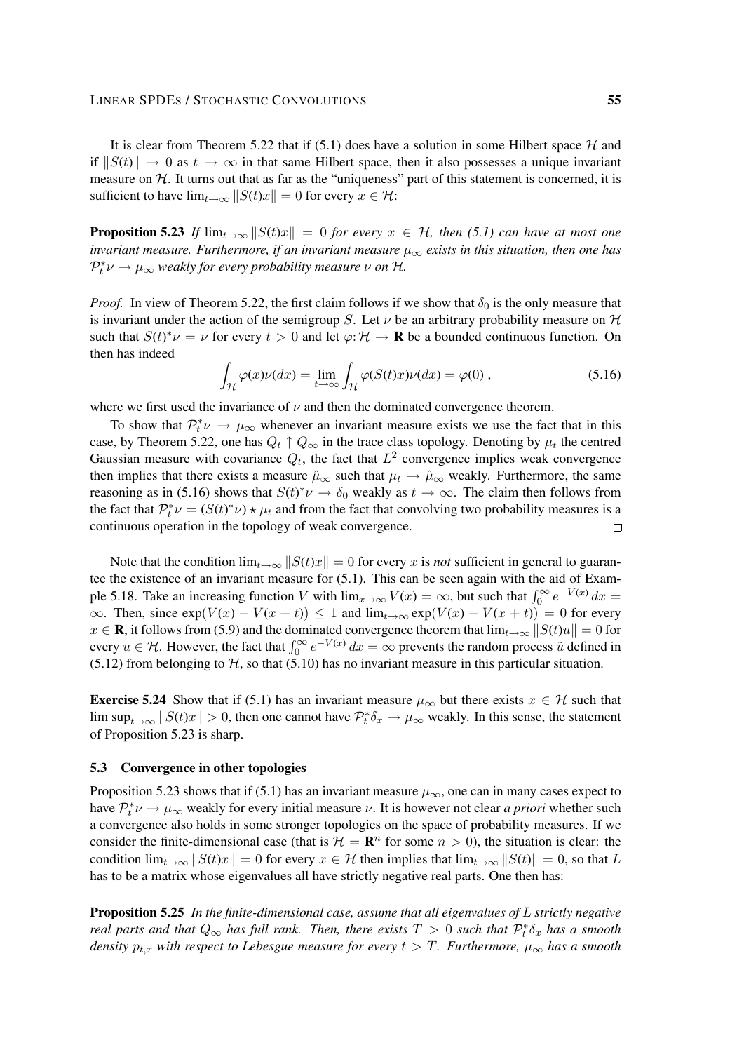It is clear from Theorem 5.22 that if (5.1) does have a solution in some Hilbert space $\mathcal{H}$ and if $\|S(t)\| \to 0$ as $t \to \infty$ in that same Hilbert space, then it also possesses a unique invariant measure on $\mathcal{H}$. It turns out that as far as the "uniqueness" part of this statement is concerned, it is sufficient to have $\lim_{t\to\infty} \|S(t)x\| = 0$ for every $x \in \mathcal{H}$:

**Proposition 5.23** *If $\lim_{t\to\infty} \|S(t)x\| = 0$ for every $x \in \mathcal{H}$, then (5.1) can have at most one invariant measure. Furthermore, if an invariant measure $\mu_\infty$ exists in this situation, then one has $\mathcal{P}_t^*\nu \to \mu_\infty$ weakly for every probability measure $\nu$ on $\mathcal{H}$.*

*Proof.* In view of Theorem 5.22, the first claim follows if we show that $\delta_0$ is the only measure that is invariant under the action of the semigroup $S$. Let $\nu$ be an arbitrary probability measure on $\mathcal{H}$ such that $S(t)^*\nu = \nu$ for every $t > 0$ and let $\varphi\colon \mathcal{H} \to \mathbf{R}$ be a bounded continuous function. On then has indeed

$$\int_{\mathcal{H}} \varphi(x)\nu(dx) = \lim_{t\to\infty} \int_{\mathcal{H}} \varphi(S(t)x)\nu(dx) = \varphi(0) , \tag{5.16}$$

where we first used the invariance of $\nu$ and then the dominated convergence theorem.

To show that $\mathcal{P}_t^*\nu \to \mu_\infty$ whenever an invariant measure exists we use the fact that in this case, by Theorem 5.22, one has $Q_t \uparrow Q_\infty$ in the trace class topology. Denoting by $\mu_t$ the centred Gaussian measure with covariance $Q_t$, the fact that $L^2$ convergence implies weak convergence then implies that there exists a measure $\hat{\mu}_\infty$ such that $\mu_t \to \hat{\mu}_\infty$ weakly. Furthermore, the same reasoning as in (5.16) shows that $S(t)^*\nu \to \delta_0$ weakly as $t \to \infty$. The claim then follows from the fact that $\mathcal{P}_t^*\nu = (S(t)^*\nu) \star \mu_t$ and from the fact that convolving two probability measures is a continuous operation in the topology of weak convergence. $\square$

Note that the condition $\lim_{t\to\infty} \|S(t)x\| = 0$ for every $x$ is *not* sufficient in general to guarantee the existence of an invariant measure for (5.1). This can be seen again with the aid of Example 5.18. Take an increasing function $V$ with $\lim_{x\to\infty} V(x) = \infty$, but such that $\int_0^\infty e^{-V(x)}\, dx = \infty$. Then, since $\exp(V(x) - V(x+t)) \le 1$ and $\lim_{t\to\infty} \exp(V(x) - V(x+t)) = 0$ for every $x \in \mathbf{R}$, it follows from (5.9) and the dominated convergence theorem that $\lim_{t\to\infty} \|S(t)u\| = 0$ for every $u \in \mathcal{H}$. However, the fact that $\int_0^\infty e^{-V(x)}\, dx = \infty$ prevents the random process $\tilde{u}$ defined in (5.12) from belonging to $\mathcal{H}$, so that (5.10) has no invariant measure in this particular situation.

**Exercise 5.24** Show that if (5.1) has an invariant measure $\mu_\infty$ but there exists $x \in \mathcal{H}$ such that $\limsup_{t\to\infty} \|S(t)x\| > 0$, then one cannot have $\mathcal{P}_t^*\delta_x \to \mu_\infty$ weakly. In this sense, the statement of Proposition 5.23 is sharp.

### 5.3 Convergence in other topologies

Proposition 5.23 shows that if (5.1) has an invariant measure $\mu_\infty$, one can in many cases expect to have $\mathcal{P}_t^*\nu \to \mu_\infty$ weakly for every initial measure $\nu$. It is however not clear *a priori* whether such a convergence also holds in some stronger topologies on the space of probability measures. If we consider the finite-dimensional case (that is $\mathcal{H} = \mathbf{R}^n$ for some $n > 0$), the situation is clear: the condition $\lim_{t\to\infty} \|S(t)x\| = 0$ for every $x \in \mathcal{H}$ then implies that $\lim_{t\to\infty} \|S(t)\| = 0$, so that $L$ has to be a matrix whose eigenvalues all have strictly negative real parts. One then has:

**Proposition 5.25** *In the finite-dimensional case, assume that all eigenvalues of $L$ strictly negative real parts and that $Q_\infty$ has full rank. Then, there exists $T > 0$ such that $\mathcal{P}_t^*\delta_x$ has a smooth density $p_{t,x}$ with respect to Lebesgue measure for every $t > T$. Furthermore, $\mu_\infty$ has a smooth*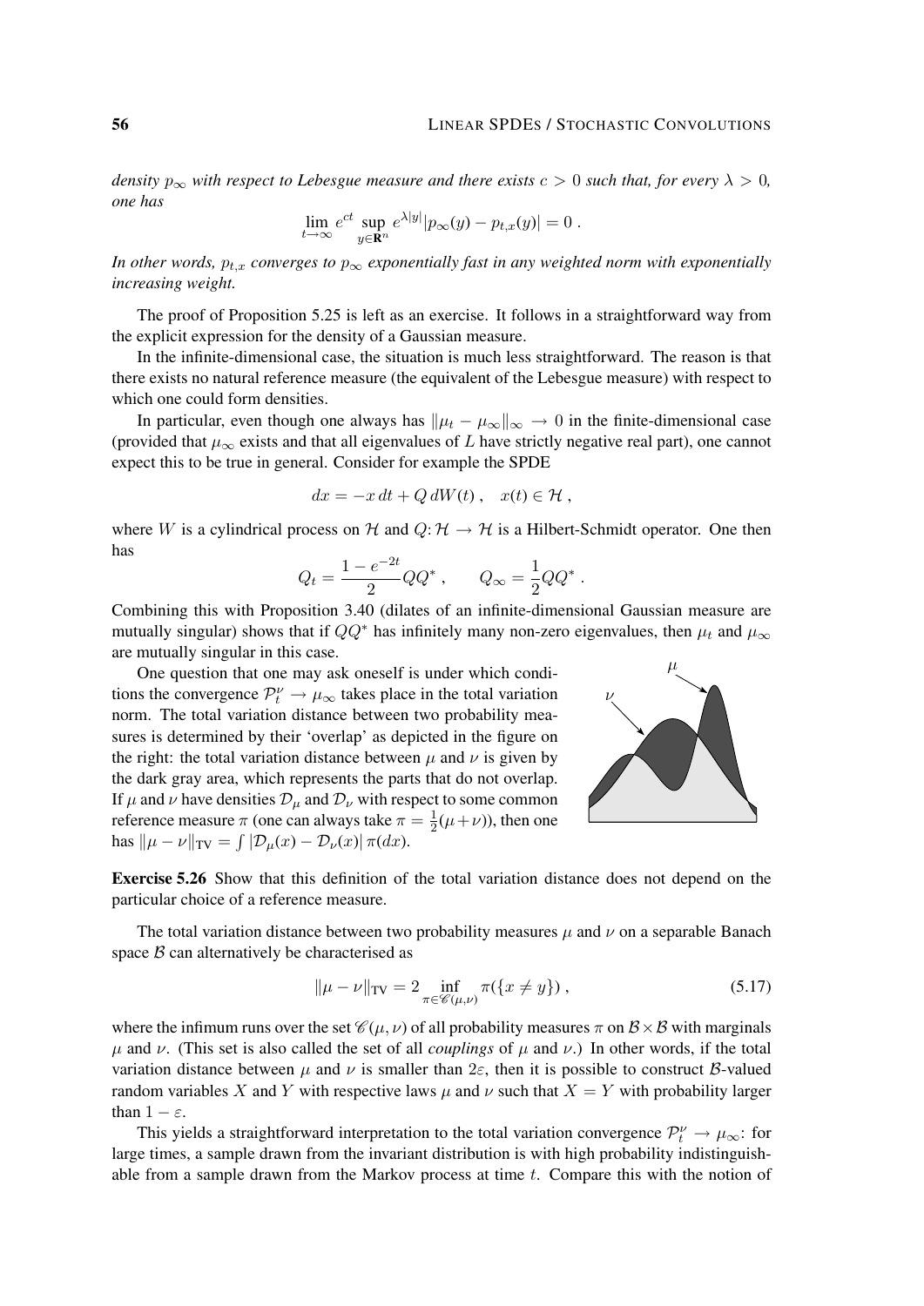*density $p_\infty$ with respect to Lebesgue measure and there exists $c > 0$ such that, for every $\lambda > 0$, one has*

$$\lim_{t\to\infty} e^{ct} \sup_{y\in\mathbf{R}^n} e^{\lambda|y|}|p_\infty(y) - p_{t,x}(y)| = 0 \;.$$

*In other words, $p_{t,x}$ converges to $p_\infty$ exponentially fast in any weighted norm with exponentially increasing weight.*

The proof of Proposition 5.25 is left as an exercise. It follows in a straightforward way from the explicit expression for the density of a Gaussian measure.

In the infinite-dimensional case, the situation is much less straightforward. The reason is that there exists no natural reference measure (the equivalent of the Lebesgue measure) with respect to which one could form densities.

In particular, even though one always has $\|\mu_t - \mu_\infty\|_\infty \to 0$ in the finite-dimensional case (provided that $\mu_\infty$ exists and that all eigenvalues of $L$ have strictly negative real part), one cannot expect this to be true in general. Consider for example the SPDE

$$dx = -x\,dt + Q\,dW(t)\;, \quad x(t) \in \mathcal{H}\;,$$

where $W$ is a cylindrical process on $\mathcal{H}$ and $Q\colon \mathcal{H} \to \mathcal{H}$ is a Hilbert-Schmidt operator. One then has

$$Q_t = \frac{1-e^{-2t}}{2} QQ^*\;, \qquad Q_\infty = \frac{1}{2}QQ^*\;.$$

Combining this with Proposition 3.40 (dilates of an infinite-dimensional Gaussian measure are mutually singular) shows that if $QQ^*$ has infinitely many non-zero eigenvalues, then $\mu_t$ and $\mu_\infty$ are mutually singular in this case.

One question that one may ask oneself is under which conditions the convergence $\mathcal{P}_t^\nu \to \mu_\infty$ takes place in the total variation norm. The total variation distance between two probability measures is determined by their 'overlap' as depicted in the figure on the right: the total variation distance between $\mu$ and $\nu$ is given by the dark gray area, which represents the parts that do not overlap. If $\mu$ and $\nu$ have densities $\mathcal{D}_\mu$ and $\mathcal{D}_\nu$ with respect to some common reference measure $\pi$ (one can always take $\pi = \frac{1}{2}(\mu+\nu)$), then one has $\|\mu - \nu\|_{\mathrm{TV}} = \int |\mathcal{D}_\mu(x) - \mathcal{D}_\nu(x)|\,\pi(dx)$.

**Exercise 5.26** Show that this definition of the total variation distance does not depend on the particular choice of a reference measure.

The total variation distance between two probability measures $\mu$ and $\nu$ on a separable Banach space $\mathcal{B}$ can alternatively be characterised as

$$\|\mu - \nu\|_{\mathrm{TV}} = 2 \inf_{\pi\in\mathscr{C}(\mu,\nu)} \pi(\{x \neq y\})\;, \tag{5.17}$$

where the infimum runs over the set $\mathscr{C}(\mu,\nu)$ of all probability measures $\pi$ on $\mathcal{B}\times\mathcal{B}$ with marginals $\mu$ and $\nu$. (This set is also called the set of all *couplings* of $\mu$ and $\nu$.) In other words, if the total variation distance between $\mu$ and $\nu$ is smaller than $2\varepsilon$, then it is possible to construct $\mathcal{B}$-valued random variables $X$ and $Y$ with respective laws $\mu$ and $\nu$ such that $X = Y$ with probability larger than $1 - \varepsilon$.

This yields a straightforward interpretation to the total variation convergence $\mathcal{P}_t^\nu \to \mu_\infty$: for large times, a sample drawn from the invariant distribution is with high probability indistinguishable from a sample drawn from the Markov process at time $t$. Compare this with the notion of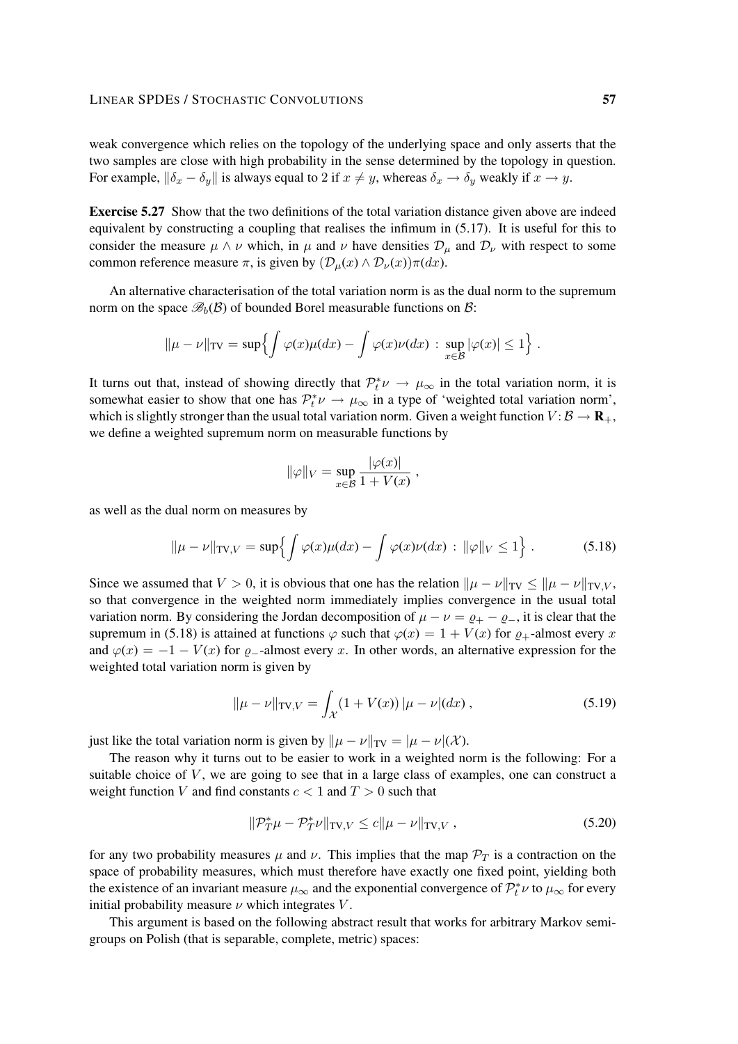weak convergence which relies on the topology of the underlying space and only asserts that the two samples are close with high probability in the sense determined by the topology in question. For example, $\|\delta_x - \delta_y\|$ is always equal to 2 if $x \neq y$, whereas $\delta_x \to \delta_y$ weakly if $x \to y$.

**Exercise 5.27** Show that the two definitions of the total variation distance given above are indeed equivalent by constructing a coupling that realises the infimum in (5.17). It is useful for this to consider the measure $\mu \wedge \nu$ which, in $\mu$ and $\nu$ have densities $\mathcal{D}_\mu$ and $\mathcal{D}_\nu$ with respect to some common reference measure $\pi$, is given by $(\mathcal{D}_\mu(x) \wedge \mathcal{D}_\nu(x))\pi(dx)$.

An alternative characterisation of the total variation norm is as the dual norm to the supremum norm on the space $\mathscr{B}_b(\mathcal{B})$ of bounded Borel measurable functions on $\mathcal{B}$:

$$\|\mu - \nu\|_{\mathrm{TV}} = \sup\Big\{ \int \varphi(x)\mu(dx) - \int \varphi(x)\nu(dx) \,:\, \sup_{x\in\mathcal{B}} |\varphi(x)| \le 1 \Big\} \,.$$

It turns out that, instead of showing directly that $\mathcal{P}_t^*\nu \to \mu_\infty$ in the total variation norm, it is somewhat easier to show that one has $\mathcal{P}_t^*\nu \to \mu_\infty$ in a type of 'weighted total variation norm', which is slightly stronger than the usual total variation norm. Given a weight function $V\colon \mathcal{B} \to \mathbf{R}_+$, we define a weighted supremum norm on measurable functions by

$$\|\varphi\|_V = \sup_{x\in\mathcal{B}} \frac{|\varphi(x)|}{1 + V(x)} \,,$$

as well as the dual norm on measures by

$$\|\mu - \nu\|_{\mathrm{TV},V} = \sup\Big\{ \int \varphi(x)\mu(dx) - \int \varphi(x)\nu(dx) \,:\, \|\varphi\|_V \le 1 \Big\} \,. \tag{5.18}$$

Since we assumed that $V > 0$, it is obvious that one has the relation $\|\mu - \nu\|_{\mathrm{TV}} \le \|\mu - \nu\|_{\mathrm{TV},V}$, so that convergence in the weighted norm immediately implies convergence in the usual total variation norm. By considering the Jordan decomposition of $\mu - \nu = \varrho_+ - \varrho_-$, it is clear that the supremum in (5.18) is attained at functions $\varphi$ such that $\varphi(x) = 1 + V(x)$ for $\varrho_+$-almost every $x$ and $\varphi(x) = -1 - V(x)$ for $\varrho_-$-almost every $x$. In other words, an alternative expression for the weighted total variation norm is given by

$$\|\mu - \nu\|_{\mathrm{TV},V} = \int_{\mathcal{X}} (1 + V(x))\, |\mu - \nu|(dx) \,, \tag{5.19}$$

just like the total variation norm is given by $\|\mu - \nu\|_{\mathrm{TV}} = |\mu - \nu|(\mathcal{X})$.

The reason why it turns out to be easier to work in a weighted norm is the following: For a suitable choice of $V$, we are going to see that in a large class of examples, one can construct a weight function $V$ and find constants $c < 1$ and $T > 0$ such that

$$\|\mathcal{P}_T^*\mu - \mathcal{P}_T^*\nu\|_{\mathrm{TV},V} \le c\|\mu - \nu\|_{\mathrm{TV},V} \,, \tag{5.20}$$

for any two probability measures $\mu$ and $\nu$. This implies that the map $\mathcal{P}_T$ is a contraction on the space of probability measures, which must therefore have exactly one fixed point, yielding both the existence of an invariant measure $\mu_\infty$ and the exponential convergence of $\mathcal{P}_t^*\nu$ to $\mu_\infty$ for every initial probability measure $\nu$ which integrates $V$.

This argument is based on the following abstract result that works for arbitrary Markov semigroups on Polish (that is separable, complete, metric) spaces: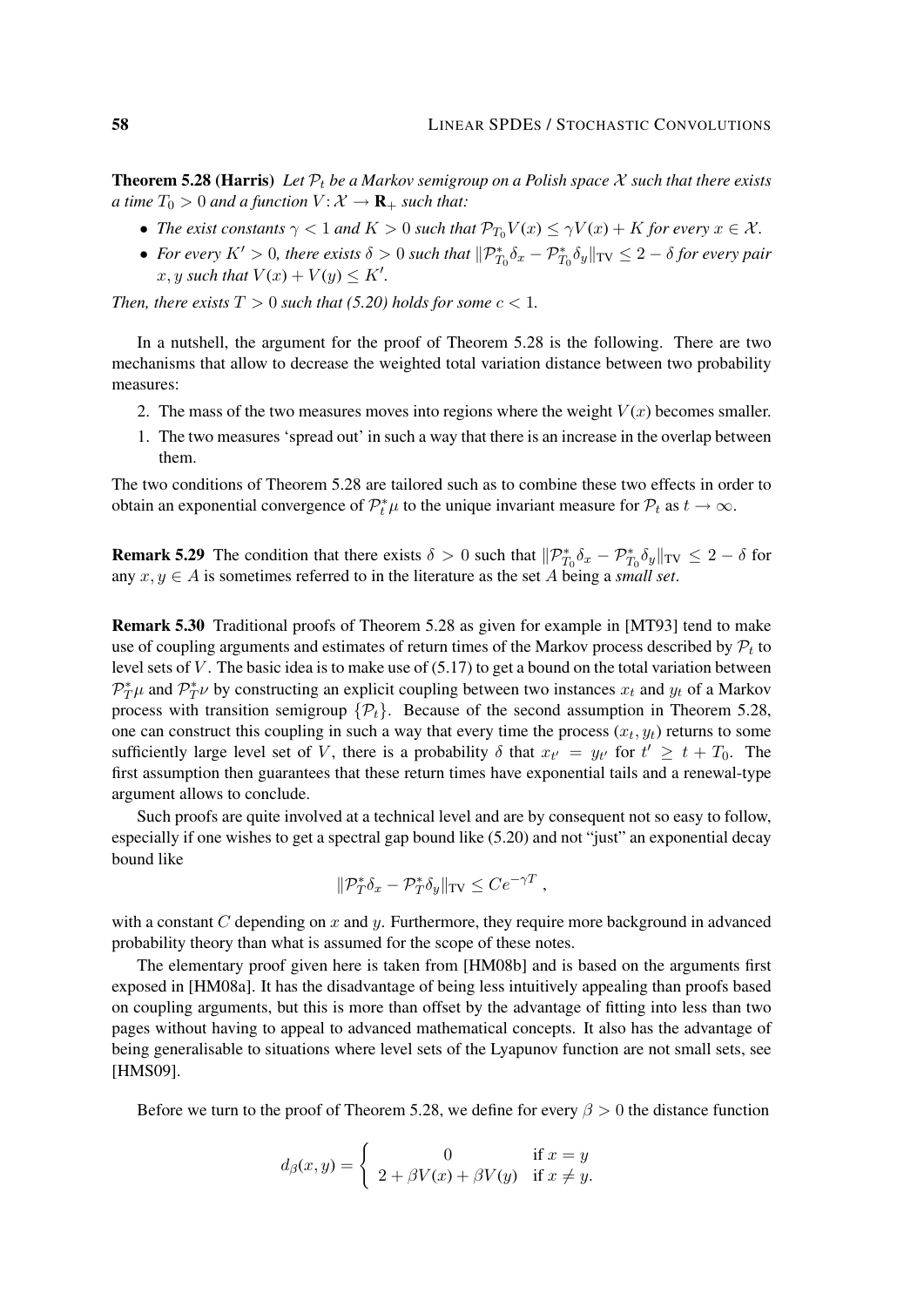**Theorem 5.28 (Harris)** *Let $\mathcal{P}_t$ be a Markov semigroup on a Polish space $\mathcal{X}$ such that there exists a time $T_0 > 0$ and a function $V \colon \mathcal{X} \to \mathbf{R}_+$ such that:*

- *The exist constants $\gamma < 1$ and $K > 0$ such that $\mathcal{P}_{T_0} V(x) \le \gamma V(x) + K$ for every $x \in \mathcal{X}$.*
- *For every $K' > 0$, there exists $\delta > 0$ such that $\|\mathcal{P}^*_{T_0}\delta_x - \mathcal{P}^*_{T_0}\delta_y\|_{\mathrm{TV}} \le 2 - \delta$ for every pair $x, y$ such that $V(x) + V(y) \le K'$.*

*Then, there exists $T > 0$ such that (5.20) holds for some $c < 1$.*

In a nutshell, the argument for the proof of Theorem 5.28 is the following. There are two mechanisms that allow to decrease the weighted total variation distance between two probability measures:

2. The mass of the two measures moves into regions where the weight $V(x)$ becomes smaller.
1. The two measures 'spread out' in such a way that there is an increase in the overlap between them.

The two conditions of Theorem 5.28 are tailored such as to combine these two effects in order to obtain an exponential convergence of $\mathcal{P}^*_t \mu$ to the unique invariant measure for $\mathcal{P}_t$ as $t \to \infty$.

**Remark 5.29** The condition that there exists $\delta > 0$ such that $\|\mathcal{P}^*_{T_0}\delta_x - \mathcal{P}^*_{T_0}\delta_y\|_{\mathrm{TV}} \le 2 - \delta$ for any $x, y \in A$ is sometimes referred to in the literature as the set $A$ being a *small set*.

**Remark 5.30** Traditional proofs of Theorem 5.28 as given for example in [MT93] tend to make use of coupling arguments and estimates of return times of the Markov process described by $\mathcal{P}_t$ to level sets of $V$. The basic idea is to make use of (5.17) to get a bound on the total variation between $\mathcal{P}^*_T\mu$ and $\mathcal{P}^*_T\nu$ by constructing an explicit coupling between two instances $x_t$ and $y_t$ of a Markov process with transition semigroup $\{\mathcal{P}_t\}$. Because of the second assumption in Theorem 5.28, one can construct this coupling in such a way that every time the process $(x_t, y_t)$ returns to some sufficiently large level set of $V$, there is a probability $\delta$ that $x_{t'} = y_{t'}$ for $t' \ge t + T_0$. The first assumption then guarantees that these return times have exponential tails and a renewal-type argument allows to conclude.

Such proofs are quite involved at a technical level and are by consequent not so easy to follow, especially if one wishes to get a spectral gap bound like (5.20) and not "just" an exponential decay bound like

$$\|\mathcal{P}^*_T\delta_x - \mathcal{P}^*_T\delta_y\|_{\mathrm{TV}} \le Ce^{-\gamma T} ,$$

with a constant $C$ depending on $x$ and $y$. Furthermore, they require more background in advanced probability theory than what is assumed for the scope of these notes.

The elementary proof given here is taken from [HM08b] and is based on the arguments first exposed in [HM08a]. It has the disadvantage of being less intuitively appealing than proofs based on coupling arguments, but this is more than offset by the advantage of fitting into less than two pages without having to appeal to advanced mathematical concepts. It also has the advantage of being generalisable to situations where level sets of the Lyapunov function are not small sets, see [HMS09].

Before we turn to the proof of Theorem 5.28, we define for every $\beta > 0$ the distance function

$$d_\beta(x, y) = \begin{cases} 0 & \text{if } x = y \\ 2 + \beta V(x) + \beta V(y) & \text{if } x \neq y. \end{cases}$$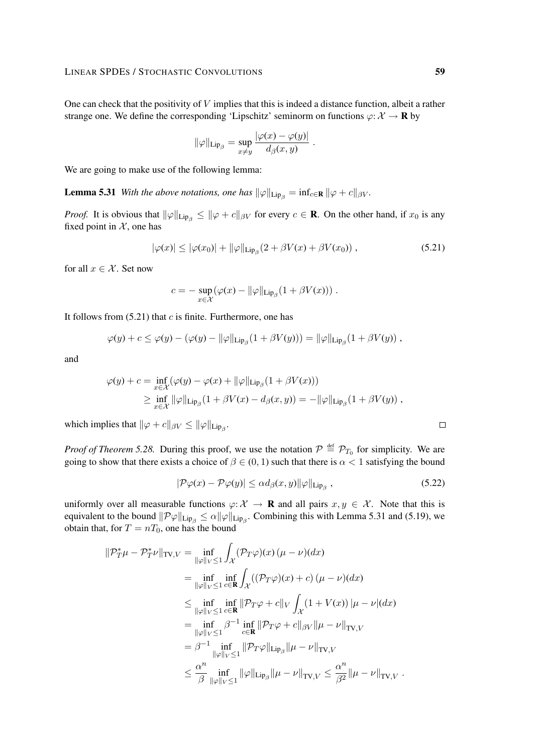One can check that the positivity of $V$ implies that this is indeed a distance function, albeit a rather strange one. We define the corresponding 'Lipschitz' seminorm on functions $\varphi\colon \mathcal{X} \to \mathbf{R}$ by

$$\|\varphi\|_{\mathrm{Lip}_\beta} = \sup_{x \neq y} \frac{|\varphi(x) - \varphi(y)|}{d_\beta(x,y)} \;.$$

We are going to make use of the following lemma:

**Lemma 5.31** *With the above notations, one has* $\|\varphi\|_{\mathrm{Lip}_\beta} = \inf_{c\in\mathbf{R}} \|\varphi + c\|_{\beta V}$.

*Proof.* It is obvious that $\|\varphi\|_{\mathrm{Lip}_\beta} \le \|\varphi + c\|_{\beta V}$ for every $c \in \mathbf{R}$. On the other hand, if $x_0$ is any fixed point in $\mathcal{X}$, one has

$$|\varphi(x)| \le |\varphi(x_0)| + \|\varphi\|_{\mathrm{Lip}_\beta}(2 + \beta V(x) + \beta V(x_0)) \;, \tag{5.21}$$

for all $x \in \mathcal{X}$. Set now

$$c = -\sup_{x\in\mathcal{X}} \big(\varphi(x) - \|\varphi\|_{\mathrm{Lip}_\beta}(1 + \beta V(x))\big) \;.$$

It follows from (5.21) that $c$ is finite. Furthermore, one has

$$\varphi(y) + c \le \varphi(y) - \big(\varphi(y) - \|\varphi\|_{\mathrm{Lip}_\beta}(1+\beta V(y))\big) = \|\varphi\|_{\mathrm{Lip}_\beta}(1 + \beta V(y)) \;,$$

and

$$\begin{aligned}
\varphi(y) + c &= \inf_{x\in\mathcal{X}} \big(\varphi(y) - \varphi(x) + \|\varphi\|_{\mathrm{Lip}_\beta}(1+\beta V(x))\big) \\
&\ge \inf_{x\in\mathcal{X}} \|\varphi\|_{\mathrm{Lip}_\beta}(1 + \beta V(x) - d_\beta(x,y)) = -\|\varphi\|_{\mathrm{Lip}_\beta}(1+\beta V(y)) \;,
\end{aligned}$$

which implies that $\|\varphi + c\|_{\beta V} \le \|\varphi\|_{\mathrm{Lip}_\beta}$. ◻

*Proof of Theorem 5.28.* During this proof, we use the notation $\mathcal{P} \stackrel{\text{def}}{=} \mathcal{P}_{T_0}$ for simplicity. We are going to show that there exists a choice of $\beta \in (0,1)$ such that there is $\alpha < 1$ satisfying the bound

$$|\mathcal{P}\varphi(x) - \mathcal{P}\varphi(y)| \le \alpha d_\beta(x,y)\|\varphi\|_{\mathrm{Lip}_\beta} \;, \tag{5.22}$$

uniformly over all measurable functions $\varphi\colon \mathcal{X} \to \mathbf{R}$ and all pairs $x, y \in \mathcal{X}$. Note that this is equivalent to the bound $\|\mathcal{P}\varphi\|_{\mathrm{Lip}_\beta} \le \alpha\|\varphi\|_{\mathrm{Lip}_\beta}$. Combining this with Lemma 5.31 and (5.19), we obtain that, for $T = nT_0$, one has the bound

$$\begin{aligned}
\|\mathcal{P}_T^*\mu - \mathcal{P}_T^*\nu\|_{\mathrm{TV},V} &= \inf_{\|\varphi\|_V \le 1} \int_{\mathcal{X}} (\mathcal{P}_T\varphi)(x)\,(\mu-\nu)(dx) \\
&= \inf_{\|\varphi\|_V\le 1} \inf_{c\in\mathbf{R}} \int_{\mathcal{X}} ((\mathcal{P}_T\varphi)(x) + c)\,(\mu - \nu)(dx) \\
&\le \inf_{\|\varphi\|_V\le 1} \inf_{c\in\mathbf{R}} \|\mathcal{P}_T\varphi + c\|_V \int_{\mathcal{X}} (1 + V(x))\,|\mu-\nu|(dx) \\
&= \inf_{\|\varphi\|_V\le 1} \beta^{-1} \inf_{c\in\mathbf{R}} \|\mathcal{P}_T\varphi + c\|_{\beta V}\|\mu - \nu\|_{\mathrm{TV},V} \\
&= \beta^{-1} \inf_{\|\varphi\|_V\le 1} \|\mathcal{P}_T\varphi\|_{\mathrm{Lip}_\beta}\|\mu-\nu\|_{\mathrm{TV},V} \\
&\le \frac{\alpha^n}{\beta} \inf_{\|\varphi\|_V\le 1} \|\varphi\|_{\mathrm{Lip}_\beta}\|\mu - \nu\|_{\mathrm{TV},V} \le \frac{\alpha^n}{\beta^2}\|\mu-\nu\|_{\mathrm{TV},V} \;.
\end{aligned}$$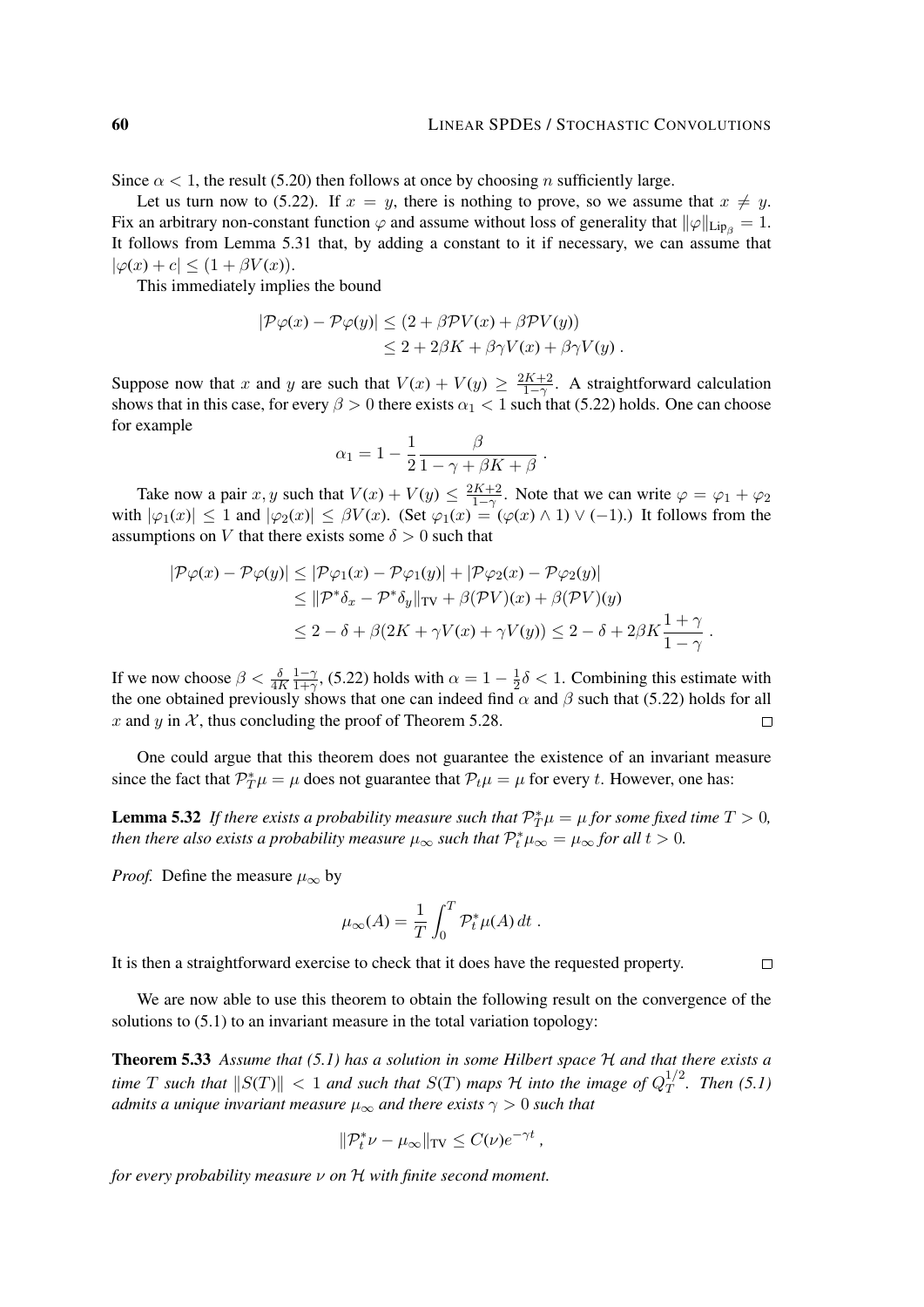Since $\alpha < 1$, the result (5.20) then follows at once by choosing $n$ sufficiently large.

Let us turn now to (5.22). If $x = y$, there is nothing to prove, so we assume that $x \neq y$. Fix an arbitrary non-constant function $\varphi$ and assume without loss of generality that $\|\varphi\|_{\mathrm{Lip}_\beta} = 1$. It follows from Lemma 5.31 that, by adding a constant to it if necessary, we can assume that $|\varphi(x) + c| \leq (1 + \beta V(x))$.

This immediately implies the bound

$$
\begin{aligned}
|\mathcal{P}\varphi(x) - \mathcal{P}\varphi(y)| &\leq (2 + \beta \mathcal{P} V(x) + \beta \mathcal{P} V(y)) \\
&\leq 2 + 2\beta K + \beta\gamma V(x) + \beta\gamma V(y) \;.
\end{aligned}
$$

Suppose now that $x$ and $y$ are such that $V(x) + V(y) \geq \frac{2K+2}{1-\gamma}$. A straightforward calculation shows that in this case, for every $\beta > 0$ there exists $\alpha_1 < 1$ such that (5.22) holds. One can choose for example

$$
\alpha_1 = 1 - \frac{1}{2} \frac{\beta}{1 - \gamma + \beta K + \beta} \;.
$$

Take now a pair $x, y$ such that $V(x) + V(y) \leq \frac{2K+2}{1-\gamma}$. Note that we can write $\varphi = \varphi_1 + \varphi_2$ with $|\varphi_1(x)| \leq 1$ and $|\varphi_2(x)| \leq \beta V(x)$. (Set $\varphi_1(x) = (\varphi(x) \wedge 1) \vee (-1)$.) It follows from the assumptions on $V$ that there exists some $\delta > 0$ such that

$$
\begin{aligned}
|\mathcal{P}\varphi(x) - \mathcal{P}\varphi(y)| &\leq |\mathcal{P}\varphi_1(x) - \mathcal{P}\varphi_1(y)| + |\mathcal{P}\varphi_2(x) - \mathcal{P}\varphi_2(y)| \\
&\leq \|\mathcal{P}^*\delta_x - \mathcal{P}^*\delta_y\|_{\mathrm{TV}} + \beta(\mathcal{P}V)(x) + \beta(\mathcal{P}V)(y) \\
&\leq 2 - \delta + \beta(2K + \gamma V(x) + \gamma V(y)) \leq 2 - \delta + 2\beta K \frac{1+\gamma}{1-\gamma} \;.
\end{aligned}
$$

If we now choose $\beta < \frac{\delta}{4K}\frac{1-\gamma}{1+\gamma}$, (5.22) holds with $\alpha = 1 - \frac{1}{2}\delta < 1$. Combining this estimate with the one obtained previously shows that one can indeed find $\alpha$ and $\beta$ such that (5.22) holds for all $x$ and $y$ in $\mathcal{X}$, thus concluding the proof of Theorem 5.28. □

One could argue that this theorem does not guarantee the existence of an invariant measure since the fact that $\mathcal{P}_T^*\mu = \mu$ does not guarantee that $\mathcal{P}_t\mu = \mu$ for every $t$. However, one has:

**Lemma 5.32** *If there exists a probability measure such that $\mathcal{P}_T^*\mu = \mu$ for some fixed time $T > 0$, then there also exists a probability measure $\mu_\infty$ such that $\mathcal{P}_t^*\mu_\infty = \mu_\infty$ for all $t > 0$.*

*Proof.* Define the measure $\mu_\infty$ by

$$
\mu_\infty(A) = \frac{1}{T}\int_0^T \mathcal{P}_t^*\mu(A)\, dt \;.
$$

It is then a straightforward exercise to check that it does have the requested property. □

We are now able to use this theorem to obtain the following result on the convergence of the solutions to (5.1) to an invariant measure in the total variation topology:

**Theorem 5.33** *Assume that (5.1) has a solution in some Hilbert space $\mathcal{H}$ and that there exists a time $T$ such that $\|S(T)\| < 1$ and such that $S(T)$ maps $\mathcal{H}$ into the image of $Q_T^{1/2}$. Then (5.1) admits a unique invariant measure $\mu_\infty$ and there exists $\gamma > 0$ such that*

$$
\|\mathcal{P}_t^*\nu - \mu_\infty\|_{\mathrm{TV}} \leq C(\nu) e^{-\gamma t} \;,
$$

*for every probability measure $\nu$ on $\mathcal{H}$ with finite second moment.*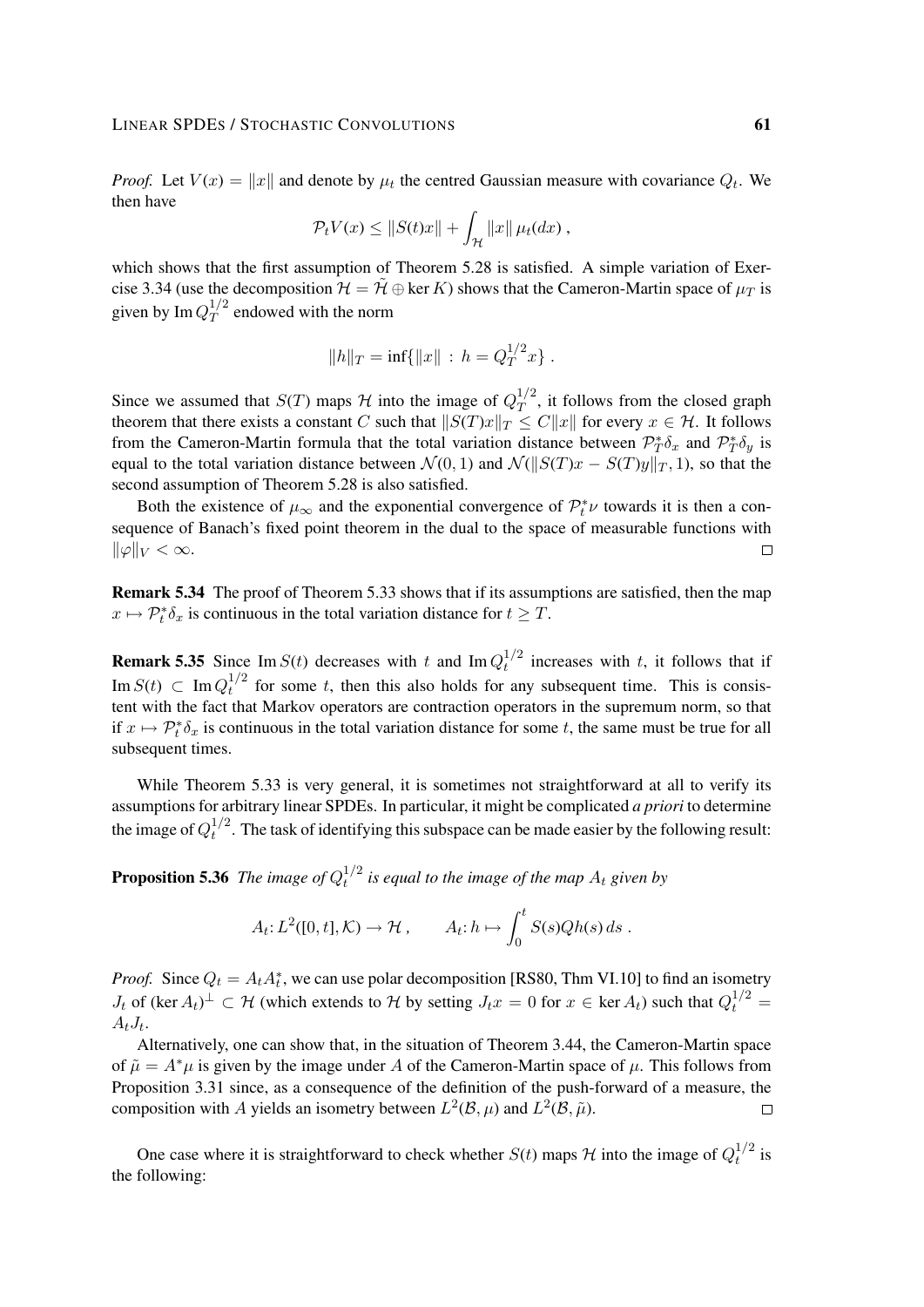*Proof.* Let $V(x) = \|x\|$ and denote by $\mu_t$ the centred Gaussian measure with covariance $Q_t$. We then have

$$\mathcal{P}_t V(x) \leq \|S(t)x\| + \int_{\mathcal{H}} \|x\| \, \mu_t(dx) ,$$

which shows that the first assumption of Theorem 5.28 is satisfied. A simple variation of Exercise 3.34 (use the decomposition $\mathcal{H} = \tilde{\mathcal{H}} \oplus \ker K$) shows that the Cameron-Martin space of $\mu_T$ is given by $\operatorname{Im} Q_T^{1/2}$ endowed with the norm

$$\|h\|_T = \inf\{\|x\| \, : \, h = Q_T^{1/2} x\} .$$

Since we assumed that $S(T)$ maps $\mathcal{H}$ into the image of $Q_T^{1/2}$, it follows from the closed graph theorem that there exists a constant $C$ such that $\|S(T)x\|_T \leq C\|x\|$ for every $x \in \mathcal{H}$. It follows from the Cameron-Martin formula that the total variation distance between $\mathcal{P}_T^* \delta_x$ and $\mathcal{P}_T^* \delta_y$ is equal to the total variation distance between $\mathcal{N}(0,1)$ and $\mathcal{N}(\|S(T)x - S(T)y\|_T, 1)$, so that the second assumption of Theorem 5.28 is also satisfied.

Both the existence of $\mu_\infty$ and the exponential convergence of $\mathcal{P}_t^* \nu$ towards it is then a consequence of Banach's fixed point theorem in the dual to the space of measurable functions with $\|\varphi\|_V < \infty$. □

**Remark 5.34** The proof of Theorem 5.33 shows that if its assumptions are satisfied, then the map $x \mapsto \mathcal{P}_t^* \delta_x$ is continuous in the total variation distance for $t \geq T$.

**Remark 5.35** Since $\operatorname{Im} S(t)$ decreases with $t$ and $\operatorname{Im} Q_t^{1/2}$ increases with $t$, it follows that if $\operatorname{Im} S(t) \subset \operatorname{Im} Q_t^{1/2}$ for some $t$, then this also holds for any subsequent time. This is consistent with the fact that Markov operators are contraction operators in the supremum norm, so that if $x \mapsto \mathcal{P}_t^* \delta_x$ is continuous in the total variation distance for some $t$, the same must be true for all subsequent times.

While Theorem 5.33 is very general, it is sometimes not straightforward at all to verify its assumptions for arbitrary linear SPDEs. In particular, it might be complicated *a priori* to determine the image of $Q_t^{1/2}$. The task of identifying this subspace can be made easier by the following result:

**Proposition 5.36** *The image of $Q_t^{1/2}$ is equal to the image of the map $A_t$ given by*

$$A_t \colon L^2([0,t], \mathcal{K}) \to \mathcal{H} , \qquad A_t \colon h \mapsto \int_0^t S(s) Q h(s) \, ds .$$

*Proof.* Since $Q_t = A_t A_t^*$, we can use polar decomposition [RS80, Thm VI.10] to find an isometry $J_t$ of $(\ker A_t)^\perp \subset \mathcal{H}$ (which extends to $\mathcal{H}$ by setting $J_t x = 0$ for $x \in \ker A_t$) such that $Q_t^{1/2} = A_t J_t$.

Alternatively, one can show that, in the situation of Theorem 3.44, the Cameron-Martin space of $\tilde{\mu} = A^* \mu$ is given by the image under $A$ of the Cameron-Martin space of $\mu$. This follows from Proposition 3.31 since, as a consequence of the definition of the push-forward of a measure, the composition with $A$ yields an isometry between $L^2(\mathcal{B}, \mu)$ and $L^2(\mathcal{B}, \tilde{\mu})$. □

One case where it is straightforward to check whether $S(t)$ maps $\mathcal{H}$ into the image of $Q_t^{1/2}$ is the following: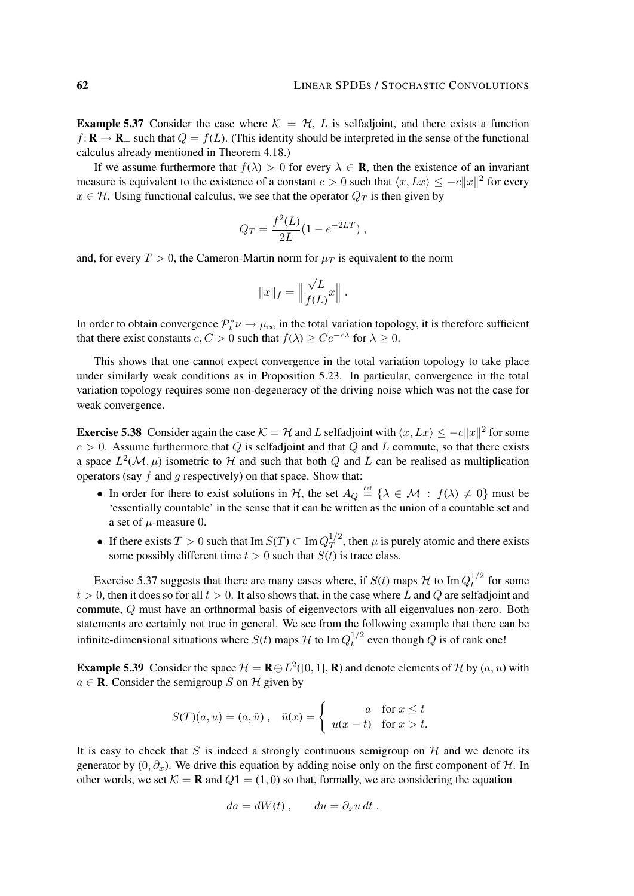**Example 5.37** Consider the case where $\mathcal{K} = \mathcal{H}$, $L$ is selfadjoint, and there exists a function $f\colon \mathbf{R} \to \mathbf{R}_+$ such that $Q = f(L)$. (This identity should be interpreted in the sense of the functional calculus already mentioned in Theorem 4.18.)

If we assume furthermore that $f(\lambda) > 0$ for every $\lambda \in \mathbf{R}$, then the existence of an invariant measure is equivalent to the existence of a constant $c > 0$ such that $\langle x, Lx\rangle \le -c\|x\|^2$ for every $x \in \mathcal{H}$. Using functional calculus, we see that the operator $Q_T$ is then given by

$$Q_T = \frac{f^2(L)}{2L}(1 - e^{-2LT})\;,$$

and, for every $T > 0$, the Cameron-Martin norm for $\mu_T$ is equivalent to the norm

$$\|x\|_f = \Big\| \frac{\sqrt{L}}{f(L)} x \Big\|\;.$$

In order to obtain convergence $\mathcal{P}_t^* \nu \to \mu_\infty$ in the total variation topology, it is therefore sufficient that there exist constants $c, C > 0$ such that $f(\lambda) \ge Ce^{-c\lambda}$ for $\lambda \ge 0$.

This shows that one cannot expect convergence in the total variation topology to take place under similarly weak conditions as in Proposition 5.23. In particular, convergence in the total variation topology requires some non-degeneracy of the driving noise which was not the case for weak convergence.

**Exercise 5.38** Consider again the case $\mathcal{K} = \mathcal{H}$ and $L$ selfadjoint with $\langle x, Lx\rangle \le -c\|x\|^2$ for some $c > 0$. Assume furthermore that $Q$ is selfadjoint and that $Q$ and $L$ commute, so that there exists a space $L^2(\mathcal{M}, \mu)$ isometric to $\mathcal{H}$ and such that both $Q$ and $L$ can be realised as multiplication operators (say $f$ and $g$ respectively) on that space. Show that:

- In order for there to exist solutions in $\mathcal{H}$, the set $A_Q \stackrel{\text{def}}{=} \{\lambda \in \mathcal{M} \,:\, f(\lambda) \neq 0\}$ must be 'essentially countable' in the sense that it can be written as the union of a countable set and a set of $\mu$-measure 0.
- If there exists $T > 0$ such that $\operatorname{Im} S(T) \subset \operatorname{Im} Q_T^{1/2}$, then $\mu$ is purely atomic and there exists some possibly different time $t > 0$ such that $S(t)$ is trace class.

Exercise 5.37 suggests that there are many cases where, if $S(t)$ maps $\mathcal{H}$ to $\operatorname{Im} Q_t^{1/2}$ for some $t > 0$, then it does so for all $t > 0$. It also shows that, in the case where $L$ and $Q$ are selfadjoint and commute, $Q$ must have an orthnormal basis of eigenvectors with all eigenvalues non-zero. Both statements are certainly not true in general. We see from the following example that there can be infinite-dimensional situations where $S(t)$ maps $\mathcal{H}$ to $\operatorname{Im} Q_t^{1/2}$ even though $Q$ is of rank one!

**Example 5.39** Consider the space $\mathcal{H} = \mathbf{R} \oplus L^2([0,1], \mathbf{R})$ and denote elements of $\mathcal{H}$ by $(a, u)$ with $a \in \mathbf{R}$. Consider the semigroup $S$ on $\mathcal{H}$ given by

$$S(T)(a,u) = (a, \tilde u)\;, \quad \tilde u(x) = \begin{cases} a & \text{for } x \le t \\ u(x-t) & \text{for } x > t. \end{cases}$$

It is easy to check that $S$ is indeed a strongly continuous semigroup on $\mathcal{H}$ and we denote its generator by $(0, \partial_x)$. We drive this equation by adding noise only on the first component of $\mathcal{H}$. In other words, we set $\mathcal{K} = \mathbf{R}$ and $Q1 = (1, 0)$ so that, formally, we are considering the equation

$$da = dW(t)\;, \qquad du = \partial_x u\, dt\;.$$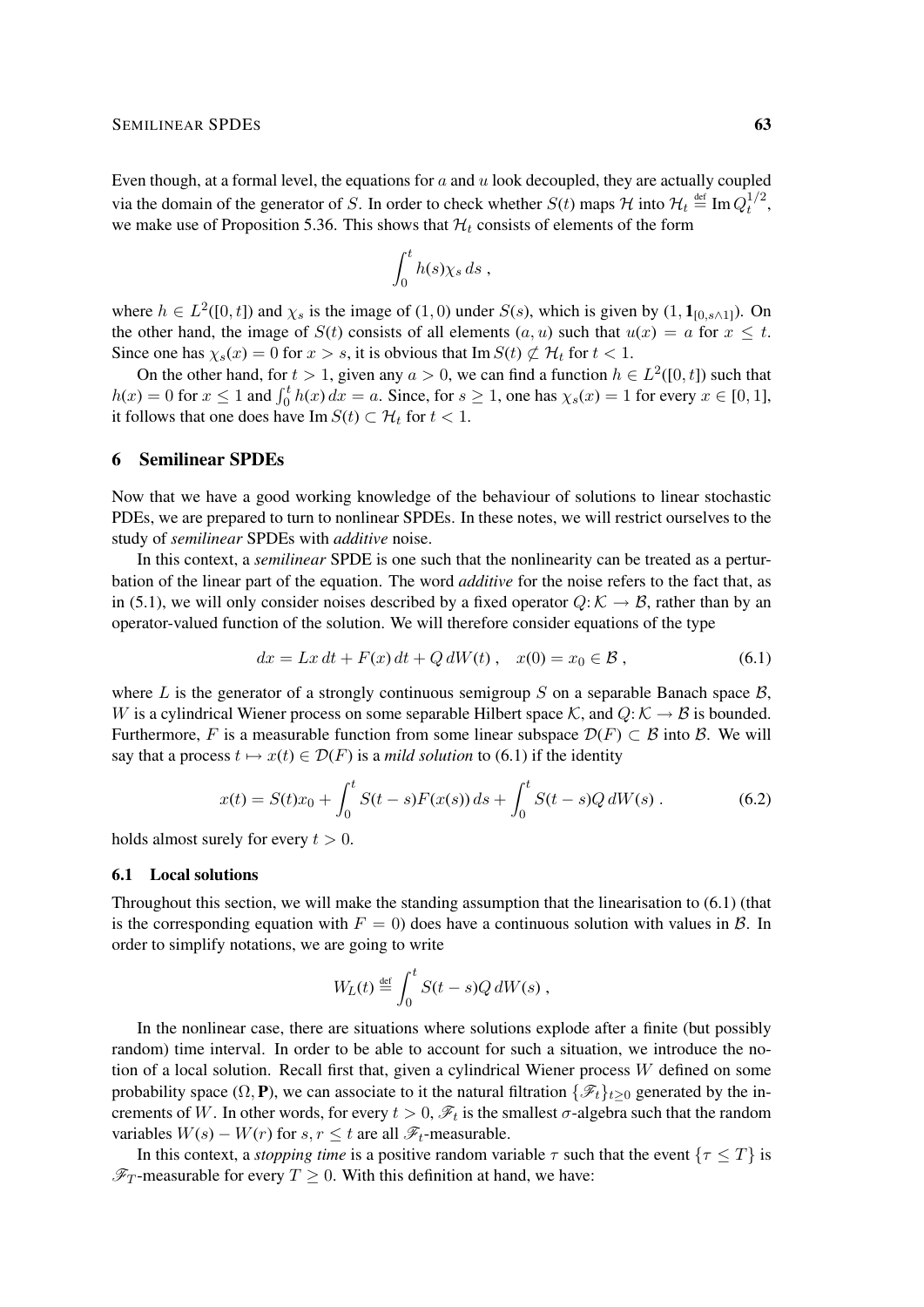Even though, at a formal level, the equations for $a$ and $u$ look decoupled, they are actually coupled via the domain of the generator of $S$. In order to check whether $S(t)$ maps $\mathcal{H}$ into $\mathcal{H}_t \stackrel{\text{def}}{=} \operatorname{Im} Q_t^{1/2}$, we make use of Proposition 5.36. This shows that $\mathcal{H}_t$ consists of elements of the form

$$\int_0^t h(s)\chi_s \, ds \,,$$

where $h \in L^2([0,t])$ and $\chi_s$ is the image of $(1,0)$ under $S(s)$, which is given by $(1, \mathbf{1}_{[0,s\wedge 1]})$. On the other hand, the image of $S(t)$ consists of all elements $(a,u)$ such that $u(x) = a$ for $x \le t$. Since one has $\chi_s(x) = 0$ for $x > s$, it is obvious that $\operatorname{Im} S(t) \not\subset \mathcal{H}_t$ for $t < 1$.

On the other hand, for $t > 1$, given any $a > 0$, we can find a function $h \in L^2([0,t])$ such that $h(x) = 0$ for $x \le 1$ and $\int_0^t h(x)\, dx = a$. Since, for $s \ge 1$, one has $\chi_s(x) = 1$ for every $x \in [0,1]$, it follows that one does have $\operatorname{Im} S(t) \subset \mathcal{H}_t$ for $t < 1$.

## 6 Semilinear SPDEs

Now that we have a good working knowledge of the behaviour of solutions to linear stochastic PDEs, we are prepared to turn to nonlinear SPDEs. In these notes, we will restrict ourselves to the study of *semilinear* SPDEs with *additive* noise.

In this context, a *semilinear* SPDE is one such that the nonlinearity can be treated as a perturbation of the linear part of the equation. The word *additive* for the noise refers to the fact that, as in (5.1), we will only consider noises described by a fixed operator $Q\colon \mathcal{K} \to \mathcal{B}$, rather than by an operator-valued function of the solution. We will therefore consider equations of the type

$$dx = Lx\, dt + F(x)\, dt + Q\, dW(t) \,, \quad x(0) = x_0 \in \mathcal{B} \,, \tag{6.1}$$

where $L$ is the generator of a strongly continuous semigroup $S$ on a separable Banach space $\mathcal{B}$, $W$ is a cylindrical Wiener process on some separable Hilbert space $\mathcal{K}$, and $Q\colon \mathcal{K} \to \mathcal{B}$ is bounded. Furthermore, $F$ is a measurable function from some linear subspace $\mathcal{D}(F) \subset \mathcal{B}$ into $\mathcal{B}$. We will say that a process $t \mapsto x(t) \in \mathcal{D}(F)$ is a *mild solution* to (6.1) if the identity

$$x(t) = S(t)x_0 + \int_0^t S(t-s)F(x(s))\, ds + \int_0^t S(t-s)Q\, dW(s) \,. \tag{6.2}$$

holds almost surely for every $t > 0$.

### 6.1 Local solutions

Throughout this section, we will make the standing assumption that the linearisation to (6.1) (that is the corresponding equation with $F = 0$) does have a continuous solution with values in $\mathcal{B}$. In order to simplify notations, we are going to write

$$W_L(t) \stackrel{\text{def}}{=} \int_0^t S(t-s)Q\, dW(s) \,,$$

In the nonlinear case, there are situations where solutions explode after a finite (but possibly random) time interval. In order to be able to account for such a situation, we introduce the notion of a local solution. Recall first that, given a cylindrical Wiener process $W$ defined on some probability space $(\Omega, \mathbf{P})$, we can associate to it the natural filtration $\{\mathscr{F}_t\}_{t\ge 0}$ generated by the increments of $W$. In other words, for every $t > 0$, $\mathscr{F}_t$ is the smallest $\sigma$-algebra such that the random variables $W(s) - W(r)$ for $s, r \le t$ are all $\mathscr{F}_t$-measurable.

In this context, a *stopping time* is a positive random variable $\tau$ such that the event $\{\tau \le T\}$ is $\mathscr{F}_T$-measurable for every $T \ge 0$. With this definition at hand, we have: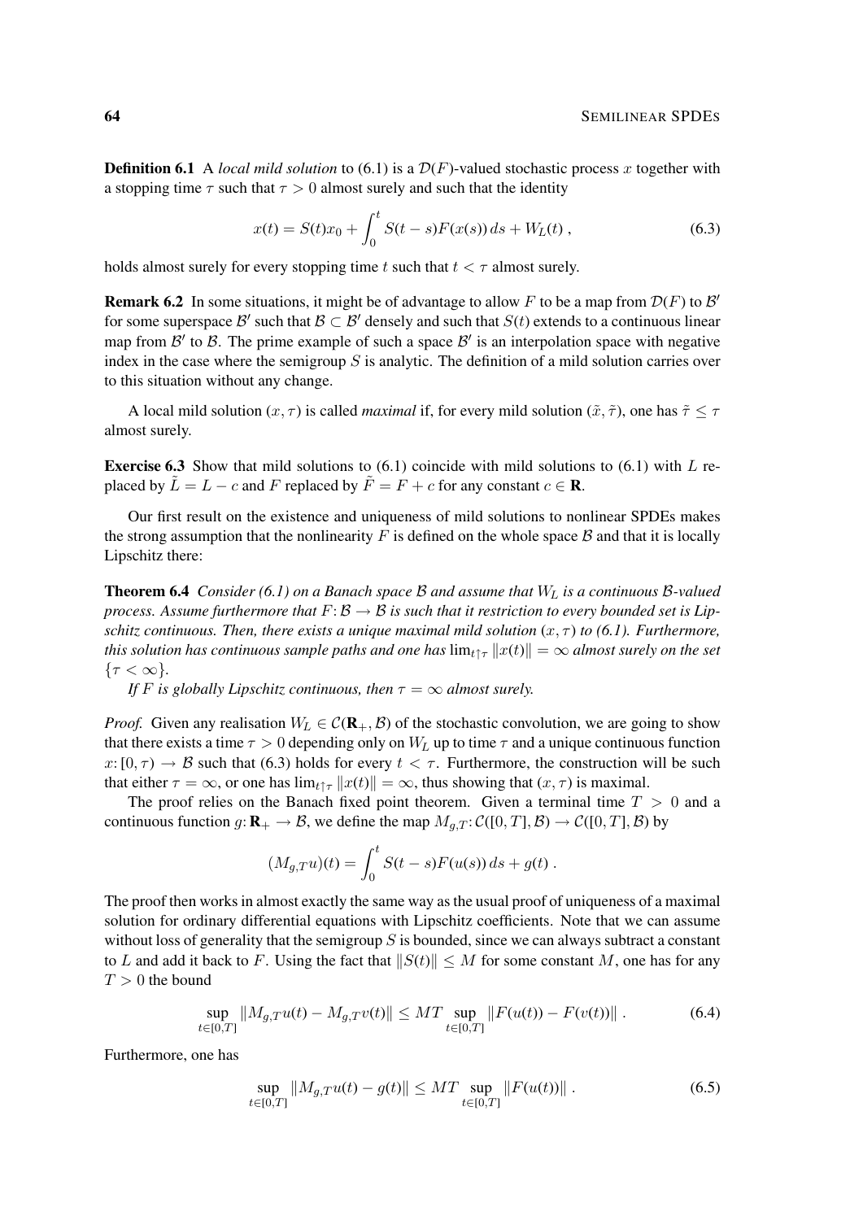**Definition 6.1** A *local mild solution* to (6.1) is a $\mathcal{D}(F)$-valued stochastic process $x$ together with a stopping time $\tau$ such that $\tau > 0$ almost surely and such that the identity

$$x(t) = S(t)x_0 + \int_0^t S(t-s)F(x(s))\,ds + W_L(t)\;, \tag{6.3}$$

holds almost surely for every stopping time $t$ such that $t < \tau$ almost surely.

**Remark 6.2** In some situations, it might be of advantage to allow $F$ to be a map from $\mathcal{D}(F)$ to $\mathcal{B}'$ for some superspace $\mathcal{B}'$ such that $\mathcal{B} \subset \mathcal{B}'$ densely and such that $S(t)$ extends to a continuous linear map from $\mathcal{B}'$ to $\mathcal{B}$. The prime example of such a space $\mathcal{B}'$ is an interpolation space with negative index in the case where the semigroup $S$ is analytic. The definition of a mild solution carries over to this situation without any change.

A local mild solution $(x, \tau)$ is called *maximal* if, for every mild solution $(\tilde{x}, \tilde{\tau})$, one has $\tilde{\tau} \leq \tau$ almost surely.

**Exercise 6.3** Show that mild solutions to (6.1) coincide with mild solutions to (6.1) with $L$ replaced by $\tilde{L} = L - c$ and $F$ replaced by $\tilde{F} = F + c$ for any constant $c \in \mathbf{R}$.

Our first result on the existence and uniqueness of mild solutions to nonlinear SPDEs makes the strong assumption that the nonlinearity $F$ is defined on the whole space $\mathcal{B}$ and that it is locally Lipschitz there:

**Theorem 6.4** *Consider (6.1) on a Banach space $\mathcal{B}$ and assume that $W_L$ is a continuous $\mathcal{B}$-valued process. Assume furthermore that $F\colon \mathcal{B} \to \mathcal{B}$ is such that it restriction to every bounded set is Lipschitz continuous. Then, there exists a unique maximal mild solution $(x, \tau)$ to (6.1). Furthermore, this solution has continuous sample paths and one has $\lim_{t\uparrow\tau} \|x(t)\| = \infty$ almost surely on the set $\{\tau < \infty\}$.*

*If $F$ is globally Lipschitz continuous, then $\tau = \infty$ almost surely.*

*Proof.* Given any realisation $W_L \in \mathcal{C}(\mathbf{R}_+, \mathcal{B})$ of the stochastic convolution, we are going to show that there exists a time $\tau > 0$ depending only on $W_L$ up to time $\tau$ and a unique continuous function $x\colon [0, \tau) \to \mathcal{B}$ such that (6.3) holds for every $t < \tau$. Furthermore, the construction will be such that either $\tau = \infty$, or one has $\lim_{t\uparrow\tau} \|x(t)\| = \infty$, thus showing that $(x, \tau)$ is maximal.

The proof relies on the Banach fixed point theorem. Given a terminal time $T > 0$ and a continuous function $g\colon \mathbf{R}_+ \to \mathcal{B}$, we define the map $M_{g,T}\colon \mathcal{C}([0, T], \mathcal{B}) \to \mathcal{C}([0, T], \mathcal{B})$ by

$$(M_{g,T}u)(t) = \int_0^t S(t-s)F(u(s))\,ds + g(t)\;.$$

The proof then works in almost exactly the same way as the usual proof of uniqueness of a maximal solution for ordinary differential equations with Lipschitz coefficients. Note that we can assume without loss of generality that the semigroup $S$ is bounded, since we can always subtract a constant to $L$ and add it back to $F$. Using the fact that $\|S(t)\| \leq M$ for some constant $M$, one has for any $T > 0$ the bound

$$\sup_{t\in[0,T]} \|M_{g,T}u(t) - M_{g,T}v(t)\| \leq MT \sup_{t\in[0,T]} \|F(u(t)) - F(v(t))\|\;. \tag{6.4}$$

Furthermore, one has

$$\sup_{t\in[0,T]} \|M_{g,T}u(t) - g(t)\| \leq MT \sup_{t\in[0,T]} \|F(u(t))\|\;. \tag{6.5}$$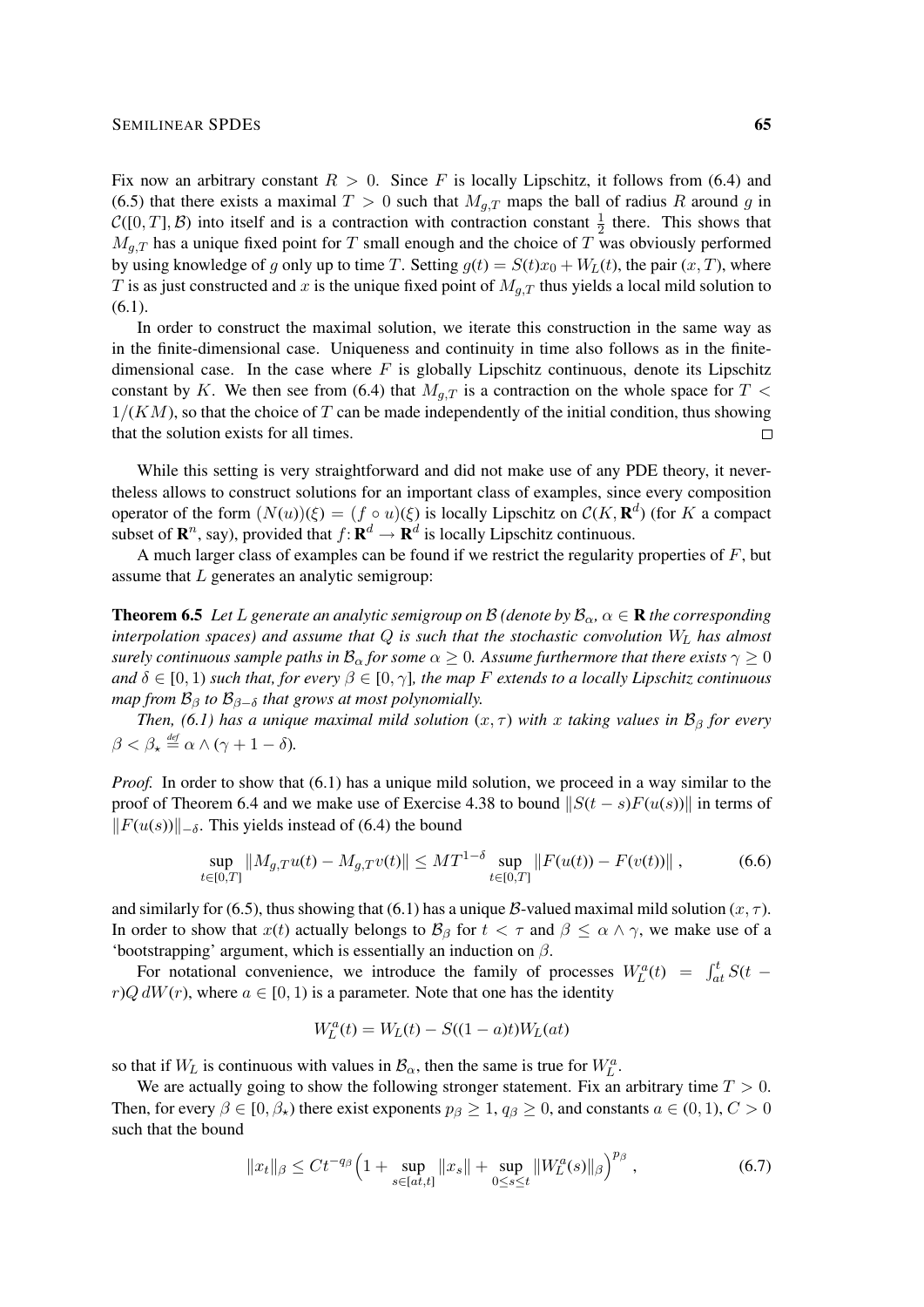Fix now an arbitrary constant $R > 0$. Since $F$ is locally Lipschitz, it follows from (6.4) and (6.5) that there exists a maximal $T > 0$ such that $M_{g,T}$ maps the ball of radius $R$ around $g$ in $\mathcal{C}([0,T],\mathcal{B})$ into itself and is a contraction with contraction constant $\frac{1}{2}$ there. This shows that $M_{g,T}$ has a unique fixed point for $T$ small enough and the choice of $T$ was obviously performed by using knowledge of $g$ only up to time $T$. Setting $g(t) = S(t)x_0 + W_L(t)$, the pair $(x,T)$, where $T$ is as just constructed and $x$ is the unique fixed point of $M_{g,T}$ thus yields a local mild solution to (6.1).

In order to construct the maximal solution, we iterate this construction in the same way as in the finite-dimensional case. Uniqueness and continuity in time also follows as in the finite-dimensional case. In the case where $F$ is globally Lipschitz continuous, denote its Lipschitz constant by $K$. We then see from (6.4) that $M_{g,T}$ is a contraction on the whole space for $T < 1/(KM)$, so that the choice of $T$ can be made independently of the initial condition, thus showing that the solution exists for all times. □

While this setting is very straightforward and did not make use of any PDE theory, it nevertheless allows to construct solutions for an important class of examples, since every composition operator of the form $(N(u))(\xi) = (f \circ u)(\xi)$ is locally Lipschitz on $\mathcal{C}(K, \mathbf{R}^d)$ (for $K$ a compact subset of $\mathbf{R}^n$, say), provided that $f \colon \mathbf{R}^d \to \mathbf{R}^d$ is locally Lipschitz continuous.

A much larger class of examples can be found if we restrict the regularity properties of $F$, but assume that $L$ generates an analytic semigroup:

**Theorem 6.5** *Let $L$ generate an analytic semigroup on $\mathcal{B}$ (denote by $\mathcal{B}_\alpha$, $\alpha \in \mathbf{R}$ the corresponding interpolation spaces) and assume that $Q$ is such that the stochastic convolution $W_L$ has almost surely continuous sample paths in $\mathcal{B}_\alpha$ for some $\alpha \geq 0$. Assume furthermore that there exists $\gamma \geq 0$ and $\delta \in [0,1)$ such that, for every $\beta \in [0,\gamma]$, the map $F$ extends to a locally Lipschitz continuous map from $\mathcal{B}_\beta$ to $\mathcal{B}_{\beta-\delta}$ that grows at most polynomially.*

*Then, (6.1) has a unique maximal mild solution $(x,\tau)$ with $x$ taking values in $\mathcal{B}_\beta$ for every $\beta < \beta_\star \stackrel{\text{def}}{=} \alpha \wedge (\gamma + 1 - \delta)$.*

*Proof.* In order to show that (6.1) has a unique mild solution, we proceed in a way similar to the proof of Theorem 6.4 and we make use of Exercise 4.38 to bound $\|S(t-s)F(u(s))\|$ in terms of $\|F(u(s))\|_{-\delta}$. This yields instead of (6.4) the bound

$$\sup_{t \in [0,T]} \|M_{g,T}u(t) - M_{g,T}v(t)\| \leq MT^{1-\delta} \sup_{t \in [0,T]} \|F(u(t)) - F(v(t))\| \,, \tag{6.6}$$

and similarly for (6.5), thus showing that (6.1) has a unique $\mathcal{B}$-valued maximal mild solution $(x,\tau)$. In order to show that $x(t)$ actually belongs to $\mathcal{B}_\beta$ for $t < \tau$ and $\beta \leq \alpha \wedge \gamma$, we make use of a 'bootstrapping' argument, which is essentially an induction on $\beta$.

For notational convenience, we introduce the family of processes $W_L^a(t) = \int_{at}^t S(t-r)Q\,dW(r)$, where $a \in [0,1)$ is a parameter. Note that one has the identity

$$W_L^a(t) = W_L(t) - S((1-a)t)W_L(at)$$

so that if $W_L$ is continuous with values in $\mathcal{B}_\alpha$, then the same is true for $W_L^a$.

We are actually going to show the following stronger statement. Fix an arbitrary time $T > 0$. Then, for every $\beta \in [0,\beta_\star)$ there exist exponents $p_\beta \geq 1$, $q_\beta \geq 0$, and constants $a \in (0,1)$, $C > 0$ such that the bound

$$\|x_t\|_\beta \leq Ct^{-q_\beta}\Big(1 + \sup_{s \in [at,t]} \|x_s\| + \sup_{0 \leq s \leq t} \|W_L^a(s)\|_\beta\Big)^{p_\beta} \,, \tag{6.7}$$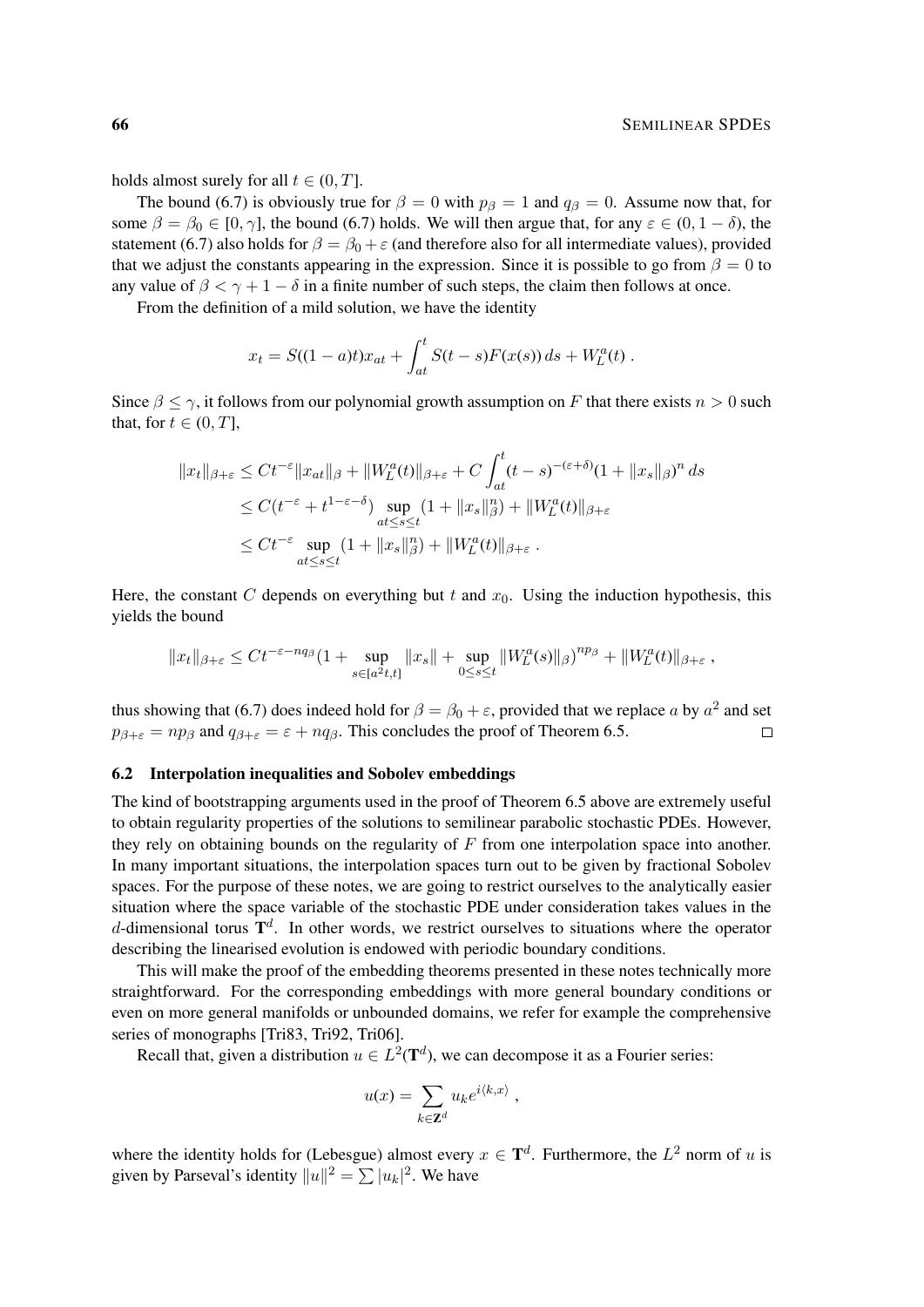holds almost surely for all $t \in (0, T]$.

The bound (6.7) is obviously true for $\beta = 0$ with $p_\beta = 1$ and $q_\beta = 0$. Assume now that, for some $\beta = \beta_0 \in [0, \gamma]$, the bound (6.7) holds. We will then argue that, for any $\varepsilon \in (0, 1 - \delta)$, the statement (6.7) also holds for $\beta = \beta_0 + \varepsilon$ (and therefore also for all intermediate values), provided that we adjust the constants appearing in the expression. Since it is possible to go from $\beta = 0$ to any value of $\beta < \gamma + 1 - \delta$ in a finite number of such steps, the claim then follows at once.

From the definition of a mild solution, we have the identity

$$x_t = S((1-a)t)x_{at} + \int_{at}^t S(t-s)F(x(s))\,ds + W_L^a(t)\;.$$

Since $\beta \leq \gamma$, it follows from our polynomial growth assumption on $F$ that there exists $n > 0$ such that, for $t \in (0, T]$,

$$\begin{aligned}
\|x_t\|_{\beta+\varepsilon} &\leq Ct^{-\varepsilon}\|x_{at}\|_\beta + \|W_L^a(t)\|_{\beta+\varepsilon} + C\int_{at}^t (t-s)^{-(\varepsilon+\delta)}(1 + \|x_s\|_\beta)^n\,ds \\
&\leq C(t^{-\varepsilon} + t^{1-\varepsilon-\delta}) \sup_{at \leq s \leq t}(1 + \|x_s\|_\beta^n) + \|W_L^a(t)\|_{\beta+\varepsilon} \\
&\leq Ct^{-\varepsilon} \sup_{at \leq s \leq t}(1 + \|x_s\|_\beta^n) + \|W_L^a(t)\|_{\beta+\varepsilon}\;.
\end{aligned}$$

Here, the constant $C$ depends on everything but $t$ and $x_0$. Using the induction hypothesis, this yields the bound

$$\|x_t\|_{\beta+\varepsilon} \leq Ct^{-\varepsilon-nq_\beta}(1 + \sup_{s\in[a^2t,t]}\|x_s\| + \sup_{0\leq s\leq t}\|W_L^a(s)\|_\beta)^{np_\beta} + \|W_L^a(t)\|_{\beta+\varepsilon}\;,$$

thus showing that (6.7) does indeed hold for $\beta = \beta_0 + \varepsilon$, provided that we replace $a$ by $a^2$ and set $p_{\beta+\varepsilon} = np_\beta$ and $q_{\beta+\varepsilon} = \varepsilon + nq_\beta$. This concludes the proof of Theorem 6.5. □

### 6.2 Interpolation inequalities and Sobolev embeddings

The kind of bootstrapping arguments used in the proof of Theorem 6.5 above are extremely useful to obtain regularity properties of the solutions to semilinear parabolic stochastic PDEs. However, they rely on obtaining bounds on the regularity of $F$ from one interpolation space into another. In many important situations, the interpolation spaces turn out to be given by fractional Sobolev spaces. For the purpose of these notes, we are going to restrict ourselves to the analytically easier situation where the space variable of the stochastic PDE under consideration takes values in the $d$-dimensional torus $\mathbf{T}^d$. In other words, we restrict ourselves to situations where the operator describing the linearised evolution is endowed with periodic boundary conditions.

This will make the proof of the embedding theorems presented in these notes technically more straightforward. For the corresponding embeddings with more general boundary conditions or even on more general manifolds or unbounded domains, we refer for example the comprehensive series of monographs [Tri83, Tri92, Tri06].

Recall that, given a distribution $u \in L^2(\mathbf{T}^d)$, we can decompose it as a Fourier series:

$$u(x) = \sum_{k\in\mathbf{Z}^d} u_k e^{i\langle k,x\rangle}\;,$$

where the identity holds for (Lebesgue) almost every $x \in \mathbf{T}^d$. Furthermore, the $L^2$ norm of $u$ is given by Parseval's identity $\|u\|^2 = \sum |u_k|^2$. We have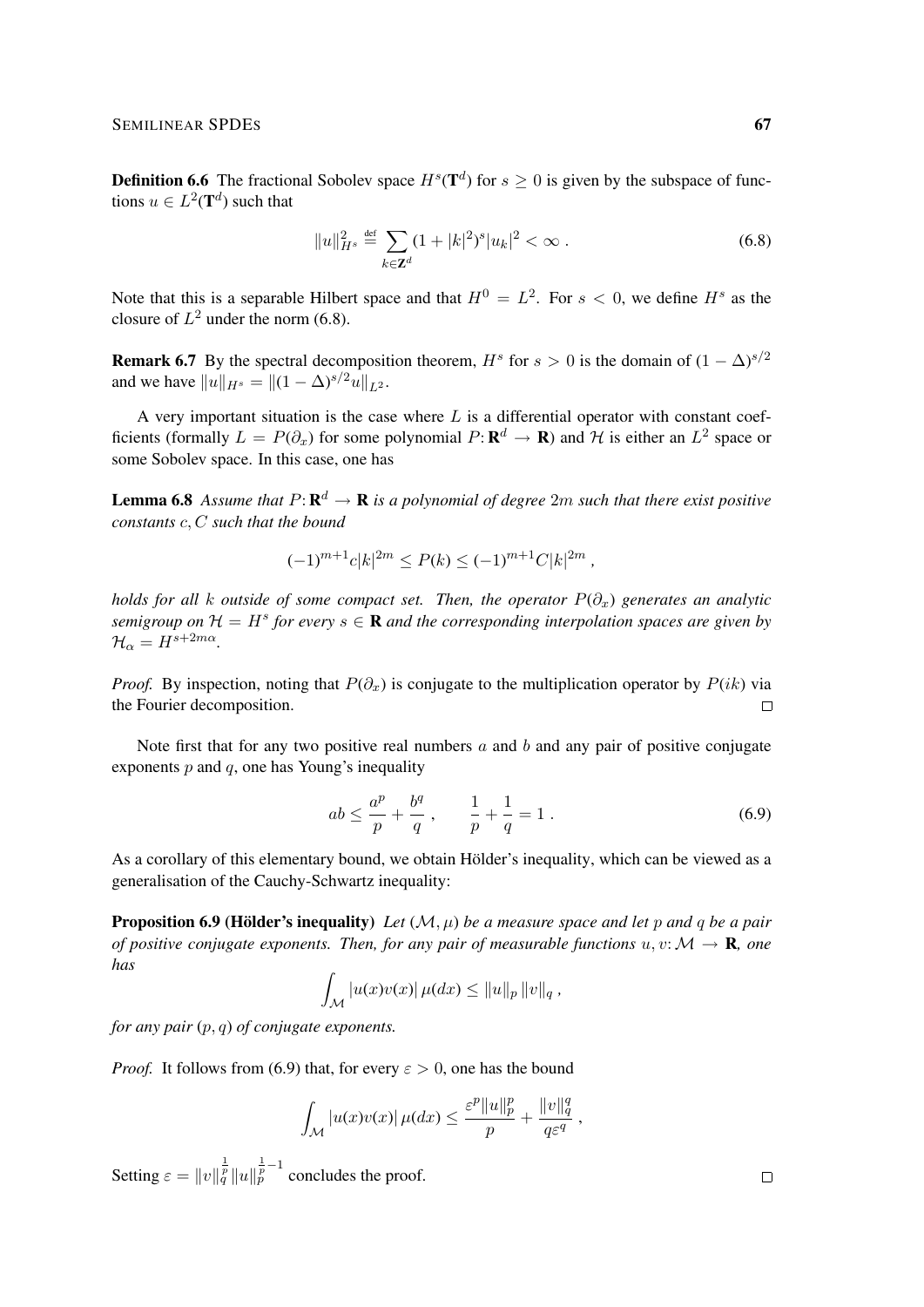**Definition 6.6** The fractional Sobolev space $H^s(\mathbf{T}^d)$ for $s \geq 0$ is given by the subspace of functions $u \in L^2(\mathbf{T}^d)$ such that

$$\|u\|_{H^s}^2 \stackrel{\text{def}}{=} \sum_{k \in \mathbf{Z}^d} (1 + |k|^2)^s |u_k|^2 < \infty \;. \tag{6.8}$$

Note that this is a separable Hilbert space and that $H^0 = L^2$. For $s < 0$, we define $H^s$ as the closure of $L^2$ under the norm (6.8).

**Remark 6.7** By the spectral decomposition theorem, $H^s$ for $s > 0$ is the domain of $(1 - \Delta)^{s/2}$ and we have $\|u\|_{H^s} = \|(1 - \Delta)^{s/2} u\|_{L^2}$.

A very important situation is the case where $L$ is a differential operator with constant coefficients (formally $L = P(\partial_x)$ for some polynomial $P \colon \mathbf{R}^d \to \mathbf{R}$) and $\mathcal{H}$ is either an $L^2$ space or some Sobolev space. In this case, one has

**Lemma 6.8** *Assume that $P \colon \mathbf{R}^d \to \mathbf{R}$ is a polynomial of degree $2m$ such that there exist positive constants $c, C$ such that the bound*

$$(-1)^{m+1} c|k|^{2m} \leq P(k) \leq (-1)^{m+1} C|k|^{2m} \;,$$

*holds for all $k$ outside of some compact set. Then, the operator $P(\partial_x)$ generates an analytic semigroup on $\mathcal{H} = H^s$ for every $s \in \mathbf{R}$ and the corresponding interpolation spaces are given by $\mathcal{H}_\alpha = H^{s+2m\alpha}$.*

*Proof.* By inspection, noting that $P(\partial_x)$ is conjugate to the multiplication operator by $P(ik)$ via the Fourier decomposition. □

Note first that for any two positive real numbers $a$ and $b$ and any pair of positive conjugate exponents $p$ and $q$, one has Young's inequality

$$ab \leq \frac{a^p}{p} + \frac{b^q}{q} \;, \qquad \frac{1}{p} + \frac{1}{q} = 1 \;. \tag{6.9}$$

As a corollary of this elementary bound, we obtain Hölder's inequality, which can be viewed as a generalisation of the Cauchy-Schwartz inequality:

**Proposition 6.9 (Hölder's inequality)** *Let $(\mathcal{M}, \mu)$ be a measure space and let $p$ and $q$ be a pair of positive conjugate exponents. Then, for any pair of measurable functions $u, v \colon \mathcal{M} \to \mathbf{R}$, one has*

$$\int_{\mathcal{M}} |u(x)v(x)| \, \mu(dx) \leq \|u\|_p \, \|v\|_q \;,$$

*for any pair $(p, q)$ of conjugate exponents.*

*Proof.* It follows from (6.9) that, for every $\varepsilon > 0$, one has the bound

$$\int_{\mathcal{M}} |u(x)v(x)| \, \mu(dx) \leq \frac{\varepsilon^p \|u\|_p^p}{p} + \frac{\|v\|_q^q}{q\varepsilon^q} \;,$$

Setting $\varepsilon = \|v\|_q^{\frac{1}{p}} \|u\|_p^{\frac{1}{p}-1}$ concludes the proof. □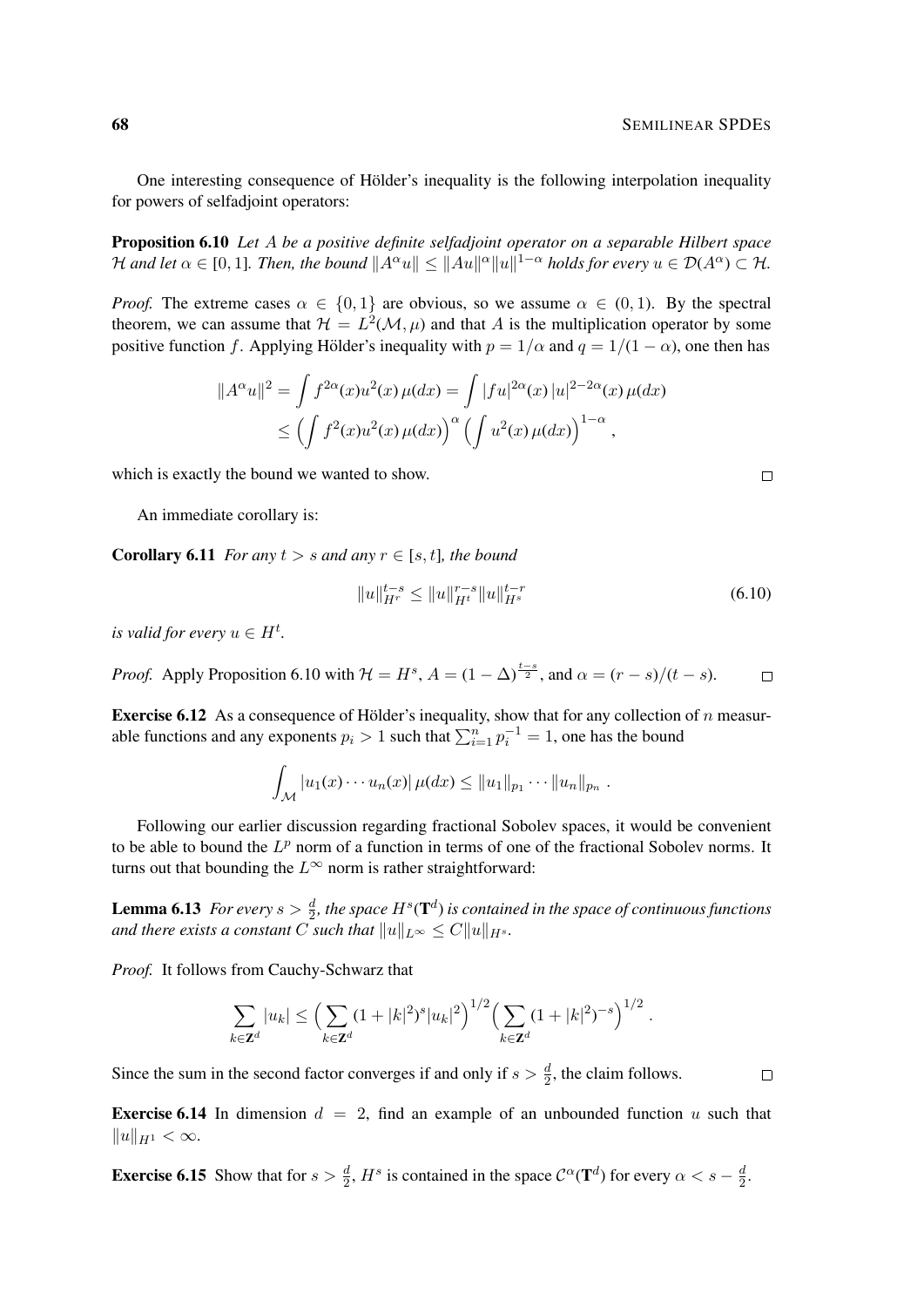One interesting consequence of Hölder's inequality is the following interpolation inequality for powers of selfadjoint operators:

**Proposition 6.10** *Let $A$ be a positive definite selfadjoint operator on a separable Hilbert space $\mathcal{H}$ and let $\alpha \in [0,1]$. Then, the bound $\|A^\alpha u\| \le \|Au\|^\alpha \|u\|^{1-\alpha}$ holds for every $u \in \mathcal{D}(A^\alpha) \subset \mathcal{H}$.*

*Proof.* The extreme cases $\alpha \in \{0,1\}$ are obvious, so we assume $\alpha \in (0,1)$. By the spectral theorem, we can assume that $\mathcal{H} = L^2(\mathcal{M},\mu)$ and that $A$ is the multiplication operator by some positive function $f$. Applying Hölder's inequality with $p = 1/\alpha$ and $q = 1/(1-\alpha)$, one then has

$$
\begin{aligned}
\|A^\alpha u\|^2 &= \int f^{2\alpha}(x) u^2(x)\,\mu(dx) = \int |fu|^{2\alpha}(x)\,|u|^{2-2\alpha}(x)\,\mu(dx) \\
&\le \Bigl(\int f^2(x) u^2(x)\,\mu(dx)\Bigr)^\alpha \Bigl(\int u^2(x)\,\mu(dx)\Bigr)^{1-\alpha},
\end{aligned}
$$

which is exactly the bound we wanted to show. $\square$

An immediate corollary is:

**Corollary 6.11** *For any $t > s$ and any $r \in [s,t]$, the bound*

$$
\|u\|_{H^r}^{t-s} \le \|u\|_{H^t}^{r-s} \|u\|_{H^s}^{t-r} \tag{6.10}
$$

*is valid for every $u \in H^t$.*

*Proof.* Apply Proposition 6.10 with $\mathcal{H} = H^s$, $A = (1-\Delta)^{\frac{t-s}{2}}$, and $\alpha = (r-s)/(t-s)$. $\square$

**Exercise 6.12** As a consequence of Hölder's inequality, show that for any collection of $n$ measurable functions and any exponents $p_i > 1$ such that $\sum_{i=1}^n p_i^{-1} = 1$, one has the bound

$$
\int_{\mathcal{M}} |u_1(x) \cdots u_n(x)|\,\mu(dx) \le \|u_1\|_{p_1} \cdots \|u_n\|_{p_n} .
$$

Following our earlier discussion regarding fractional Sobolev spaces, it would be convenient to be able to bound the $L^p$ norm of a function in terms of one of the fractional Sobolev norms. It turns out that bounding the $L^\infty$ norm is rather straightforward:

**Lemma 6.13** *For every $s > \frac{d}{2}$, the space $H^s(\mathbf{T}^d)$ is contained in the space of continuous functions and there exists a constant $C$ such that $\|u\|_{L^\infty} \le C\|u\|_{H^s}$.*

*Proof.* It follows from Cauchy-Schwarz that

$$
\sum_{k \in \mathbf{Z}^d} |u_k| \le \Bigl(\sum_{k \in \mathbf{Z}^d} (1+|k|^2)^s |u_k|^2\Bigr)^{1/2} \Bigl(\sum_{k \in \mathbf{Z}^d} (1+|k|^2)^{-s}\Bigr)^{1/2} .
$$

Since the sum in the second factor converges if and only if $s > \frac{d}{2}$, the claim follows. $\square$

**Exercise 6.14** In dimension $d = 2$, find an example of an unbounded function $u$ such that $\|u\|_{H^1} < \infty$.

**Exercise 6.15** Show that for $s > \frac{d}{2}$, $H^s$ is contained in the space $\mathcal{C}^\alpha(\mathbf{T}^d)$ for every $\alpha < s - \frac{d}{2}$.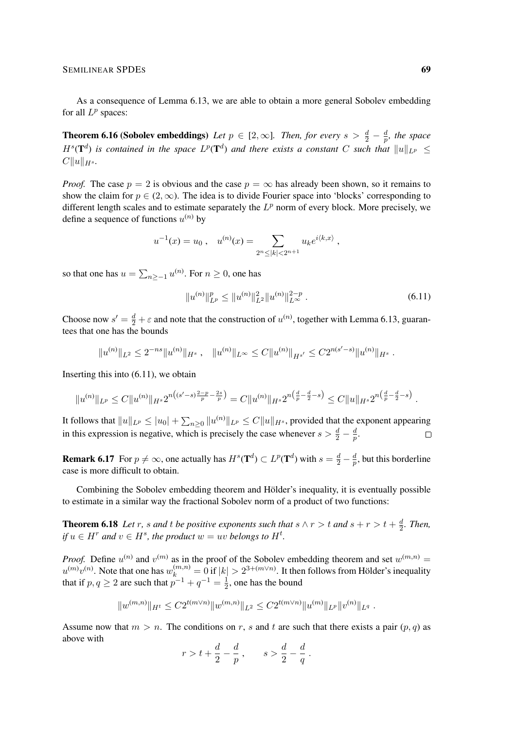As a consequence of Lemma 6.13, we are able to obtain a more general Sobolev embedding for all $L^p$ spaces:

**Theorem 6.16 (Sobolev embeddings)** *Let $p \in [2, \infty]$. Then, for every $s > \frac{d}{2} - \frac{d}{p}$, the space $H^s(\mathbf{T}^d)$ is contained in the space $L^p(\mathbf{T}^d)$ and there exists a constant $C$ such that $\|u\|_{L^p} \leq C\|u\|_{H^s}$.*

*Proof.* The case $p = 2$ is obvious and the case $p = \infty$ has already been shown, so it remains to show the claim for $p \in (2, \infty)$. The idea is to divide Fourier space into 'blocks' corresponding to different length scales and to estimate separately the $L^p$ norm of every block. More precisely, we define a sequence of functions $u^{(n)}$ by

$$u^{-1}(x) = u_0 \;, \quad u^{(n)}(x) = \sum_{2^n \leq |k| < 2^{n+1}} u_k e^{i\langle k, x\rangle} \;,$$

so that one has $u = \sum_{n \geq -1} u^{(n)}$. For $n \geq 0$, one has

$$\|u^{(n)}\|_{L^p}^p \leq \|u^{(n)}\|_{L^2}^2 \|u^{(n)}\|_{L^\infty}^{2-p} \;. \tag{6.11}$$

Choose now $s' = \frac{d}{2} + \varepsilon$ and note that the construction of $u^{(n)}$, together with Lemma 6.13, guarantees that one has the bounds

$$\|u^{(n)}\|_{L^2} \leq 2^{-ns} \|u^{(n)}\|_{H^s} \;, \quad \|u^{(n)}\|_{L^\infty} \leq C\|u^{(n)}\|_{H^{s'}} \leq C 2^{n(s'-s)} \|u^{(n)}\|_{H^s} \;.$$

Inserting this into (6.11), we obtain

$$\|u^{(n)}\|_{L^p} \leq C\|u^{(n)}\|_{H^s} 2^{n\left((s'-s)\frac{2-p}{p} - \frac{2s}{p}\right)} = C\|u^{(n)}\|_{H^s} 2^{n\left(\frac{d}{p} - \frac{d}{2} - s\right)} \leq C\|u\|_{H^s} 2^{n\left(\frac{d}{p} - \frac{d}{2} - s\right)} \;.$$

It follows that $\|u\|_{L^p} \leq |u_0| + \sum_{n \geq 0} \|u^{(n)}\|_{L^p} \leq C\|u\|_{H^s}$, provided that the exponent appearing in this expression is negative, which is precisely the case whenever $s > \frac{d}{2} - \frac{d}{p}$. $\square$

**Remark 6.17** For $p \neq \infty$, one actually has $H^s(\mathbf{T}^d) \subset L^p(\mathbf{T}^d)$ with $s = \frac{d}{2} - \frac{d}{p}$, but this borderline case is more difficult to obtain.

Combining the Sobolev embedding theorem and Hölder's inequality, it is eventually possible to estimate in a similar way the fractional Sobolev norm of a product of two functions:

**Theorem 6.18** *Let $r$, $s$ and $t$ be positive exponents such that $s \wedge r > t$ and $s + r > t + \frac{d}{2}$. Then, if $u \in H^r$ and $v \in H^s$, the product $w = uv$ belongs to $H^t$.*

*Proof.* Define $u^{(n)}$ and $v^{(m)}$ as in the proof of the Sobolev embedding theorem and set $w^{(m,n)} = u^{(m)}v^{(n)}$. Note that one has $w_k^{(m,n)} = 0$ if $|k| > 2^{3+(m\vee n)}$. It then follows from Hölder's inequality that if $p, q \geq 2$ are such that $p^{-1} + q^{-1} = \frac{1}{2}$, one has the bound

$$\|w^{(m,n)}\|_{H^t} \leq C 2^{t(m\vee n)} \|w^{(m,n)}\|_{L^2} \leq C 2^{t(m\vee n)} \|u^{(m)}\|_{L^p} \|v^{(n)}\|_{L^q} \;.$$

Assume now that $m > n$. The conditions on $r$, $s$ and $t$ are such that there exists a pair $(p, q)$ as above with

$$r > t + \frac{d}{2} - \frac{d}{p} \;, \qquad s > \frac{d}{2} - \frac{d}{q} \;.$$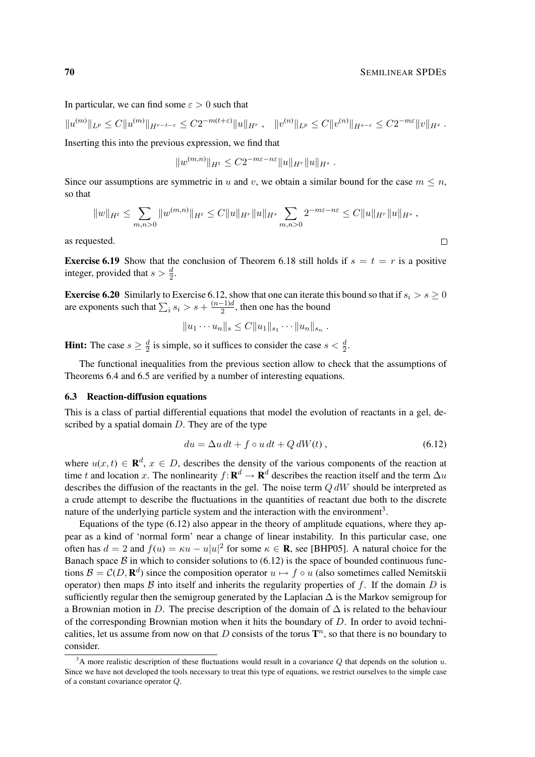In particular, we can find some $\varepsilon > 0$ such that

$$\|u^{(m)}\|_{L^p} \le C\|u^{(m)}\|_{H^{r-t-\varepsilon}} \le C2^{-m(t+\varepsilon)}\|u\|_{H^r}\;, \quad \|v^{(n)}\|_{L^p} \le C\|v^{(n)}\|_{H^{s-\varepsilon}} \le C2^{-m\varepsilon}\|v\|_{H^s}\;.$$

Inserting this into the previous expression, we find that

$$\|w^{(m,n)}\|_{H^t} \le C2^{-m\varepsilon-n\varepsilon}\|u\|_{H^r}\|u\|_{H^s}\;.$$

Since our assumptions are symmetric in $u$ and $v$, we obtain a similar bound for the case $m \le n$, so that

$$\|w\|_{H^t} \le \sum_{m,n>0}\|w^{(m,n)}\|_{H^t} \le C\|u\|_{H^r}\|u\|_{H^s}\sum_{m,n>0}2^{-m\varepsilon-n\varepsilon} \le C\|u\|_{H^r}\|u\|_{H^s}\;,$$

as requested. □

**Exercise 6.19** Show that the conclusion of Theorem 6.18 still holds if $s = t = r$ is a positive integer, provided that $s > \frac{d}{2}$.

**Exercise 6.20** Similarly to Exercise 6.12, show that one can iterate this bound so that if $s_i > s \ge 0$ are exponents such that $\sum_i s_i > s + \frac{(n-1)d}{2}$, then one has the bound

$$\|u_1\cdots u_n\|_s \le C\|u_1\|_{s_1}\cdots\|u_n\|_{s_n}\;.$$

**Hint:** The case $s \ge \frac{d}{2}$ is simple, so it suffices to consider the case $s < \frac{d}{2}$.

The functional inequalities from the previous section allow to check that the assumptions of Theorems 6.4 and 6.5 are verified by a number of interesting equations.

### 6.3 Reaction-diffusion equations

This is a class of partial differential equations that model the evolution of reactants in a gel, described by a spatial domain $D$. They are of the type

$$du = \Delta u\,dt + f\circ u\,dt + Q\,dW(t)\;, \tag{6.12}$$

where $u(x,t) \in \mathbf{R}^d$, $x \in D$, describes the density of the various components of the reaction at time $t$ and location $x$. The nonlinearity $f\colon \mathbf{R}^d \to \mathbf{R}^d$ describes the reaction itself and the term $\Delta u$ describes the diffusion of the reactants in the gel. The noise term $Q\,dW$ should be interpreted as a crude attempt to describe the fluctuations in the quantities of reactant due both to the discrete nature of the underlying particle system and the interaction with the environment[3].

Equations of the type (6.12) also appear in the theory of amplitude equations, where they appear as a kind of 'normal form' near a change of linear instability. In this particular case, one often has $d = 2$ and $f(u) = \kappa u - u|u|^2$ for some $\kappa \in \mathbf{R}$, see [BHP05]. A natural choice for the Banach space $\mathcal{B}$ in which to consider solutions to (6.12) is the space of bounded continuous functions $\mathcal{B} = \mathcal{C}(D,\mathbf{R}^d)$ since the composition operator $u \mapsto f\circ u$ (also sometimes called Nemitskii operator) then maps $\mathcal{B}$ into itself and inherits the regularity properties of $f$. If the domain $D$ is sufficiently regular then the semigroup generated by the Laplacian $\Delta$ is the Markov semigroup for a Brownian motion in $D$. The precise description of the domain of $\Delta$ is related to the behaviour of the corresponding Brownian motion when it hits the boundary of $D$. In order to avoid technicalities, let us assume from now on that $D$ consists of the torus $\mathbf{T}^n$, so that there is no boundary to consider.

[3] A more realistic description of these fluctuations would result in a covariance $Q$ that depends on the solution $u$. Since we have not developed the tools necessary to treat this type of equations, we restrict ourselves to the simple case of a constant covariance operator $Q$.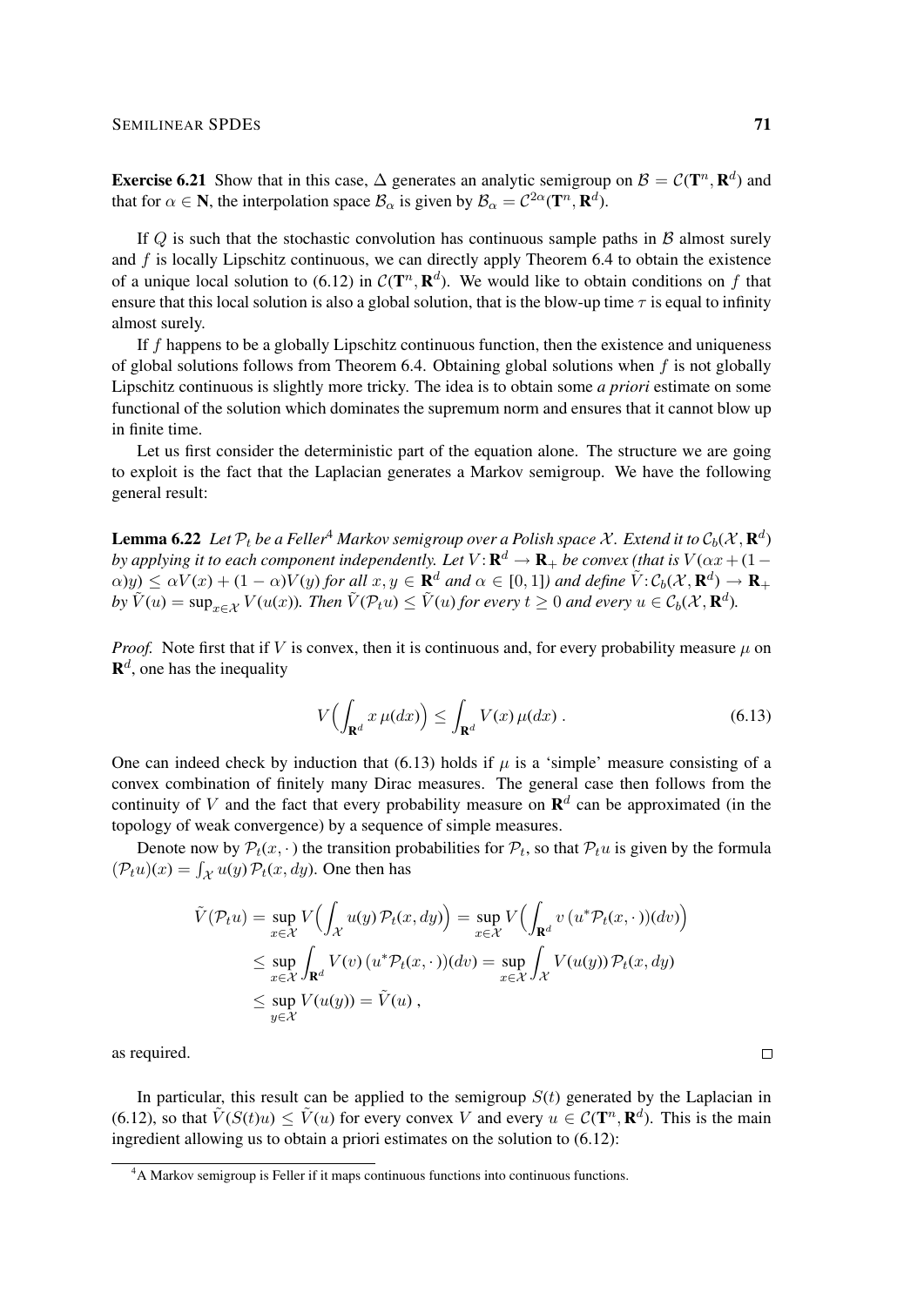**Exercise 6.21** Show that in this case, $\Delta$ generates an analytic semigroup on $\mathcal{B} = \mathcal{C}(\mathbf{T}^n, \mathbf{R}^d)$ and that for $\alpha \in \mathbf{N}$, the interpolation space $\mathcal{B}_\alpha$ is given by $\mathcal{B}_\alpha = \mathcal{C}^{2\alpha}(\mathbf{T}^n, \mathbf{R}^d)$.

If $Q$ is such that the stochastic convolution has continuous sample paths in $\mathcal{B}$ almost surely and $f$ is locally Lipschitz continuous, we can directly apply Theorem 6.4 to obtain the existence of a unique local solution to (6.12) in $\mathcal{C}(\mathbf{T}^n, \mathbf{R}^d)$. We would like to obtain conditions on $f$ that ensure that this local solution is also a global solution, that is the blow-up time $\tau$ is equal to infinity almost surely.

If $f$ happens to be a globally Lipschitz continuous function, then the existence and uniqueness of global solutions follows from Theorem 6.4. Obtaining global solutions when $f$ is not globally Lipschitz continuous is slightly more tricky. The idea is to obtain some *a priori* estimate on some functional of the solution which dominates the supremum norm and ensures that it cannot blow up in finite time.

Let us first consider the deterministic part of the equation alone. The structure we are going to exploit is the fact that the Laplacian generates a Markov semigroup. We have the following general result:

**Lemma 6.22** *Let $\mathcal{P}_t$ be a Feller[4] Markov semigroup over a Polish space $\mathcal{X}$. Extend it to $\mathcal{C}_b(\mathcal{X}, \mathbf{R}^d)$ by applying it to each component independently. Let $V \colon \mathbf{R}^d \to \mathbf{R}_+$ be convex (that is $V(\alpha x + (1-\alpha)y) \le \alpha V(x) + (1-\alpha)V(y)$ for all $x, y \in \mathbf{R}^d$ and $\alpha \in [0,1]$) and define $\tilde V \colon \mathcal{C}_b(\mathcal{X}, \mathbf{R}^d) \to \mathbf{R}_+$ by $\tilde V(u) = \sup_{x\in\mathcal{X}} V(u(x))$. Then $\tilde V(\mathcal{P}_t u) \le \tilde V(u)$ for every $t \ge 0$ and every $u \in \mathcal{C}_b(\mathcal{X}, \mathbf{R}^d)$.*

*Proof.* Note first that if $V$ is convex, then it is continuous and, for every probability measure $\mu$ on $\mathbf{R}^d$, one has the inequality

$$V\Big(\int_{\mathbf{R}^d} x\, \mu(dx)\Big) \le \int_{\mathbf{R}^d} V(x)\, \mu(dx)\;. \tag{6.13}$$

One can indeed check by induction that (6.13) holds if $\mu$ is a 'simple' measure consisting of a convex combination of finitely many Dirac measures. The general case then follows from the continuity of $V$ and the fact that every probability measure on $\mathbf{R}^d$ can be approximated (in the topology of weak convergence) by a sequence of simple measures.

Denote now by $\mathcal{P}_t(x, \cdot\,)$ the transition probabilities for $\mathcal{P}_t$, so that $\mathcal{P}_t u$ is given by the formula $(\mathcal{P}_t u)(x) = \int_{\mathcal{X}} u(y)\, \mathcal{P}_t(x, dy)$. One then has

$$\begin{aligned}
\tilde V(\mathcal{P}_t u) &= \sup_{x\in\mathcal{X}} V\Big(\int_{\mathcal{X}} u(y)\, \mathcal{P}_t(x, dy)\Big) = \sup_{x\in\mathcal{X}} V\Big(\int_{\mathbf{R}^d} v\, (u^*\mathcal{P}_t(x,\cdot\,))(dv)\Big) \\
&\le \sup_{x\in\mathcal{X}} \int_{\mathbf{R}^d} V(v)\, (u^*\mathcal{P}_t(x,\cdot\,))(dv) = \sup_{x\in\mathcal{X}} \int_{\mathcal{X}} V(u(y))\, \mathcal{P}_t(x, dy) \\
&\le \sup_{y\in\mathcal{X}} V(u(y)) = \tilde V(u)\;,
\end{aligned}$$

as required. $\square$

In particular, this result can be applied to the semigroup $S(t)$ generated by the Laplacian in (6.12), so that $\tilde V(S(t)u) \le \tilde V(u)$ for every convex $V$ and every $u \in \mathcal{C}(\mathbf{T}^n, \mathbf{R}^d)$. This is the main ingredient allowing us to obtain a priori estimates on the solution to (6.12):

---

[4] A Markov semigroup is Feller if it maps continuous functions into continuous functions.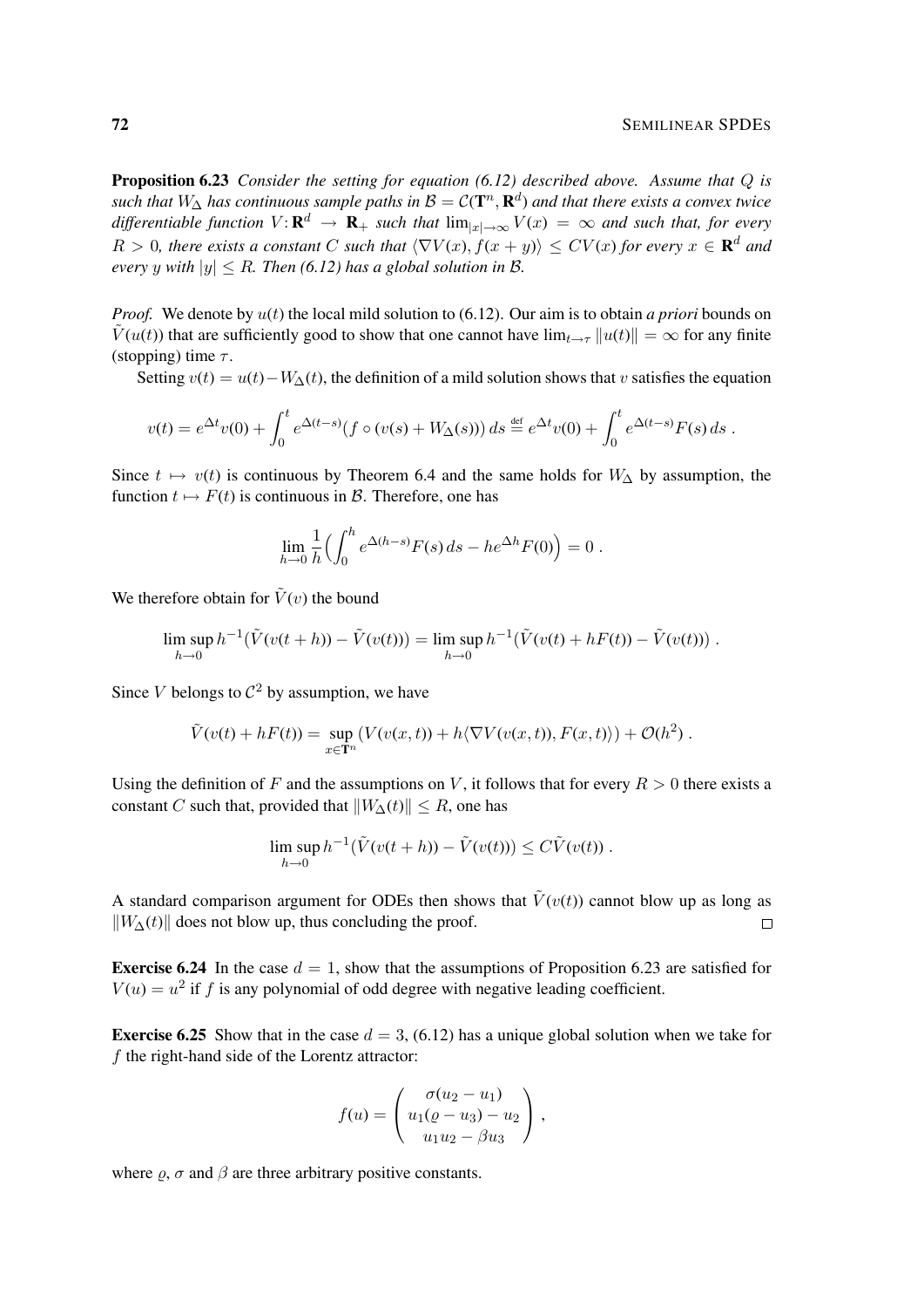**Proposition 6.23** *Consider the setting for equation (6.12) described above. Assume that $Q$ is such that $W_\Delta$ has continuous sample paths in $\mathcal{B} = \mathcal{C}(\mathbf{T}^n, \mathbf{R}^d)$ and that there exists a convex twice differentiable function $V\colon \mathbf{R}^d \to \mathbf{R}_+$ such that $\lim_{|x|\to\infty} V(x) = \infty$ and such that, for every $R > 0$, there exists a constant $C$ such that $\langle \nabla V(x), f(x+y)\rangle \le CV(x)$ for every $x \in \mathbf{R}^d$ and every $y$ with $|y| \le R$. Then (6.12) has a global solution in $\mathcal{B}$.*

*Proof.* We denote by $u(t)$ the local mild solution to (6.12). Our aim is to obtain *a priori* bounds on $\tilde V(u(t))$ that are sufficiently good to show that one cannot have $\lim_{t\to\tau} \|u(t)\| = \infty$ for any finite (stopping) time $\tau$.

Setting $v(t) = u(t) - W_\Delta(t)$, the definition of a mild solution shows that $v$ satisfies the equation

$$v(t) = e^{\Delta t} v(0) + \int_0^t e^{\Delta(t-s)} (f \circ (v(s) + W_\Delta(s)))\, ds \stackrel{\text{def}}{=} e^{\Delta t} v(0) + \int_0^t e^{\Delta(t-s)} F(s)\, ds\;.$$

Since $t \mapsto v(t)$ is continuous by Theorem 6.4 and the same holds for $W_\Delta$ by assumption, the function $t \mapsto F(t)$ is continuous in $\mathcal{B}$. Therefore, one has

$$\lim_{h\to 0} \frac{1}{h}\Big(\int_0^h e^{\Delta(h-s)} F(s)\, ds - h e^{\Delta h} F(0)\Big) = 0\;.$$

We therefore obtain for $\tilde V(v)$ the bound

$$\limsup_{h\to 0} h^{-1}(\tilde V(v(t+h)) - \tilde V(v(t))) = \limsup_{h\to 0} h^{-1}(\tilde V(v(t) + hF(t)) - \tilde V(v(t)))\;.$$

Since $V$ belongs to $\mathcal{C}^2$ by assumption, we have

$$\tilde V(v(t) + hF(t)) = \sup_{x\in\mathbf{T}^n} (V(v(x,t)) + h\langle \nabla V(v(x,t)), F(x,t)\rangle) + \mathcal{O}(h^2)\;.$$

Using the definition of $F$ and the assumptions on $V$, it follows that for every $R > 0$ there exists a constant $C$ such that, provided that $\|W_\Delta(t)\| \le R$, one has

$$\limsup_{h\to 0} h^{-1}(\tilde V(v(t+h)) - \tilde V(v(t))) \le C\tilde V(v(t))\;.$$

A standard comparison argument for ODEs then shows that $\tilde V(v(t))$ cannot blow up as long as $\|W_\Delta(t)\|$ does not blow up, thus concluding the proof. □

**Exercise 6.24** In the case $d = 1$, show that the assumptions of Proposition 6.23 are satisfied for $V(u) = u^2$ if $f$ is any polynomial of odd degree with negative leading coefficient.

**Exercise 6.25** Show that in the case $d = 3$, (6.12) has a unique global solution when we take for $f$ the right-hand side of the Lorentz attractor:

$$f(u) = \begin{pmatrix} \sigma(u_2 - u_1) \\ u_1(\varrho - u_3) - u_2 \\ u_1 u_2 - \beta u_3 \end{pmatrix}\;,$$

where $\varrho$, $\sigma$ and $\beta$ are three arbitrary positive constants.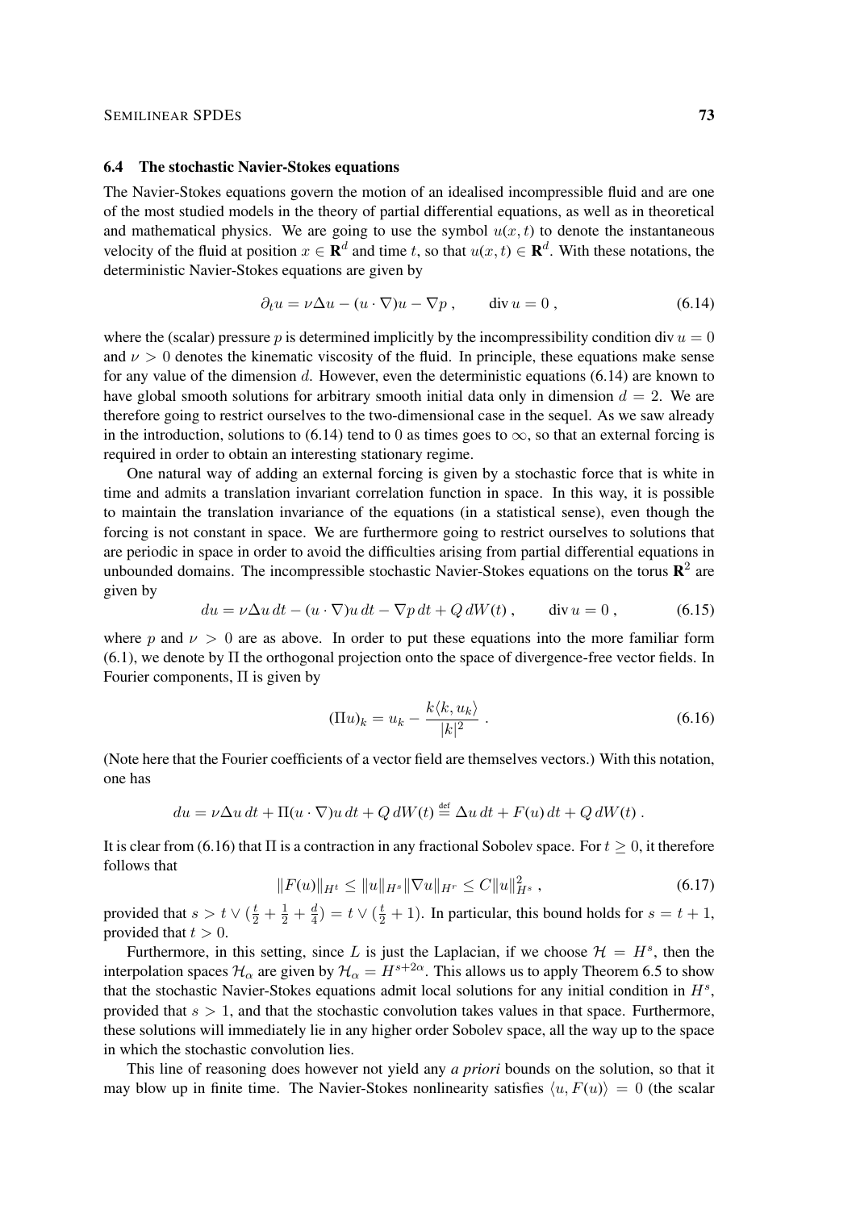### 6.4 The stochastic Navier-Stokes equations

The Navier-Stokes equations govern the motion of an idealised incompressible fluid and are one of the most studied models in the theory of partial differential equations, as well as in theoretical and mathematical physics. We are going to use the symbol $u(x,t)$ to denote the instantaneous velocity of the fluid at position $x \in \mathbf{R}^d$ and time $t$, so that $u(x,t) \in \mathbf{R}^d$. With these notations, the deterministic Navier-Stokes equations are given by

$$\partial_t u = \nu \Delta u - (u \cdot \nabla) u - \nabla p \;, \qquad \operatorname{div} u = 0 \;, \tag{6.14}$$

where the (scalar) pressure $p$ is determined implicitly by the incompressibility condition $\operatorname{div} u = 0$ and $\nu > 0$ denotes the kinematic viscosity of the fluid. In principle, these equations make sense for any value of the dimension $d$. However, even the deterministic equations (6.14) are known to have global smooth solutions for arbitrary smooth initial data only in dimension $d = 2$. We are therefore going to restrict ourselves to the two-dimensional case in the sequel. As we saw already in the introduction, solutions to (6.14) tend to 0 as times goes to $\infty$, so that an external forcing is required in order to obtain an interesting stationary regime.

One natural way of adding an external forcing is given by a stochastic force that is white in time and admits a translation invariant correlation function in space. In this way, it is possible to maintain the translation invariance of the equations (in a statistical sense), even though the forcing is not constant in space. We are furthermore going to restrict ourselves to solutions that are periodic in space in order to avoid the difficulties arising from partial differential equations in unbounded domains. The incompressible stochastic Navier-Stokes equations on the torus $\mathbf{R}^2$ are given by

$$du = \nu \Delta u \, dt - (u \cdot \nabla) u \, dt - \nabla p \, dt + Q \, dW(t) \;, \qquad \operatorname{div} u = 0 \;, \tag{6.15}$$

where $p$ and $\nu > 0$ are as above. In order to put these equations into the more familiar form (6.1), we denote by $\Pi$ the orthogonal projection onto the space of divergence-free vector fields. In Fourier components, $\Pi$ is given by

$$(\Pi u)_k = u_k - \frac{k \langle k, u_k \rangle}{|k|^2} \;. \tag{6.16}$$

(Note here that the Fourier coefficients of a vector field are themselves vectors.) With this notation, one has

$$du = \nu \Delta u \, dt + \Pi (u \cdot \nabla) u \, dt + Q \, dW(t) \stackrel{\text{def}}{=} \Delta u \, dt + F(u) \, dt + Q \, dW(t) \;.$$

It is clear from (6.16) that $\Pi$ is a contraction in any fractional Sobolev space. For $t \geq 0$, it therefore follows that

$$\|F(u)\|_{H^t} \leq \|u\|_{H^s} \|\nabla u\|_{H^r} \leq C \|u\|_{H^s}^2 \;, \tag{6.17}$$

provided that $s > t \vee (\frac{t}{2} + \frac{1}{2} + \frac{d}{4}) = t \vee (\frac{t}{2} + 1)$. In particular, this bound holds for $s = t + 1$, provided that $t > 0$.

Furthermore, in this setting, since $L$ is just the Laplacian, if we choose $\mathcal{H} = H^s$, then the interpolation spaces $\mathcal{H}_\alpha$ are given by $\mathcal{H}_\alpha = H^{s+2\alpha}$. This allows us to apply Theorem 6.5 to show that the stochastic Navier-Stokes equations admit local solutions for any initial condition in $H^s$, provided that $s > 1$, and that the stochastic convolution takes values in that space. Furthermore, these solutions will immediately lie in any higher order Sobolev space, all the way up to the space in which the stochastic convolution lies.

This line of reasoning does however not yield any *a priori* bounds on the solution, so that it may blow up in finite time. The Navier-Stokes nonlinearity satisfies $\langle u, F(u) \rangle = 0$ (the scalar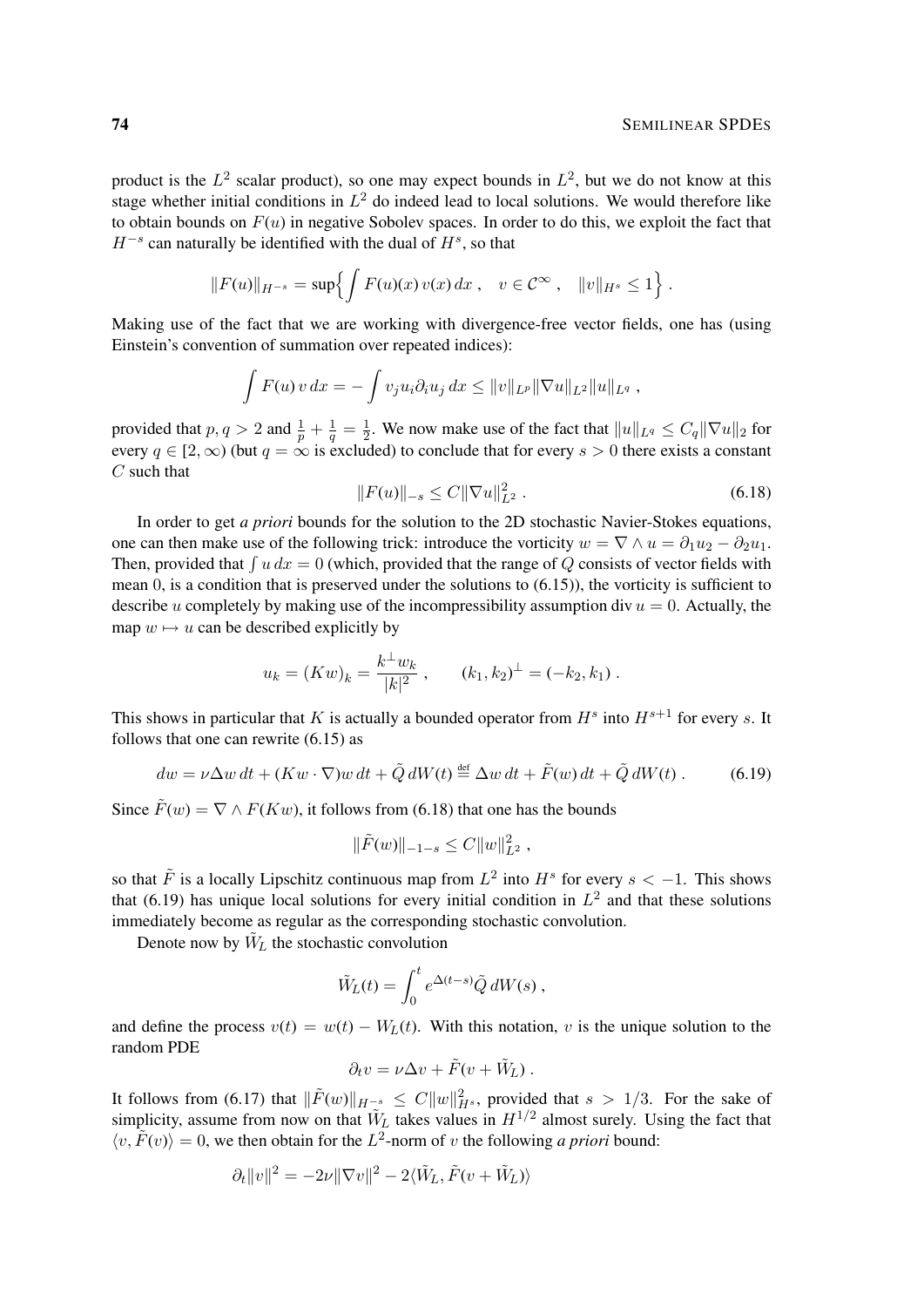product is the $L^2$ scalar product), so one may expect bounds in $L^2$, but we do not know at this stage whether initial conditions in $L^2$ do indeed lead to local solutions. We would therefore like to obtain bounds on $F(u)$ in negative Sobolev spaces. In order to do this, we exploit the fact that $H^{-s}$ can naturally be identified with the dual of $H^s$, so that

$$\|F(u)\|_{H^{-s}} = \sup\Big\{\int F(u)(x)\, v(x)\, dx\;, \quad v \in \mathcal{C}^\infty\;, \quad \|v\|_{H^s} \le 1\Big\}\;.$$

Making use of the fact that we are working with divergence-free vector fields, one has (using Einstein's convention of summation over repeated indices):

$$\int F(u)\, v\, dx = -\int v_j u_i \partial_i u_j\, dx \le \|v\|_{L^p} \|\nabla u\|_{L^2} \|u\|_{L^q}\;,$$

provided that $p, q > 2$ and $\frac{1}{p} + \frac{1}{q} = \frac{1}{2}$. We now make use of the fact that $\|u\|_{L^q} \le C_q \|\nabla u\|_2$ for every $q \in [2, \infty)$ (but $q = \infty$ is excluded) to conclude that for every $s > 0$ there exists a constant $C$ such that

$$\|F(u)\|_{-s} \le C \|\nabla u\|_{L^2}^2\;. \tag{6.18}$$

In order to get *a priori* bounds for the solution to the 2D stochastic Navier-Stokes equations, one can then make use of the following trick: introduce the vorticity $w = \nabla \wedge u = \partial_1 u_2 - \partial_2 u_1$. Then, provided that $\int u\, dx = 0$ (which, provided that the range of $Q$ consists of vector fields with mean $0$, is a condition that is preserved under the solutions to (6.15)), the vorticity is sufficient to describe $u$ completely by making use of the incompressibility assumption div $u = 0$. Actually, the map $w \mapsto u$ can be described explicitly by

$$u_k = (Kw)_k = \frac{k^\perp w_k}{|k|^2}\;, \qquad (k_1, k_2)^\perp = (-k_2, k_1)\;.$$

This shows in particular that $K$ is actually a bounded operator from $H^s$ into $H^{s+1}$ for every $s$. It follows that one can rewrite (6.15) as

$$dw = \nu \Delta w\, dt + (Kw \cdot \nabla) w\, dt + \tilde{Q}\, dW(t) \stackrel{\text{def}}{=} \Delta w\, dt + \tilde{F}(w)\, dt + \tilde{Q}\, dW(t)\;. \tag{6.19}$$

Since $\tilde{F}(w) = \nabla \wedge F(Kw)$, it follows from (6.18) that one has the bounds

$$\|\tilde{F}(w)\|_{-1-s} \le C \|w\|_{L^2}^2\;,$$

so that $\tilde{F}$ is a locally Lipschitz continuous map from $L^2$ into $H^s$ for every $s < -1$. This shows that (6.19) has unique local solutions for every initial condition in $L^2$ and that these solutions immediately become as regular as the corresponding stochastic convolution.

Denote now by $\tilde{W}_L$ the stochastic convolution

$$\tilde{W}_L(t) = \int_0^t e^{\Delta(t-s)} \tilde{Q}\, dW(s)\;,$$

and define the process $v(t) = w(t) - W_L(t)$. With this notation, $v$ is the unique solution to the random PDE

$$\partial_t v = \nu \Delta v + \tilde{F}(v + \tilde{W}_L)\;.$$

It follows from (6.17) that $\|\tilde{F}(w)\|_{H^{-s}} \le C \|w\|_{H^s}^2$, provided that $s > 1/3$. For the sake of simplicity, assume from now on that $\tilde{W}_L$ takes values in $H^{1/2}$ almost surely. Using the fact that $\langle v, \tilde{F}(v) \rangle = 0$, we then obtain for the $L^2$-norm of $v$ the following *a priori* bound:

$$\partial_t \|v\|^2 = -2\nu \|\nabla v\|^2 - 2\langle \tilde{W}_L, \tilde{F}(v + \tilde{W}_L) \rangle$$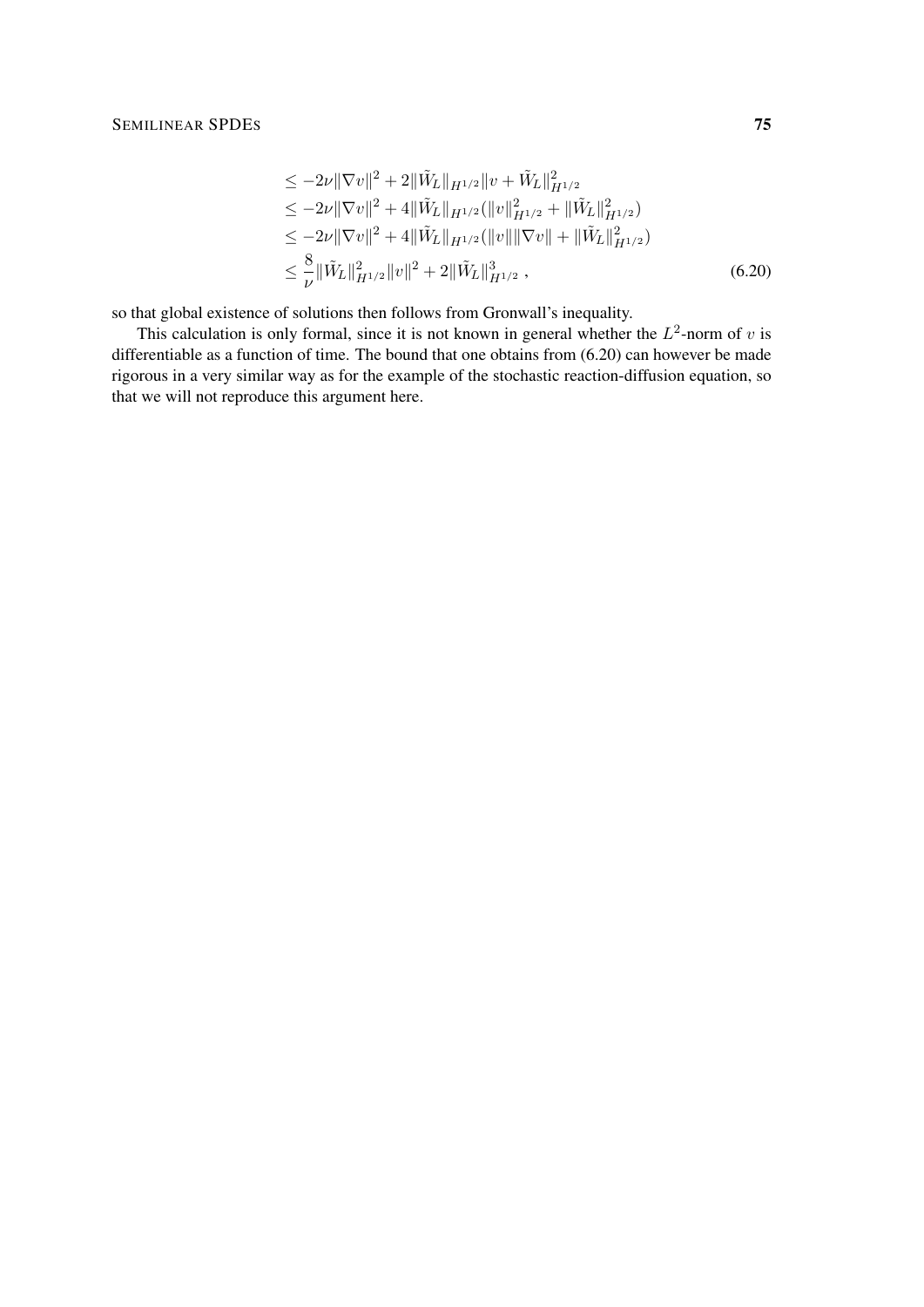$$
\begin{aligned}
&\leq -2\nu\|\nabla v\|^2 + 2\|\tilde{W}_L\|_{H^{1/2}}\|v + \tilde{W}_L\|_{H^{1/2}}^2 \\
&\leq -2\nu\|\nabla v\|^2 + 4\|\tilde{W}_L\|_{H^{1/2}}(\|v\|_{H^{1/2}}^2 + \|\tilde{W}_L\|_{H^{1/2}}^2) \\
&\leq -2\nu\|\nabla v\|^2 + 4\|\tilde{W}_L\|_{H^{1/2}}(\|v\|\|\nabla v\| + \|\tilde{W}_L\|_{H^{1/2}}^2) \\
&\leq \frac{8}{\nu}\|\tilde{W}_L\|_{H^{1/2}}^2\|v\|^2 + 2\|\tilde{W}_L\|_{H^{1/2}}^3 \;, \qquad (6.20)
\end{aligned}
$$

so that global existence of solutions then follows from Gronwall's inequality.

This calculation is only formal, since it is not known in general whether the $L^2$-norm of $v$ is differentiable as a function of time. The bound that one obtains from (6.20) can however be made rigorous in a very similar way as for the example of the stochastic reaction-diffusion equation, so that we will not reproduce this argument here.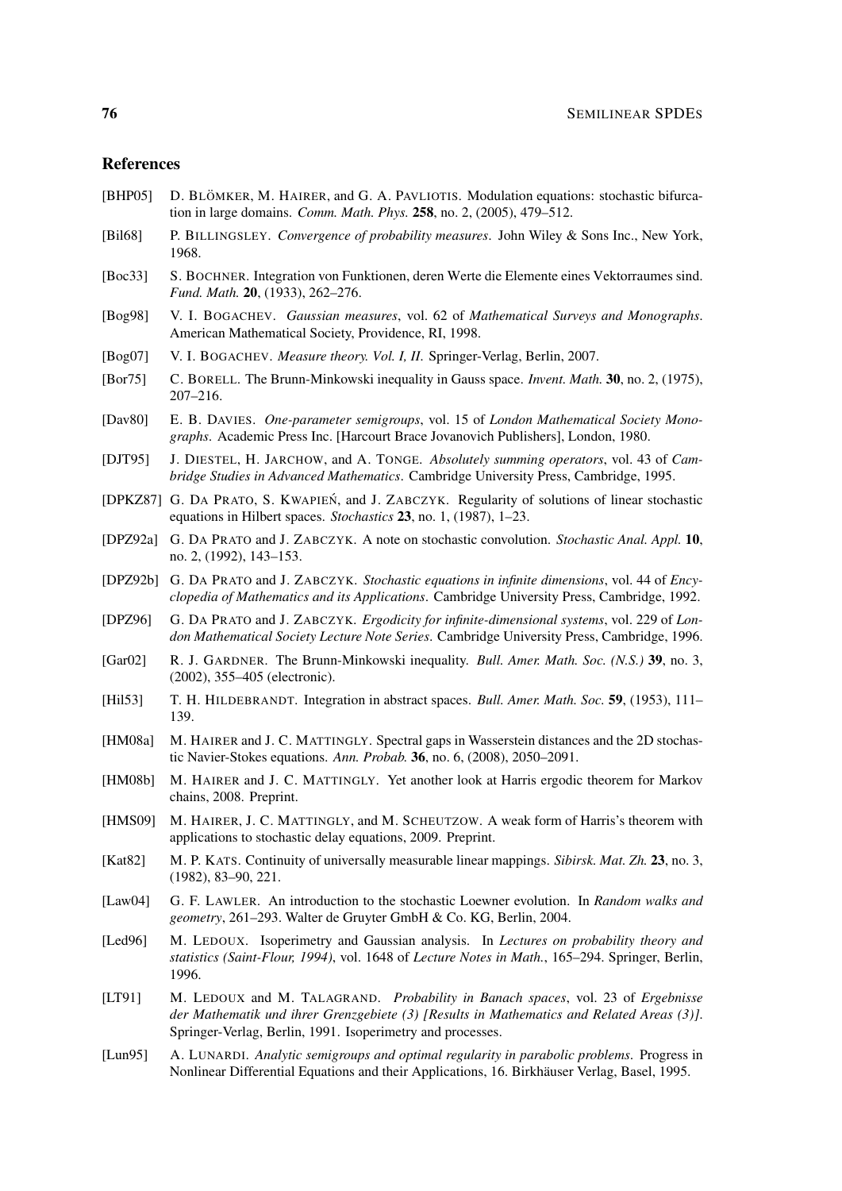## References

[BHP05] D. BLÖMKER, M. HAIRER, and G. A. PAVLIOTIS. Modulation equations: stochastic bifurcation in large domains. *Comm. Math. Phys.* **258**, no. 2, (2005), 479–512.

[Bil68] P. BILLINGSLEY. *Convergence of probability measures*. John Wiley & Sons Inc., New York, 1968.

[Boc33] S. BOCHNER. Integration von Funktionen, deren Werte die Elemente eines Vektorraumes sind. *Fund. Math.* **20**, (1933), 262–276.

[Bog98] V. I. BOGACHEV. *Gaussian measures*, vol. 62 of *Mathematical Surveys and Monographs*. American Mathematical Society, Providence, RI, 1998.

[Bog07] V. I. BOGACHEV. *Measure theory. Vol. I, II*. Springer-Verlag, Berlin, 2007.

[Bor75] C. BORELL. The Brunn-Minkowski inequality in Gauss space. *Invent. Math.* **30**, no. 2, (1975), 207–216.

[Dav80] E. B. DAVIES. *One-parameter semigroups*, vol. 15 of *London Mathematical Society Monographs*. Academic Press Inc. [Harcourt Brace Jovanovich Publishers], London, 1980.

[DJT95] J. DIESTEL, H. JARCHOW, and A. TONGE. *Absolutely summing operators*, vol. 43 of *Cambridge Studies in Advanced Mathematics*. Cambridge University Press, Cambridge, 1995.

[DPKZ87] G. DA PRATO, S. KWAPIEŃ, and J. ZABCZYK. Regularity of solutions of linear stochastic equations in Hilbert spaces. *Stochastics* **23**, no. 1, (1987), 1–23.

[DPZ92a] G. DA PRATO and J. ZABCZYK. A note on stochastic convolution. *Stochastic Anal. Appl.* **10**, no. 2, (1992), 143–153.

[DPZ92b] G. DA PRATO and J. ZABCZYK. *Stochastic equations in infinite dimensions*, vol. 44 of *Encyclopedia of Mathematics and its Applications*. Cambridge University Press, Cambridge, 1992.

[DPZ96] G. DA PRATO and J. ZABCZYK. *Ergodicity for infinite-dimensional systems*, vol. 229 of *London Mathematical Society Lecture Note Series*. Cambridge University Press, Cambridge, 1996.

[Gar02] R. J. GARDNER. The Brunn-Minkowski inequality. *Bull. Amer. Math. Soc. (N.S.)* **39**, no. 3, (2002), 355–405 (electronic).

[Hil53] T. H. HILDEBRANDT. Integration in abstract spaces. *Bull. Amer. Math. Soc.* **59**, (1953), 111–139.

[HM08a] M. HAIRER and J. C. MATTINGLY. Spectral gaps in Wasserstein distances and the 2D stochastic Navier-Stokes equations. *Ann. Probab.* **36**, no. 6, (2008), 2050–2091.

[HM08b] M. HAIRER and J. C. MATTINGLY. Yet another look at Harris ergodic theorem for Markov chains, 2008. Preprint.

[HMS09] M. HAIRER, J. C. MATTINGLY, and M. SCHEUTZOW. A weak form of Harris's theorem with applications to stochastic delay equations, 2009. Preprint.

[Kat82] M. P. KATS. Continuity of universally measurable linear mappings. *Sibirsk. Mat. Zh.* **23**, no. 3, (1982), 83–90, 221.

[Law04] G. F. LAWLER. An introduction to the stochastic Loewner evolution. In *Random walks and geometry*, 261–293. Walter de Gruyter GmbH & Co. KG, Berlin, 2004.

[Led96] M. LEDOUX. Isoperimetry and Gaussian analysis. In *Lectures on probability theory and statistics (Saint-Flour, 1994)*, vol. 1648 of *Lecture Notes in Math.*, 165–294. Springer, Berlin, 1996.

[LT91] M. LEDOUX and M. TALAGRAND. *Probability in Banach spaces*, vol. 23 of *Ergebnisse der Mathematik und ihrer Grenzgebiete (3) [Results in Mathematics and Related Areas (3)]*. Springer-Verlag, Berlin, 1991. Isoperimetry and processes.

[Lun95] A. LUNARDI. *Analytic semigroups and optimal regularity in parabolic problems*. Progress in Nonlinear Differential Equations and their Applications, 16. Birkhäuser Verlag, Basel, 1995.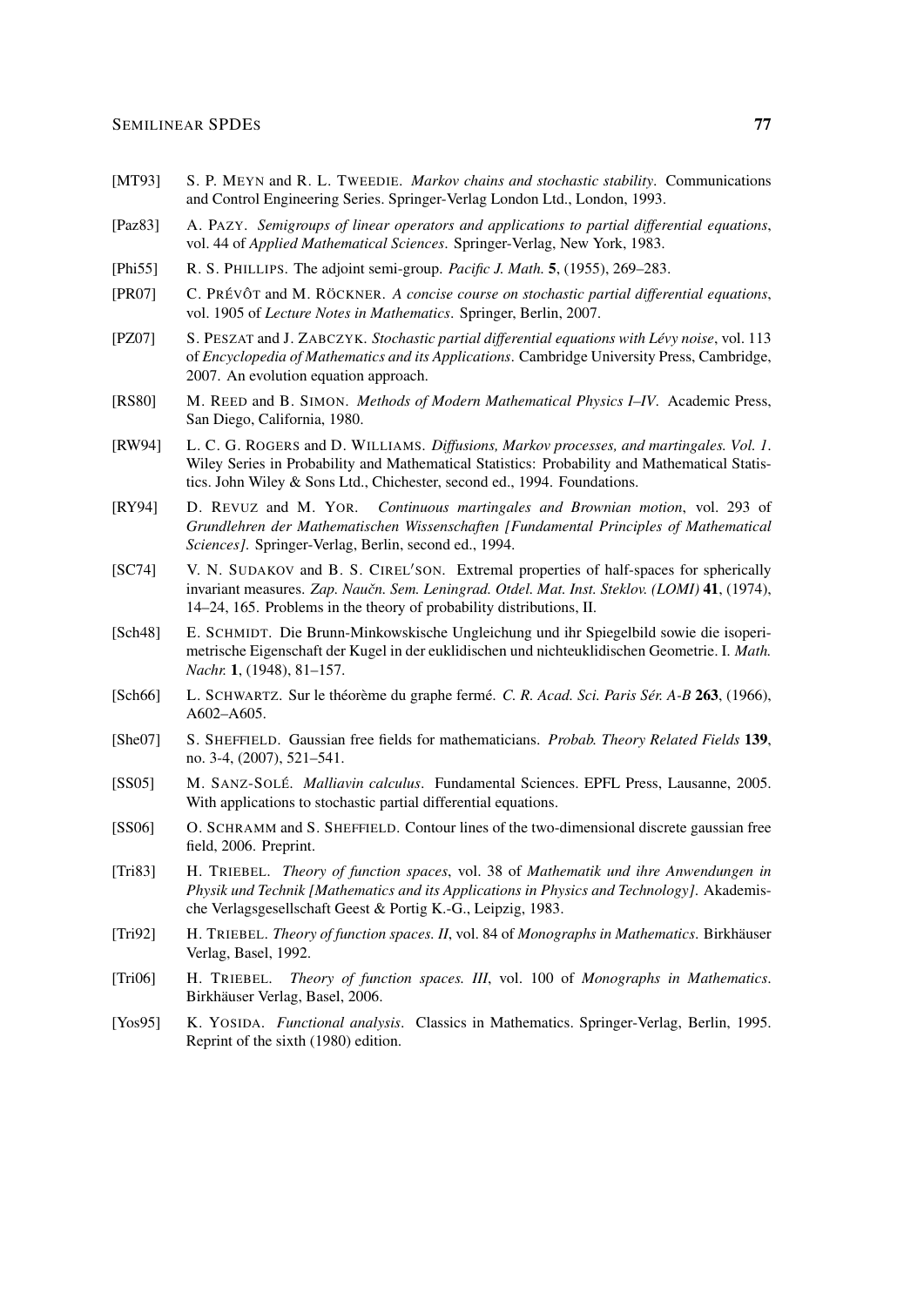[MT93] S. P. Meyn and R. L. Tweedie. *Markov chains and stochastic stability*. Communications and Control Engineering Series. Springer-Verlag London Ltd., London, 1993.

[Paz83] A. Pazy. *Semigroups of linear operators and applications to partial differential equations*, vol. 44 of *Applied Mathematical Sciences*. Springer-Verlag, New York, 1983.

[Phi55] R. S. Phillips. The adjoint semi-group. *Pacific J. Math.* **5**, (1955), 269–283.

[PR07] C. Prévôt and M. Röckner. *A concise course on stochastic partial differential equations*, vol. 1905 of *Lecture Notes in Mathematics*. Springer, Berlin, 2007.

[PZ07] S. Peszat and J. Zabczyk. *Stochastic partial differential equations with Lévy noise*, vol. 113 of *Encyclopedia of Mathematics and its Applications*. Cambridge University Press, Cambridge, 2007. An evolution equation approach.

[RS80] M. Reed and B. Simon. *Methods of Modern Mathematical Physics I–IV*. Academic Press, San Diego, California, 1980.

[RW94] L. C. G. Rogers and D. Williams. *Diffusions, Markov processes, and martingales. Vol. 1*. Wiley Series in Probability and Mathematical Statistics: Probability and Mathematical Statistics. John Wiley & Sons Ltd., Chichester, second ed., 1994. Foundations.

[RY94] D. Revuz and M. Yor. *Continuous martingales and Brownian motion*, vol. 293 of *Grundlehren der Mathematischen Wissenschaften [Fundamental Principles of Mathematical Sciences]*. Springer-Verlag, Berlin, second ed., 1994.

[SC74] V. N. Sudakov and B. S. Cirel′son. Extremal properties of half-spaces for spherically invariant measures. *Zap. Naučn. Sem. Leningrad. Otdel. Mat. Inst. Steklov. (LOMI)* **41**, (1974), 14–24, 165. Problems in the theory of probability distributions, II.

[Sch48] E. Schmidt. Die Brunn-Minkowskische Ungleichung und ihr Spiegelbild sowie die isoperimetrische Eigenschaft der Kugel in der euklidischen und nichteuklidischen Geometrie. I. *Math. Nachr.* **1**, (1948), 81–157.

[Sch66] L. Schwartz. Sur le théorème du graphe fermé. *C. R. Acad. Sci. Paris Sér. A-B* **263**, (1966), A602–A605.

[She07] S. Sheffield. Gaussian free fields for mathematicians. *Probab. Theory Related Fields* **139**, no. 3-4, (2007), 521–541.

[SS05] M. Sanz-Solé. *Malliavin calculus*. Fundamental Sciences. EPFL Press, Lausanne, 2005. With applications to stochastic partial differential equations.

[SS06] O. Schramm and S. Sheffield. Contour lines of the two-dimensional discrete gaussian free field, 2006. Preprint.

[Tri83] H. Triebel. *Theory of function spaces*, vol. 38 of *Mathematik und ihre Anwendungen in Physik und Technik [Mathematics and its Applications in Physics and Technology]*. Akademische Verlagsgesellschaft Geest & Portig K.-G., Leipzig, 1983.

[Tri92] H. Triebel. *Theory of function spaces. II*, vol. 84 of *Monographs in Mathematics*. Birkhäuser Verlag, Basel, 1992.

[Tri06] H. Triebel. *Theory of function spaces. III*, vol. 100 of *Monographs in Mathematics*. Birkhäuser Verlag, Basel, 2006.

[Yos95] K. Yosida. *Functional analysis*. Classics in Mathematics. Springer-Verlag, Berlin, 1995. Reprint of the sixth (1980) edition.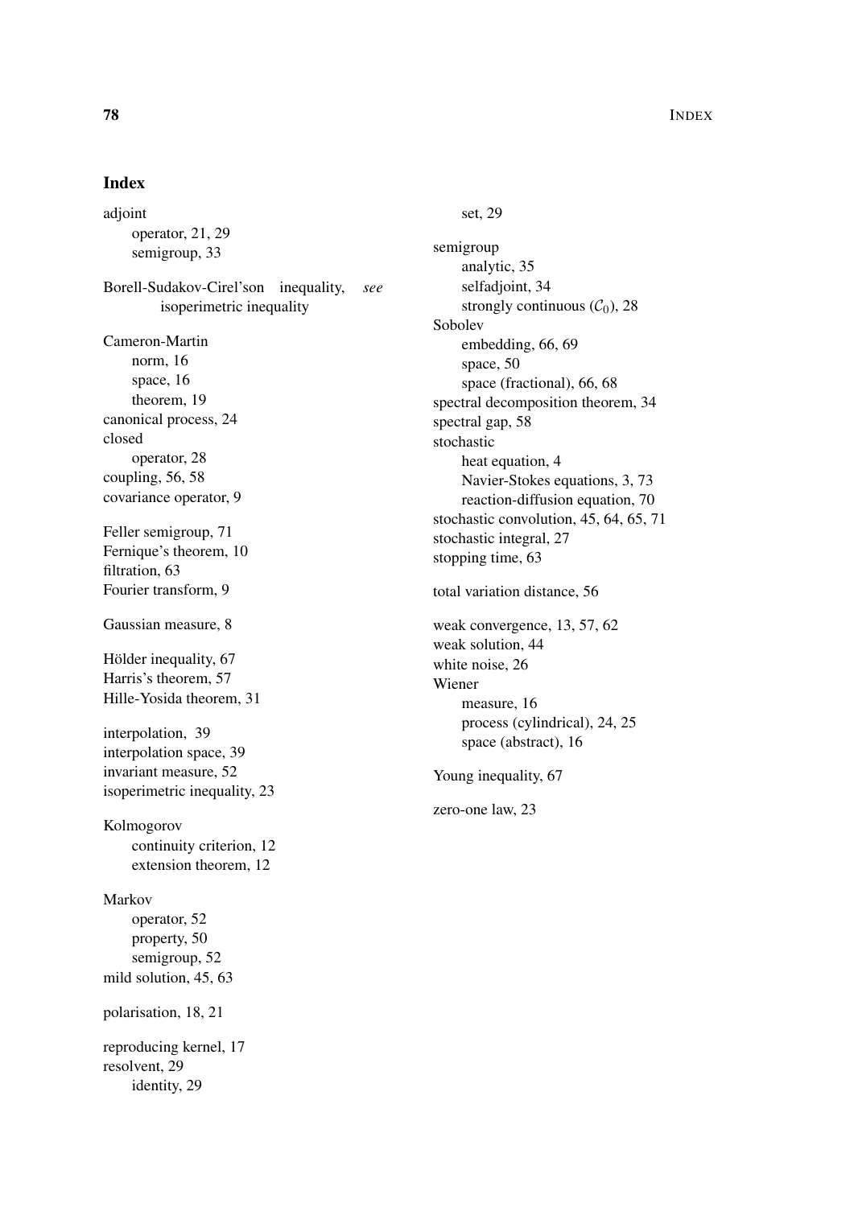## Index

adjoint
- operator, 21, 29
- semigroup, 33

Borell-Sudakov-Cirel'son inequality, *see* isoperimetric inequality

Cameron-Martin
- norm, 16
- space, 16
- theorem, 19

canonical process, 24

closed
- operator, 28

coupling, 56, 58

covariance operator, 9

Feller semigroup, 71

Fernique's theorem, 10

filtration, 63

Fourier transform, 9

Gaussian measure, 8

Hölder inequality, 67

Harris's theorem, 57

Hille-Yosida theorem, 31

interpolation, 39

interpolation space, 39

invariant measure, 52

isoperimetric inequality, 23

Kolmogorov
- continuity criterion, 12
- extension theorem, 12

Markov
- operator, 52
- property, 50
- semigroup, 52

mild solution, 45, 63

polarisation, 18, 21

reproducing kernel, 17

resolvent, 29
- identity, 29
- set, 29

semigroup
- analytic, 35
- selfadjoint, 34
- strongly continuous ($\mathcal{C}_0$), 28

Sobolev
- embedding, 66, 69
- space, 50
- space (fractional), 66, 68

spectral decomposition theorem, 34

spectral gap, 58

stochastic
- heat equation, 4
- Navier-Stokes equations, 3, 73
- reaction-diffusion equation, 70

stochastic convolution, 45, 64, 65, 71

stochastic integral, 27

stopping time, 63

total variation distance, 56

weak convergence, 13, 57, 62

weak solution, 44

white noise, 26

Wiener
- measure, 16
- process (cylindrical), 24, 25
- space (abstract), 16

Young inequality, 67

zero-one law, 23